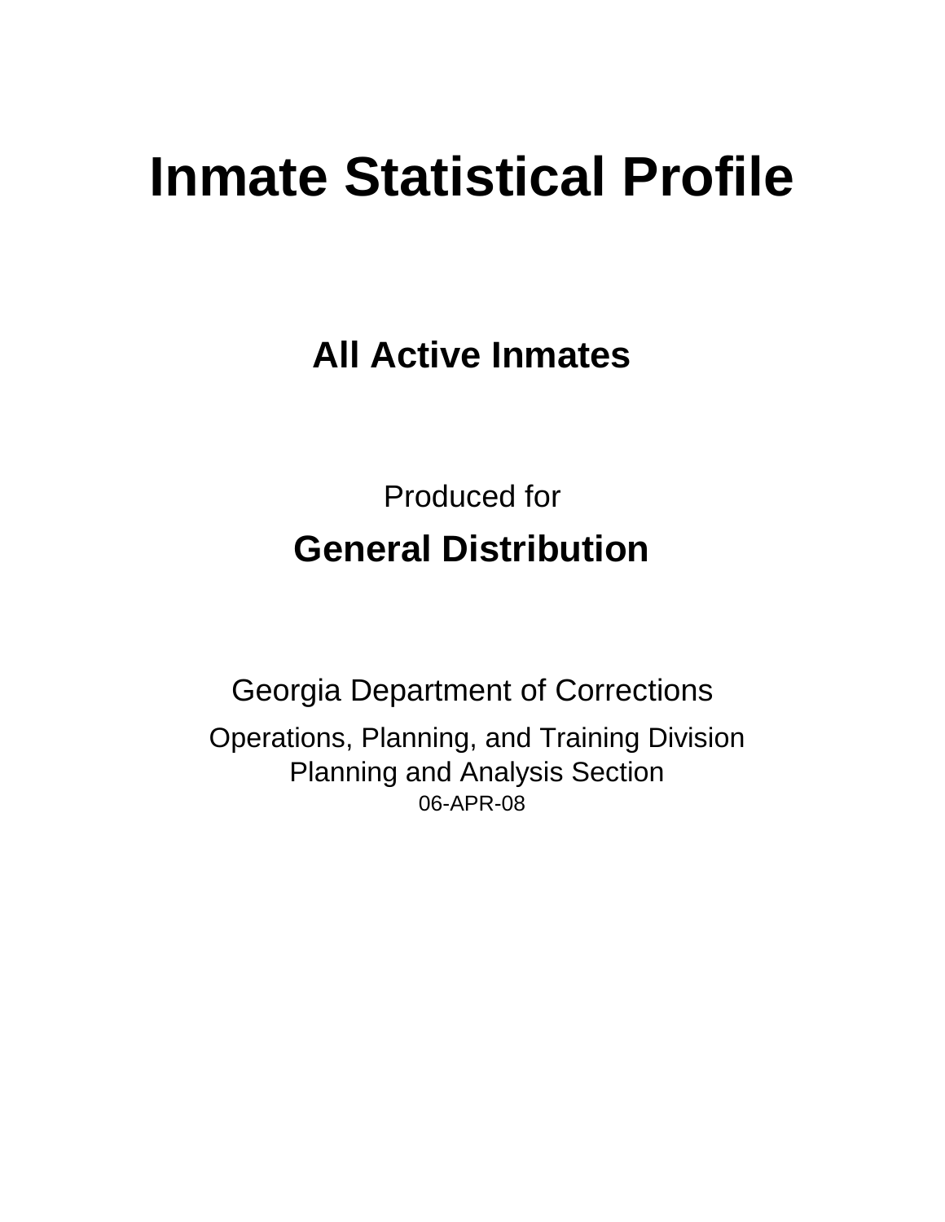# Inmate Statistical Profile

## All Active Inmates

Produced for

## General Distribution

Georgia Department of Corrections

Operations, Planning, and Training Division
Planning and Analysis Section
06-APR-08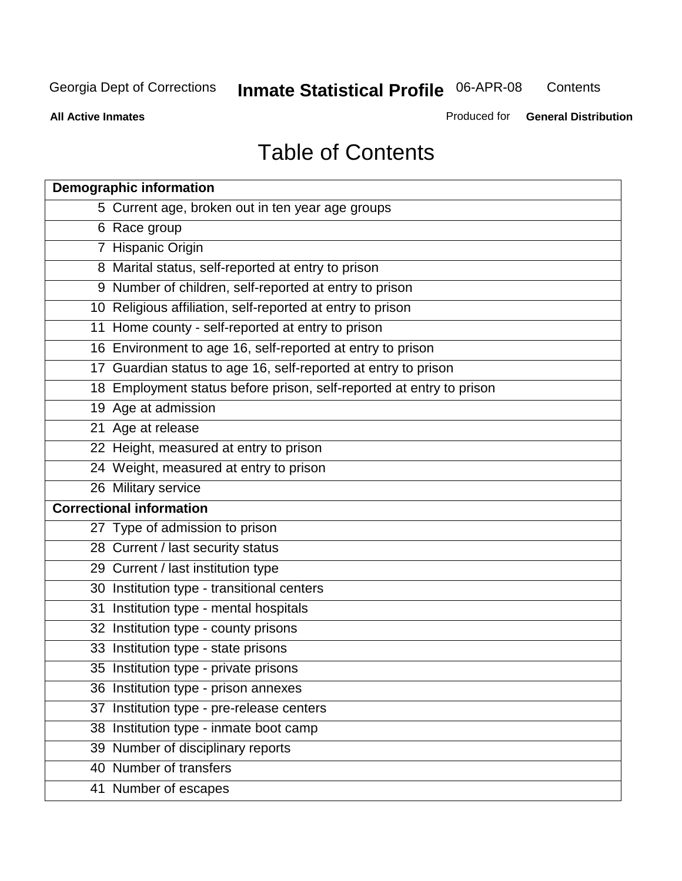# Table of Contents

| Demographic information | |
|---|---|
| 5 | Current age, broken out in ten year age groups |
| 6 | Race group |
| 7 | Hispanic Origin |
| 8 | Marital status, self-reported at entry to prison |
| 9 | Number of children, self-reported at entry to prison |
| 10 | Religious affiliation, self-reported at entry to prison |
| 11 | Home county - self-reported at entry to prison |
| 16 | Environment to age 16, self-reported at entry to prison |
| 17 | Guardian status to age 16, self-reported at entry to prison |
| 18 | Employment status before prison, self-reported at entry to prison |
| 19 | Age at admission |
| 21 | Age at release |
| 22 | Height, measured at entry to prison |
| 24 | Weight, measured at entry to prison |
| 26 | Military service |
| **Correctional information** | |
| 27 | Type of admission to prison |
| 28 | Current / last security status |
| 29 | Current / last institution type |
| 30 | Institution type - transitional centers |
| 31 | Institution type - mental hospitals |
| 32 | Institution type - county prisons |
| 33 | Institution type - state prisons |
| 35 | Institution type - private prisons |
| 36 | Institution type - prison annexes |
| 37 | Institution type - pre-release centers |
| 38 | Institution type - inmate boot camp |
| 39 | Number of disciplinary reports |
| 40 | Number of transfers |
| 41 | Number of escapes |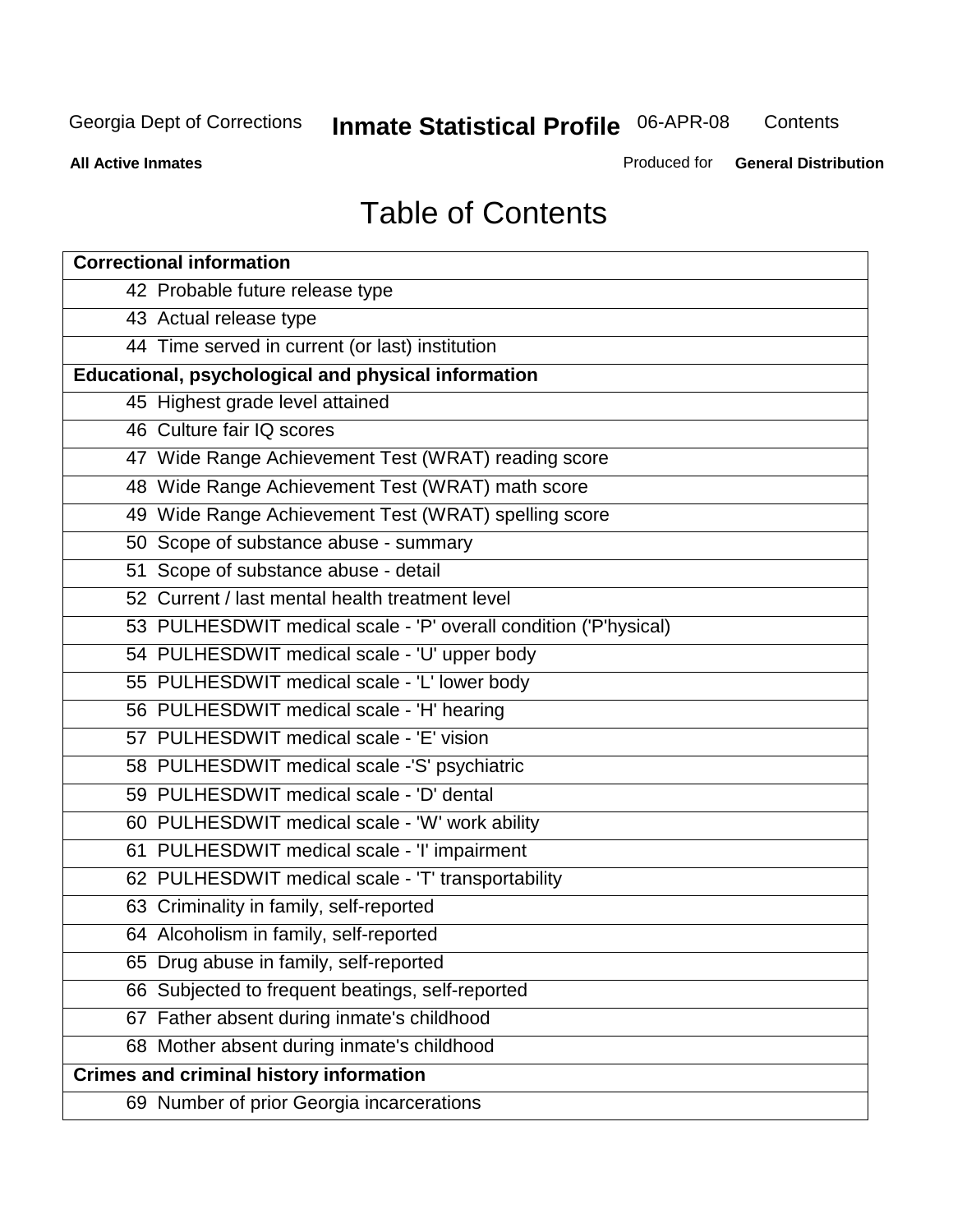# Table of Contents

| Correctional information |
|---|
| 42 Probable future release type |
| 43 Actual release type |
| 44 Time served in current (or last) institution |
| **Educational, psychological and physical information** |
| 45 Highest grade level attained |
| 46 Culture fair IQ scores |
| 47 Wide Range Achievement Test (WRAT) reading score |
| 48 Wide Range Achievement Test (WRAT) math score |
| 49 Wide Range Achievement Test (WRAT) spelling score |
| 50 Scope of substance abuse - summary |
| 51 Scope of substance abuse - detail |
| 52 Current / last mental health treatment level |
| 53 PULHESDWIT medical scale - 'P' overall condition ('P'hysical) |
| 54 PULHESDWIT medical scale - 'U' upper body |
| 55 PULHESDWIT medical scale - 'L' lower body |
| 56 PULHESDWIT medical scale - 'H' hearing |
| 57 PULHESDWIT medical scale - 'E' vision |
| 58 PULHESDWIT medical scale -'S' psychiatric |
| 59 PULHESDWIT medical scale - 'D' dental |
| 60 PULHESDWIT medical scale - 'W' work ability |
| 61 PULHESDWIT medical scale - 'I' impairment |
| 62 PULHESDWIT medical scale - 'T' transportability |
| 63 Criminality in family, self-reported |
| 64 Alcoholism in family, self-reported |
| 65 Drug abuse in family, self-reported |
| 66 Subjected to frequent beatings, self-reported |
| 67 Father absent during inmate's childhood |
| 68 Mother absent during inmate's childhood |
| **Crimes and criminal history information** |
| 69 Number of prior Georgia incarcerations |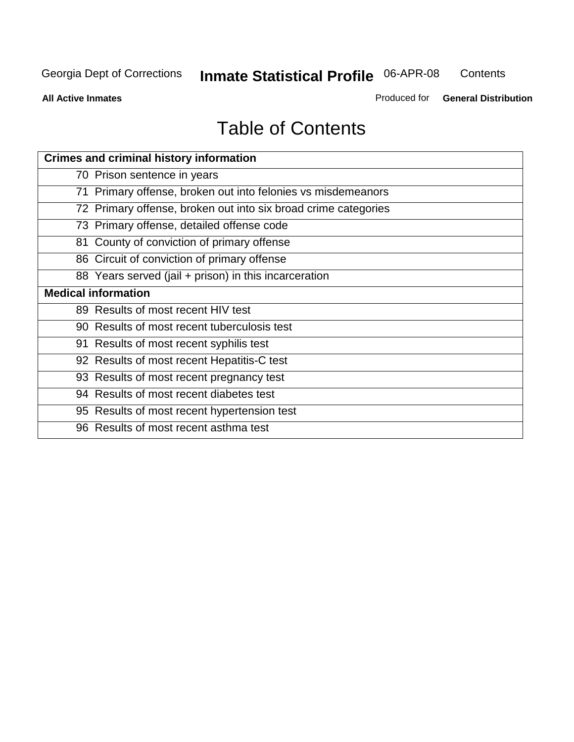# Table of Contents

| Crimes and criminal history information |
|---|
| 70 Prison sentence in years |
| 71 Primary offense, broken out into felonies vs misdemeanors |
| 72 Primary offense, broken out into six broad crime categories |
| 73 Primary offense, detailed offense code |
| 81 County of conviction of primary offense |
| 86 Circuit of conviction of primary offense |
| 88 Years served (jail + prison) in this incarceration |
| **Medical information** |
| 89 Results of most recent HIV test |
| 90 Results of most recent tuberculosis test |
| 91 Results of most recent syphilis test |
| 92 Results of most recent Hepatitis-C test |
| 93 Results of most recent pregnancy test |
| 94 Results of most recent diabetes test |
| 95 Results of most recent hypertension test |
| 96 Results of most recent asthma test |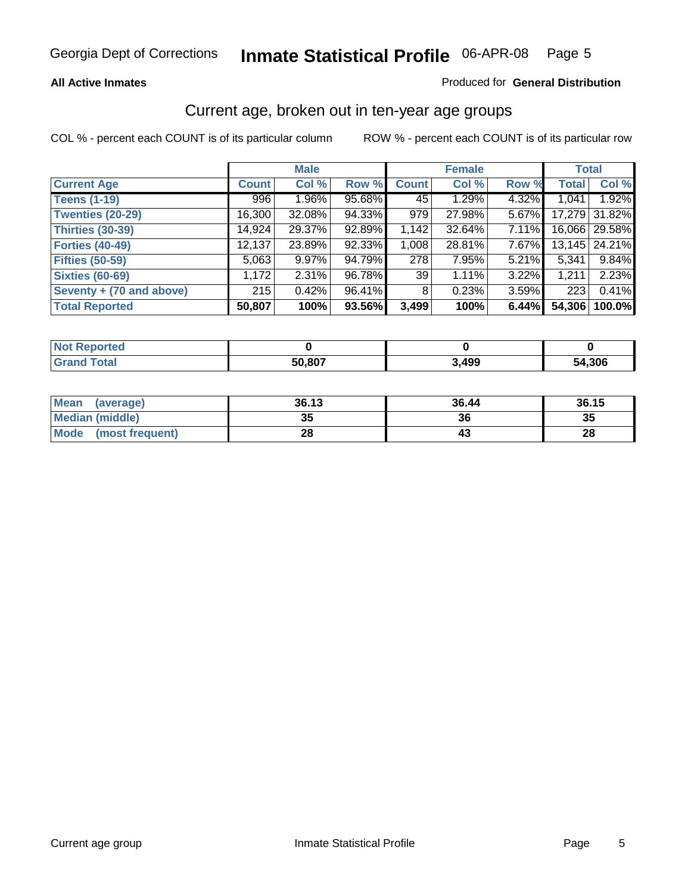Georgia Dept of Corrections **Inmate Statistical Profile** 06-APR-08

**All Active Inmates** Produced for **General Distribution**

## Current age, broken out in ten-year age groups

COL % - percent each COUNT is of its particular column ROW % - percent each COUNT is of its particular row

| | Male | | | Female | | | Total | |
|---|---|---|---|---|---|---|---|---|
| **Current Age** | **Count** | **Col %** | **Row %** | **Count** | **Col %** | **Row %** | **Total** | **Col %** |
| **Teens (1-19)** | 996 | 1.96% | 95.68% | 45 | 1.29% | 4.32% | 1,041 | 1.92% |
| **Twenties (20-29)** | 16,300 | 32.08% | 94.33% | 979 | 27.98% | 5.67% | 17,279 | 31.82% |
| **Thirties (30-39)** | 14,924 | 29.37% | 92.89% | 1,142 | 32.64% | 7.11% | 16,066 | 29.58% |
| **Forties (40-49)** | 12,137 | 23.89% | 92.33% | 1,008 | 28.81% | 7.67% | 13,145 | 24.21% |
| **Fifties (50-59)** | 5,063 | 9.97% | 94.79% | 278 | 7.95% | 5.21% | 5,341 | 9.84% |
| **Sixties (60-69)** | 1,172 | 2.31% | 96.78% | 39 | 1.11% | 3.22% | 1,211 | 2.23% |
| **Seventy + (70 and above)** | 215 | 0.42% | 96.41% | 8 | 0.23% | 3.59% | 223 | 0.41% |
| **Total Reported** | **50,807** | **100%** | **93.56%** | **3,499** | **100%** | **6.44%** | **54,306** | **100.0%** |

| | Male | Female | Total |
|---|---|---|---|
| **Not Reported** | **0** | **0** | **0** |
| **Grand Total** | **50,807** | **3,499** | **54,306** |

| | Male | Female | Total |
|---|---|---|---|
| **Mean (average)** | **36.13** | **36.44** | **36.15** |
| **Median (middle)** | **35** | **36** | **35** |
| **Mode (most frequent)** | **28** | **43** | **28** |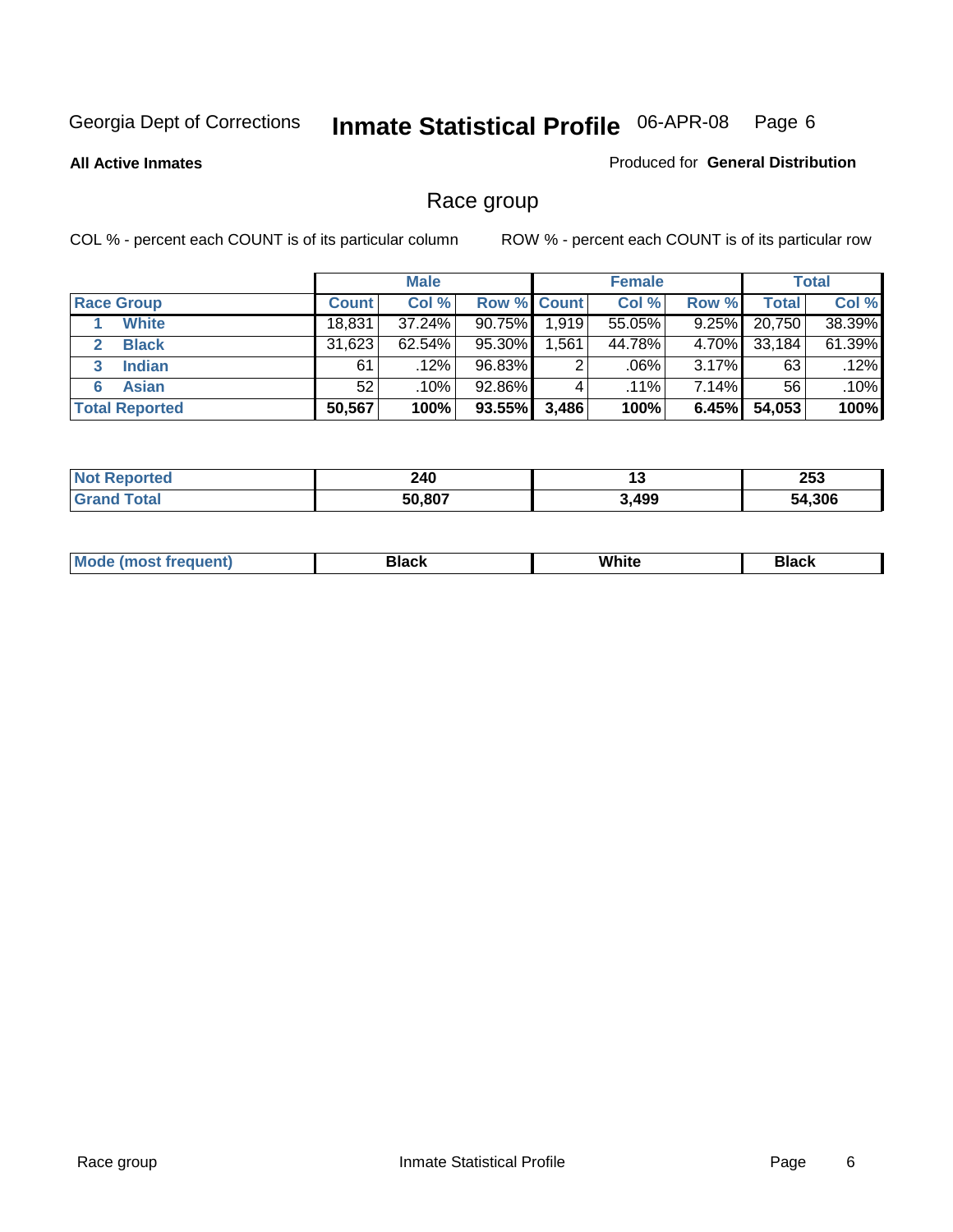Georgia Dept of Corrections **Inmate Statistical Profile** 06-APR-08

**All Active Inmates**

Produced for **General Distribution**

## Race group

COL % - percent each COUNT is of its particular column    ROW % - percent each COUNT is of its particular row

| | Male | | | Female | | | Total | |
|---|---|---|---|---|---|---|---|---|
| **Race Group** | **Count** | **Col %** | **Row %** | **Count** | **Col %** | **Row %** | **Total** | **Col %** |
| 1 **White** | 18,831 | 37.24% | 90.75% | 1,919 | 55.05% | 9.25% | 20,750 | 38.39% |
| 2 **Black** | 31,623 | 62.54% | 95.30% | 1,561 | 44.78% | 4.70% | 33,184 | 61.39% |
| 3 **Indian** | 61 | .12% | 96.83% | 2 | .06% | 3.17% | 63 | .12% |
| 6 **Asian** | 52 | .10% | 92.86% | 4 | .11% | 7.14% | 56 | .10% |
| **Total Reported** | **50,567** | **100%** | **93.55%** | **3,486** | **100%** | **6.45%** | **54,053** | **100%** |

| | Male | Female | Total |
|---|---|---|---|
| **Not Reported** | **240** | **13** | **253** |
| **Grand Total** | **50,807** | **3,499** | **54,306** |

| | Male | Female | Total |
|---|---|---|---|
| **Mode (most frequent)** | **Black** | **White** | **Black** |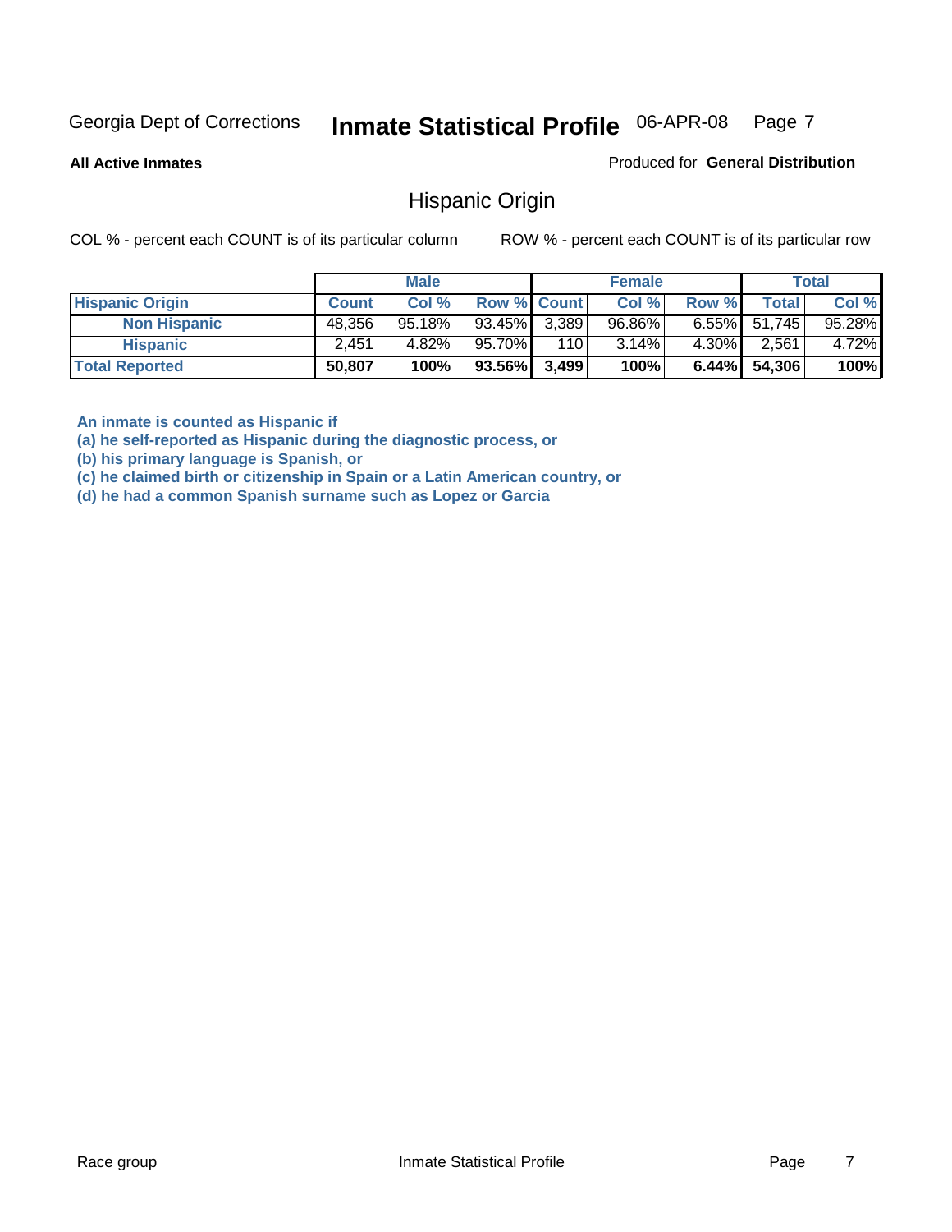Georgia Dept of Corrections **Inmate Statistical Profile** 06-APR-08

**All Active Inmates**

Produced for **General Distribution**

## Hispanic Origin

COL % - percent each COUNT is of its particular column    ROW % - percent each COUNT is of its particular row

| | Male | | | Female | | | Total | |
|---|---|---|---|---|---|---|---|---|
| **Hispanic Origin** | **Count** | **Col %** | **Row %** | **Count** | **Col %** | **Row %** | **Total** | **Col %** |
| **Non Hispanic** | 48,356 | 95.18% | 93.45% | 3,389 | 96.86% | 6.55% | 51,745 | 95.28% |
| **Hispanic** | 2,451 | 4.82% | 95.70% | 110 | 3.14% | 4.30% | 2,561 | 4.72% |
| **Total Reported** | **50,807** | **100%** | **93.56%** | **3,499** | **100%** | **6.44%** | **54,306** | **100%** |

**An inmate is counted as Hispanic if**
**(a) he self-reported as Hispanic during the diagnostic process, or**
**(b) his primary language is Spanish, or**
**(c) he claimed birth or citizenship in Spain or a Latin American country, or**
**(d) he had a common Spanish surname such as Lopez or Garcia**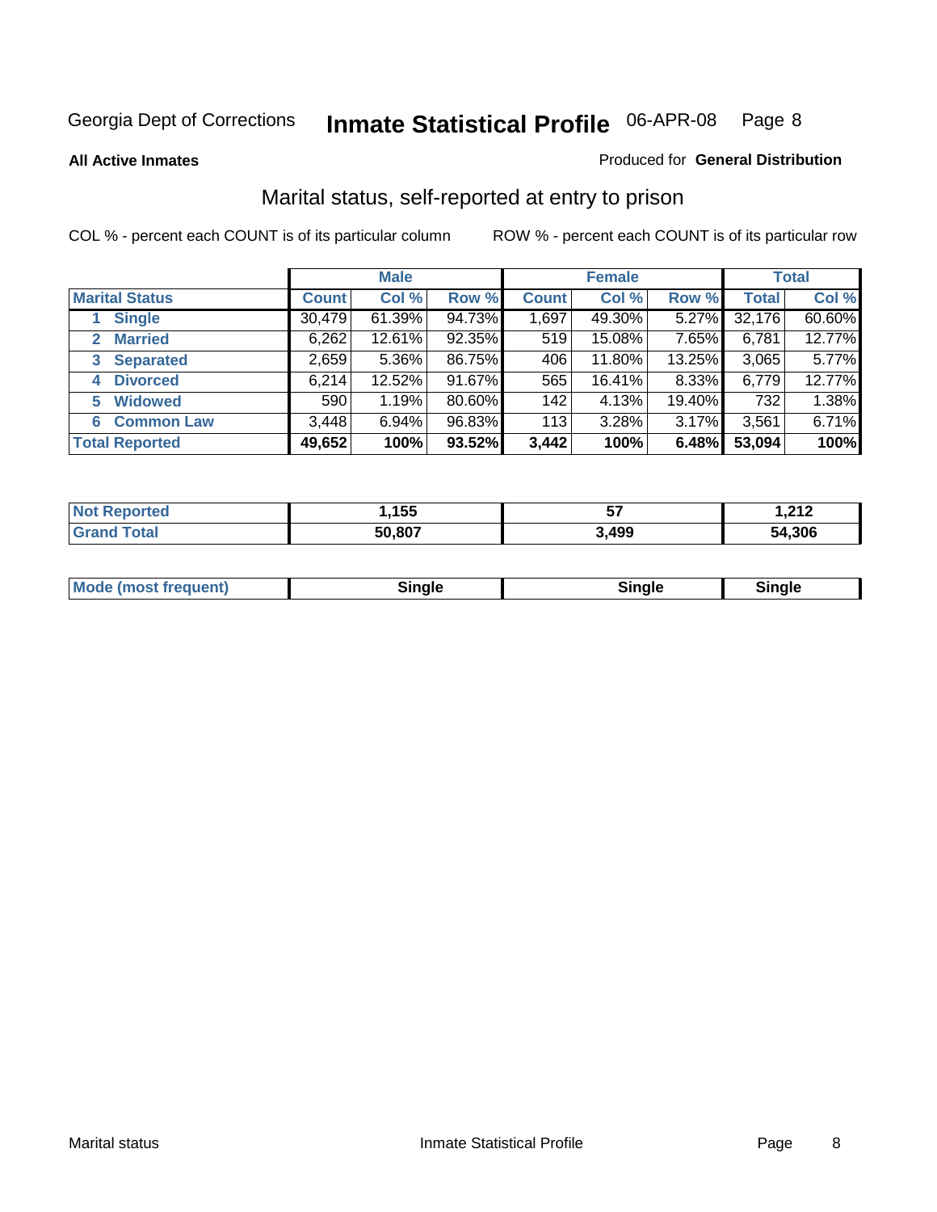Georgia Dept of Corrections **Inmate Statistical Profile** 06-APR-08

**All Active Inmates**

Produced for **General Distribution**

## Marital status, self-reported at entry to prison

COL % - percent each COUNT is of its particular column

ROW % - percent each COUNT is of its particular row

| | Male | | | Female | | | Total | |
|---|---|---|---|---|---|---|---|---|
| **Marital Status** | **Count** | **Col %** | **Row %** | **Count** | **Col %** | **Row %** | **Total** | **Col %** |
| 1 **Single** | 30,479 | 61.39% | 94.73% | 1,697 | 49.30% | 5.27% | 32,176 | 60.60% |
| 2 **Married** | 6,262 | 12.61% | 92.35% | 519 | 15.08% | 7.65% | 6,781 | 12.77% |
| 3 **Separated** | 2,659 | 5.36% | 86.75% | 406 | 11.80% | 13.25% | 3,065 | 5.77% |
| 4 **Divorced** | 6,214 | 12.52% | 91.67% | 565 | 16.41% | 8.33% | 6,779 | 12.77% |
| 5 **Widowed** | 590 | 1.19% | 80.60% | 142 | 4.13% | 19.40% | 732 | 1.38% |
| 6 **Common Law** | 3,448 | 6.94% | 96.83% | 113 | 3.28% | 3.17% | 3,561 | 6.71% |
| **Total Reported** | **49,652** | **100%** | **93.52%** | **3,442** | **100%** | **6.48%** | **53,094** | **100%** |

| | Male | Female | Total |
|---|---|---|---|
| **Not Reported** | **1,155** | **57** | **1,212** |
| **Grand Total** | **50,807** | **3,499** | **54,306** |

| | Male | Female | Total |
|---|---|---|---|
| **Mode (most frequent)** | **Single** | **Single** | **Single** |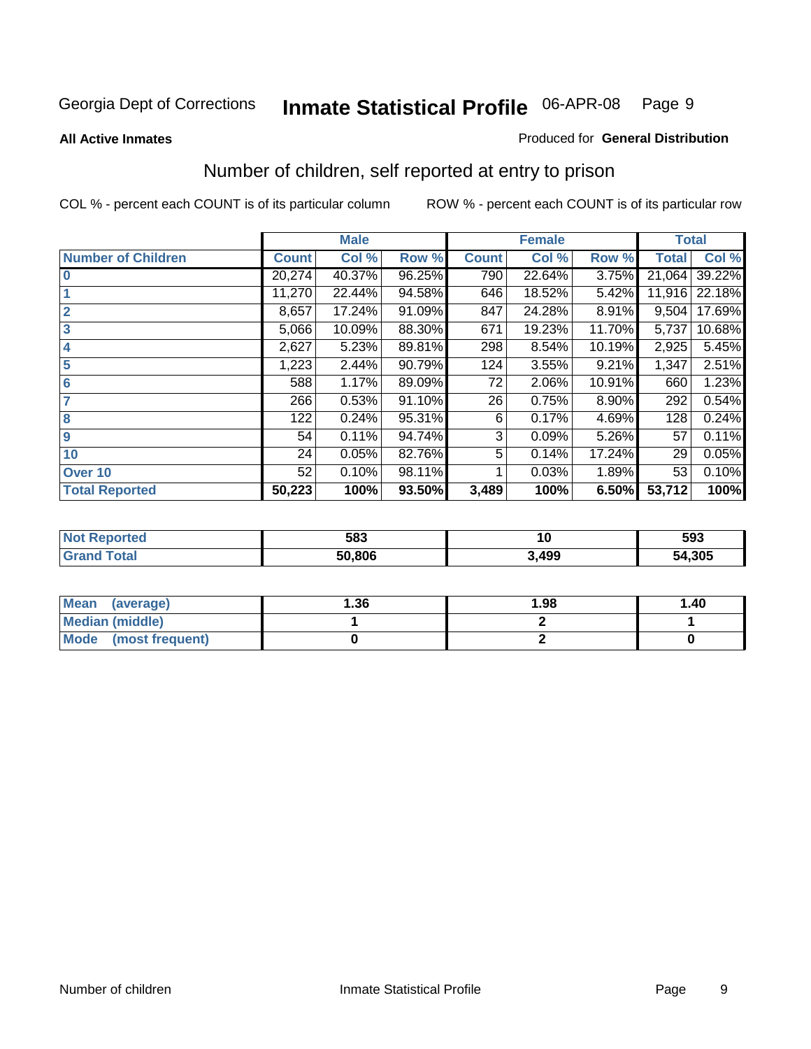Georgia Dept of Corrections **Inmate Statistical Profile** 06-APR-08

**All Active Inmates**

Produced for **General Distribution**

## Number of children, self reported at entry to prison

COL % - percent each COUNT is of its particular column

ROW % - percent each COUNT is of its particular row

| | Male | | | Female | | | Total | |
|---|---|---|---|---|---|---|---|---|
| **Number of Children** | **Count** | **Col %** | **Row %** | **Count** | **Col %** | **Row %** | **Total** | **Col %** |
| **0** | 20,274 | 40.37% | 96.25% | 790 | 22.64% | 3.75% | 21,064 | 39.22% |
| **1** | 11,270 | 22.44% | 94.58% | 646 | 18.52% | 5.42% | 11,916 | 22.18% |
| **2** | 8,657 | 17.24% | 91.09% | 847 | 24.28% | 8.91% | 9,504 | 17.69% |
| **3** | 5,066 | 10.09% | 88.30% | 671 | 19.23% | 11.70% | 5,737 | 10.68% |
| **4** | 2,627 | 5.23% | 89.81% | 298 | 8.54% | 10.19% | 2,925 | 5.45% |
| **5** | 1,223 | 2.44% | 90.79% | 124 | 3.55% | 9.21% | 1,347 | 2.51% |
| **6** | 588 | 1.17% | 89.09% | 72 | 2.06% | 10.91% | 660 | 1.23% |
| **7** | 266 | 0.53% | 91.10% | 26 | 0.75% | 8.90% | 292 | 0.54% |
| **8** | 122 | 0.24% | 95.31% | 6 | 0.17% | 4.69% | 128 | 0.24% |
| **9** | 54 | 0.11% | 94.74% | 3 | 0.09% | 5.26% | 57 | 0.11% |
| **10** | 24 | 0.05% | 82.76% | 5 | 0.14% | 17.24% | 29 | 0.05% |
| **Over 10** | 52 | 0.10% | 98.11% | 1 | 0.03% | 1.89% | 53 | 0.10% |
| **Total Reported** | **50,223** | **100%** | **93.50%** | **3,489** | **100%** | **6.50%** | **53,712** | **100%** |

| | Male | Female | Total |
|---|---|---|---|
| **Not Reported** | **583** | **10** | **593** |
| **Grand Total** | **50,806** | **3,499** | **54,305** |

| | Male | Female | Total |
|---|---|---|---|
| **Mean (average)** | **1.36** | **1.98** | **1.40** |
| **Median (middle)** | **1** | **2** | **1** |
| **Mode (most frequent)** | **0** | **2** | **0** |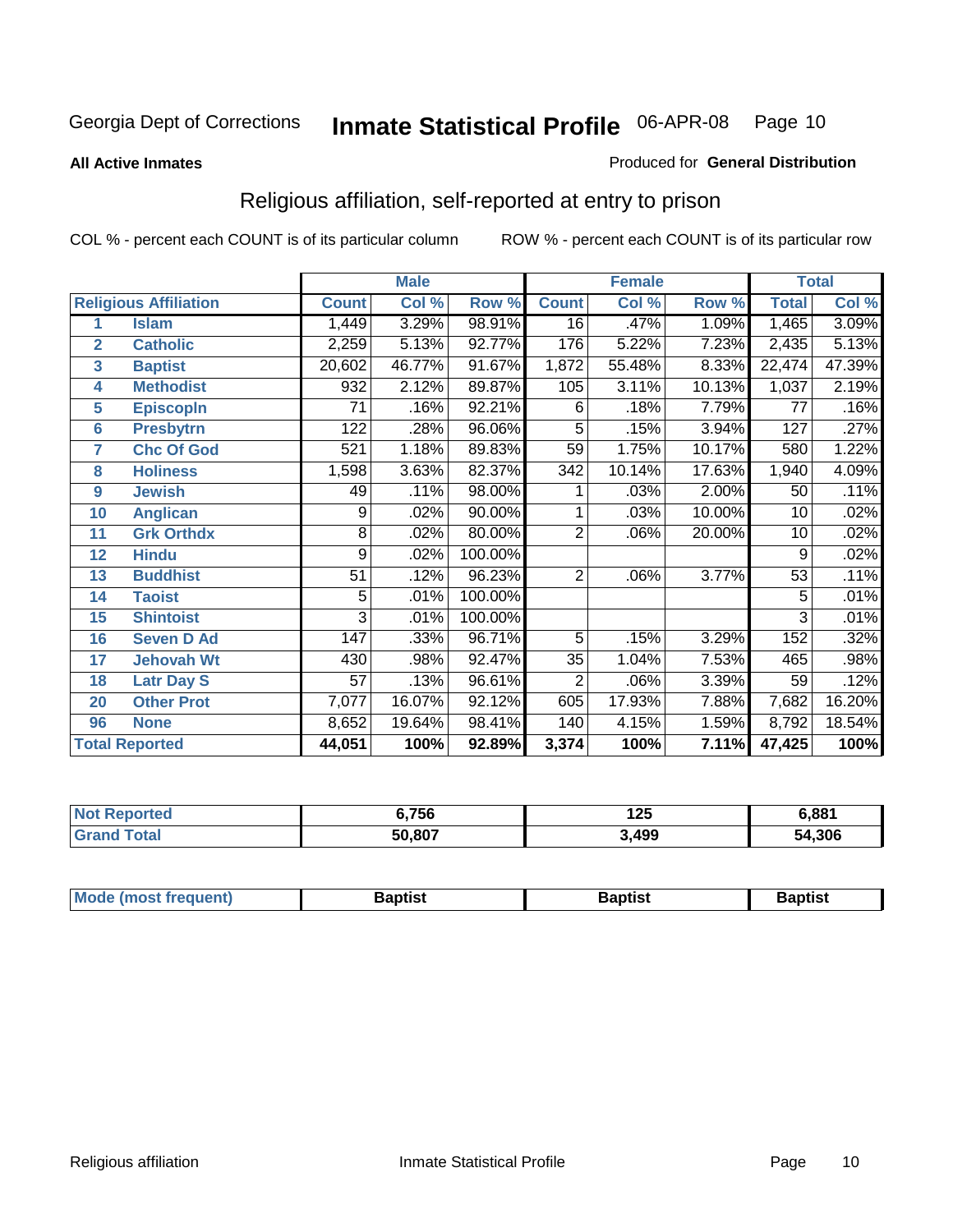Georgia Dept of Corrections **Inmate Statistical Profile** 06-APR-08

**All Active Inmates**

Produced for **General Distribution**

## Religious affiliation, self-reported at entry to prison

COL % - percent each COUNT is of its particular column

ROW % - percent each COUNT is of its particular row

| Religious Affiliation | | Male | | | Female | | | Total | |
|---|---|---|---|---|---|---|---|---|---|
| | | Count | Col % | Row % | Count | Col % | Row % | Total | Col % |
| 1 | Islam | 1,449 | 3.29% | 98.91% | 16 | .47% | 1.09% | 1,465 | 3.09% |
| 2 | Catholic | 2,259 | 5.13% | 92.77% | 176 | 5.22% | 7.23% | 2,435 | 5.13% |
| 3 | Baptist | 20,602 | 46.77% | 91.67% | 1,872 | 55.48% | 8.33% | 22,474 | 47.39% |
| 4 | Methodist | 932 | 2.12% | 89.87% | 105 | 3.11% | 10.13% | 1,037 | 2.19% |
| 5 | Episcopln | 71 | .16% | 92.21% | 6 | .18% | 7.79% | 77 | .16% |
| 6 | Presbytrn | 122 | .28% | 96.06% | 5 | .15% | 3.94% | 127 | .27% |
| 7 | Chc Of God | 521 | 1.18% | 89.83% | 59 | 1.75% | 10.17% | 580 | 1.22% |
| 8 | Holiness | 1,598 | 3.63% | 82.37% | 342 | 10.14% | 17.63% | 1,940 | 4.09% |
| 9 | Jewish | 49 | .11% | 98.00% | 1 | .03% | 2.00% | 50 | .11% |
| 10 | Anglican | 9 | .02% | 90.00% | 1 | .03% | 10.00% | 10 | .02% |
| 11 | Grk Orthdx | 8 | .02% | 80.00% | 2 | .06% | 20.00% | 10 | .02% |
| 12 | Hindu | 9 | .02% | 100.00% | | | | 9 | .02% |
| 13 | Buddhist | 51 | .12% | 96.23% | 2 | .06% | 3.77% | 53 | .11% |
| 14 | Taoist | 5 | .01% | 100.00% | | | | 5 | .01% |
| 15 | Shintoist | 3 | .01% | 100.00% | | | | 3 | .01% |
| 16 | Seven D Ad | 147 | .33% | 96.71% | 5 | .15% | 3.29% | 152 | .32% |
| 17 | Jehovah Wt | 430 | .98% | 92.47% | 35 | 1.04% | 7.53% | 465 | .98% |
| 18 | Latr Day S | 57 | .13% | 96.61% | 2 | .06% | 3.39% | 59 | .12% |
| 20 | Other Prot | 7,077 | 16.07% | 92.12% | 605 | 17.93% | 7.88% | 7,682 | 16.20% |
| 96 | None | 8,652 | 19.64% | 98.41% | 140 | 4.15% | 1.59% | 8,792 | 18.54% |
| **Total Reported** | | **44,051** | **100%** | **92.89%** | **3,374** | **100%** | **7.11%** | **47,425** | **100%** |

| | Male | Female | Total |
|---|---|---|---|
| Not Reported | **6,756** | **125** | **6,881** |
| Grand Total | **50,807** | **3,499** | **54,306** |

| | Male | Female | Total |
|---|---|---|---|
| Mode (most frequent) | **Baptist** | **Baptist** | **Baptist** |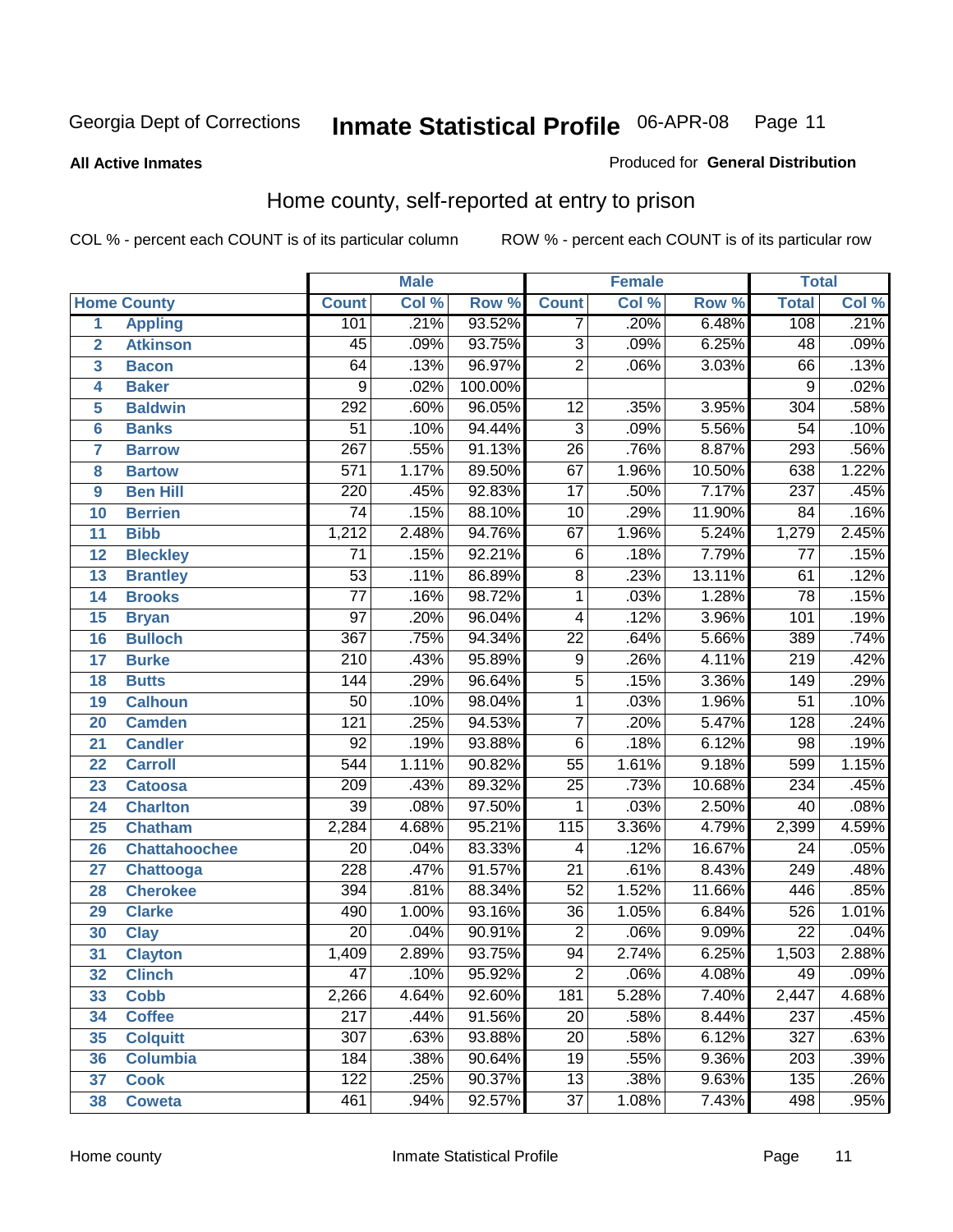Georgia Dept of Corrections **Inmate Statistical Profile** 06-APR-08

**All Active Inmates**

Produced for **General Distribution**

## Home county, self-reported at entry to prison

COL % - percent each COUNT is of its particular column    ROW % - percent each COUNT is of its particular row

| | | Male | | | Female | | | Total | |
|---|---|---|---|---|---|---|---|---|---|
| Home County | | Count | Col % | Row % | Count | Col % | Row % | Total | Col % |
| 1 | Appling | 101 | .21% | 93.52% | 7 | .20% | 6.48% | 108 | .21% |
| 2 | Atkinson | 45 | .09% | 93.75% | 3 | .09% | 6.25% | 48 | .09% |
| 3 | Bacon | 64 | .13% | 96.97% | 2 | .06% | 3.03% | 66 | .13% |
| 4 | Baker | 9 | .02% | 100.00% | | | | 9 | .02% |
| 5 | Baldwin | 292 | .60% | 96.05% | 12 | .35% | 3.95% | 304 | .58% |
| 6 | Banks | 51 | .10% | 94.44% | 3 | .09% | 5.56% | 54 | .10% |
| 7 | Barrow | 267 | .55% | 91.13% | 26 | .76% | 8.87% | 293 | .56% |
| 8 | Bartow | 571 | 1.17% | 89.50% | 67 | 1.96% | 10.50% | 638 | 1.22% |
| 9 | Ben Hill | 220 | .45% | 92.83% | 17 | .50% | 7.17% | 237 | .45% |
| 10 | Berrien | 74 | .15% | 88.10% | 10 | .29% | 11.90% | 84 | .16% |
| 11 | Bibb | 1,212 | 2.48% | 94.76% | 67 | 1.96% | 5.24% | 1,279 | 2.45% |
| 12 | Bleckley | 71 | .15% | 92.21% | 6 | .18% | 7.79% | 77 | .15% |
| 13 | Brantley | 53 | .11% | 86.89% | 8 | .23% | 13.11% | 61 | .12% |
| 14 | Brooks | 77 | .16% | 98.72% | 1 | .03% | 1.28% | 78 | .15% |
| 15 | Bryan | 97 | .20% | 96.04% | 4 | .12% | 3.96% | 101 | .19% |
| 16 | Bulloch | 367 | .75% | 94.34% | 22 | .64% | 5.66% | 389 | .74% |
| 17 | Burke | 210 | .43% | 95.89% | 9 | .26% | 4.11% | 219 | .42% |
| 18 | Butts | 144 | .29% | 96.64% | 5 | .15% | 3.36% | 149 | .29% |
| 19 | Calhoun | 50 | .10% | 98.04% | 1 | .03% | 1.96% | 51 | .10% |
| 20 | Camden | 121 | .25% | 94.53% | 7 | .20% | 5.47% | 128 | .24% |
| 21 | Candler | 92 | .19% | 93.88% | 6 | .18% | 6.12% | 98 | .19% |
| 22 | Carroll | 544 | 1.11% | 90.82% | 55 | 1.61% | 9.18% | 599 | 1.15% |
| 23 | Catoosa | 209 | .43% | 89.32% | 25 | .73% | 10.68% | 234 | .45% |
| 24 | Charlton | 39 | .08% | 97.50% | 1 | .03% | 2.50% | 40 | .08% |
| 25 | Chatham | 2,284 | 4.68% | 95.21% | 115 | 3.36% | 4.79% | 2,399 | 4.59% |
| 26 | Chattahoochee | 20 | .04% | 83.33% | 4 | .12% | 16.67% | 24 | .05% |
| 27 | Chattooga | 228 | .47% | 91.57% | 21 | .61% | 8.43% | 249 | .48% |
| 28 | Cherokee | 394 | .81% | 88.34% | 52 | 1.52% | 11.66% | 446 | .85% |
| 29 | Clarke | 490 | 1.00% | 93.16% | 36 | 1.05% | 6.84% | 526 | 1.01% |
| 30 | Clay | 20 | .04% | 90.91% | 2 | .06% | 9.09% | 22 | .04% |
| 31 | Clayton | 1,409 | 2.89% | 93.75% | 94 | 2.74% | 6.25% | 1,503 | 2.88% |
| 32 | Clinch | 47 | .10% | 95.92% | 2 | .06% | 4.08% | 49 | .09% |
| 33 | Cobb | 2,266 | 4.64% | 92.60% | 181 | 5.28% | 7.40% | 2,447 | 4.68% |
| 34 | Coffee | 217 | .44% | 91.56% | 20 | .58% | 8.44% | 237 | .45% |
| 35 | Colquitt | 307 | .63% | 93.88% | 20 | .58% | 6.12% | 327 | .63% |
| 36 | Columbia | 184 | .38% | 90.64% | 19 | .55% | 9.36% | 203 | .39% |
| 37 | Cook | 122 | .25% | 90.37% | 13 | .38% | 9.63% | 135 | .26% |
| 38 | Coweta | 461 | .94% | 92.57% | 37 | 1.08% | 7.43% | 498 | .95% |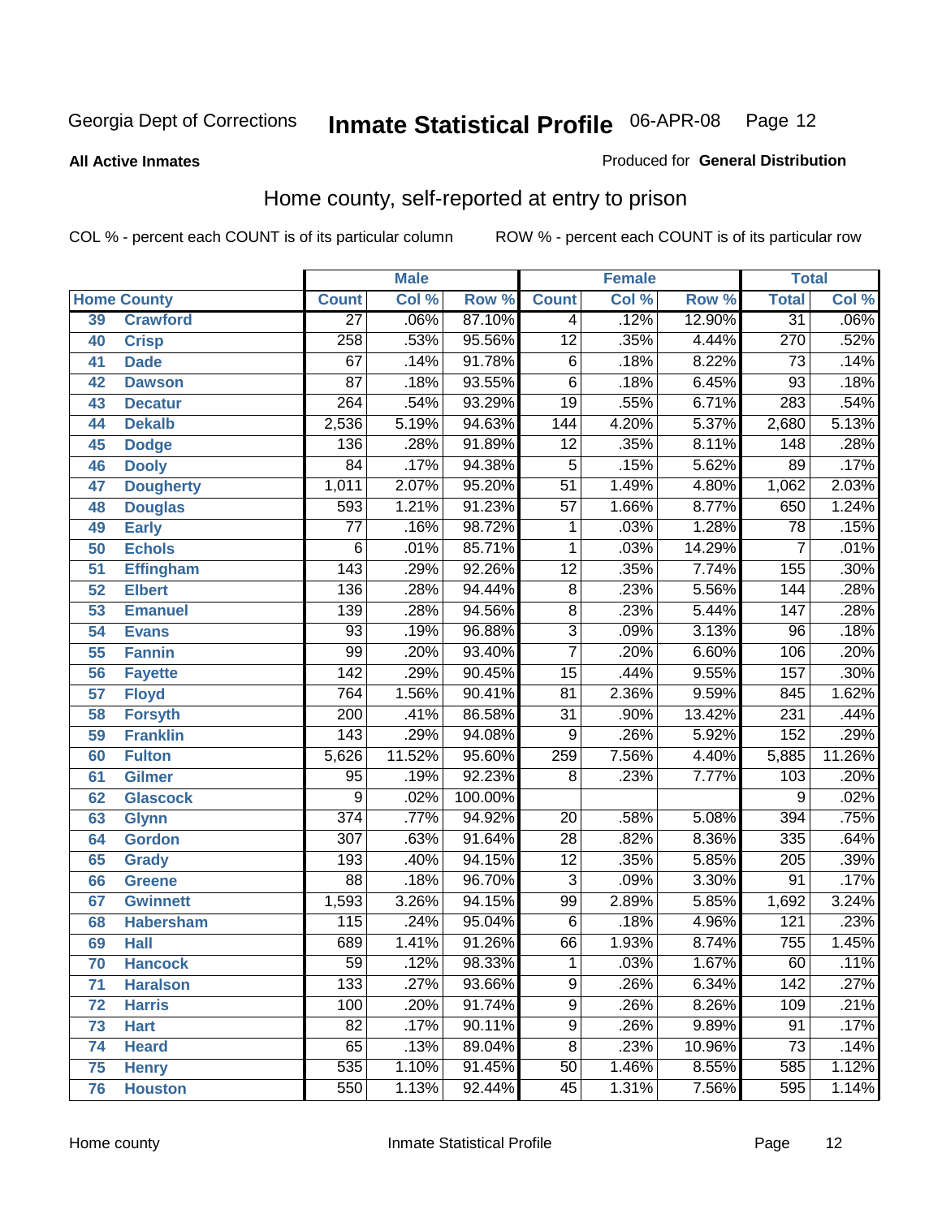Georgia Dept of Corrections **Inmate Statistical Profile** 06-APR-08 Page 12

**All Active Inmates**

Produced for **General Distribution**

## Home county, self-reported at entry to prison

COL % - percent each COUNT is of its particular column ROW % - percent each COUNT is of its particular row

| Home County | | Male | | | Female | | | Total | |
|---|---|---|---|---|---|---|---|---|---|
| | | Count | Col % | Row % | Count | Col % | Row % | Total | Col % |
| 39 | Crawford | 27 | .06% | 87.10% | 4 | .12% | 12.90% | 31 | .06% |
| 40 | Crisp | 258 | .53% | 95.56% | 12 | .35% | 4.44% | 270 | .52% |
| 41 | Dade | 67 | .14% | 91.78% | 6 | .18% | 8.22% | 73 | .14% |
| 42 | Dawson | 87 | .18% | 93.55% | 6 | .18% | 6.45% | 93 | .18% |
| 43 | Decatur | 264 | .54% | 93.29% | 19 | .55% | 6.71% | 283 | .54% |
| 44 | Dekalb | 2,536 | 5.19% | 94.63% | 144 | 4.20% | 5.37% | 2,680 | 5.13% |
| 45 | Dodge | 136 | .28% | 91.89% | 12 | .35% | 8.11% | 148 | .28% |
| 46 | Dooly | 84 | .17% | 94.38% | 5 | .15% | 5.62% | 89 | .17% |
| 47 | Dougherty | 1,011 | 2.07% | 95.20% | 51 | 1.49% | 4.80% | 1,062 | 2.03% |
| 48 | Douglas | 593 | 1.21% | 91.23% | 57 | 1.66% | 8.77% | 650 | 1.24% |
| 49 | Early | 77 | .16% | 98.72% | 1 | .03% | 1.28% | 78 | .15% |
| 50 | Echols | 6 | .01% | 85.71% | 1 | .03% | 14.29% | 7 | .01% |
| 51 | Effingham | 143 | .29% | 92.26% | 12 | .35% | 7.74% | 155 | .30% |
| 52 | Elbert | 136 | .28% | 94.44% | 8 | .23% | 5.56% | 144 | .28% |
| 53 | Emanuel | 139 | .28% | 94.56% | 8 | .23% | 5.44% | 147 | .28% |
| 54 | Evans | 93 | .19% | 96.88% | 3 | .09% | 3.13% | 96 | .18% |
| 55 | Fannin | 99 | .20% | 93.40% | 7 | .20% | 6.60% | 106 | .20% |
| 56 | Fayette | 142 | .29% | 90.45% | 15 | .44% | 9.55% | 157 | .30% |
| 57 | Floyd | 764 | 1.56% | 90.41% | 81 | 2.36% | 9.59% | 845 | 1.62% |
| 58 | Forsyth | 200 | .41% | 86.58% | 31 | .90% | 13.42% | 231 | .44% |
| 59 | Franklin | 143 | .29% | 94.08% | 9 | .26% | 5.92% | 152 | .29% |
| 60 | Fulton | 5,626 | 11.52% | 95.60% | 259 | 7.56% | 4.40% | 5,885 | 11.26% |
| 61 | Gilmer | 95 | .19% | 92.23% | 8 | .23% | 7.77% | 103 | .20% |
| 62 | Glascock | 9 | .02% | 100.00% | | | | 9 | .02% |
| 63 | Glynn | 374 | .77% | 94.92% | 20 | .58% | 5.08% | 394 | .75% |
| 64 | Gordon | 307 | .63% | 91.64% | 28 | .82% | 8.36% | 335 | .64% |
| 65 | Grady | 193 | .40% | 94.15% | 12 | .35% | 5.85% | 205 | .39% |
| 66 | Greene | 88 | .18% | 96.70% | 3 | .09% | 3.30% | 91 | .17% |
| 67 | Gwinnett | 1,593 | 3.26% | 94.15% | 99 | 2.89% | 5.85% | 1,692 | 3.24% |
| 68 | Habersham | 115 | .24% | 95.04% | 6 | .18% | 4.96% | 121 | .23% |
| 69 | Hall | 689 | 1.41% | 91.26% | 66 | 1.93% | 8.74% | 755 | 1.45% |
| 70 | Hancock | 59 | .12% | 98.33% | 1 | .03% | 1.67% | 60 | .11% |
| 71 | Haralson | 133 | .27% | 93.66% | 9 | .26% | 6.34% | 142 | .27% |
| 72 | Harris | 100 | .20% | 91.74% | 9 | .26% | 8.26% | 109 | .21% |
| 73 | Hart | 82 | .17% | 90.11% | 9 | .26% | 9.89% | 91 | .17% |
| 74 | Heard | 65 | .13% | 89.04% | 8 | .23% | 10.96% | 73 | .14% |
| 75 | Henry | 535 | 1.10% | 91.45% | 50 | 1.46% | 8.55% | 585 | 1.12% |
| 76 | Houston | 550 | 1.13% | 92.44% | 45 | 1.31% | 7.56% | 595 | 1.14% |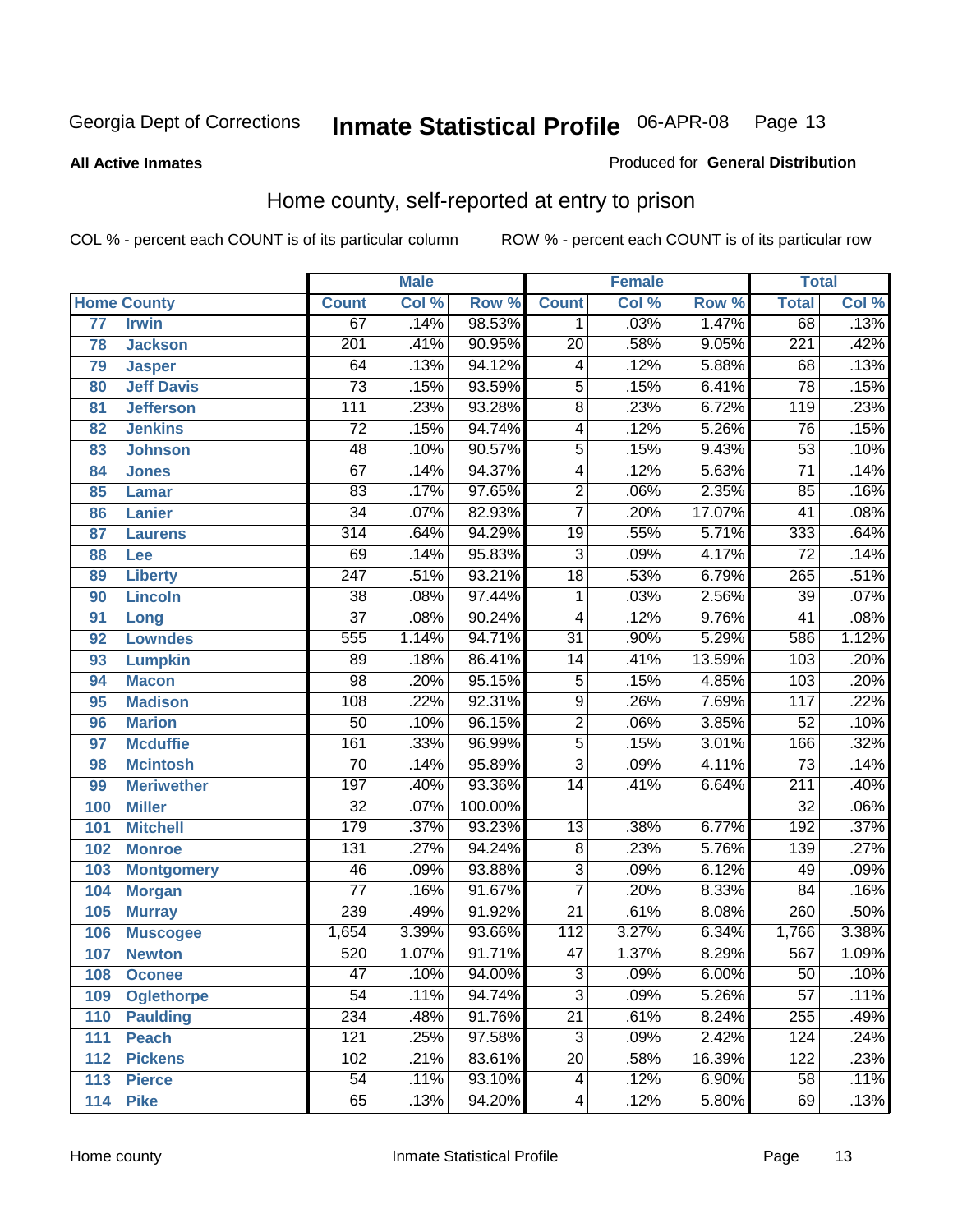Georgia Dept of Corrections **Inmate Statistical Profile** 06-APR-08

**All Active Inmates** Produced for **General Distribution**

## Home county, self-reported at entry to prison

COL % - percent each COUNT is of its particular column ROW % - percent each COUNT is of its particular row

| Home County | | Male | | | Female | | | Total | |
|---|---|---|---|---|---|---|---|---|---|
| | | Count | Col % | Row % | Count | Col % | Row % | Total | Col % |
| 77 | Irwin | 67 | .14% | 98.53% | 1 | .03% | 1.47% | 68 | .13% |
| 78 | Jackson | 201 | .41% | 90.95% | 20 | .58% | 9.05% | 221 | .42% |
| 79 | Jasper | 64 | .13% | 94.12% | 4 | .12% | 5.88% | 68 | .13% |
| 80 | Jeff Davis | 73 | .15% | 93.59% | 5 | .15% | 6.41% | 78 | .15% |
| 81 | Jefferson | 111 | .23% | 93.28% | 8 | .23% | 6.72% | 119 | .23% |
| 82 | Jenkins | 72 | .15% | 94.74% | 4 | .12% | 5.26% | 76 | .15% |
| 83 | Johnson | 48 | .10% | 90.57% | 5 | .15% | 9.43% | 53 | .10% |
| 84 | Jones | 67 | .14% | 94.37% | 4 | .12% | 5.63% | 71 | .14% |
| 85 | Lamar | 83 | .17% | 97.65% | 2 | .06% | 2.35% | 85 | .16% |
| 86 | Lanier | 34 | .07% | 82.93% | 7 | .20% | 17.07% | 41 | .08% |
| 87 | Laurens | 314 | .64% | 94.29% | 19 | .55% | 5.71% | 333 | .64% |
| 88 | Lee | 69 | .14% | 95.83% | 3 | .09% | 4.17% | 72 | .14% |
| 89 | Liberty | 247 | .51% | 93.21% | 18 | .53% | 6.79% | 265 | .51% |
| 90 | Lincoln | 38 | .08% | 97.44% | 1 | .03% | 2.56% | 39 | .07% |
| 91 | Long | 37 | .08% | 90.24% | 4 | .12% | 9.76% | 41 | .08% |
| 92 | Lowndes | 555 | 1.14% | 94.71% | 31 | .90% | 5.29% | 586 | 1.12% |
| 93 | Lumpkin | 89 | .18% | 86.41% | 14 | .41% | 13.59% | 103 | .20% |
| 94 | Macon | 98 | .20% | 95.15% | 5 | .15% | 4.85% | 103 | .20% |
| 95 | Madison | 108 | .22% | 92.31% | 9 | .26% | 7.69% | 117 | .22% |
| 96 | Marion | 50 | .10% | 96.15% | 2 | .06% | 3.85% | 52 | .10% |
| 97 | Mcduffie | 161 | .33% | 96.99% | 5 | .15% | 3.01% | 166 | .32% |
| 98 | Mcintosh | 70 | .14% | 95.89% | 3 | .09% | 4.11% | 73 | .14% |
| 99 | Meriwether | 197 | .40% | 93.36% | 14 | .41% | 6.64% | 211 | .40% |
| 100 | Miller | 32 | .07% | 100.00% | | | | 32 | .06% |
| 101 | Mitchell | 179 | .37% | 93.23% | 13 | .38% | 6.77% | 192 | .37% |
| 102 | Monroe | 131 | .27% | 94.24% | 8 | .23% | 5.76% | 139 | .27% |
| 103 | Montgomery | 46 | .09% | 93.88% | 3 | .09% | 6.12% | 49 | .09% |
| 104 | Morgan | 77 | .16% | 91.67% | 7 | .20% | 8.33% | 84 | .16% |
| 105 | Murray | 239 | .49% | 91.92% | 21 | .61% | 8.08% | 260 | .50% |
| 106 | Muscogee | 1,654 | 3.39% | 93.66% | 112 | 3.27% | 6.34% | 1,766 | 3.38% |
| 107 | Newton | 520 | 1.07% | 91.71% | 47 | 1.37% | 8.29% | 567 | 1.09% |
| 108 | Oconee | 47 | .10% | 94.00% | 3 | .09% | 6.00% | 50 | .10% |
| 109 | Oglethorpe | 54 | .11% | 94.74% | 3 | .09% | 5.26% | 57 | .11% |
| 110 | Paulding | 234 | .48% | 91.76% | 21 | .61% | 8.24% | 255 | .49% |
| 111 | Peach | 121 | .25% | 97.58% | 3 | .09% | 2.42% | 124 | .24% |
| 112 | Pickens | 102 | .21% | 83.61% | 20 | .58% | 16.39% | 122 | .23% |
| 113 | Pierce | 54 | .11% | 93.10% | 4 | .12% | 6.90% | 58 | .11% |
| 114 | Pike | 65 | .13% | 94.20% | 4 | .12% | 5.80% | 69 | .13% |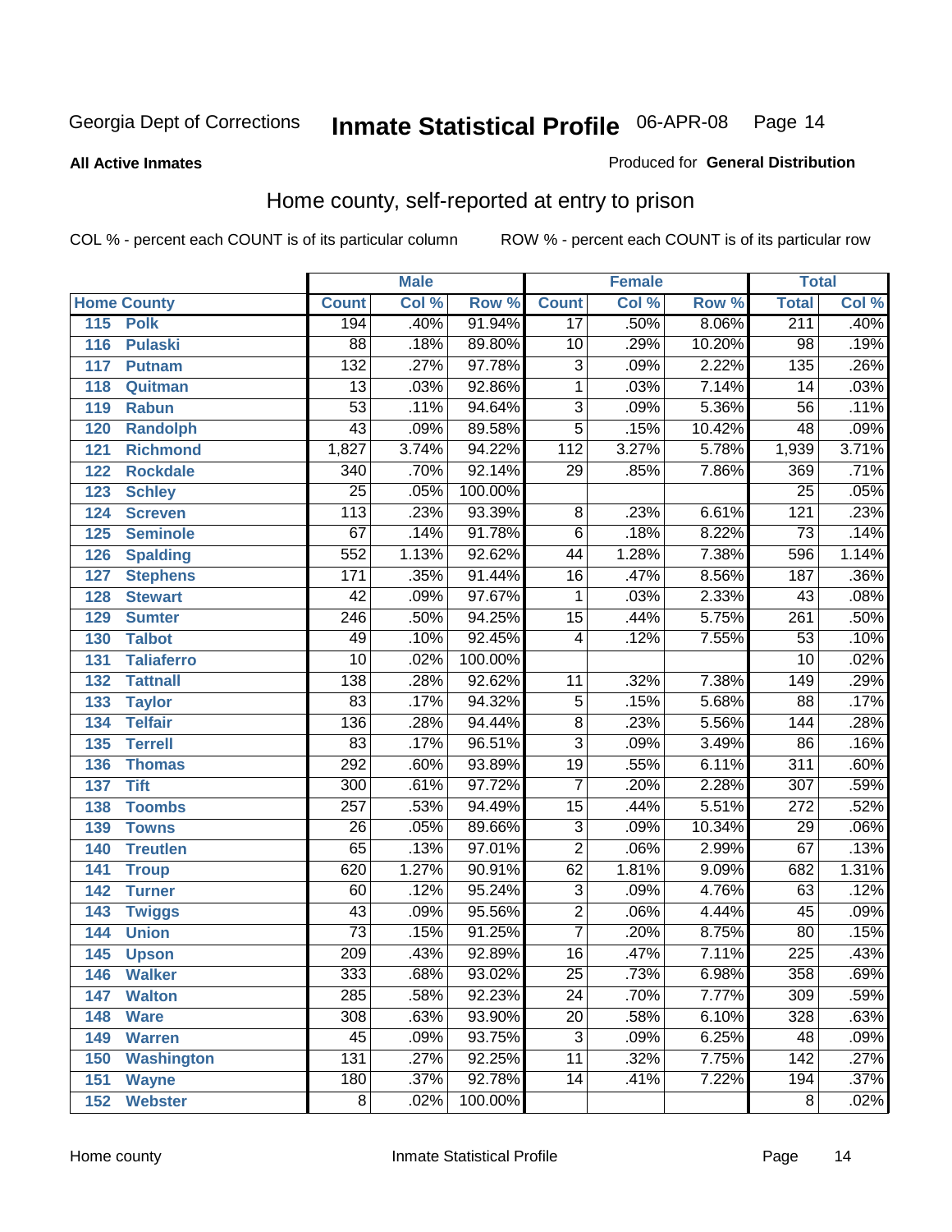Georgia Dept of Corrections **Inmate Statistical Profile** 06-APR-08

**All Active Inmates**

Produced for **General Distribution**

## Home county, self-reported at entry to prison

COL % - percent each COUNT is of its particular column

ROW % - percent each COUNT is of its particular row

| Home County | | Male | | | Female | | | Total | |
|---|---|---|---|---|---|---|---|---|---|
| | | Count | Col % | Row % | Count | Col % | Row % | Total | Col % |
| 115 | Polk | 194 | .40% | 91.94% | 17 | .50% | 8.06% | 211 | .40% |
| 116 | Pulaski | 88 | .18% | 89.80% | 10 | .29% | 10.20% | 98 | .19% |
| 117 | Putnam | 132 | .27% | 97.78% | 3 | .09% | 2.22% | 135 | .26% |
| 118 | Quitman | 13 | .03% | 92.86% | 1 | .03% | 7.14% | 14 | .03% |
| 119 | Rabun | 53 | .11% | 94.64% | 3 | .09% | 5.36% | 56 | .11% |
| 120 | Randolph | 43 | .09% | 89.58% | 5 | .15% | 10.42% | 48 | .09% |
| 121 | Richmond | 1,827 | 3.74% | 94.22% | 112 | 3.27% | 5.78% | 1,939 | 3.71% |
| 122 | Rockdale | 340 | .70% | 92.14% | 29 | .85% | 7.86% | 369 | .71% |
| 123 | Schley | 25 | .05% | 100.00% | | | | 25 | .05% |
| 124 | Screven | 113 | .23% | 93.39% | 8 | .23% | 6.61% | 121 | .23% |
| 125 | Seminole | 67 | .14% | 91.78% | 6 | .18% | 8.22% | 73 | .14% |
| 126 | Spalding | 552 | 1.13% | 92.62% | 44 | 1.28% | 7.38% | 596 | 1.14% |
| 127 | Stephens | 171 | .35% | 91.44% | 16 | .47% | 8.56% | 187 | .36% |
| 128 | Stewart | 42 | .09% | 97.67% | 1 | .03% | 2.33% | 43 | .08% |
| 129 | Sumter | 246 | .50% | 94.25% | 15 | .44% | 5.75% | 261 | .50% |
| 130 | Talbot | 49 | .10% | 92.45% | 4 | .12% | 7.55% | 53 | .10% |
| 131 | Taliaferro | 10 | .02% | 100.00% | | | | 10 | .02% |
| 132 | Tattnall | 138 | .28% | 92.62% | 11 | .32% | 7.38% | 149 | .29% |
| 133 | Taylor | 83 | .17% | 94.32% | 5 | .15% | 5.68% | 88 | .17% |
| 134 | Telfair | 136 | .28% | 94.44% | 8 | .23% | 5.56% | 144 | .28% |
| 135 | Terrell | 83 | .17% | 96.51% | 3 | .09% | 3.49% | 86 | .16% |
| 136 | Thomas | 292 | .60% | 93.89% | 19 | .55% | 6.11% | 311 | .60% |
| 137 | Tift | 300 | .61% | 97.72% | 7 | .20% | 2.28% | 307 | .59% |
| 138 | Toombs | 257 | .53% | 94.49% | 15 | .44% | 5.51% | 272 | .52% |
| 139 | Towns | 26 | .05% | 89.66% | 3 | .09% | 10.34% | 29 | .06% |
| 140 | Treutlen | 65 | .13% | 97.01% | 2 | .06% | 2.99% | 67 | .13% |
| 141 | Troup | 620 | 1.27% | 90.91% | 62 | 1.81% | 9.09% | 682 | 1.31% |
| 142 | Turner | 60 | .12% | 95.24% | 3 | .09% | 4.76% | 63 | .12% |
| 143 | Twiggs | 43 | .09% | 95.56% | 2 | .06% | 4.44% | 45 | .09% |
| 144 | Union | 73 | .15% | 91.25% | 7 | .20% | 8.75% | 80 | .15% |
| 145 | Upson | 209 | .43% | 92.89% | 16 | .47% | 7.11% | 225 | .43% |
| 146 | Walker | 333 | .68% | 93.02% | 25 | .73% | 6.98% | 358 | .69% |
| 147 | Walton | 285 | .58% | 92.23% | 24 | .70% | 7.77% | 309 | .59% |
| 148 | Ware | 308 | .63% | 93.90% | 20 | .58% | 6.10% | 328 | .63% |
| 149 | Warren | 45 | .09% | 93.75% | 3 | .09% | 6.25% | 48 | .09% |
| 150 | Washington | 131 | .27% | 92.25% | 11 | .32% | 7.75% | 142 | .27% |
| 151 | Wayne | 180 | .37% | 92.78% | 14 | .41% | 7.22% | 194 | .37% |
| 152 | Webster | 8 | .02% | 100.00% | | | | 8 | .02% |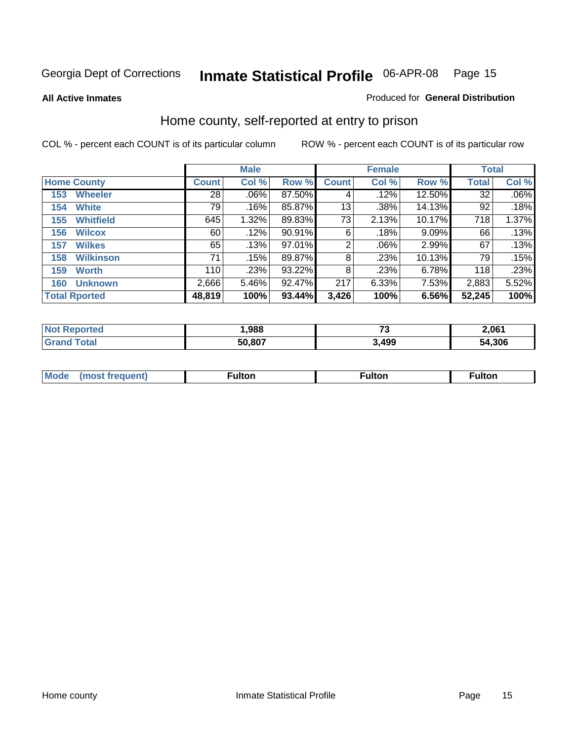Georgia Dept of Corrections **Inmate Statistical Profile** 06-APR-08

**All Active Inmates** Produced for **General Distribution**

## Home county, self-reported at entry to prison

COL % - percent each COUNT is of its particular column ROW % - percent each COUNT is of its particular row

| | Male | | | Female | | | Total | |
|---|---|---|---|---|---|---|---|---|
| **Home County** | **Count** | **Col %** | **Row %** | **Count** | **Col %** | **Row %** | **Total** | **Col %** |
| 153 Wheeler | 28 | .06% | 87.50% | 4 | .12% | 12.50% | 32 | .06% |
| 154 White | 79 | .16% | 85.87% | 13 | .38% | 14.13% | 92 | .18% |
| 155 Whitfield | 645 | 1.32% | 89.83% | 73 | 2.13% | 10.17% | 718 | 1.37% |
| 156 Wilcox | 60 | .12% | 90.91% | 6 | .18% | 9.09% | 66 | .13% |
| 157 Wilkes | 65 | .13% | 97.01% | 2 | .06% | 2.99% | 67 | .13% |
| 158 Wilkinson | 71 | .15% | 89.87% | 8 | .23% | 10.13% | 79 | .15% |
| 159 Worth | 110 | .23% | 93.22% | 8 | .23% | 6.78% | 118 | .23% |
| 160 Unknown | 2,666 | 5.46% | 92.47% | 217 | 6.33% | 7.53% | 2,883 | 5.52% |
| **Total Rported** | **48,819** | **100%** | **93.44%** | **3,426** | **100%** | **6.56%** | **52,245** | **100%** |

| | Male | Female | Total |
|---|---|---|---|
| **Not Reported** | **1,988** | **73** | **2,061** |
| **Grand Total** | **50,807** | **3,499** | **54,306** |

| | Male | Female | Total |
|---|---|---|---|
| **Mode (most frequent)** | **Fulton** | **Fulton** | **Fulton** |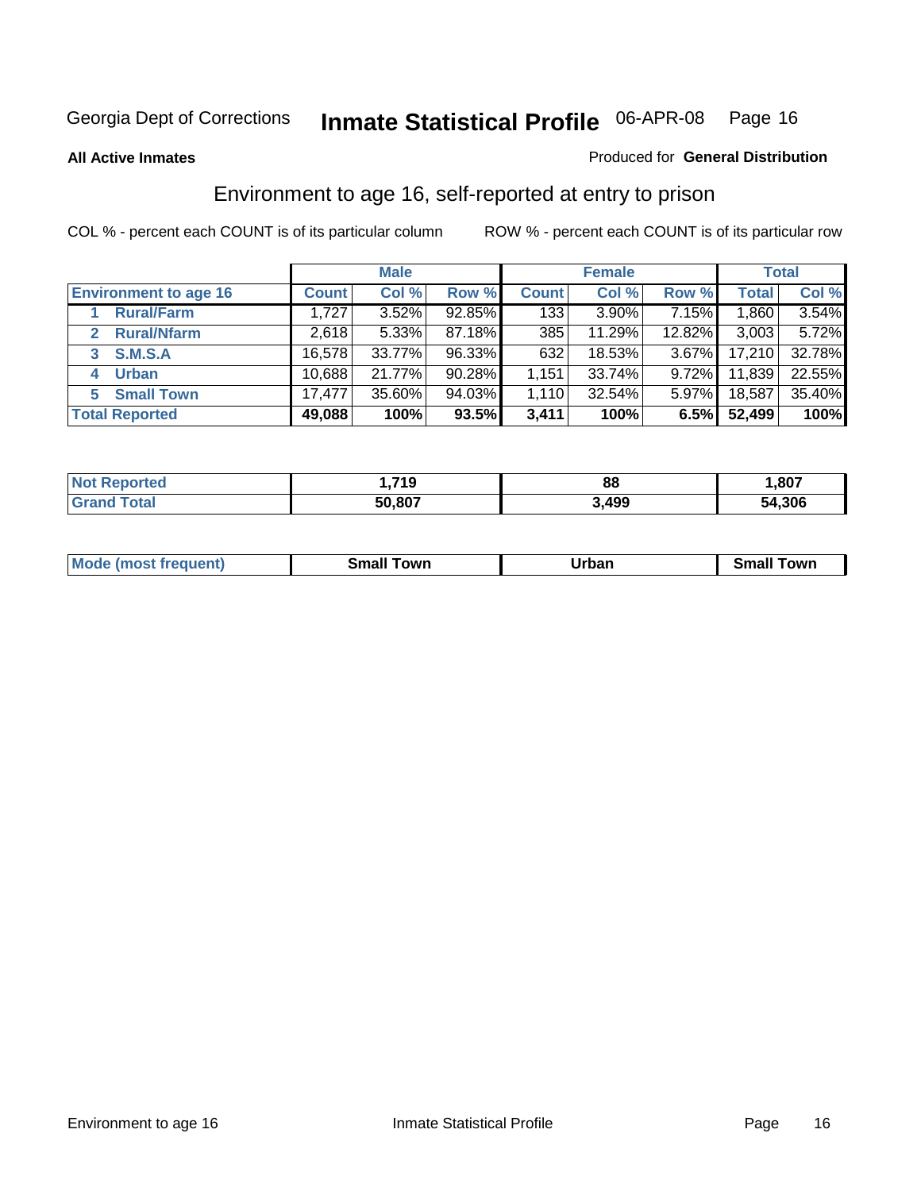Georgia Dept of Corrections **Inmate Statistical Profile** 06-APR-08 Page 16

**All Active Inmates**

Produced for **General Distribution**

## Environment to age 16, self-reported at entry to prison

COL % - percent each COUNT is of its particular column ROW % - percent each COUNT is of its particular row

| | Male | | | Female | | | Total | |
|---|---|---|---|---|---|---|---|---|
| **Environment to age 16** | **Count** | **Col %** | **Row %** | **Count** | **Col %** | **Row %** | **Total** | **Col %** |
| 1 **Rural/Farm** | 1,727 | 3.52% | 92.85% | 133 | 3.90% | 7.15% | 1,860 | 3.54% |
| 2 **Rural/Nfarm** | 2,618 | 5.33% | 87.18% | 385 | 11.29% | 12.82% | 3,003 | 5.72% |
| 3 **S.M.S.A** | 16,578 | 33.77% | 96.33% | 632 | 18.53% | 3.67% | 17,210 | 32.78% |
| 4 **Urban** | 10,688 | 21.77% | 90.28% | 1,151 | 33.74% | 9.72% | 11,839 | 22.55% |
| 5 **Small Town** | 17,477 | 35.60% | 94.03% | 1,110 | 32.54% | 5.97% | 18,587 | 35.40% |
| **Total Reported** | **49,088** | **100%** | **93.5%** | **3,411** | **100%** | **6.5%** | **52,499** | **100%** |

| | Male | Female | Total |
|---|---|---|---|
| **Not Reported** | **1,719** | **88** | **1,807** |
| **Grand Total** | **50,807** | **3,499** | **54,306** |

| | Male | Female | Total |
|---|---|---|---|
| **Mode (most frequent)** | **Small Town** | **Urban** | **Small Town** |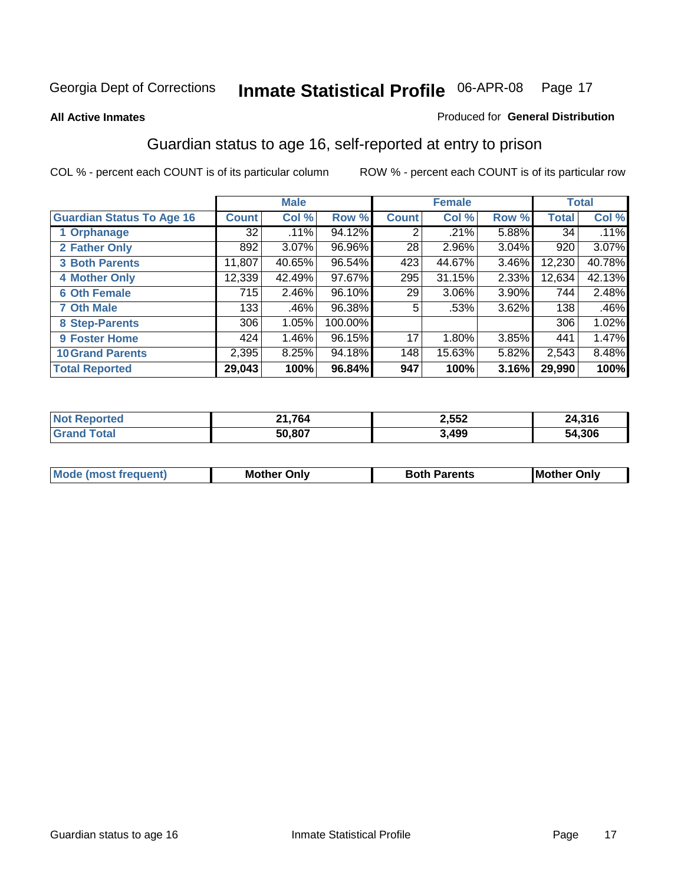Georgia Dept of Corrections **Inmate Statistical Profile** 06-APR-08

**All Active Inmates**

Produced for **General Distribution**

## Guardian status to age 16, self-reported at entry to prison

COL % - percent each COUNT is of its particular column

ROW % - percent each COUNT is of its particular row

| | Male | | | Female | | | Total | |
|---|---|---|---|---|---|---|---|---|
| **Guardian Status To Age 16** | **Count** | **Col %** | **Row %** | **Count** | **Col %** | **Row %** | **Total** | **Col %** |
| 1 Orphanage | 32 | .11% | 94.12% | 2 | .21% | 5.88% | 34 | .11% |
| 2 Father Only | 892 | 3.07% | 96.96% | 28 | 2.96% | 3.04% | 920 | 3.07% |
| 3 Both Parents | 11,807 | 40.65% | 96.54% | 423 | 44.67% | 3.46% | 12,230 | 40.78% |
| 4 Mother Only | 12,339 | 42.49% | 97.67% | 295 | 31.15% | 2.33% | 12,634 | 42.13% |
| 6 Oth Female | 715 | 2.46% | 96.10% | 29 | 3.06% | 3.90% | 744 | 2.48% |
| 7 Oth Male | 133 | .46% | 96.38% | 5 | .53% | 3.62% | 138 | .46% |
| 8 Step-Parents | 306 | 1.05% | 100.00% | | | | 306 | 1.02% |
| 9 Foster Home | 424 | 1.46% | 96.15% | 17 | 1.80% | 3.85% | 441 | 1.47% |
| 10 Grand Parents | 2,395 | 8.25% | 94.18% | 148 | 15.63% | 5.82% | 2,543 | 8.48% |
| **Total Reported** | **29,043** | **100%** | **96.84%** | **947** | **100%** | **3.16%** | **29,990** | **100%** |

| | Male | Female | Total |
|---|---|---|---|
| Not Reported | **21,764** | **2,552** | **24,316** |
| Grand Total | **50,807** | **3,499** | **54,306** |

| | Male | Female | Total |
|---|---|---|---|
| Mode (most frequent) | **Mother Only** | **Both Parents** | **Mother Only** |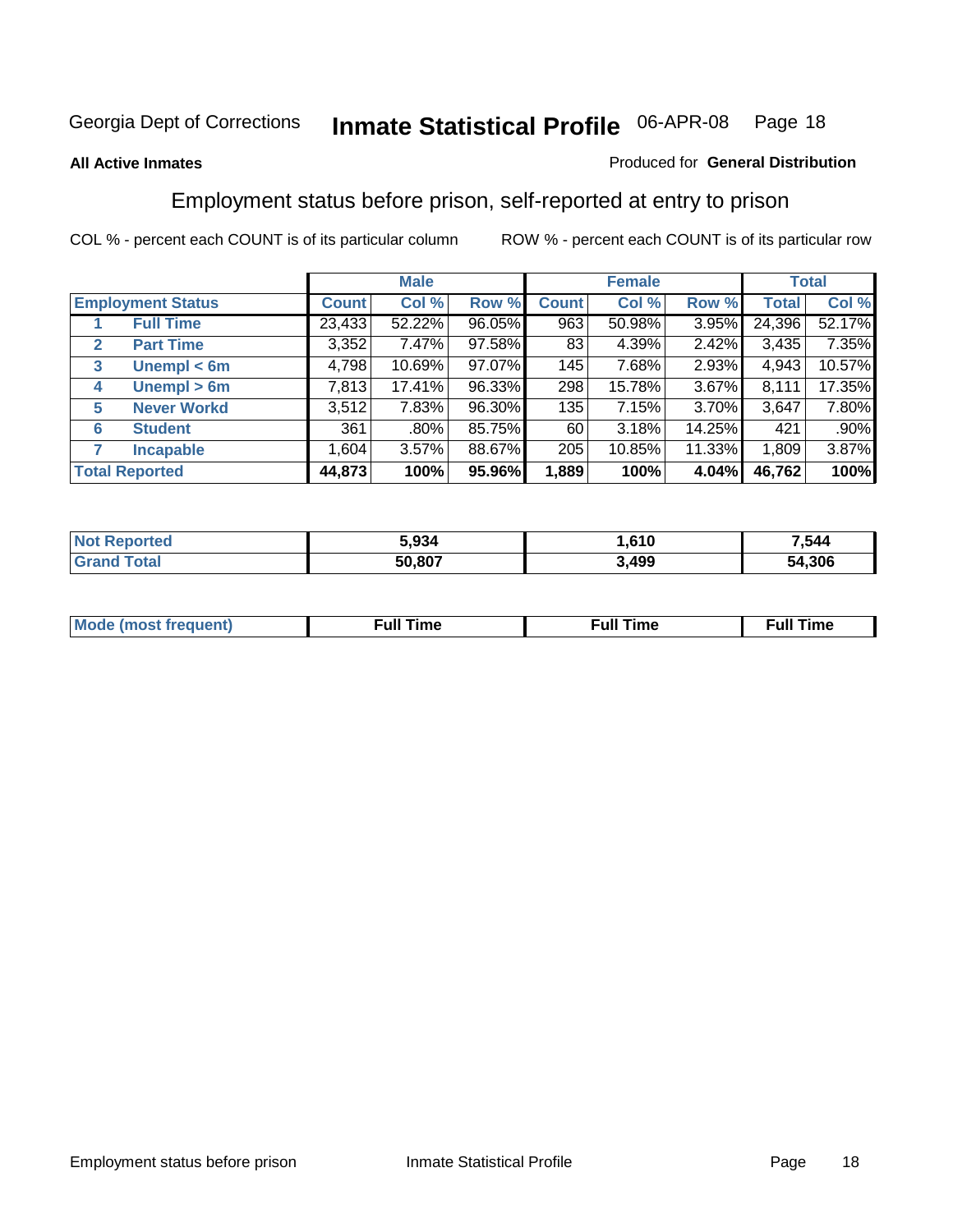Georgia Dept of Corrections **Inmate Statistical Profile** 06-APR-08

**All Active Inmates**

Produced for **General Distribution**

## Employment status before prison, self-reported at entry to prison

COL % - percent each COUNT is of its particular column

ROW % - percent each COUNT is of its particular row

| | | Male | | | Female | | | Total | |
|---|---|---|---|---|---|---|---|---|---|
| **Employment Status** | | **Count** | **Col %** | **Row %** | **Count** | **Col %** | **Row %** | **Total** | **Col %** |
| 1 | **Full Time** | 23,433 | 52.22% | 96.05% | 963 | 50.98% | 3.95% | 24,396 | 52.17% |
| 2 | **Part Time** | 3,352 | 7.47% | 97.58% | 83 | 4.39% | 2.42% | 3,435 | 7.35% |
| 3 | **Unempl < 6m** | 4,798 | 10.69% | 97.07% | 145 | 7.68% | 2.93% | 4,943 | 10.57% |
| 4 | **Unempl > 6m** | 7,813 | 17.41% | 96.33% | 298 | 15.78% | 3.67% | 8,111 | 17.35% |
| 5 | **Never Workd** | 3,512 | 7.83% | 96.30% | 135 | 7.15% | 3.70% | 3,647 | 7.80% |
| 6 | **Student** | 361 | .80% | 85.75% | 60 | 3.18% | 14.25% | 421 | .90% |
| 7 | **Incapable** | 1,604 | 3.57% | 88.67% | 205 | 10.85% | 11.33% | 1,809 | 3.87% |
| **Total Reported** | | **44,873** | **100%** | **95.96%** | **1,889** | **100%** | **4.04%** | **46,762** | **100%** |

| | Male | Female | Total |
|---|---|---|---|
| **Not Reported** | **5,934** | **1,610** | **7,544** |
| **Grand Total** | **50,807** | **3,499** | **54,306** |

| | Male | Female | Total |
|---|---|---|---|
| **Mode (most frequent)** | **Full Time** | **Full Time** | **Full Time** |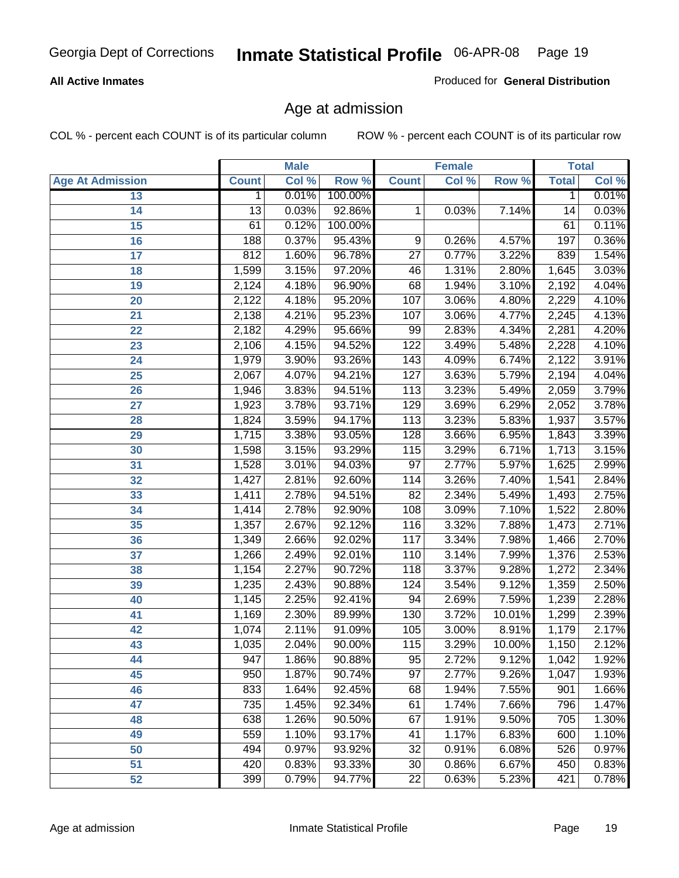**All Active Inmates**

Produced for **General Distribution**

## Age at admission

COL % - percent each COUNT is of its particular column

ROW % - percent each COUNT is of its particular row

| | Male | | | Female | | | Total | |
|---|---|---|---|---|---|---|---|---|
| Age At Admission | Count | Col % | Row % | Count | Col % | Row % | Total | Col % |
| 13 | 1 | 0.01% | 100.00% | | | | 1 | 0.01% |
| 14 | 13 | 0.03% | 92.86% | 1 | 0.03% | 7.14% | 14 | 0.03% |
| 15 | 61 | 0.12% | 100.00% | | | | 61 | 0.11% |
| 16 | 188 | 0.37% | 95.43% | 9 | 0.26% | 4.57% | 197 | 0.36% |
| 17 | 812 | 1.60% | 96.78% | 27 | 0.77% | 3.22% | 839 | 1.54% |
| 18 | 1,599 | 3.15% | 97.20% | 46 | 1.31% | 2.80% | 1,645 | 3.03% |
| 19 | 2,124 | 4.18% | 96.90% | 68 | 1.94% | 3.10% | 2,192 | 4.04% |
| 20 | 2,122 | 4.18% | 95.20% | 107 | 3.06% | 4.80% | 2,229 | 4.10% |
| 21 | 2,138 | 4.21% | 95.23% | 107 | 3.06% | 4.77% | 2,245 | 4.13% |
| 22 | 2,182 | 4.29% | 95.66% | 99 | 2.83% | 4.34% | 2,281 | 4.20% |
| 23 | 2,106 | 4.15% | 94.52% | 122 | 3.49% | 5.48% | 2,228 | 4.10% |
| 24 | 1,979 | 3.90% | 93.26% | 143 | 4.09% | 6.74% | 2,122 | 3.91% |
| 25 | 2,067 | 4.07% | 94.21% | 127 | 3.63% | 5.79% | 2,194 | 4.04% |
| 26 | 1,946 | 3.83% | 94.51% | 113 | 3.23% | 5.49% | 2,059 | 3.79% |
| 27 | 1,923 | 3.78% | 93.71% | 129 | 3.69% | 6.29% | 2,052 | 3.78% |
| 28 | 1,824 | 3.59% | 94.17% | 113 | 3.23% | 5.83% | 1,937 | 3.57% |
| 29 | 1,715 | 3.38% | 93.05% | 128 | 3.66% | 6.95% | 1,843 | 3.39% |
| 30 | 1,598 | 3.15% | 93.29% | 115 | 3.29% | 6.71% | 1,713 | 3.15% |
| 31 | 1,528 | 3.01% | 94.03% | 97 | 2.77% | 5.97% | 1,625 | 2.99% |
| 32 | 1,427 | 2.81% | 92.60% | 114 | 3.26% | 7.40% | 1,541 | 2.84% |
| 33 | 1,411 | 2.78% | 94.51% | 82 | 2.34% | 5.49% | 1,493 | 2.75% |
| 34 | 1,414 | 2.78% | 92.90% | 108 | 3.09% | 7.10% | 1,522 | 2.80% |
| 35 | 1,357 | 2.67% | 92.12% | 116 | 3.32% | 7.88% | 1,473 | 2.71% |
| 36 | 1,349 | 2.66% | 92.02% | 117 | 3.34% | 7.98% | 1,466 | 2.70% |
| 37 | 1,266 | 2.49% | 92.01% | 110 | 3.14% | 7.99% | 1,376 | 2.53% |
| 38 | 1,154 | 2.27% | 90.72% | 118 | 3.37% | 9.28% | 1,272 | 2.34% |
| 39 | 1,235 | 2.43% | 90.88% | 124 | 3.54% | 9.12% | 1,359 | 2.50% |
| 40 | 1,145 | 2.25% | 92.41% | 94 | 2.69% | 7.59% | 1,239 | 2.28% |
| 41 | 1,169 | 2.30% | 89.99% | 130 | 3.72% | 10.01% | 1,299 | 2.39% |
| 42 | 1,074 | 2.11% | 91.09% | 105 | 3.00% | 8.91% | 1,179 | 2.17% |
| 43 | 1,035 | 2.04% | 90.00% | 115 | 3.29% | 10.00% | 1,150 | 2.12% |
| 44 | 947 | 1.86% | 90.88% | 95 | 2.72% | 9.12% | 1,042 | 1.92% |
| 45 | 950 | 1.87% | 90.74% | 97 | 2.77% | 9.26% | 1,047 | 1.93% |
| 46 | 833 | 1.64% | 92.45% | 68 | 1.94% | 7.55% | 901 | 1.66% |
| 47 | 735 | 1.45% | 92.34% | 61 | 1.74% | 7.66% | 796 | 1.47% |
| 48 | 638 | 1.26% | 90.50% | 67 | 1.91% | 9.50% | 705 | 1.30% |
| 49 | 559 | 1.10% | 93.17% | 41 | 1.17% | 6.83% | 600 | 1.10% |
| 50 | 494 | 0.97% | 93.92% | 32 | 0.91% | 6.08% | 526 | 0.97% |
| 51 | 420 | 0.83% | 93.33% | 30 | 0.86% | 6.67% | 450 | 0.83% |
| 52 | 399 | 0.79% | 94.77% | 22 | 0.63% | 5.23% | 421 | 0.78% |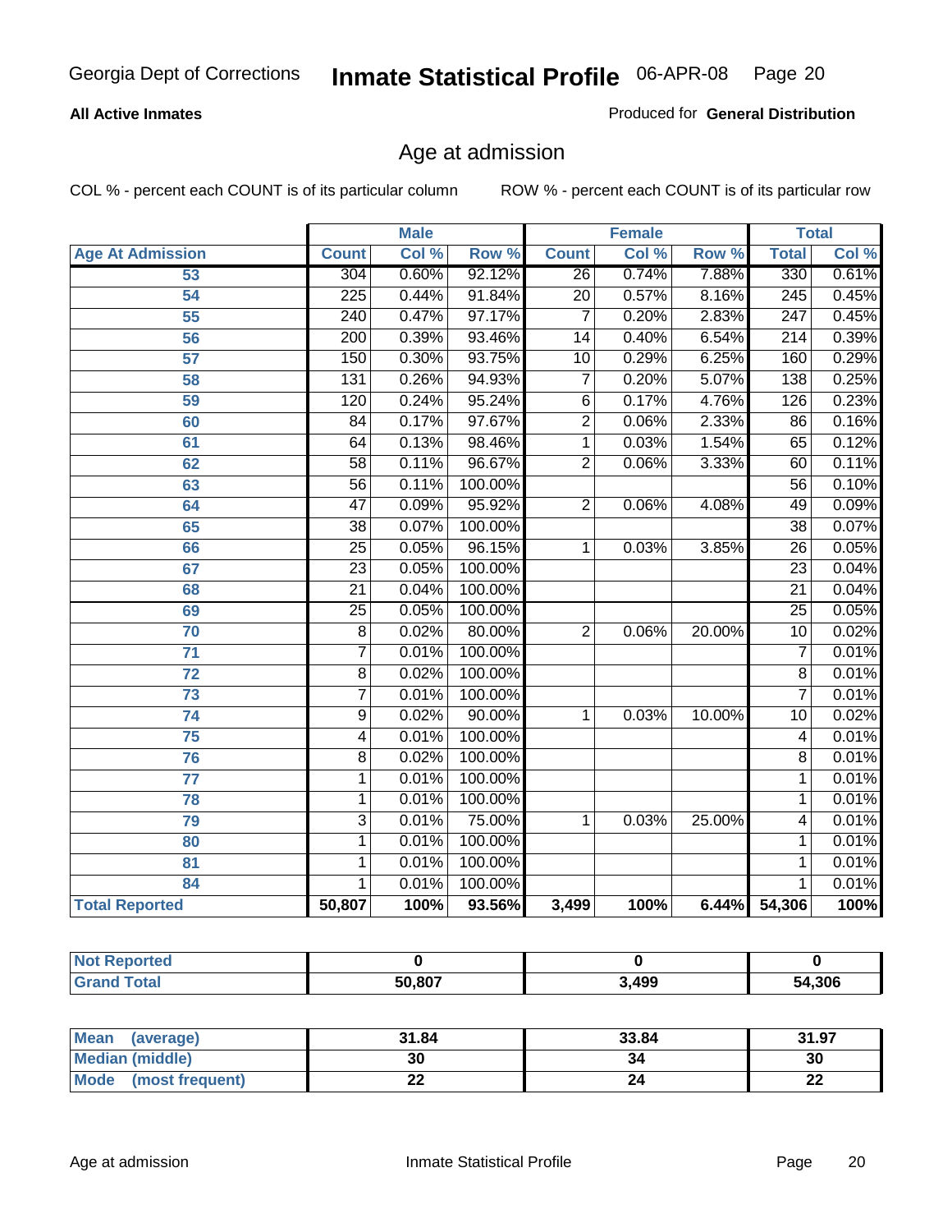Georgia Dept of Corrections **Inmate Statistical Profile** 06-APR-08

**All Active Inmates**

Produced for **General Distribution**

## Age at admission

COL % - percent each COUNT is of its particular column    ROW % - percent each COUNT is of its particular row

| Age At Admission | Male | | | Female | | | Total | |
|---|---|---|---|---|---|---|---|---|
| | Count | Col % | Row % | Count | Col % | Row % | Total | Col % |
| 53 | 304 | 0.60% | 92.12% | 26 | 0.74% | 7.88% | 330 | 0.61% |
| 54 | 225 | 0.44% | 91.84% | 20 | 0.57% | 8.16% | 245 | 0.45% |
| 55 | 240 | 0.47% | 97.17% | 7 | 0.20% | 2.83% | 247 | 0.45% |
| 56 | 200 | 0.39% | 93.46% | 14 | 0.40% | 6.54% | 214 | 0.39% |
| 57 | 150 | 0.30% | 93.75% | 10 | 0.29% | 6.25% | 160 | 0.29% |
| 58 | 131 | 0.26% | 94.93% | 7 | 0.20% | 5.07% | 138 | 0.25% |
| 59 | 120 | 0.24% | 95.24% | 6 | 0.17% | 4.76% | 126 | 0.23% |
| 60 | 84 | 0.17% | 97.67% | 2 | 0.06% | 2.33% | 86 | 0.16% |
| 61 | 64 | 0.13% | 98.46% | 1 | 0.03% | 1.54% | 65 | 0.12% |
| 62 | 58 | 0.11% | 96.67% | 2 | 0.06% | 3.33% | 60 | 0.11% |
| 63 | 56 | 0.11% | 100.00% | | | | 56 | 0.10% |
| 64 | 47 | 0.09% | 95.92% | 2 | 0.06% | 4.08% | 49 | 0.09% |
| 65 | 38 | 0.07% | 100.00% | | | | 38 | 0.07% |
| 66 | 25 | 0.05% | 96.15% | 1 | 0.03% | 3.85% | 26 | 0.05% |
| 67 | 23 | 0.05% | 100.00% | | | | 23 | 0.04% |
| 68 | 21 | 0.04% | 100.00% | | | | 21 | 0.04% |
| 69 | 25 | 0.05% | 100.00% | | | | 25 | 0.05% |
| 70 | 8 | 0.02% | 80.00% | 2 | 0.06% | 20.00% | 10 | 0.02% |
| 71 | 7 | 0.01% | 100.00% | | | | 7 | 0.01% |
| 72 | 8 | 0.02% | 100.00% | | | | 8 | 0.01% |
| 73 | 7 | 0.01% | 100.00% | | | | 7 | 0.01% |
| 74 | 9 | 0.02% | 90.00% | 1 | 0.03% | 10.00% | 10 | 0.02% |
| 75 | 4 | 0.01% | 100.00% | | | | 4 | 0.01% |
| 76 | 8 | 0.02% | 100.00% | | | | 8 | 0.01% |
| 77 | 1 | 0.01% | 100.00% | | | | 1 | 0.01% |
| 78 | 1 | 0.01% | 100.00% | | | | 1 | 0.01% |
| 79 | 3 | 0.01% | 75.00% | 1 | 0.03% | 25.00% | 4 | 0.01% |
| 80 | 1 | 0.01% | 100.00% | | | | 1 | 0.01% |
| 81 | 1 | 0.01% | 100.00% | | | | 1 | 0.01% |
| 84 | 1 | 0.01% | 100.00% | | | | 1 | 0.01% |
| **Total Reported** | **50,807** | **100%** | **93.56%** | **3,499** | **100%** | **6.44%** | **54,306** | **100%** |

| | Male | Female | Total |
|---|---|---|---|
| **Not Reported** | **0** | **0** | **0** |
| **Grand Total** | **50,807** | **3,499** | **54,306** |

| | Male | Female | Total |
|---|---|---|---|
| **Mean (average)** | **31.84** | **33.84** | **31.97** |
| **Median (middle)** | **30** | **34** | **30** |
| **Mode (most frequent)** | **22** | **24** | **22** |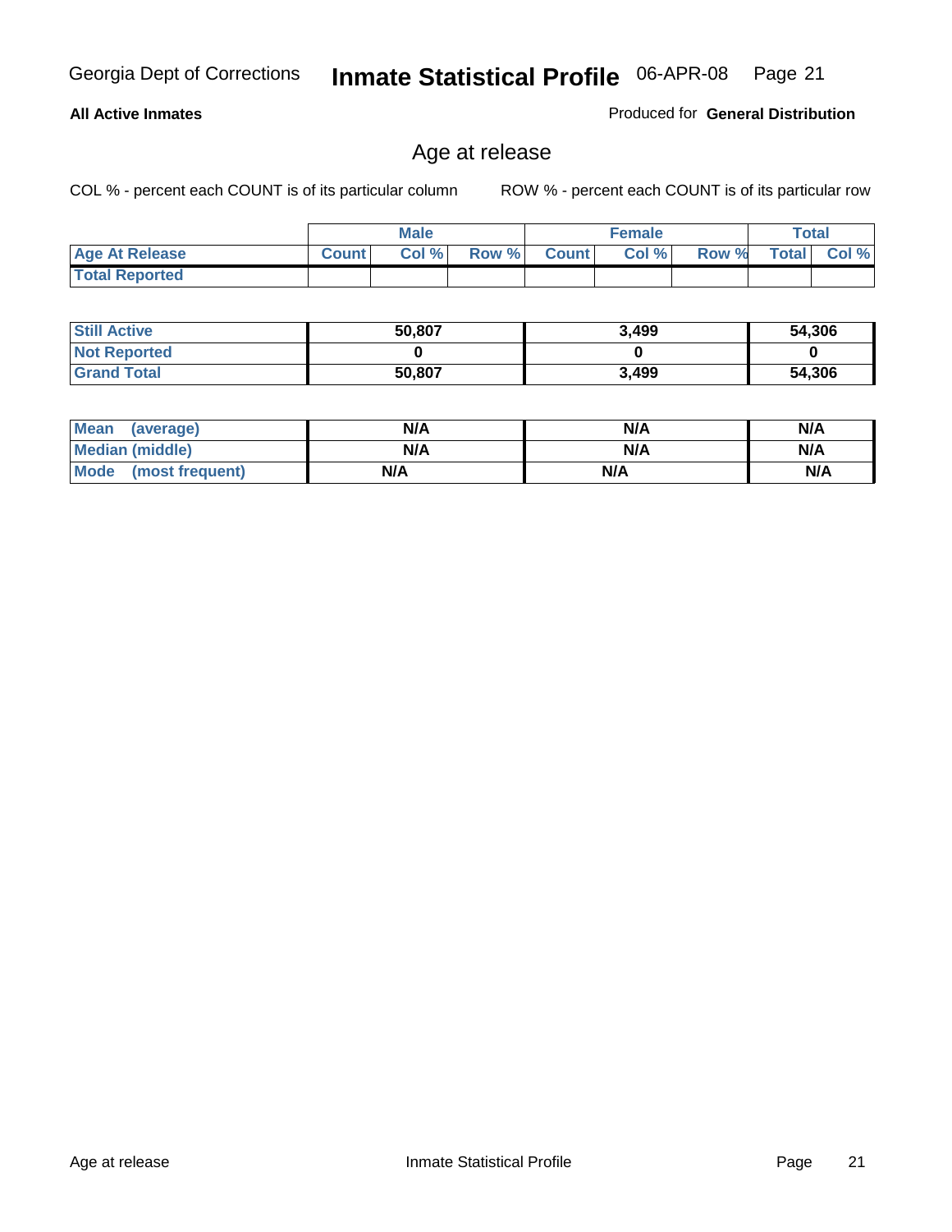**All Active Inmates**

Produced for **General Distribution**

## Age at release

COL % - percent each COUNT is of its particular column

ROW % - percent each COUNT is of its particular row

| | Male | | | Female | | | Total | |
|---|---|---|---|---|---|---|---|---|
| **Age At Release** | **Count** | **Col %** | **Row %** | **Count** | **Col %** | **Row %** | **Total** | **Col %** |
| **Total Reported** | | | | | | | | |

| | Male | Female | Total |
|---|---|---|---|
| **Still Active** | **50,807** | **3,499** | **54,306** |
| **Not Reported** | **0** | **0** | **0** |
| **Grand Total** | **50,807** | **3,499** | **54,306** |

| | Male | Female | Total |
|---|---|---|---|
| **Mean (average)** | **N/A** | **N/A** | **N/A** |
| **Median (middle)** | **N/A** | **N/A** | **N/A** |
| **Mode (most frequent)** | **N/A** | **N/A** | **N/A** |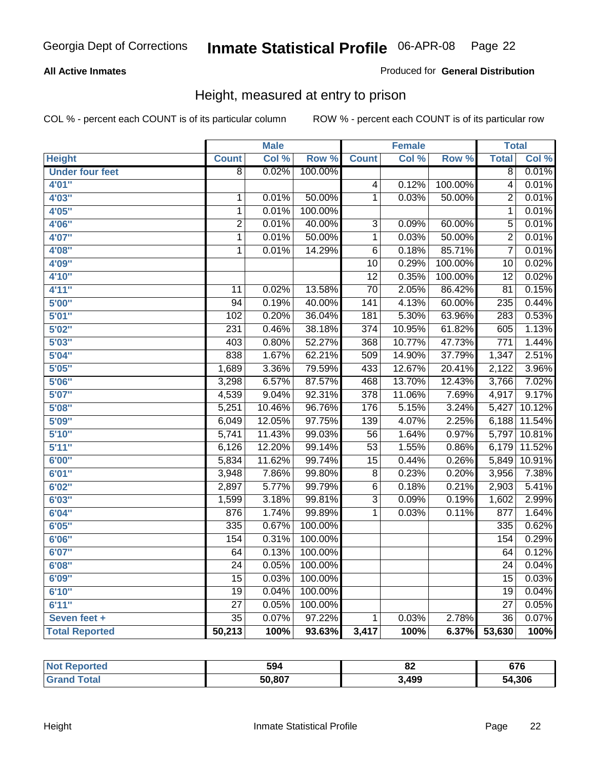Georgia Dept of Corrections **Inmate Statistical Profile** 06-APR-08

**All Active Inmates**

Produced for **General Distribution**

## Height, measured at entry to prison

COL % - percent each COUNT is of its particular column ROW % - percent each COUNT is of its particular row

| | Male | | | Female | | | Total | |
|---|---|---|---|---|---|---|---|---|
| **Height** | **Count** | **Col %** | **Row %** | **Count** | **Col %** | **Row %** | **Total** | **Col %** |
| **Under four feet** | 8 | 0.02% | 100.00% | | | | 8 | 0.01% |
| **4'01"** | | | | 4 | 0.12% | 100.00% | 4 | 0.01% |
| **4'03"** | 1 | 0.01% | 50.00% | 1 | 0.03% | 50.00% | 2 | 0.01% |
| **4'05"** | 1 | 0.01% | 100.00% | | | | 1 | 0.01% |
| **4'06"** | 2 | 0.01% | 40.00% | 3 | 0.09% | 60.00% | 5 | 0.01% |
| **4'07"** | 1 | 0.01% | 50.00% | 1 | 0.03% | 50.00% | 2 | 0.01% |
| **4'08"** | 1 | 0.01% | 14.29% | 6 | 0.18% | 85.71% | 7 | 0.01% |
| **4'09"** | | | | 10 | 0.29% | 100.00% | 10 | 0.02% |
| **4'10"** | | | | 12 | 0.35% | 100.00% | 12 | 0.02% |
| **4'11"** | 11 | 0.02% | 13.58% | 70 | 2.05% | 86.42% | 81 | 0.15% |
| **5'00"** | 94 | 0.19% | 40.00% | 141 | 4.13% | 60.00% | 235 | 0.44% |
| **5'01"** | 102 | 0.20% | 36.04% | 181 | 5.30% | 63.96% | 283 | 0.53% |
| **5'02"** | 231 | 0.46% | 38.18% | 374 | 10.95% | 61.82% | 605 | 1.13% |
| **5'03"** | 403 | 0.80% | 52.27% | 368 | 10.77% | 47.73% | 771 | 1.44% |
| **5'04"** | 838 | 1.67% | 62.21% | 509 | 14.90% | 37.79% | 1,347 | 2.51% |
| **5'05"** | 1,689 | 3.36% | 79.59% | 433 | 12.67% | 20.41% | 2,122 | 3.96% |
| **5'06"** | 3,298 | 6.57% | 87.57% | 468 | 13.70% | 12.43% | 3,766 | 7.02% |
| **5'07"** | 4,539 | 9.04% | 92.31% | 378 | 11.06% | 7.69% | 4,917 | 9.17% |
| **5'08"** | 5,251 | 10.46% | 96.76% | 176 | 5.15% | 3.24% | 5,427 | 10.12% |
| **5'09"** | 6,049 | 12.05% | 97.75% | 139 | 4.07% | 2.25% | 6,188 | 11.54% |
| **5'10"** | 5,741 | 11.43% | 99.03% | 56 | 1.64% | 0.97% | 5,797 | 10.81% |
| **5'11"** | 6,126 | 12.20% | 99.14% | 53 | 1.55% | 0.86% | 6,179 | 11.52% |
| **6'00"** | 5,834 | 11.62% | 99.74% | 15 | 0.44% | 0.26% | 5,849 | 10.91% |
| **6'01"** | 3,948 | 7.86% | 99.80% | 8 | 0.23% | 0.20% | 3,956 | 7.38% |
| **6'02"** | 2,897 | 5.77% | 99.79% | 6 | 0.18% | 0.21% | 2,903 | 5.41% |
| **6'03"** | 1,599 | 3.18% | 99.81% | 3 | 0.09% | 0.19% | 1,602 | 2.99% |
| **6'04"** | 876 | 1.74% | 99.89% | 1 | 0.03% | 0.11% | 877 | 1.64% |
| **6'05"** | 335 | 0.67% | 100.00% | | | | 335 | 0.62% |
| **6'06"** | 154 | 0.31% | 100.00% | | | | 154 | 0.29% |
| **6'07"** | 64 | 0.13% | 100.00% | | | | 64 | 0.12% |
| **6'08"** | 24 | 0.05% | 100.00% | | | | 24 | 0.04% |
| **6'09"** | 15 | 0.03% | 100.00% | | | | 15 | 0.03% |
| **6'10"** | 19 | 0.04% | 100.00% | | | | 19 | 0.04% |
| **6'11"** | 27 | 0.05% | 100.00% | | | | 27 | 0.05% |
| **Seven feet +** | 35 | 0.07% | 97.22% | 1 | 0.03% | 2.78% | 36 | 0.07% |
| **Total Reported** | **50,213** | **100%** | **93.63%** | **3,417** | **100%** | **6.37%** | **53,630** | **100%** |

| | Male | Female | Total |
|---|---|---|---|
| **Not Reported** | **594** | **82** | **676** |
| **Grand Total** | **50,807** | **3,499** | **54,306** |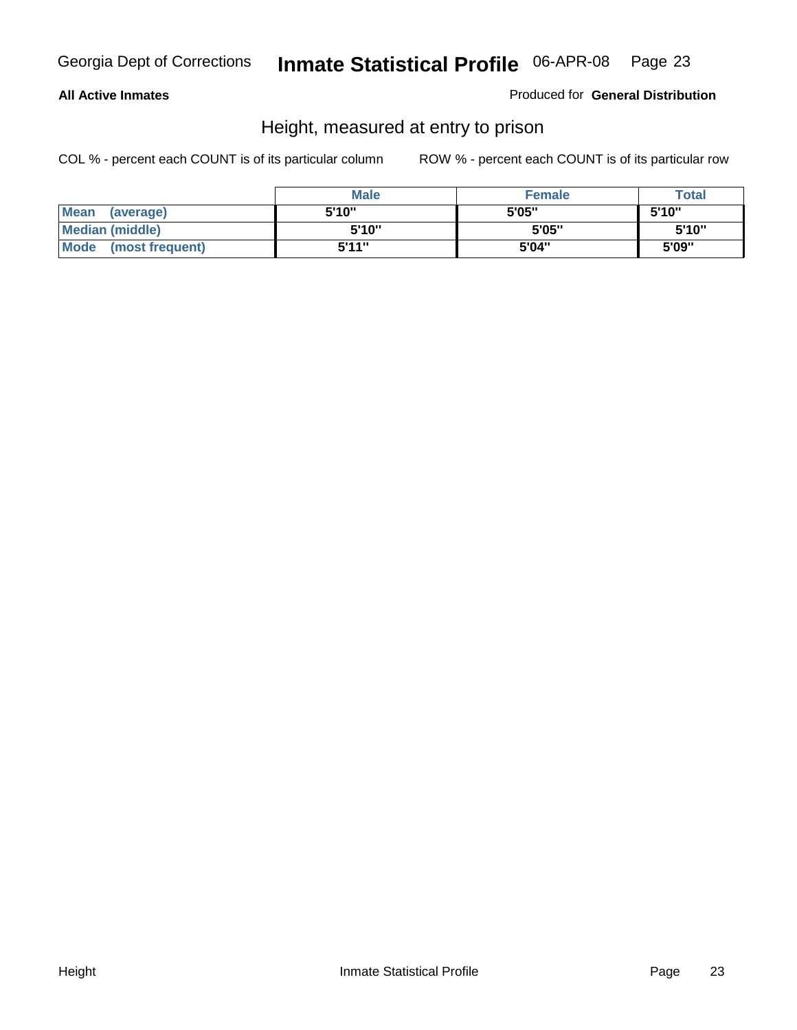**All Active Inmates**

Produced for **General Distribution**

## Height, measured at entry to prison

COL % - percent each COUNT is of its particular column

ROW % - percent each COUNT is of its particular row

| | Male | Female | Total |
|---|---|---|---|
| Mean (average) | 5'10" | 5'05" | 5'10" |
| Median (middle) | 5'10" | 5'05" | 5'10" |
| Mode (most frequent) | 5'11" | 5'04" | 5'09" |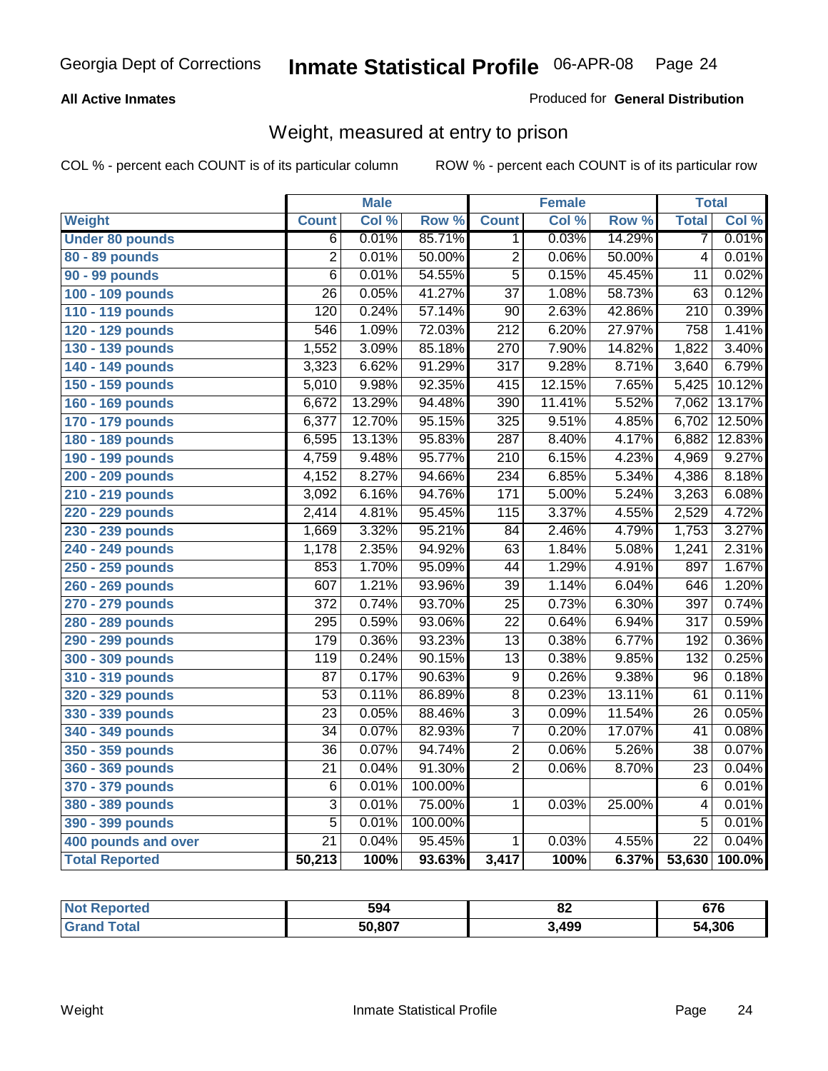Georgia Dept of Corrections **Inmate Statistical Profile** 06-APR-08

**All Active Inmates**

Produced for **General Distribution**

## Weight, measured at entry to prison

COL % - percent each COUNT is of its particular column

ROW % - percent each COUNT is of its particular row

| | Male | | | Female | | | Total | |
|---|---|---|---|---|---|---|---|---|
| **Weight** | **Count** | **Col %** | **Row %** | **Count** | **Col %** | **Row %** | **Total** | **Col %** |
| **Under 80 pounds** | 6 | 0.01% | 85.71% | 1 | 0.03% | 14.29% | 7 | 0.01% |
| **80 - 89 pounds** | 2 | 0.01% | 50.00% | 2 | 0.06% | 50.00% | 4 | 0.01% |
| **90 - 99 pounds** | 6 | 0.01% | 54.55% | 5 | 0.15% | 45.45% | 11 | 0.02% |
| **100 - 109 pounds** | 26 | 0.05% | 41.27% | 37 | 1.08% | 58.73% | 63 | 0.12% |
| **110 - 119 pounds** | 120 | 0.24% | 57.14% | 90 | 2.63% | 42.86% | 210 | 0.39% |
| **120 - 129 pounds** | 546 | 1.09% | 72.03% | 212 | 6.20% | 27.97% | 758 | 1.41% |
| **130 - 139 pounds** | 1,552 | 3.09% | 85.18% | 270 | 7.90% | 14.82% | 1,822 | 3.40% |
| **140 - 149 pounds** | 3,323 | 6.62% | 91.29% | 317 | 9.28% | 8.71% | 3,640 | 6.79% |
| **150 - 159 pounds** | 5,010 | 9.98% | 92.35% | 415 | 12.15% | 7.65% | 5,425 | 10.12% |
| **160 - 169 pounds** | 6,672 | 13.29% | 94.48% | 390 | 11.41% | 5.52% | 7,062 | 13.17% |
| **170 - 179 pounds** | 6,377 | 12.70% | 95.15% | 325 | 9.51% | 4.85% | 6,702 | 12.50% |
| **180 - 189 pounds** | 6,595 | 13.13% | 95.83% | 287 | 8.40% | 4.17% | 6,882 | 12.83% |
| **190 - 199 pounds** | 4,759 | 9.48% | 95.77% | 210 | 6.15% | 4.23% | 4,969 | 9.27% |
| **200 - 209 pounds** | 4,152 | 8.27% | 94.66% | 234 | 6.85% | 5.34% | 4,386 | 8.18% |
| **210 - 219 pounds** | 3,092 | 6.16% | 94.76% | 171 | 5.00% | 5.24% | 3,263 | 6.08% |
| **220 - 229 pounds** | 2,414 | 4.81% | 95.45% | 115 | 3.37% | 4.55% | 2,529 | 4.72% |
| **230 - 239 pounds** | 1,669 | 3.32% | 95.21% | 84 | 2.46% | 4.79% | 1,753 | 3.27% |
| **240 - 249 pounds** | 1,178 | 2.35% | 94.92% | 63 | 1.84% | 5.08% | 1,241 | 2.31% |
| **250 - 259 pounds** | 853 | 1.70% | 95.09% | 44 | 1.29% | 4.91% | 897 | 1.67% |
| **260 - 269 pounds** | 607 | 1.21% | 93.96% | 39 | 1.14% | 6.04% | 646 | 1.20% |
| **270 - 279 pounds** | 372 | 0.74% | 93.70% | 25 | 0.73% | 6.30% | 397 | 0.74% |
| **280 - 289 pounds** | 295 | 0.59% | 93.06% | 22 | 0.64% | 6.94% | 317 | 0.59% |
| **290 - 299 pounds** | 179 | 0.36% | 93.23% | 13 | 0.38% | 6.77% | 192 | 0.36% |
| **300 - 309 pounds** | 119 | 0.24% | 90.15% | 13 | 0.38% | 9.85% | 132 | 0.25% |
| **310 - 319 pounds** | 87 | 0.17% | 90.63% | 9 | 0.26% | 9.38% | 96 | 0.18% |
| **320 - 329 pounds** | 53 | 0.11% | 86.89% | 8 | 0.23% | 13.11% | 61 | 0.11% |
| **330 - 339 pounds** | 23 | 0.05% | 88.46% | 3 | 0.09% | 11.54% | 26 | 0.05% |
| **340 - 349 pounds** | 34 | 0.07% | 82.93% | 7 | 0.20% | 17.07% | 41 | 0.08% |
| **350 - 359 pounds** | 36 | 0.07% | 94.74% | 2 | 0.06% | 5.26% | 38 | 0.07% |
| **360 - 369 pounds** | 21 | 0.04% | 91.30% | 2 | 0.06% | 8.70% | 23 | 0.04% |
| **370 - 379 pounds** | 6 | 0.01% | 100.00% | | | | 6 | 0.01% |
| **380 - 389 pounds** | 3 | 0.01% | 75.00% | 1 | 0.03% | 25.00% | 4 | 0.01% |
| **390 - 399 pounds** | 5 | 0.01% | 100.00% | | | | 5 | 0.01% |
| **400 pounds and over** | 21 | 0.04% | 95.45% | 1 | 0.03% | 4.55% | 22 | 0.04% |
| **Total Reported** | **50,213** | **100%** | **93.63%** | **3,417** | **100%** | **6.37%** | **53,630** | **100.0%** |

| | Male | Female | Total |
|---|---|---|---|
| **Not Reported** | **594** | **82** | **676** |
| **Grand Total** | **50,807** | **3,499** | **54,306** |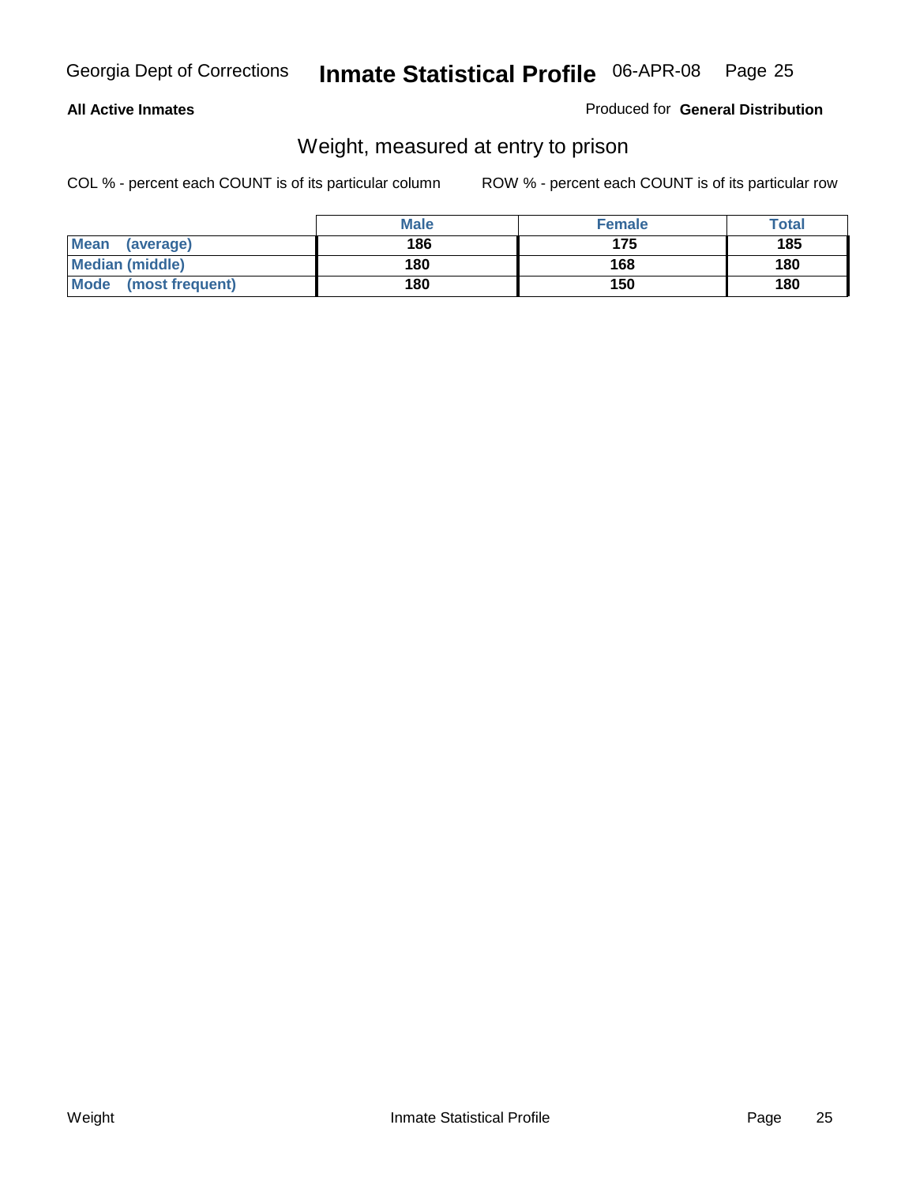**All Active Inmates**

Produced for **General Distribution**

## Weight, measured at entry to prison

COL % - percent each COUNT is of its particular column

ROW % - percent each COUNT is of its particular row

| | Male | Female | Total |
|---|---|---|---|
| **Mean (average)** | 186 | 175 | 185 |
| **Median (middle)** | 180 | 168 | 180 |
| **Mode (most frequent)** | 180 | 150 | 180 |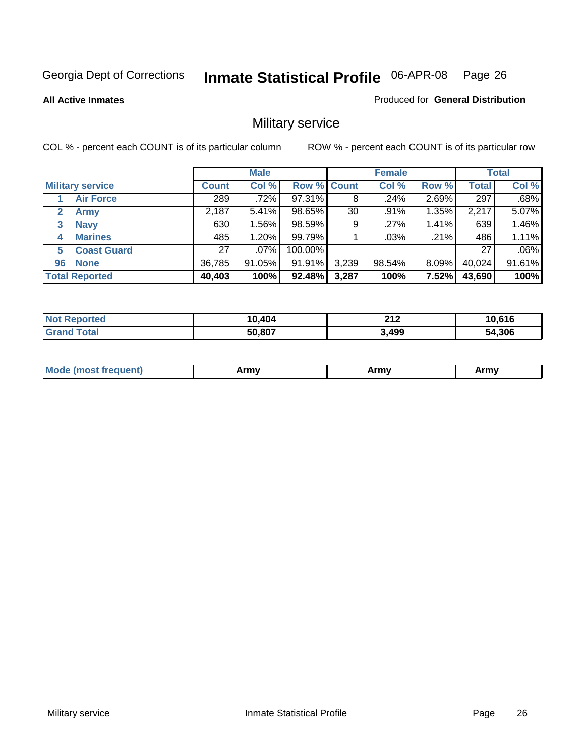Georgia Dept of Corrections **Inmate Statistical Profile** 06-APR-08

**All Active Inmates**

Produced for **General Distribution**

## Military service

COL % - percent each COUNT is of its particular column

ROW % - percent each COUNT is of its particular row

| | Male | | | Female | | | Total | |
|---|---|---|---|---|---|---|---|---|
| **Military service** | **Count** | **Col %** | **Row %** | **Count** | **Col %** | **Row %** | **Total** | **Col %** |
| 1 Air Force | 289 | .72% | 97.31% | 8 | .24% | 2.69% | 297 | .68% |
| 2 Army | 2,187 | 5.41% | 98.65% | 30 | .91% | 1.35% | 2,217 | 5.07% |
| 3 Navy | 630 | 1.56% | 98.59% | 9 | .27% | 1.41% | 639 | 1.46% |
| 4 Marines | 485 | 1.20% | 99.79% | 1 | .03% | .21% | 486 | 1.11% |
| 5 Coast Guard | 27 | .07% | 100.00% | | | | 27 | .06% |
| 96 None | 36,785 | 91.05% | 91.91% | 3,239 | 98.54% | 8.09% | 40,024 | 91.61% |
| **Total Reported** | **40,403** | **100%** | **92.48%** | **3,287** | **100%** | **7.52%** | **43,690** | **100%** |

| | Male | Female | Total |
|---|---|---|---|
| Not Reported | 10,404 | 212 | 10,616 |
| Grand Total | 50,807 | 3,499 | 54,306 |

| | Male | Female | Total |
|---|---|---|---|
| Mode (most frequent) | Army | Army | Army |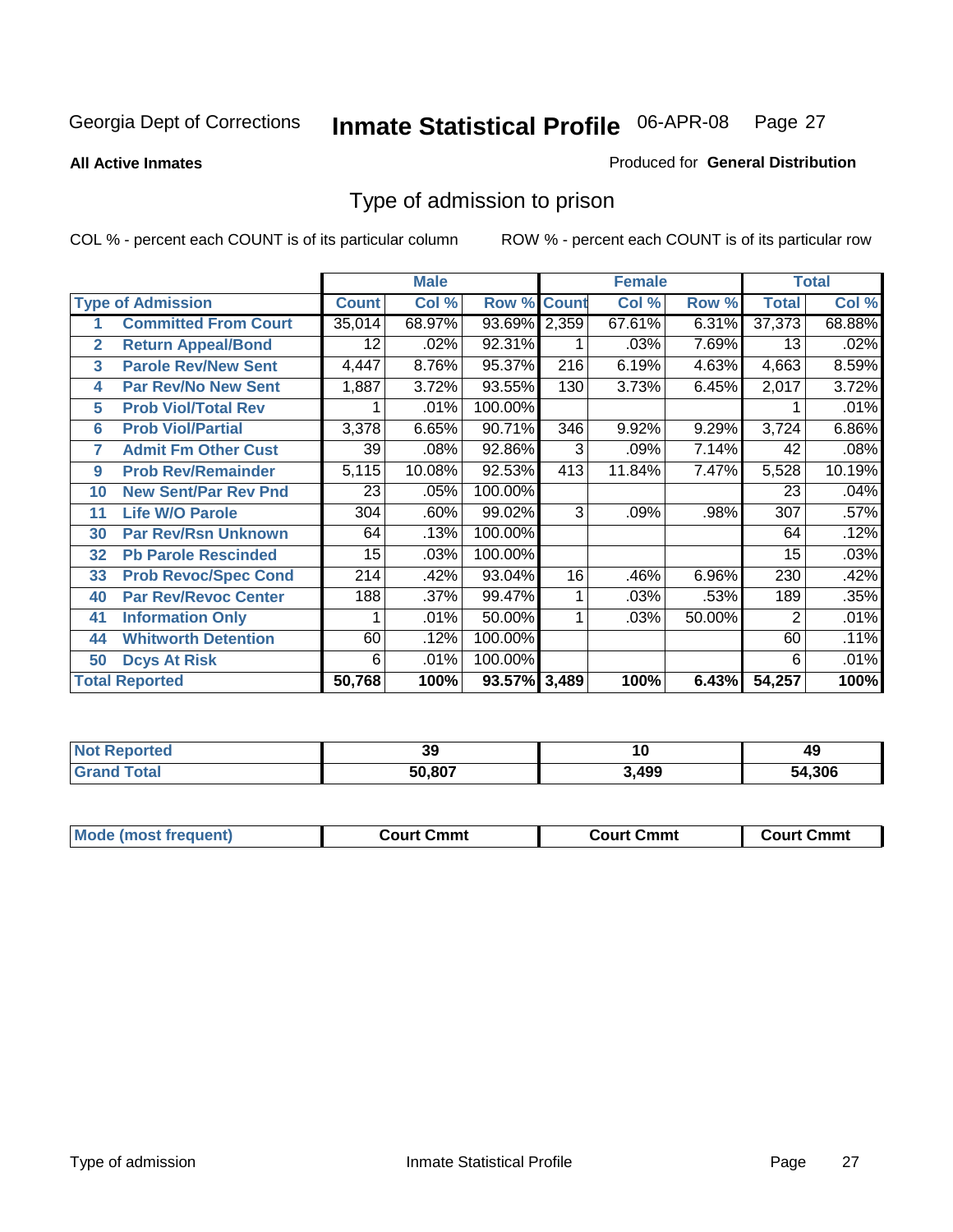Georgia Dept of Corrections **Inmate Statistical Profile** 06-APR-08

**All Active Inmates**

Produced for **General Distribution**

## Type of admission to prison

COL % - percent each COUNT is of its particular column

ROW % - percent each COUNT is of its particular row

| | | Male | | | Female | | | Total | |
|---|---|---|---|---|---|---|---|---|---|
| **Type of Admission** | | **Count** | **Col %** | **Row %** | **Count** | **Col %** | **Row %** | **Total** | **Col %** |
| 1 | **Committed From Court** | 35,014 | 68.97% | 93.69% | 2,359 | 67.61% | 6.31% | 37,373 | 68.88% |
| 2 | **Return Appeal/Bond** | 12 | .02% | 92.31% | 1 | .03% | 7.69% | 13 | .02% |
| 3 | **Parole Rev/New Sent** | 4,447 | 8.76% | 95.37% | 216 | 6.19% | 4.63% | 4,663 | 8.59% |
| 4 | **Par Rev/No New Sent** | 1,887 | 3.72% | 93.55% | 130 | 3.73% | 6.45% | 2,017 | 3.72% |
| 5 | **Prob Viol/Total Rev** | 1 | .01% | 100.00% | | | | 1 | .01% |
| 6 | **Prob Viol/Partial** | 3,378 | 6.65% | 90.71% | 346 | 9.92% | 9.29% | 3,724 | 6.86% |
| 7 | **Admit Fm Other Cust** | 39 | .08% | 92.86% | 3 | .09% | 7.14% | 42 | .08% |
| 9 | **Prob Rev/Remainder** | 5,115 | 10.08% | 92.53% | 413 | 11.84% | 7.47% | 5,528 | 10.19% |
| 10 | **New Sent/Par Rev Pnd** | 23 | .05% | 100.00% | | | | 23 | .04% |
| 11 | **Life W/O Parole** | 304 | .60% | 99.02% | 3 | .09% | .98% | 307 | .57% |
| 30 | **Par Rev/Rsn Unknown** | 64 | .13% | 100.00% | | | | 64 | .12% |
| 32 | **Pb Parole Rescinded** | 15 | .03% | 100.00% | | | | 15 | .03% |
| 33 | **Prob Revoc/Spec Cond** | 214 | .42% | 93.04% | 16 | .46% | 6.96% | 230 | .42% |
| 40 | **Par Rev/Revoc Center** | 188 | .37% | 99.47% | 1 | .03% | .53% | 189 | .35% |
| 41 | **Information Only** | 1 | .01% | 50.00% | 1 | .03% | 50.00% | 2 | .01% |
| 44 | **Whitworth Detention** | 60 | .12% | 100.00% | | | | 60 | .11% |
| 50 | **Dcys At Risk** | 6 | .01% | 100.00% | | | | 6 | .01% |
| **Total Reported** | | **50,768** | **100%** | **93.57%** | **3,489** | **100%** | **6.43%** | **54,257** | **100%** |

| | Male | Female | Total |
|---|---|---|---|
| **Not Reported** | **39** | **10** | **49** |
| **Grand Total** | **50,807** | **3,499** | **54,306** |

| | Male | Female | Total |
|---|---|---|---|
| **Mode (most frequent)** | **Court Cmmt** | **Court Cmmt** | **Court Cmmt** |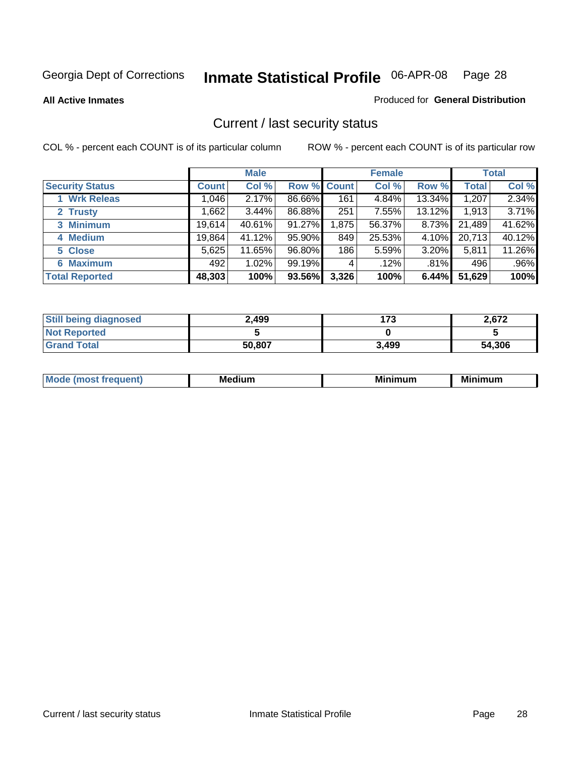Georgia Dept of Corrections **Inmate Statistical Profile** 06-APR-08

**All Active Inmates**

Produced for **General Distribution**

## Current / last security status

COL % - percent each COUNT is of its particular column

ROW % - percent each COUNT is of its particular row

| | Male | | | Female | | | Total | |
|---|---|---|---|---|---|---|---|---|
| **Security Status** | **Count** | **Col %** | **Row %** | **Count** | **Col %** | **Row %** | **Total** | **Col %** |
| 1 Wrk Releas | 1,046 | 2.17% | 86.66% | 161 | 4.84% | 13.34% | 1,207 | 2.34% |
| 2 Trusty | 1,662 | 3.44% | 86.88% | 251 | 7.55% | 13.12% | 1,913 | 3.71% |
| 3 Minimum | 19,614 | 40.61% | 91.27% | 1,875 | 56.37% | 8.73% | 21,489 | 41.62% |
| 4 Medium | 19,864 | 41.12% | 95.90% | 849 | 25.53% | 4.10% | 20,713 | 40.12% |
| 5 Close | 5,625 | 11.65% | 96.80% | 186 | 5.59% | 3.20% | 5,811 | 11.26% |
| 6 Maximum | 492 | 1.02% | 99.19% | 4 | .12% | .81% | 496 | .96% |
| **Total Reported** | **48,303** | **100%** | **93.56%** | **3,326** | **100%** | **6.44%** | **51,629** | **100%** |

| | | | |
|---|---|---|---|
| **Still being diagnosed** | **2,499** | **173** | **2,672** |
| **Not Reported** | **5** | **0** | **5** |
| **Grand Total** | **50,807** | **3,499** | **54,306** |

| | | | |
|---|---|---|---|
| **Mode (most frequent)** | **Medium** | **Minimum** | **Minimum** |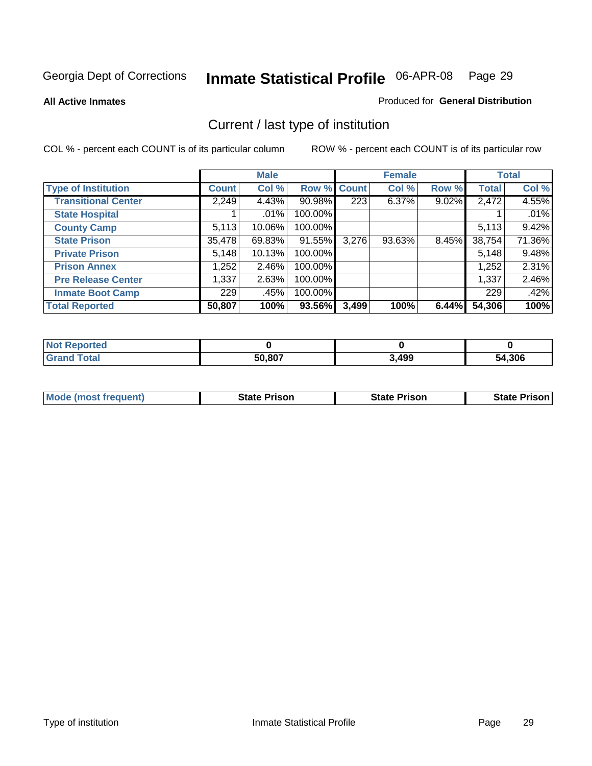Georgia Dept of Corrections **Inmate Statistical Profile** 06-APR-08

**All Active Inmates**

Produced for **General Distribution**

## Current / last type of institution

COL % - percent each COUNT is of its particular column

ROW % - percent each COUNT is of its particular row

| | Male | | | Female | | | Total | |
|---|---|---|---|---|---|---|---|---|
| **Type of Institution** | **Count** | **Col %** | **Row %** | **Count** | **Col %** | **Row %** | **Total** | **Col %** |
| **Transitional Center** | 2,249 | 4.43% | 90.98% | 223 | 6.37% | 9.02% | 2,472 | 4.55% |
| **State Hospital** | 1 | .01% | 100.00% | | | | 1 | .01% |
| **County Camp** | 5,113 | 10.06% | 100.00% | | | | 5,113 | 9.42% |
| **State Prison** | 35,478 | 69.83% | 91.55% | 3,276 | 93.63% | 8.45% | 38,754 | 71.36% |
| **Private Prison** | 5,148 | 10.13% | 100.00% | | | | 5,148 | 9.48% |
| **Prison Annex** | 1,252 | 2.46% | 100.00% | | | | 1,252 | 2.31% |
| **Pre Release Center** | 1,337 | 2.63% | 100.00% | | | | 1,337 | 2.46% |
| **Inmate Boot Camp** | 229 | .45% | 100.00% | | | | 229 | .42% |
| **Total Reported** | **50,807** | **100%** | **93.56%** | **3,499** | **100%** | **6.44%** | **54,306** | **100%** |

| | Male | Female | Total |
|---|---|---|---|
| **Not Reported** | **0** | **0** | **0** |
| **Grand Total** | **50,807** | **3,499** | **54,306** |

| | Male | Female | Total |
|---|---|---|---|
| **Mode (most frequent)** | **State Prison** | **State Prison** | **State Prison** |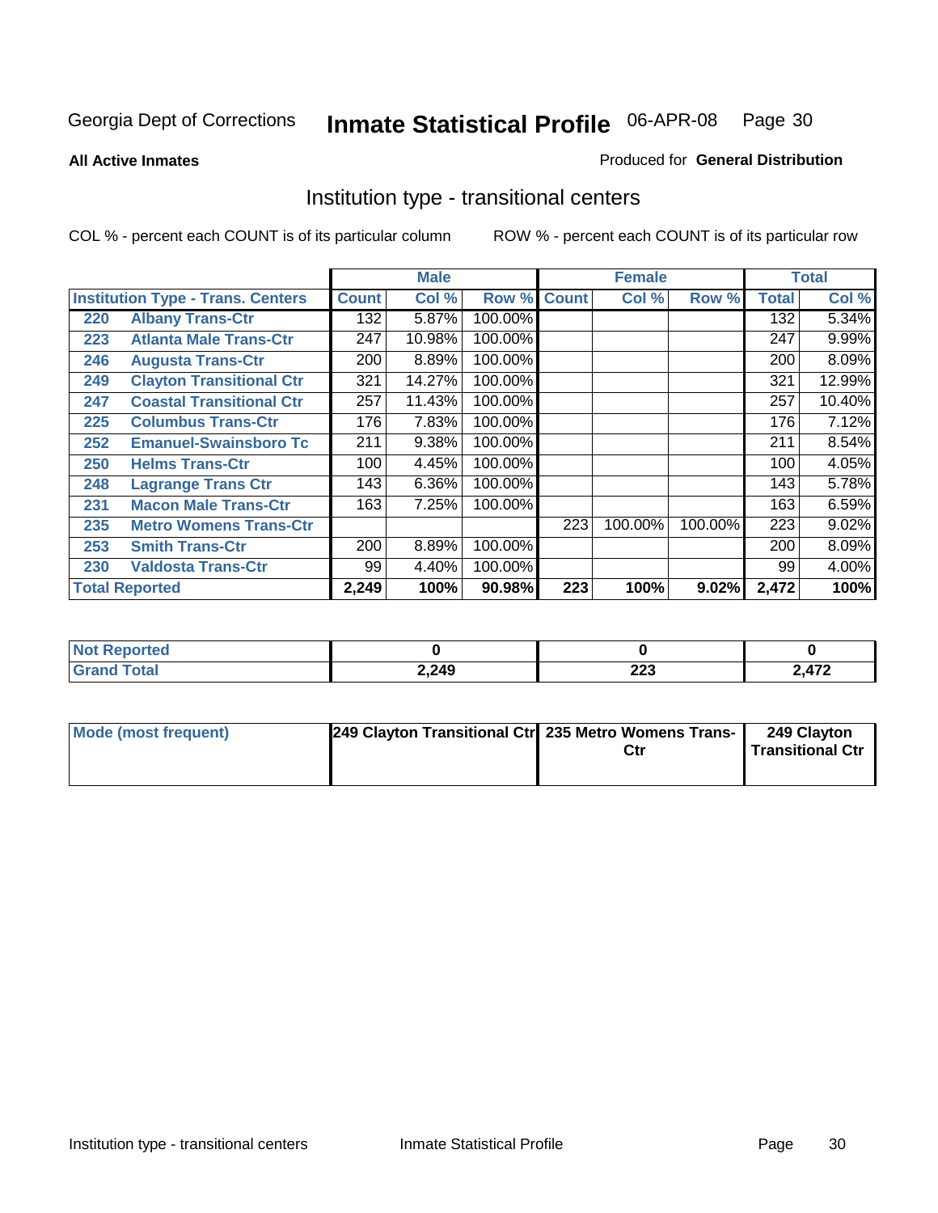Georgia Dept of Corrections **Inmate Statistical Profile** 06-APR-08

**All Active Inmates**

Produced for **General Distribution**

## Institution type - transitional centers

COL % - percent each COUNT is of its particular column

ROW % - percent each COUNT is of its particular row

| Institution Type - Trans. Centers | | Male | | | Female | | | Total | |
|---|---|---|---|---|---|---|---|---|---|
| | | Count | Col % | Row % | Count | Col % | Row % | Total | Col % |
| 220 | Albany Trans-Ctr | 132 | 5.87% | 100.00% | | | | 132 | 5.34% |
| 223 | Atlanta Male Trans-Ctr | 247 | 10.98% | 100.00% | | | | 247 | 9.99% |
| 246 | Augusta Trans-Ctr | 200 | 8.89% | 100.00% | | | | 200 | 8.09% |
| 249 | Clayton Transitional Ctr | 321 | 14.27% | 100.00% | | | | 321 | 12.99% |
| 247 | Coastal Transitional Ctr | 257 | 11.43% | 100.00% | | | | 257 | 10.40% |
| 225 | Columbus Trans-Ctr | 176 | 7.83% | 100.00% | | | | 176 | 7.12% |
| 252 | Emanuel-Swainsboro Tc | 211 | 9.38% | 100.00% | | | | 211 | 8.54% |
| 250 | Helms Trans-Ctr | 100 | 4.45% | 100.00% | | | | 100 | 4.05% |
| 248 | Lagrange Trans Ctr | 143 | 6.36% | 100.00% | | | | 143 | 5.78% |
| 231 | Macon Male Trans-Ctr | 163 | 7.25% | 100.00% | | | | 163 | 6.59% |
| 235 | Metro Womens Trans-Ctr | | | | 223 | 100.00% | 100.00% | 223 | 9.02% |
| 253 | Smith Trans-Ctr | 200 | 8.89% | 100.00% | | | | 200 | 8.09% |
| 230 | Valdosta Trans-Ctr | 99 | 4.40% | 100.00% | | | | 99 | 4.00% |
| **Total Reported** | | **2,249** | **100%** | **90.98%** | **223** | **100%** | **9.02%** | **2,472** | **100%** |

| | Male | Female | Total |
|---|---|---|---|
| Not Reported | 0 | 0 | 0 |
| Grand Total | 2,249 | 223 | 2,472 |

| | Male | Female | Total |
|---|---|---|---|
| Mode (most frequent) | 249 Clayton Transitional Ctr | 235 Metro Womens Trans-Ctr | 249 Clayton Transitional Ctr |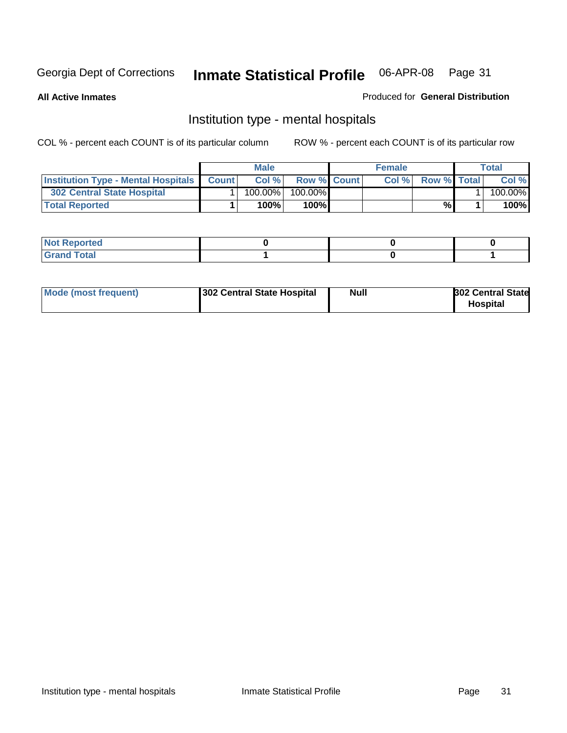Georgia Dept of Corrections **Inmate Statistical Profile** 06-APR-08 Page 31

**All Active Inmates**

Produced for **General Distribution**

## Institution type - mental hospitals

COL % - percent each COUNT is of its particular column

ROW % - percent each COUNT is of its particular row

| | Male | | | Female | | | Total | |
|---|---|---|---|---|---|---|---|---|
| **Institution Type - Mental Hospitals** | **Count** | **Col %** | **Row %** | **Count** | **Col %** | **Row %** | **Total** | **Col %** |
| **302 Central State Hospital** | 1 | 100.00% | 100.00% | | | | 1 | 100.00% |
| **Total Reported** | **1** | **100%** | **100%** | | | **%** | **1** | **100%** |

| | Male | Female | Total |
|---|---|---|---|
| **Not Reported** | **0** | **0** | **0** |
| **Grand Total** | **1** | **0** | **1** |

| | Male | Female | Total |
|---|---|---|---|
| **Mode (most frequent)** | **302 Central State Hospital** | **Null** | **302 Central State Hospital** |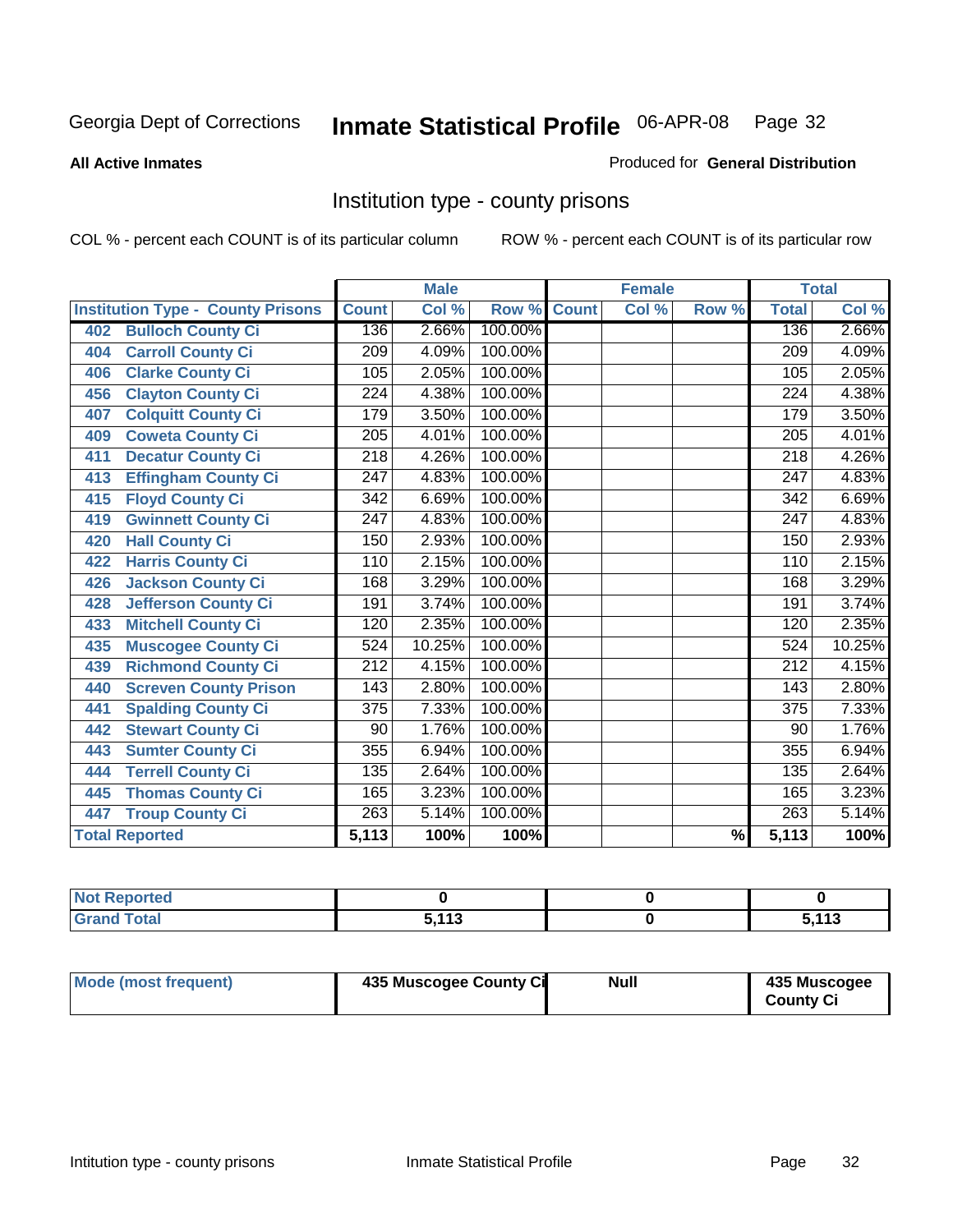Georgia Dept of Corrections **Inmate Statistical Profile** 06-APR-08

**All Active Inmates**

Produced for **General Distribution**

## Institution type - county prisons

COL % - percent each COUNT is of its particular column ROW % - percent each COUNT is of its particular row

| Institution Type - County Prisons | Male | | | Female | | | Total | |
|---|---|---|---|---|---|---|---|---|
| | Count | Col % | Row % | Count | Col % | Row % | Total | Col % |
| 402 Bulloch County Ci | 136 | 2.66% | 100.00% | | | | 136 | 2.66% |
| 404 Carroll County Ci | 209 | 4.09% | 100.00% | | | | 209 | 4.09% |
| 406 Clarke County Ci | 105 | 2.05% | 100.00% | | | | 105 | 2.05% |
| 456 Clayton County Ci | 224 | 4.38% | 100.00% | | | | 224 | 4.38% |
| 407 Colquitt County Ci | 179 | 3.50% | 100.00% | | | | 179 | 3.50% |
| 409 Coweta County Ci | 205 | 4.01% | 100.00% | | | | 205 | 4.01% |
| 411 Decatur County Ci | 218 | 4.26% | 100.00% | | | | 218 | 4.26% |
| 413 Effingham County Ci | 247 | 4.83% | 100.00% | | | | 247 | 4.83% |
| 415 Floyd County Ci | 342 | 6.69% | 100.00% | | | | 342 | 6.69% |
| 419 Gwinnett County Ci | 247 | 4.83% | 100.00% | | | | 247 | 4.83% |
| 420 Hall County Ci | 150 | 2.93% | 100.00% | | | | 150 | 2.93% |
| 422 Harris County Ci | 110 | 2.15% | 100.00% | | | | 110 | 2.15% |
| 426 Jackson County Ci | 168 | 3.29% | 100.00% | | | | 168 | 3.29% |
| 428 Jefferson County Ci | 191 | 3.74% | 100.00% | | | | 191 | 3.74% |
| 433 Mitchell County Ci | 120 | 2.35% | 100.00% | | | | 120 | 2.35% |
| 435 Muscogee County Ci | 524 | 10.25% | 100.00% | | | | 524 | 10.25% |
| 439 Richmond County Ci | 212 | 4.15% | 100.00% | | | | 212 | 4.15% |
| 440 Screven County Prison | 143 | 2.80% | 100.00% | | | | 143 | 2.80% |
| 441 Spalding County Ci | 375 | 7.33% | 100.00% | | | | 375 | 7.33% |
| 442 Stewart County Ci | 90 | 1.76% | 100.00% | | | | 90 | 1.76% |
| 443 Sumter County Ci | 355 | 6.94% | 100.00% | | | | 355 | 6.94% |
| 444 Terrell County Ci | 135 | 2.64% | 100.00% | | | | 135 | 2.64% |
| 445 Thomas County Ci | 165 | 3.23% | 100.00% | | | | 165 | 3.23% |
| 447 Troup County Ci | 263 | 5.14% | 100.00% | | | | 263 | 5.14% |
| **Total Reported** | **5,113** | **100%** | **100%** | | | **%** | **5,113** | **100%** |

| | Male | Female | Total |
|---|---|---|---|
| Not Reported | 0 | 0 | 0 |
| Grand Total | 5,113 | 0 | 5,113 |

| | Male | Female | Total |
|---|---|---|---|
| Mode (most frequent) | 435 Muscogee County Ci | Null | 435 Muscogee County Ci |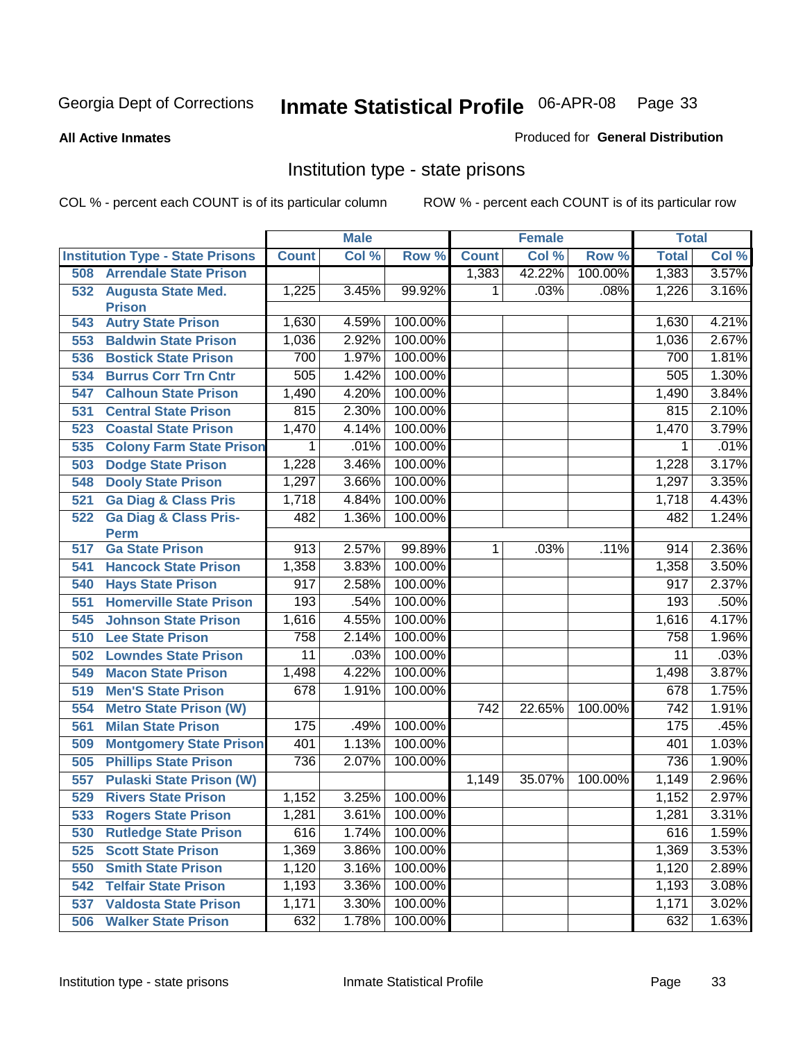Georgia Dept of Corrections **Inmate Statistical Profile** 06-APR-08 Page 33

**All Active Inmates**

Produced for **General Distribution**

## Institution type - state prisons

COL % - percent each COUNT is of its particular column ROW % - percent each COUNT is of its particular row

| Institution Type - State Prisons | Male | | | Female | | | Total | |
|---|---|---|---|---|---|---|---|---|
| | Count | Col % | Row % | Count | Col % | Row % | Total | Col % |
| 508 Arrendale State Prison | | | | 1,383 | 42.22% | 100.00% | 1,383 | 3.57% |
| 532 Augusta State Med. Prison | 1,225 | 3.45% | 99.92% | 1 | .03% | .08% | 1,226 | 3.16% |
| 543 Autry State Prison | 1,630 | 4.59% | 100.00% | | | | 1,630 | 4.21% |
| 553 Baldwin State Prison | 1,036 | 2.92% | 100.00% | | | | 1,036 | 2.67% |
| 536 Bostick State Prison | 700 | 1.97% | 100.00% | | | | 700 | 1.81% |
| 534 Burrus Corr Trn Cntr | 505 | 1.42% | 100.00% | | | | 505 | 1.30% |
| 547 Calhoun State Prison | 1,490 | 4.20% | 100.00% | | | | 1,490 | 3.84% |
| 531 Central State Prison | 815 | 2.30% | 100.00% | | | | 815 | 2.10% |
| 523 Coastal State Prison | 1,470 | 4.14% | 100.00% | | | | 1,470 | 3.79% |
| 535 Colony Farm State Prison | 1 | .01% | 100.00% | | | | 1 | .01% |
| 503 Dodge State Prison | 1,228 | 3.46% | 100.00% | | | | 1,228 | 3.17% |
| 548 Dooly State Prison | 1,297 | 3.66% | 100.00% | | | | 1,297 | 3.35% |
| 521 Ga Diag & Class Pris | 1,718 | 4.84% | 100.00% | | | | 1,718 | 4.43% |
| 522 Ga Diag & Class Pris-Perm | 482 | 1.36% | 100.00% | | | | 482 | 1.24% |
| 517 Ga State Prison | 913 | 2.57% | 99.89% | 1 | .03% | .11% | 914 | 2.36% |
| 541 Hancock State Prison | 1,358 | 3.83% | 100.00% | | | | 1,358 | 3.50% |
| 540 Hays State Prison | 917 | 2.58% | 100.00% | | | | 917 | 2.37% |
| 551 Homerville State Prison | 193 | .54% | 100.00% | | | | 193 | .50% |
| 545 Johnson State Prison | 1,616 | 4.55% | 100.00% | | | | 1,616 | 4.17% |
| 510 Lee State Prison | 758 | 2.14% | 100.00% | | | | 758 | 1.96% |
| 502 Lowndes State Prison | 11 | .03% | 100.00% | | | | 11 | .03% |
| 549 Macon State Prison | 1,498 | 4.22% | 100.00% | | | | 1,498 | 3.87% |
| 519 Men'S State Prison | 678 | 1.91% | 100.00% | | | | 678 | 1.75% |
| 554 Metro State Prison (W) | | | | 742 | 22.65% | 100.00% | 742 | 1.91% |
| 561 Milan State Prison | 175 | .49% | 100.00% | | | | 175 | .45% |
| 509 Montgomery State Prison | 401 | 1.13% | 100.00% | | | | 401 | 1.03% |
| 505 Phillips State Prison | 736 | 2.07% | 100.00% | | | | 736 | 1.90% |
| 557 Pulaski State Prison (W) | | | | 1,149 | 35.07% | 100.00% | 1,149 | 2.96% |
| 529 Rivers State Prison | 1,152 | 3.25% | 100.00% | | | | 1,152 | 2.97% |
| 533 Rogers State Prison | 1,281 | 3.61% | 100.00% | | | | 1,281 | 3.31% |
| 530 Rutledge State Prison | 616 | 1.74% | 100.00% | | | | 616 | 1.59% |
| 525 Scott State Prison | 1,369 | 3.86% | 100.00% | | | | 1,369 | 3.53% |
| 550 Smith State Prison | 1,120 | 3.16% | 100.00% | | | | 1,120 | 2.89% |
| 542 Telfair State Prison | 1,193 | 3.36% | 100.00% | | | | 1,193 | 3.08% |
| 537 Valdosta State Prison | 1,171 | 3.30% | 100.00% | | | | 1,171 | 3.02% |
| 506 Walker State Prison | 632 | 1.78% | 100.00% | | | | 632 | 1.63% |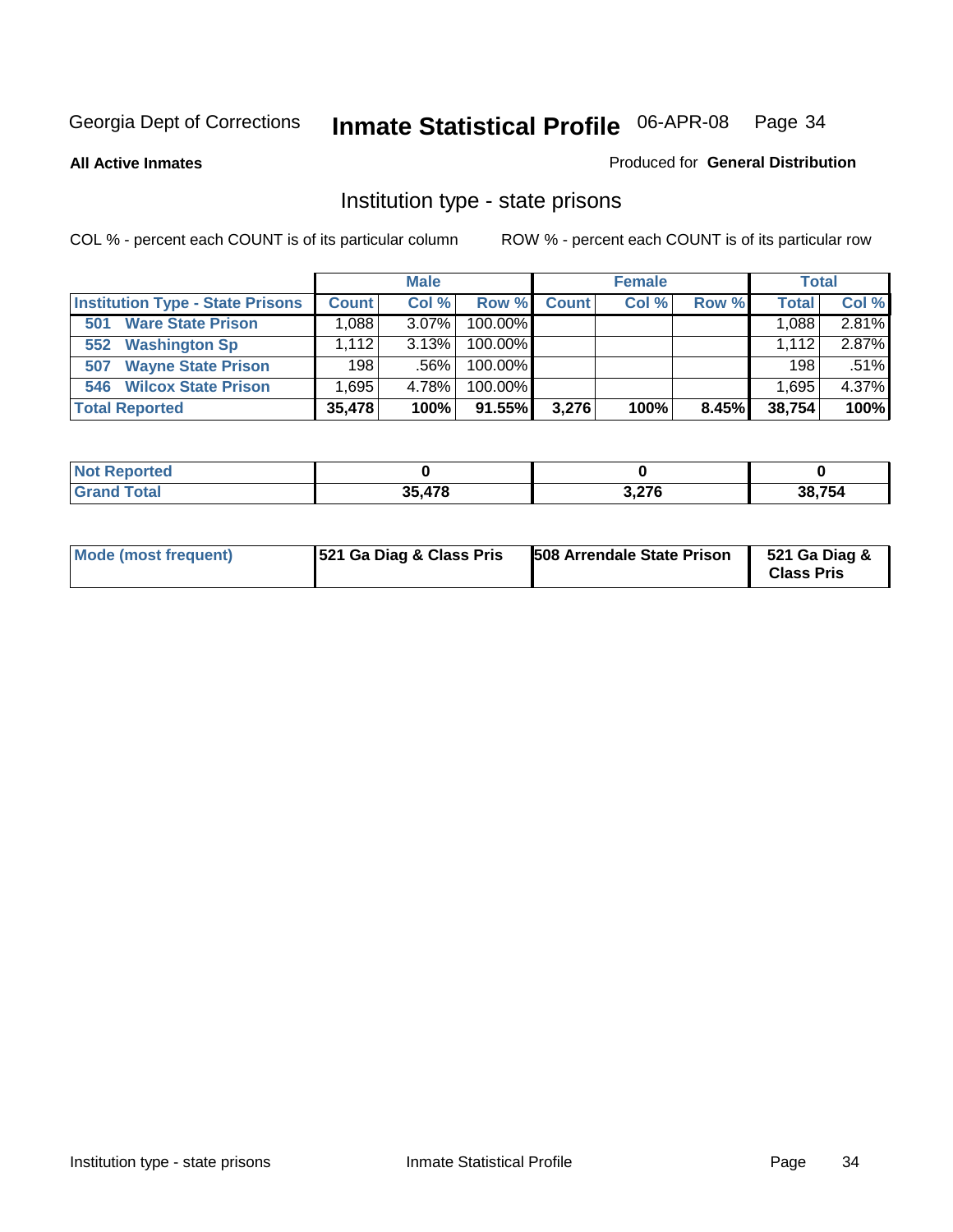Georgia Dept of Corrections **Inmate Statistical Profile** 06-APR-08

**All Active Inmates**

Produced for **General Distribution**

## Institution type - state prisons

COL % - percent each COUNT is of its particular column

ROW % - percent each COUNT is of its particular row

| | Male | | | Female | | | Total | |
|---|---|---|---|---|---|---|---|---|
| **Institution Type - State Prisons** | **Count** | **Col %** | **Row %** | **Count** | **Col %** | **Row %** | **Total** | **Col %** |
| **501 Ware State Prison** | 1,088 | 3.07% | 100.00% | | | | 1,088 | 2.81% |
| **552 Washington Sp** | 1,112 | 3.13% | 100.00% | | | | 1,112 | 2.87% |
| **507 Wayne State Prison** | 198 | .56% | 100.00% | | | | 198 | .51% |
| **546 Wilcox State Prison** | 1,695 | 4.78% | 100.00% | | | | 1,695 | 4.37% |
| **Total Reported** | **35,478** | **100%** | **91.55%** | **3,276** | **100%** | **8.45%** | **38,754** | **100%** |

| | Male | Female | Total |
|---|---|---|---|
| **Not Reported** | **0** | **0** | **0** |
| **Grand Total** | **35,478** | **3,276** | **38,754** |

| | Male | Female | Total |
|---|---|---|---|
| **Mode (most frequent)** | **521 Ga Diag & Class Pris** | **508 Arrendale State Prison** | **521 Ga Diag & Class Pris** |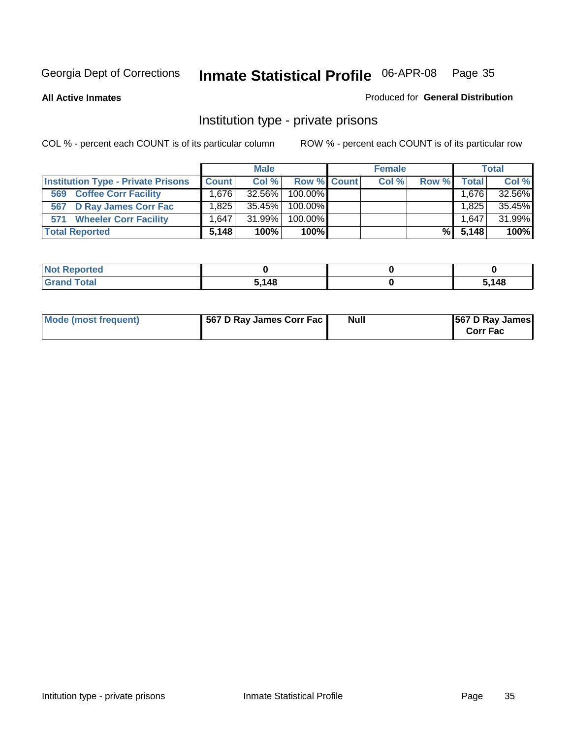Georgia Dept of Corrections **Inmate Statistical Profile** 06-APR-08

**All Active Inmates**

Produced for **General Distribution**

## Institution type - private prisons

COL % - percent each COUNT is of its particular column

ROW % - percent each COUNT is of its particular row

| | Male | | | Female | | | Total | |
|---|---|---|---|---|---|---|---|---|
| **Institution Type - Private Prisons** | **Count** | **Col %** | **Row %** | **Count** | **Col %** | **Row %** | **Total** | **Col %** |
| **569 Coffee Corr Facility** | 1,676 | 32.56% | 100.00% | | | | 1,676 | 32.56% |
| **567 D Ray James Corr Fac** | 1,825 | 35.45% | 100.00% | | | | 1,825 | 35.45% |
| **571 Wheeler Corr Facility** | 1,647 | 31.99% | 100.00% | | | | 1,647 | 31.99% |
| **Total Reported** | **5,148** | **100%** | **100%** | | | **%** | **5,148** | **100%** |

| | Male | Female | Total |
|---|---|---|---|
| **Not Reported** | **0** | **0** | **0** |
| **Grand Total** | **5,148** | **0** | **5,148** |

| | Male | Female | Total |
|---|---|---|---|
| **Mode (most frequent)** | **567 D Ray James Corr Fac** | **Null** | **567 D Ray James Corr Fac** |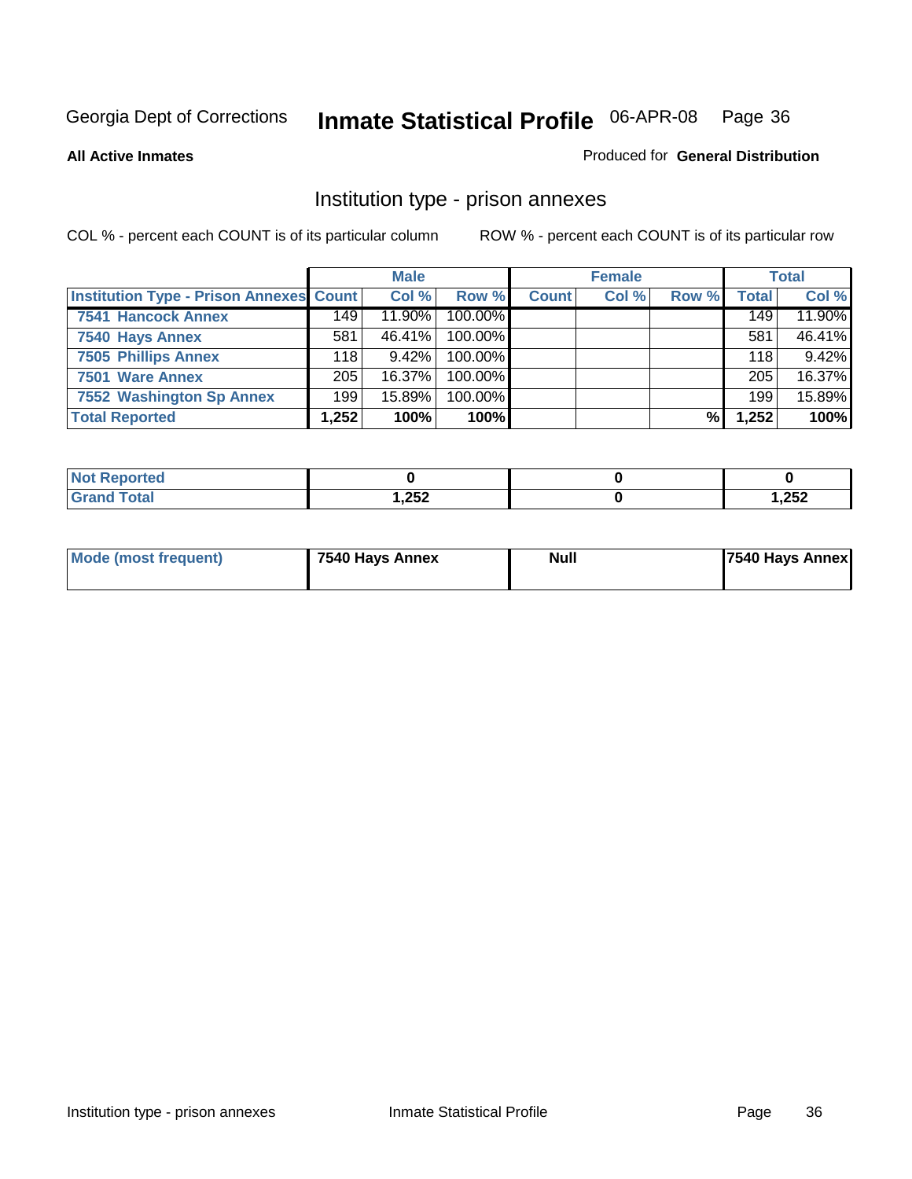Georgia Dept of Corrections **Inmate Statistical Profile** 06-APR-08

**All Active Inmates**

Produced for **General Distribution**

## Institution type - prison annexes

COL % - percent each COUNT is of its particular column ROW % - percent each COUNT is of its particular row

| | Male | | | Female | | | Total | |
|---|---|---|---|---|---|---|---|---|
| **Institution Type - Prison Annexes** | **Count** | **Col %** | **Row %** | **Count** | **Col %** | **Row %** | **Total** | **Col %** |
| **7541 Hancock Annex** | 149 | 11.90% | 100.00% | | | | 149 | 11.90% |
| **7540 Hays Annex** | 581 | 46.41% | 100.00% | | | | 581 | 46.41% |
| **7505 Phillips Annex** | 118 | 9.42% | 100.00% | | | | 118 | 9.42% |
| **7501 Ware Annex** | 205 | 16.37% | 100.00% | | | | 205 | 16.37% |
| **7552 Washington Sp Annex** | 199 | 15.89% | 100.00% | | | | 199 | 15.89% |
| **Total Reported** | **1,252** | **100%** | **100%** | | | **%** | **1,252** | **100%** |

| | Male | Female | Total |
|---|---|---|---|
| **Not Reported** | **0** | **0** | **0** |
| **Grand Total** | **1,252** | **0** | **1,252** |

| | Male | Female | Total |
|---|---|---|---|
| **Mode (most frequent)** | **7540 Hays Annex** | **Null** | **7540 Hays Annex** |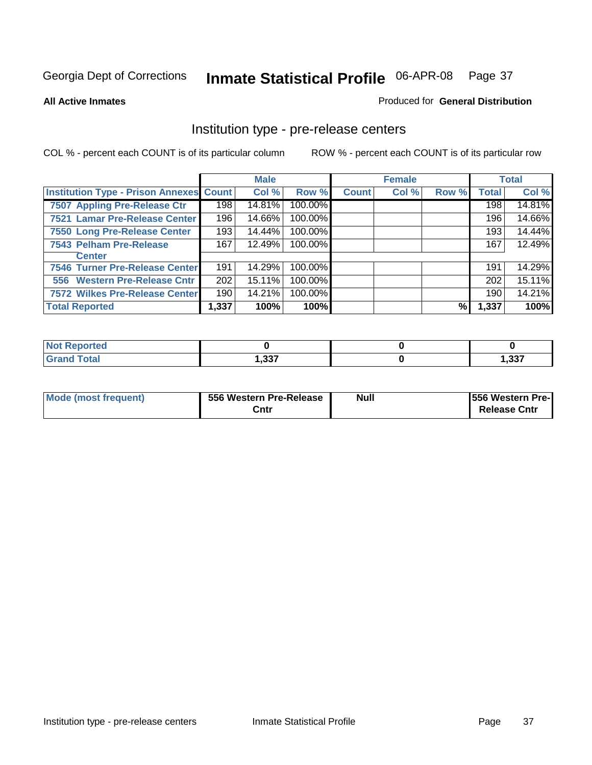Georgia Dept of Corrections **Inmate Statistical Profile** 06-APR-08

**All Active Inmates**

Produced for **General Distribution**

## Institution type - pre-release centers

COL % - percent each COUNT is of its particular column    ROW % - percent each COUNT is of its particular row

| | Male | | | Female | | | Total | |
|---|---|---|---|---|---|---|---|---|
| **Institution Type - Prison Annexes** | **Count** | **Col %** | **Row %** | **Count** | **Col %** | **Row %** | **Total** | **Col %** |
| 7507 Appling Pre-Release Ctr | 198 | 14.81% | 100.00% | | | | 198 | 14.81% |
| 7521 Lamar Pre-Release Center | 196 | 14.66% | 100.00% | | | | 196 | 14.66% |
| 7550 Long Pre-Release Center | 193 | 14.44% | 100.00% | | | | 193 | 14.44% |
| 7543 Pelham Pre-Release Center | 167 | 12.49% | 100.00% | | | | 167 | 12.49% |
| 7546 Turner Pre-Release Center | 191 | 14.29% | 100.00% | | | | 191 | 14.29% |
| 556 Western Pre-Release Cntr | 202 | 15.11% | 100.00% | | | | 202 | 15.11% |
| 7572 Wilkes Pre-Release Center | 190 | 14.21% | 100.00% | | | | 190 | 14.21% |
| **Total Reported** | **1,337** | **100%** | **100%** | | | **%** | **1,337** | **100%** |

| | Male | Female | Total |
|---|---|---|---|
| **Not Reported** | **0** | **0** | **0** |
| **Grand Total** | **1,337** | **0** | **1,337** |

| | Male | Female | Total |
|---|---|---|---|
| **Mode (most frequent)** | **556 Western Pre-Release Cntr** | **Null** | **556 Western Pre-Release Cntr** |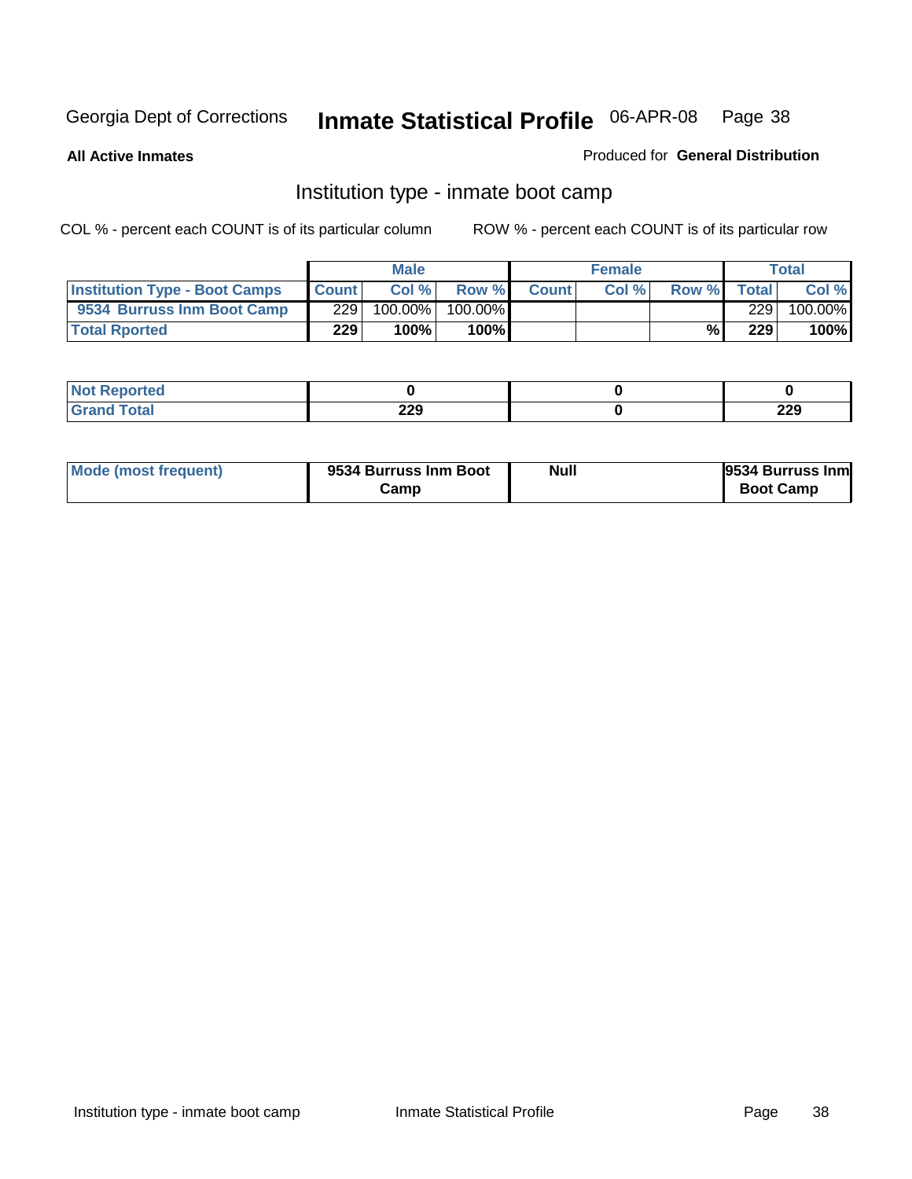Georgia Dept of Corrections **Inmate Statistical Profile** 06-APR-08

**All Active Inmates**

Produced for **General Distribution**

## Institution type - inmate boot camp

COL % - percent each COUNT is of its particular column ROW % - percent each COUNT is of its particular row

| | Male | | | Female | | | Total | |
|---|---|---|---|---|---|---|---|---|
| **Institution Type - Boot Camps** | **Count** | **Col %** | **Row %** | **Count** | **Col %** | **Row %** | **Total** | **Col %** |
| **9534 Burruss Inm Boot Camp** | 229 | 100.00% | 100.00% | | | | 229 | 100.00% |
| **Total Rported** | **229** | **100%** | **100%** | | | **%** | **229** | **100%** |

| | Male | Female | Total |
|---|---|---|---|
| **Not Reported** | **0** | **0** | **0** |
| **Grand Total** | **229** | **0** | **229** |

| | Male | Female | Total |
|---|---|---|---|
| **Mode (most frequent)** | **9534 Burruss Inm Boot Camp** | **Null** | **9534 Burruss Inm Boot Camp** |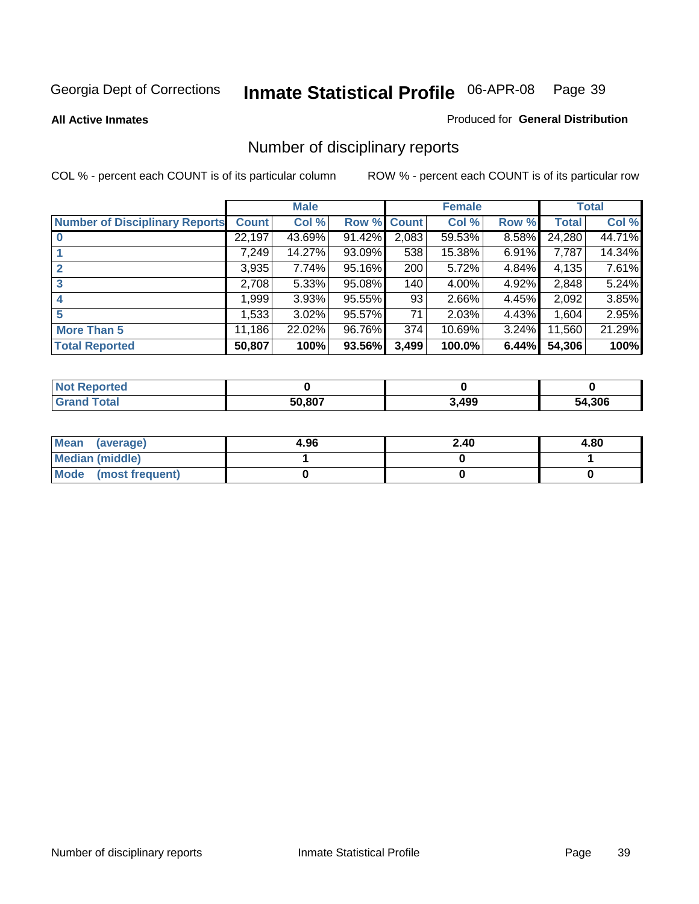Georgia Dept of Corrections **Inmate Statistical Profile** 06-APR-08

**All Active Inmates**

Produced for **General Distribution**

## Number of disciplinary reports

COL % - percent each COUNT is of its particular column

ROW % - percent each COUNT is of its particular row

| | Male | | | Female | | | Total | |
|---|---|---|---|---|---|---|---|---|
| **Number of Disciplinary Reports** | **Count** | **Col %** | **Row %** | **Count** | **Col %** | **Row %** | **Total** | **Col %** |
| **0** | 22,197 | 43.69% | 91.42% | 2,083 | 59.53% | 8.58% | 24,280 | 44.71% |
| **1** | 7,249 | 14.27% | 93.09% | 538 | 15.38% | 6.91% | 7,787 | 14.34% |
| **2** | 3,935 | 7.74% | 95.16% | 200 | 5.72% | 4.84% | 4,135 | 7.61% |
| **3** | 2,708 | 5.33% | 95.08% | 140 | 4.00% | 4.92% | 2,848 | 5.24% |
| **4** | 1,999 | 3.93% | 95.55% | 93 | 2.66% | 4.45% | 2,092 | 3.85% |
| **5** | 1,533 | 3.02% | 95.57% | 71 | 2.03% | 4.43% | 1,604 | 2.95% |
| **More Than 5** | 11,186 | 22.02% | 96.76% | 374 | 10.69% | 3.24% | 11,560 | 21.29% |
| **Total Reported** | **50,807** | **100%** | **93.56%** | **3,499** | **100.0%** | **6.44%** | **54,306** | **100%** |

| | Male | Female | Total |
|---|---|---|---|
| **Not Reported** | **0** | **0** | **0** |
| **Grand Total** | **50,807** | **3,499** | **54,306** |

| | Male | Female | Total |
|---|---|---|---|
| **Mean (average)** | **4.96** | **2.40** | **4.80** |
| **Median (middle)** | **1** | **0** | **1** |
| **Mode (most frequent)** | **0** | **0** | **0** |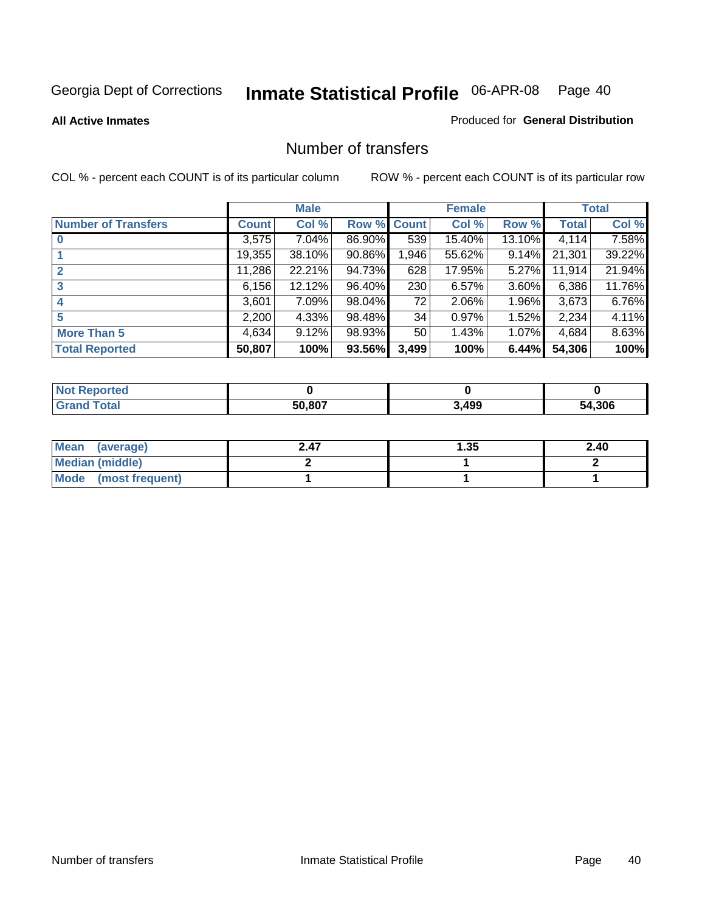Georgia Dept of Corrections **Inmate Statistical Profile** 06-APR-08

**All Active Inmates**

Produced for **General Distribution**

## Number of transfers

COL % - percent each COUNT is of its particular column

ROW % - percent each COUNT is of its particular row

| | Male | | | Female | | | Total | |
|---|---|---|---|---|---|---|---|---|
| **Number of Transfers** | **Count** | **Col %** | **Row %** | **Count** | **Col %** | **Row %** | **Total** | **Col %** |
| **0** | 3,575 | 7.04% | 86.90% | 539 | 15.40% | 13.10% | 4,114 | 7.58% |
| **1** | 19,355 | 38.10% | 90.86% | 1,946 | 55.62% | 9.14% | 21,301 | 39.22% |
| **2** | 11,286 | 22.21% | 94.73% | 628 | 17.95% | 5.27% | 11,914 | 21.94% |
| **3** | 6,156 | 12.12% | 96.40% | 230 | 6.57% | 3.60% | 6,386 | 11.76% |
| **4** | 3,601 | 7.09% | 98.04% | 72 | 2.06% | 1.96% | 3,673 | 6.76% |
| **5** | 2,200 | 4.33% | 98.48% | 34 | 0.97% | 1.52% | 2,234 | 4.11% |
| **More Than 5** | 4,634 | 9.12% | 98.93% | 50 | 1.43% | 1.07% | 4,684 | 8.63% |
| **Total Reported** | **50,807** | **100%** | **93.56%** | **3,499** | **100%** | **6.44%** | **54,306** | **100%** |

| | Male | Female | Total |
|---|---|---|---|
| **Not Reported** | **0** | **0** | **0** |
| **Grand Total** | **50,807** | **3,499** | **54,306** |

| | Male | Female | Total |
|---|---|---|---|
| **Mean (average)** | **2.47** | **1.35** | **2.40** |
| **Median (middle)** | **2** | **1** | **2** |
| **Mode (most frequent)** | **1** | **1** | **1** |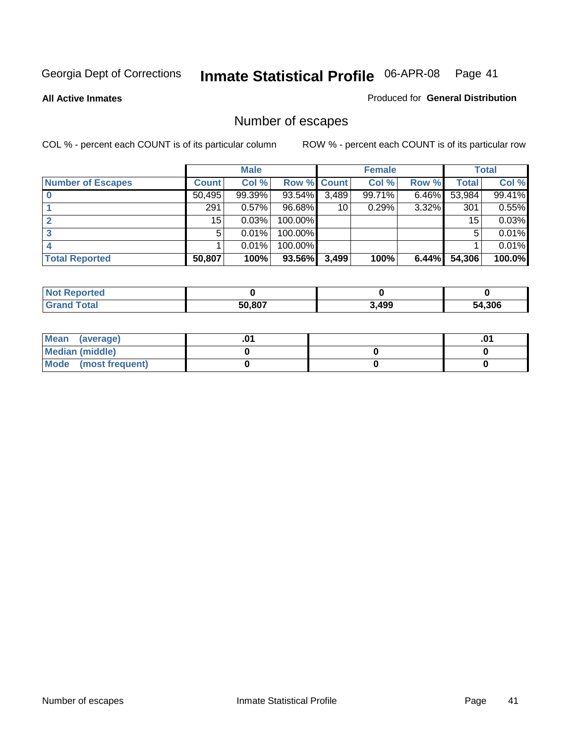Georgia Dept of Corrections **Inmate Statistical Profile** 06-APR-08

**All Active Inmates** Produced for **General Distribution**

## Number of escapes

COL % - percent each COUNT is of its particular column ROW % - percent each COUNT is of its particular row

| | Male | | | Female | | | Total | |
|---|---|---|---|---|---|---|---|---|
| **Number of Escapes** | **Count** | **Col %** | **Row %** | **Count** | **Col %** | **Row %** | **Total** | **Col %** |
| **0** | 50,495 | 99.39% | 93.54% | 3,489 | 99.71% | 6.46% | 53,984 | 99.41% |
| **1** | 291 | 0.57% | 96.68% | 10 | 0.29% | 3.32% | 301 | 0.55% |
| **2** | 15 | 0.03% | 100.00% | | | | 15 | 0.03% |
| **3** | 5 | 0.01% | 100.00% | | | | 5 | 0.01% |
| **4** | 1 | 0.01% | 100.00% | | | | 1 | 0.01% |
| **Total Reported** | **50,807** | **100%** | **93.56%** | **3,499** | **100%** | **6.44%** | **54,306** | **100.0%** |

| | Male | Female | Total |
|---|---|---|---|
| **Not Reported** | **0** | **0** | **0** |
| **Grand Total** | **50,807** | **3,499** | **54,306** |

| | Male | Female | Total |
|---|---|---|---|
| **Mean (average)** | **.01** | | **.01** |
| **Median (middle)** | **0** | **0** | **0** |
| **Mode (most frequent)** | **0** | **0** | **0** |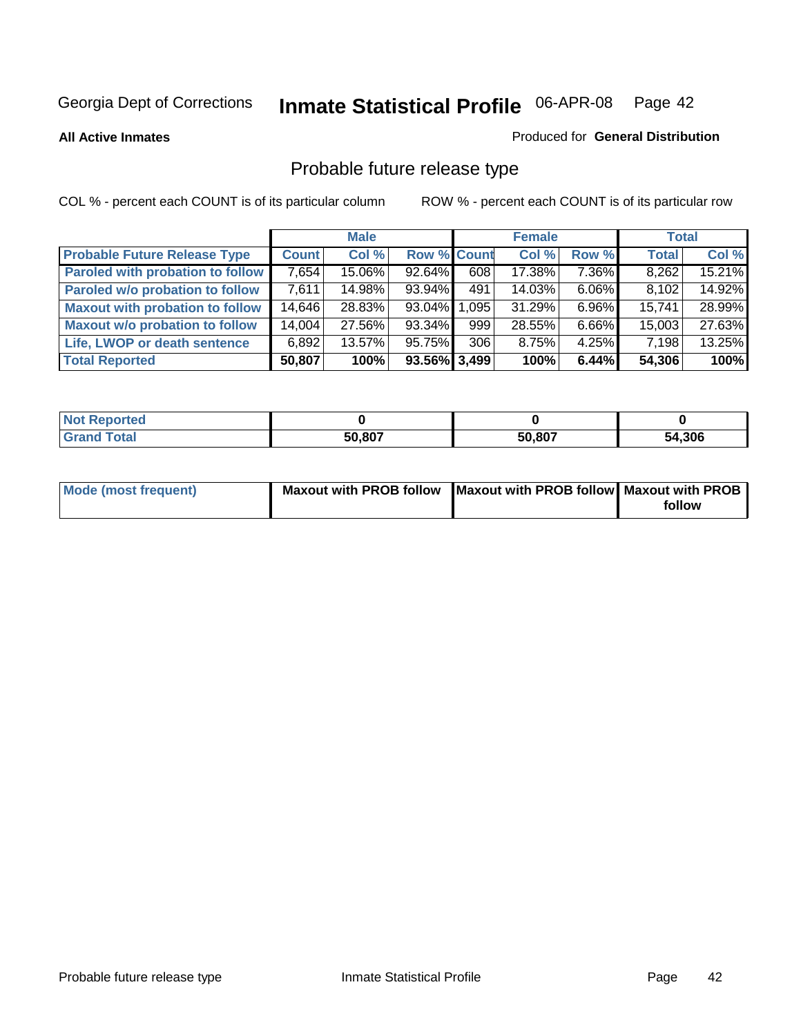Georgia Dept of Corrections **Inmate Statistical Profile** 06-APR-08

**All Active Inmates** Produced for **General Distribution**

## Probable future release type

COL % - percent each COUNT is of its particular column ROW % - percent each COUNT is of its particular row

| | Male | | | Female | | | Total | |
|---|---|---|---|---|---|---|---|---|
| **Probable Future Release Type** | **Count** | **Col %** | **Row %** | **Count** | **Col %** | **Row %** | **Total** | **Col %** |
| **Paroled with probation to follow** | 7,654 | 15.06% | 92.64% | 608 | 17.38% | 7.36% | 8,262 | 15.21% |
| **Paroled w/o probation to follow** | 7,611 | 14.98% | 93.94% | 491 | 14.03% | 6.06% | 8,102 | 14.92% |
| **Maxout with probation to follow** | 14,646 | 28.83% | 93.04% | 1,095 | 31.29% | 6.96% | 15,741 | 28.99% |
| **Maxout w/o probation to follow** | 14,004 | 27.56% | 93.34% | 999 | 28.55% | 6.66% | 15,003 | 27.63% |
| **Life, LWOP or death sentence** | 6,892 | 13.57% | 95.75% | 306 | 8.75% | 4.25% | 7,198 | 13.25% |
| **Total Reported** | **50,807** | **100%** | **93.56%** | **3,499** | **100%** | **6.44%** | **54,306** | **100%** |

| | Male | Female | Total |
|---|---|---|---|
| **Not Reported** | **0** | **0** | **0** |
| **Grand Total** | **50,807** | **50,807** | **54,306** |

| | Male | Female | Total |
|---|---|---|---|
| **Mode (most frequent)** | **Maxout with PROB follow** | **Maxout with PROB follow** | **Maxout with PROB follow** |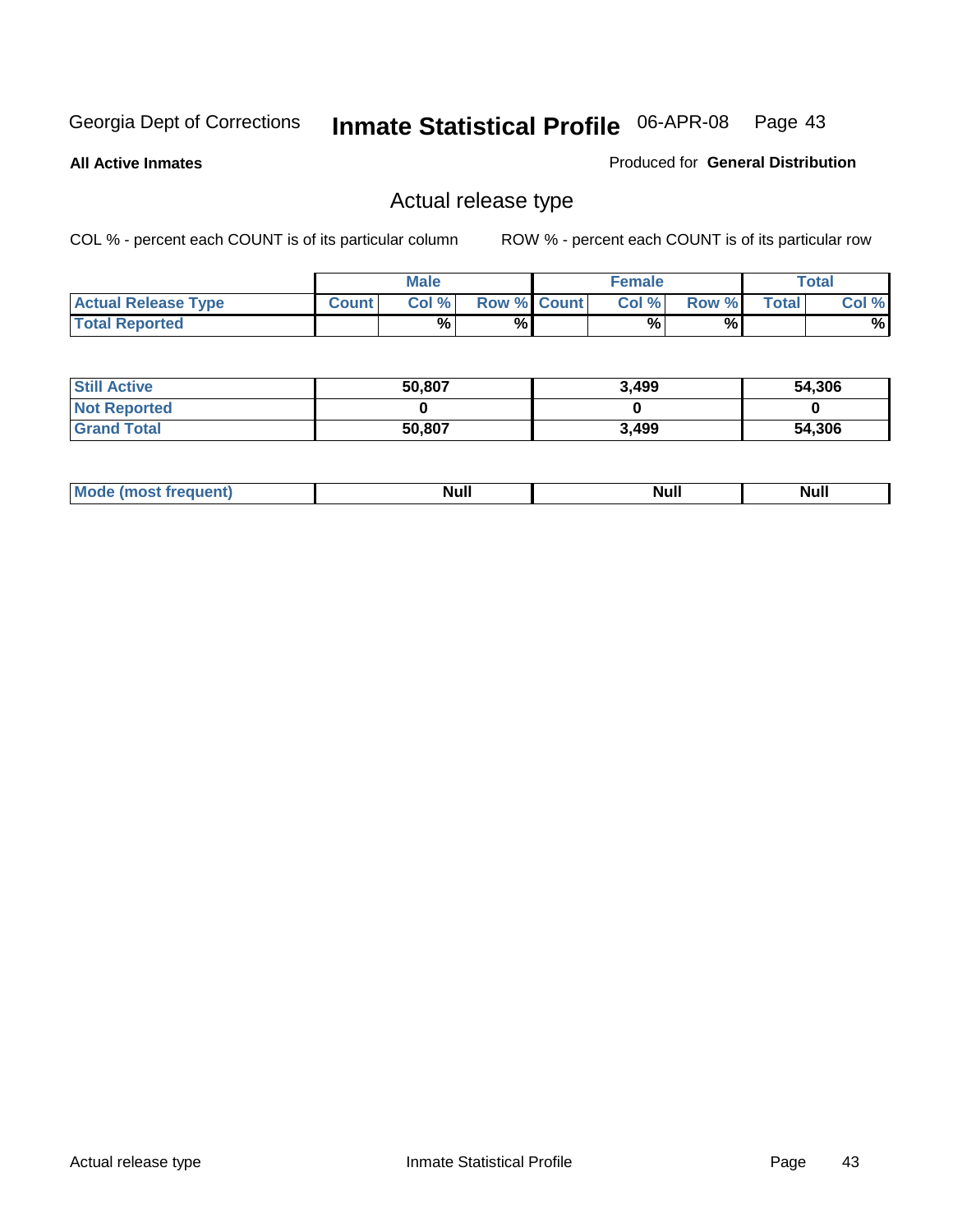Georgia Dept of Corrections **Inmate Statistical Profile** 06-APR-08

**All Active Inmates**

Produced for **General Distribution**

## Actual release type

COL % - percent each COUNT is of its particular column ROW % - percent each COUNT is of its particular row

| | Male | | | Female | | | Total | |
|---|---|---|---|---|---|---|---|---|
| **Actual Release Type** | **Count** | **Col %** | **Row %** | **Count** | **Col %** | **Row %** | **Total** | **Col %** |
| **Total Reported** | | % | % | | % | % | | % |

| | Male | Female | Total |
|---|---|---|---|
| **Still Active** | 50,807 | 3,499 | 54,306 |
| **Not Reported** | 0 | 0 | 0 |
| **Grand Total** | 50,807 | 3,499 | 54,306 |

| | Male | Female | Total |
|---|---|---|---|
| **Mode (most frequent)** | Null | Null | Null |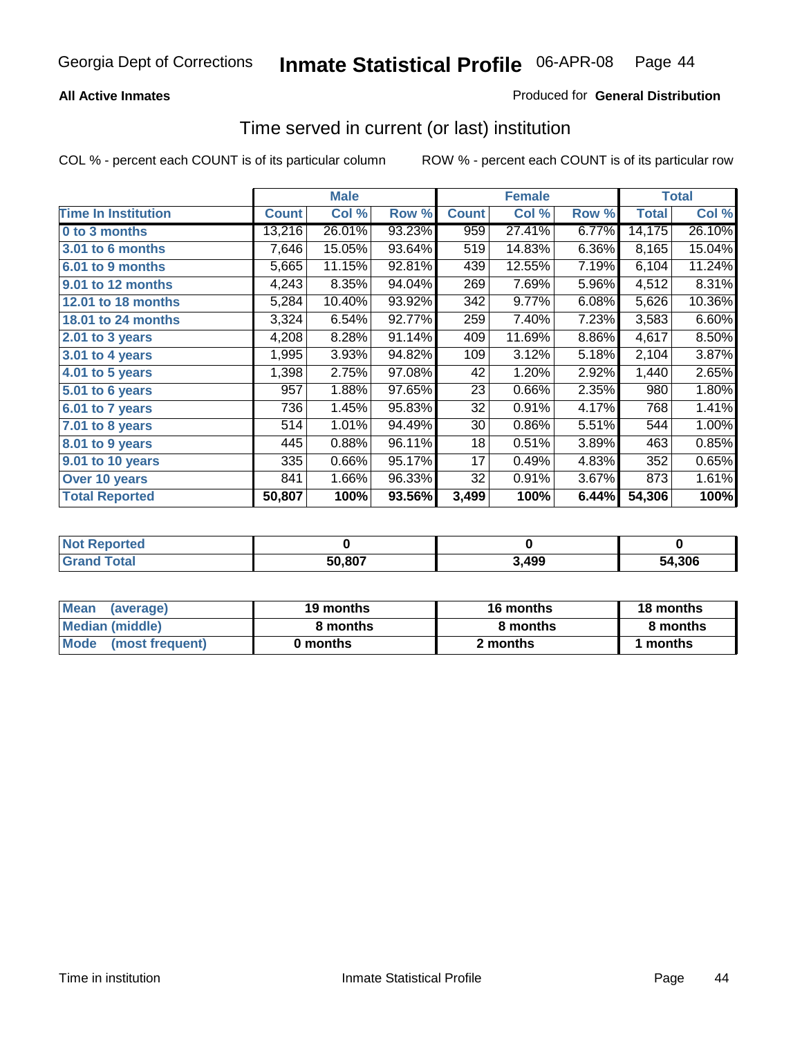Georgia Dept of Corrections **Inmate Statistical Profile** 06-APR-08

**All Active Inmates**

Produced for **General Distribution**

## Time served in current (or last) institution

COL % - percent each COUNT is of its particular column

ROW % - percent each COUNT is of its particular row

| | Male | | | Female | | | Total | |
|---|---|---|---|---|---|---|---|---|
| **Time In Institution** | **Count** | **Col %** | **Row %** | **Count** | **Col %** | **Row %** | **Total** | **Col %** |
| **0 to 3 months** | 13,216 | 26.01% | 93.23% | 959 | 27.41% | 6.77% | 14,175 | 26.10% |
| **3.01 to 6 months** | 7,646 | 15.05% | 93.64% | 519 | 14.83% | 6.36% | 8,165 | 15.04% |
| **6.01 to 9 months** | 5,665 | 11.15% | 92.81% | 439 | 12.55% | 7.19% | 6,104 | 11.24% |
| **9.01 to 12 months** | 4,243 | 8.35% | 94.04% | 269 | 7.69% | 5.96% | 4,512 | 8.31% |
| **12.01 to 18 months** | 5,284 | 10.40% | 93.92% | 342 | 9.77% | 6.08% | 5,626 | 10.36% |
| **18.01 to 24 months** | 3,324 | 6.54% | 92.77% | 259 | 7.40% | 7.23% | 3,583 | 6.60% |
| **2.01 to 3 years** | 4,208 | 8.28% | 91.14% | 409 | 11.69% | 8.86% | 4,617 | 8.50% |
| **3.01 to 4 years** | 1,995 | 3.93% | 94.82% | 109 | 3.12% | 5.18% | 2,104 | 3.87% |
| **4.01 to 5 years** | 1,398 | 2.75% | 97.08% | 42 | 1.20% | 2.92% | 1,440 | 2.65% |
| **5.01 to 6 years** | 957 | 1.88% | 97.65% | 23 | 0.66% | 2.35% | 980 | 1.80% |
| **6.01 to 7 years** | 736 | 1.45% | 95.83% | 32 | 0.91% | 4.17% | 768 | 1.41% |
| **7.01 to 8 years** | 514 | 1.01% | 94.49% | 30 | 0.86% | 5.51% | 544 | 1.00% |
| **8.01 to 9 years** | 445 | 0.88% | 96.11% | 18 | 0.51% | 3.89% | 463 | 0.85% |
| **9.01 to 10 years** | 335 | 0.66% | 95.17% | 17 | 0.49% | 4.83% | 352 | 0.65% |
| **Over 10 years** | 841 | 1.66% | 96.33% | 32 | 0.91% | 3.67% | 873 | 1.61% |
| **Total Reported** | **50,807** | **100%** | **93.56%** | **3,499** | **100%** | **6.44%** | **54,306** | **100%** |

| | Male | Female | Total |
|---|---|---|---|
| **Not Reported** | **0** | **0** | **0** |
| **Grand Total** | **50,807** | **3,499** | **54,306** |

| | Male | Female | Total |
|---|---|---|---|
| **Mean (average)** | **19 months** | **16 months** | **18 months** |
| **Median (middle)** | **8 months** | **8 months** | **8 months** |
| **Mode (most frequent)** | **0 months** | **2 months** | **1 months** |

Time in institution | Inmate Statistical Profile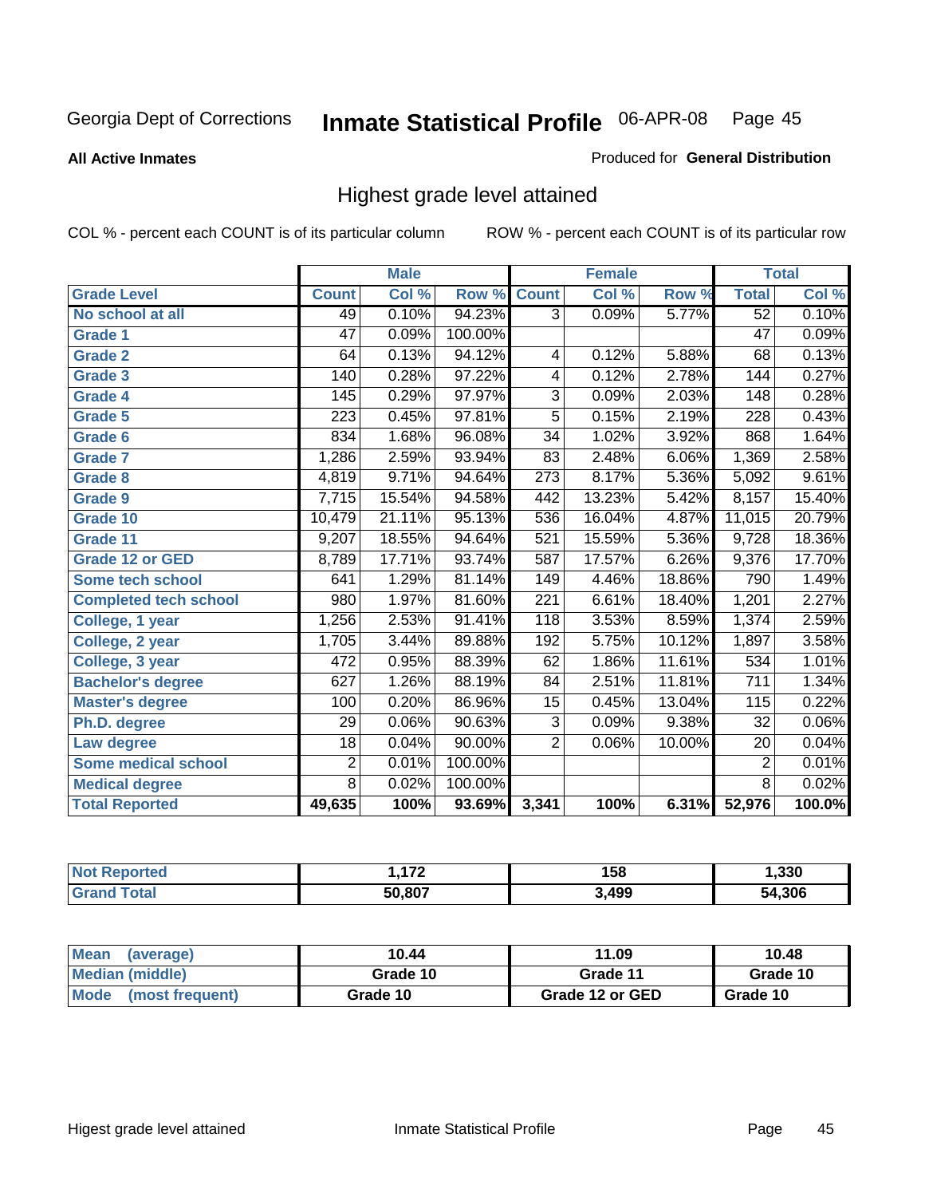Georgia Dept of Corrections

# Inmate Statistical Profile 06-APR-08

**All Active Inmates**

Produced for **General Distribution**

## Highest grade level attained

COL % - percent each COUNT is of its particular column

ROW % - percent each COUNT is of its particular row

| | Male | | | Female | | | Total | |
|---|---|---|---|---|---|---|---|---|
| **Grade Level** | **Count** | **Col %** | **Row %** | **Count** | **Col %** | **Row %** | **Total** | **Col %** |
| No school at all | 49 | 0.10% | 94.23% | 3 | 0.09% | 5.77% | 52 | 0.10% |
| Grade 1 | 47 | 0.09% | 100.00% | | | | 47 | 0.09% |
| Grade 2 | 64 | 0.13% | 94.12% | 4 | 0.12% | 5.88% | 68 | 0.13% |
| Grade 3 | 140 | 0.28% | 97.22% | 4 | 0.12% | 2.78% | 144 | 0.27% |
| Grade 4 | 145 | 0.29% | 97.97% | 3 | 0.09% | 2.03% | 148 | 0.28% |
| Grade 5 | 223 | 0.45% | 97.81% | 5 | 0.15% | 2.19% | 228 | 0.43% |
| Grade 6 | 834 | 1.68% | 96.08% | 34 | 1.02% | 3.92% | 868 | 1.64% |
| Grade 7 | 1,286 | 2.59% | 93.94% | 83 | 2.48% | 6.06% | 1,369 | 2.58% |
| Grade 8 | 4,819 | 9.71% | 94.64% | 273 | 8.17% | 5.36% | 5,092 | 9.61% |
| Grade 9 | 7,715 | 15.54% | 94.58% | 442 | 13.23% | 5.42% | 8,157 | 15.40% |
| Grade 10 | 10,479 | 21.11% | 95.13% | 536 | 16.04% | 4.87% | 11,015 | 20.79% |
| Grade 11 | 9,207 | 18.55% | 94.64% | 521 | 15.59% | 5.36% | 9,728 | 18.36% |
| Grade 12 or GED | 8,789 | 17.71% | 93.74% | 587 | 17.57% | 6.26% | 9,376 | 17.70% |
| Some tech school | 641 | 1.29% | 81.14% | 149 | 4.46% | 18.86% | 790 | 1.49% |
| Completed tech school | 980 | 1.97% | 81.60% | 221 | 6.61% | 18.40% | 1,201 | 2.27% |
| College, 1 year | 1,256 | 2.53% | 91.41% | 118 | 3.53% | 8.59% | 1,374 | 2.59% |
| College, 2 year | 1,705 | 3.44% | 89.88% | 192 | 5.75% | 10.12% | 1,897 | 3.58% |
| College, 3 year | 472 | 0.95% | 88.39% | 62 | 1.86% | 11.61% | 534 | 1.01% |
| Bachelor's degree | 627 | 1.26% | 88.19% | 84 | 2.51% | 11.81% | 711 | 1.34% |
| Master's degree | 100 | 0.20% | 86.96% | 15 | 0.45% | 13.04% | 115 | 0.22% |
| Ph.D. degree | 29 | 0.06% | 90.63% | 3 | 0.09% | 9.38% | 32 | 0.06% |
| Law degree | 18 | 0.04% | 90.00% | 2 | 0.06% | 10.00% | 20 | 0.04% |
| Some medical school | 2 | 0.01% | 100.00% | | | | 2 | 0.01% |
| Medical degree | 8 | 0.02% | 100.00% | | | | 8 | 0.02% |
| **Total Reported** | **49,635** | **100%** | **93.69%** | **3,341** | **100%** | **6.31%** | **52,976** | **100.0%** |

| | Male | Female | Total |
|---|---|---|---|
| Not Reported | 1,172 | 158 | 1,330 |
| Grand Total | 50,807 | 3,499 | 54,306 |

| | Male | Female | Total |
|---|---|---|---|
| Mean (average) | 10.44 | 11.09 | 10.48 |
| Median (middle) | Grade 10 | Grade 11 | Grade 10 |
| Mode (most frequent) | Grade 10 | Grade 12 or GED | Grade 10 |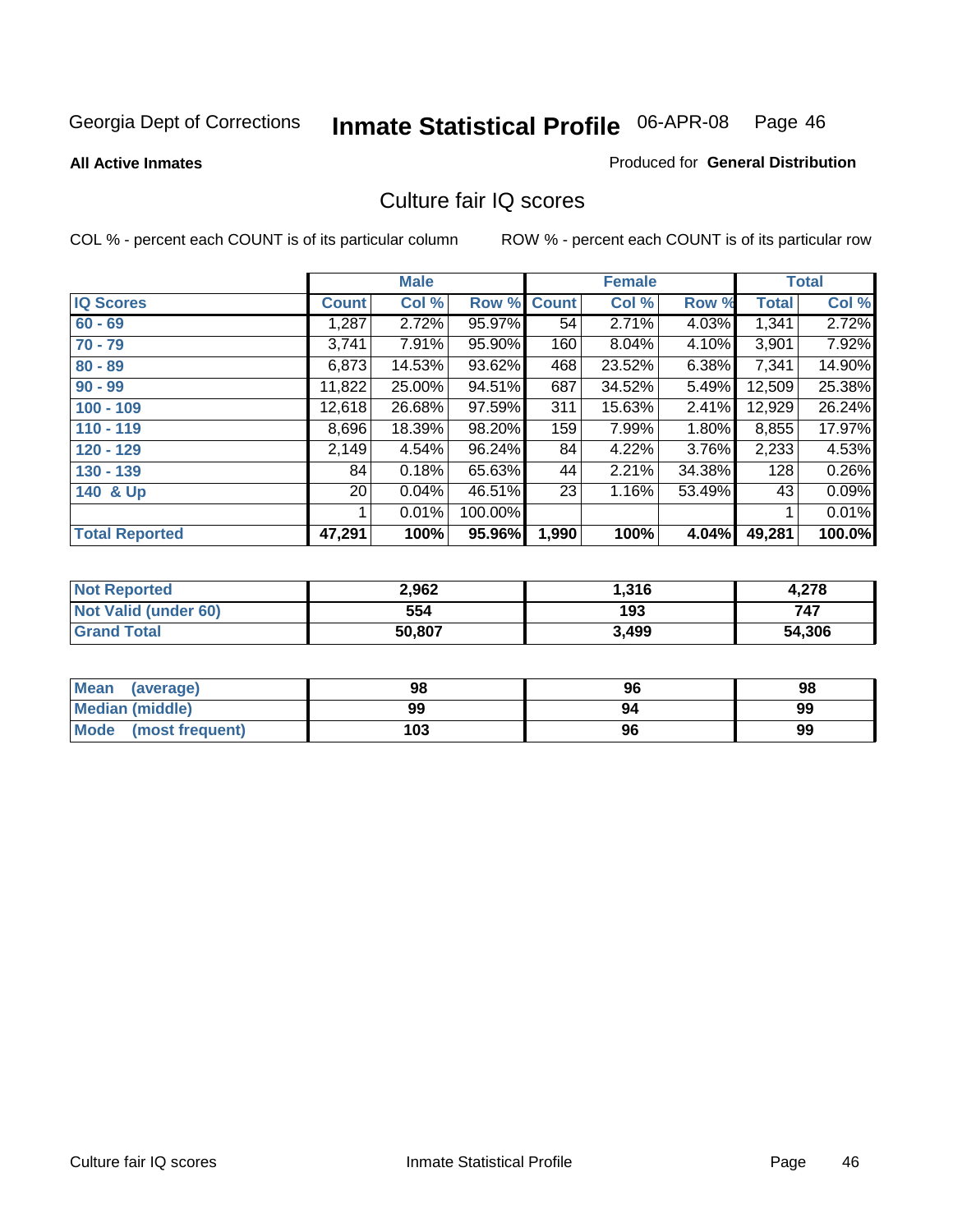Georgia Dept of Corrections **Inmate Statistical Profile** 06-APR-08

**All Active Inmates**

Produced for **General Distribution**

## Culture fair IQ scores

COL % - percent each COUNT is of its particular column

ROW % - percent each COUNT is of its particular row

| | Male | | | Female | | | Total | |
|---|---|---|---|---|---|---|---|---|
| **IQ Scores** | **Count** | **Col %** | **Row %** | **Count** | **Col %** | **Row %** | **Total** | **Col %** |
| **60 - 69** | 1,287 | 2.72% | 95.97% | 54 | 2.71% | 4.03% | 1,341 | 2.72% |
| **70 - 79** | 3,741 | 7.91% | 95.90% | 160 | 8.04% | 4.10% | 3,901 | 7.92% |
| **80 - 89** | 6,873 | 14.53% | 93.62% | 468 | 23.52% | 6.38% | 7,341 | 14.90% |
| **90 - 99** | 11,822 | 25.00% | 94.51% | 687 | 34.52% | 5.49% | 12,509 | 25.38% |
| **100 - 109** | 12,618 | 26.68% | 97.59% | 311 | 15.63% | 2.41% | 12,929 | 26.24% |
| **110 - 119** | 8,696 | 18.39% | 98.20% | 159 | 7.99% | 1.80% | 8,855 | 17.97% |
| **120 - 129** | 2,149 | 4.54% | 96.24% | 84 | 4.22% | 3.76% | 2,233 | 4.53% |
| **130 - 139** | 84 | 0.18% | 65.63% | 44 | 2.21% | 34.38% | 128 | 0.26% |
| **140 & Up** | 20 | 0.04% | 46.51% | 23 | 1.16% | 53.49% | 43 | 0.09% |
| | 1 | 0.01% | 100.00% | | | | 1 | 0.01% |
| **Total Reported** | **47,291** | **100%** | **95.96%** | **1,990** | **100%** | **4.04%** | **49,281** | **100.0%** |

| | Male | Female | Total |
|---|---|---|---|
| **Not Reported** | **2,962** | **1,316** | **4,278** |
| **Not Valid (under 60)** | **554** | **193** | **747** |
| **Grand Total** | **50,807** | **3,499** | **54,306** |

| | Male | Female | Total |
|---|---|---|---|
| **Mean (average)** | **98** | **96** | **98** |
| **Median (middle)** | **99** | **94** | **99** |
| **Mode (most frequent)** | **103** | **96** | **99** |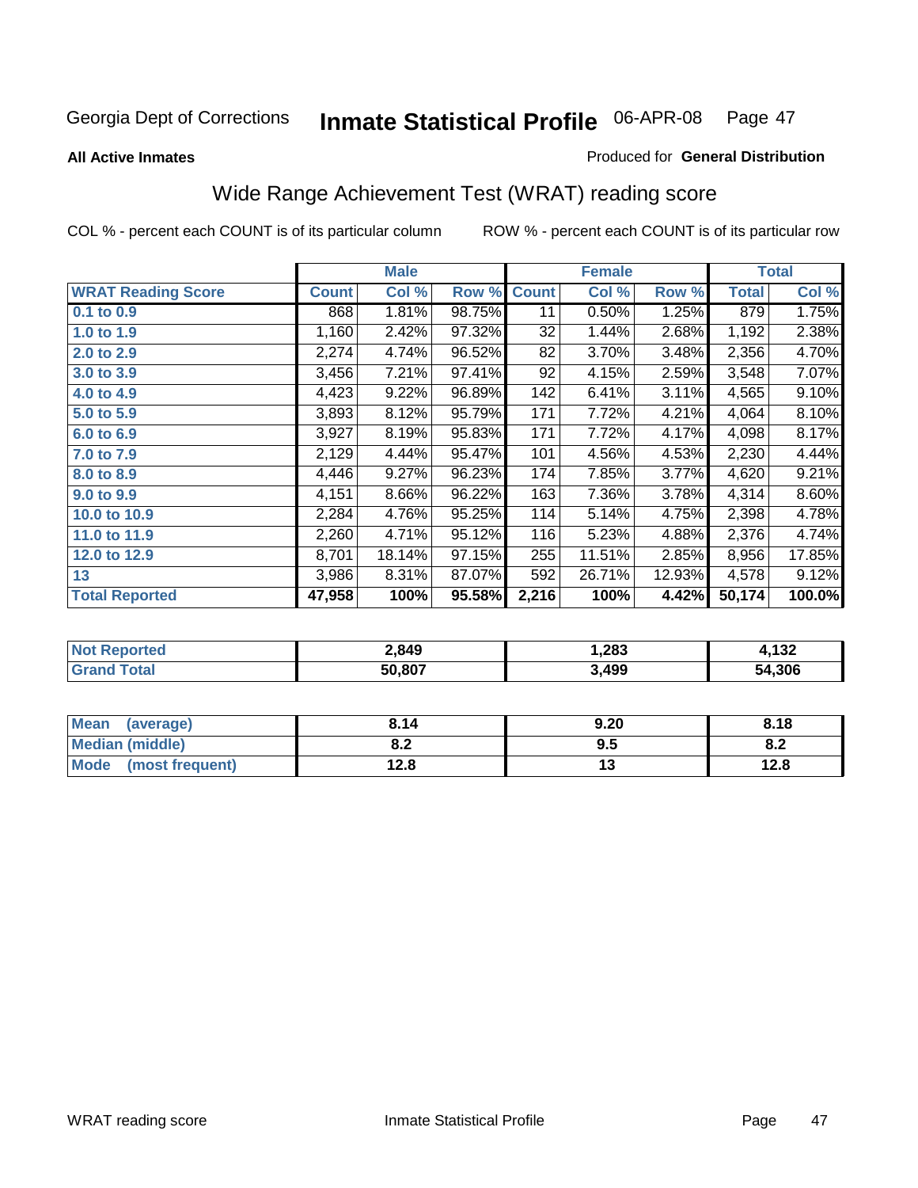Georgia Dept of Corrections **Inmate Statistical Profile** 06-APR-08

**All Active Inmates**

Produced for **General Distribution**

## Wide Range Achievement Test (WRAT) reading score

COL % - percent each COUNT is of its particular column

ROW % - percent each COUNT is of its particular row

| | Male | | | Female | | | Total | |
|---|---|---|---|---|---|---|---|---|
| **WRAT Reading Score** | **Count** | **Col %** | **Row %** | **Count** | **Col %** | **Row %** | **Total** | **Col %** |
| 0.1 to 0.9 | 868 | 1.81% | 98.75% | 11 | 0.50% | 1.25% | 879 | 1.75% |
| 1.0 to 1.9 | 1,160 | 2.42% | 97.32% | 32 | 1.44% | 2.68% | 1,192 | 2.38% |
| 2.0 to 2.9 | 2,274 | 4.74% | 96.52% | 82 | 3.70% | 3.48% | 2,356 | 4.70% |
| 3.0 to 3.9 | 3,456 | 7.21% | 97.41% | 92 | 4.15% | 2.59% | 3,548 | 7.07% |
| 4.0 to 4.9 | 4,423 | 9.22% | 96.89% | 142 | 6.41% | 3.11% | 4,565 | 9.10% |
| 5.0 to 5.9 | 3,893 | 8.12% | 95.79% | 171 | 7.72% | 4.21% | 4,064 | 8.10% |
| 6.0 to 6.9 | 3,927 | 8.19% | 95.83% | 171 | 7.72% | 4.17% | 4,098 | 8.17% |
| 7.0 to 7.9 | 2,129 | 4.44% | 95.47% | 101 | 4.56% | 4.53% | 2,230 | 4.44% |
| 8.0 to 8.9 | 4,446 | 9.27% | 96.23% | 174 | 7.85% | 3.77% | 4,620 | 9.21% |
| 9.0 to 9.9 | 4,151 | 8.66% | 96.22% | 163 | 7.36% | 3.78% | 4,314 | 8.60% |
| 10.0 to 10.9 | 2,284 | 4.76% | 95.25% | 114 | 5.14% | 4.75% | 2,398 | 4.78% |
| 11.0 to 11.9 | 2,260 | 4.71% | 95.12% | 116 | 5.23% | 4.88% | 2,376 | 4.74% |
| 12.0 to 12.9 | 8,701 | 18.14% | 97.15% | 255 | 11.51% | 2.85% | 8,956 | 17.85% |
| 13 | 3,986 | 8.31% | 87.07% | 592 | 26.71% | 12.93% | 4,578 | 9.12% |
| **Total Reported** | **47,958** | **100%** | **95.58%** | **2,216** | **100%** | **4.42%** | **50,174** | **100.0%** |

| | Male | Female | Total |
|---|---|---|---|
| Not Reported | 2,849 | 1,283 | 4,132 |
| Grand Total | 50,807 | 3,499 | 54,306 |

| | Male | Female | Total |
|---|---|---|---|
| Mean (average) | 8.14 | 9.20 | 8.18 |
| Median (middle) | 8.2 | 9.5 | 8.2 |
| Mode (most frequent) | 12.8 | 13 | 12.8 |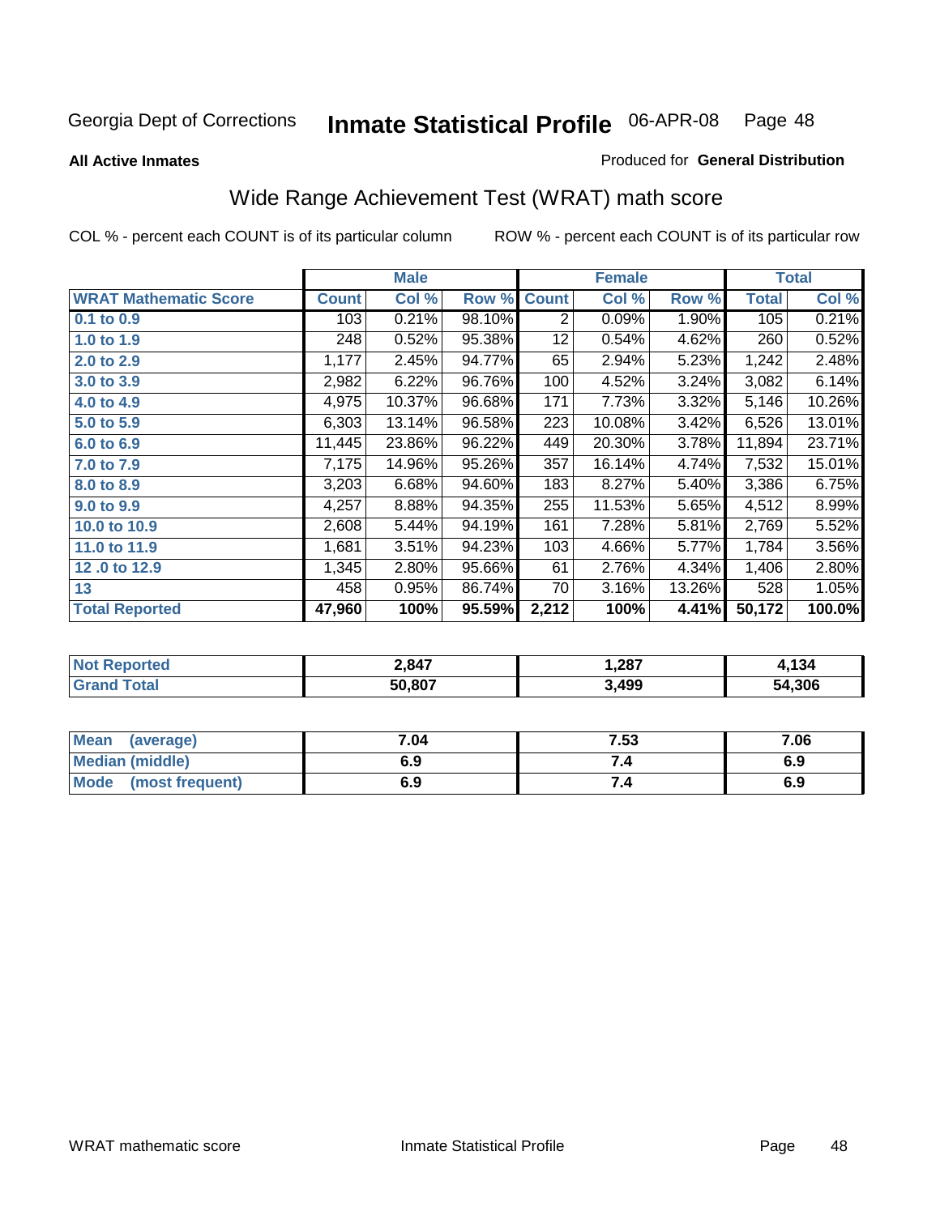Georgia Dept of Corrections **Inmate Statistical Profile** 06-APR-08

**All Active Inmates** Produced for **General Distribution**

## Wide Range Achievement Test (WRAT) math score

COL % - percent each COUNT is of its particular column ROW % - percent each COUNT is of its particular row

| | Male | | | Female | | | Total | |
|---|---|---|---|---|---|---|---|---|
| **WRAT Mathematic Score** | **Count** | **Col %** | **Row %** | **Count** | **Col %** | **Row %** | **Total** | **Col %** |
| **0.1 to 0.9** | 103 | 0.21% | 98.10% | 2 | 0.09% | 1.90% | 105 | 0.21% |
| **1.0 to 1.9** | 248 | 0.52% | 95.38% | 12 | 0.54% | 4.62% | 260 | 0.52% |
| **2.0 to 2.9** | 1,177 | 2.45% | 94.77% | 65 | 2.94% | 5.23% | 1,242 | 2.48% |
| **3.0 to 3.9** | 2,982 | 6.22% | 96.76% | 100 | 4.52% | 3.24% | 3,082 | 6.14% |
| **4.0 to 4.9** | 4,975 | 10.37% | 96.68% | 171 | 7.73% | 3.32% | 5,146 | 10.26% |
| **5.0 to 5.9** | 6,303 | 13.14% | 96.58% | 223 | 10.08% | 3.42% | 6,526 | 13.01% |
| **6.0 to 6.9** | 11,445 | 23.86% | 96.22% | 449 | 20.30% | 3.78% | 11,894 | 23.71% |
| **7.0 to 7.9** | 7,175 | 14.96% | 95.26% | 357 | 16.14% | 4.74% | 7,532 | 15.01% |
| **8.0 to 8.9** | 3,203 | 6.68% | 94.60% | 183 | 8.27% | 5.40% | 3,386 | 6.75% |
| **9.0 to 9.9** | 4,257 | 8.88% | 94.35% | 255 | 11.53% | 5.65% | 4,512 | 8.99% |
| **10.0 to 10.9** | 2,608 | 5.44% | 94.19% | 161 | 7.28% | 5.81% | 2,769 | 5.52% |
| **11.0 to 11.9** | 1,681 | 3.51% | 94.23% | 103 | 4.66% | 5.77% | 1,784 | 3.56% |
| **12 .0 to 12.9** | 1,345 | 2.80% | 95.66% | 61 | 2.76% | 4.34% | 1,406 | 2.80% |
| **13** | 458 | 0.95% | 86.74% | 70 | 3.16% | 13.26% | 528 | 1.05% |
| **Total Reported** | **47,960** | **100%** | **95.59%** | **2,212** | **100%** | **4.41%** | **50,172** | **100.0%** |

| | Male | Female | Total |
|---|---|---|---|
| **Not Reported** | **2,847** | **1,287** | **4,134** |
| **Grand Total** | **50,807** | **3,499** | **54,306** |

| | Male | Female | Total |
|---|---|---|---|
| **Mean (average)** | **7.04** | **7.53** | **7.06** |
| **Median (middle)** | **6.9** | **7.4** | **6.9** |
| **Mode (most frequent)** | **6.9** | **7.4** | **6.9** |

WRAT mathematic score Inmate Statistical Profile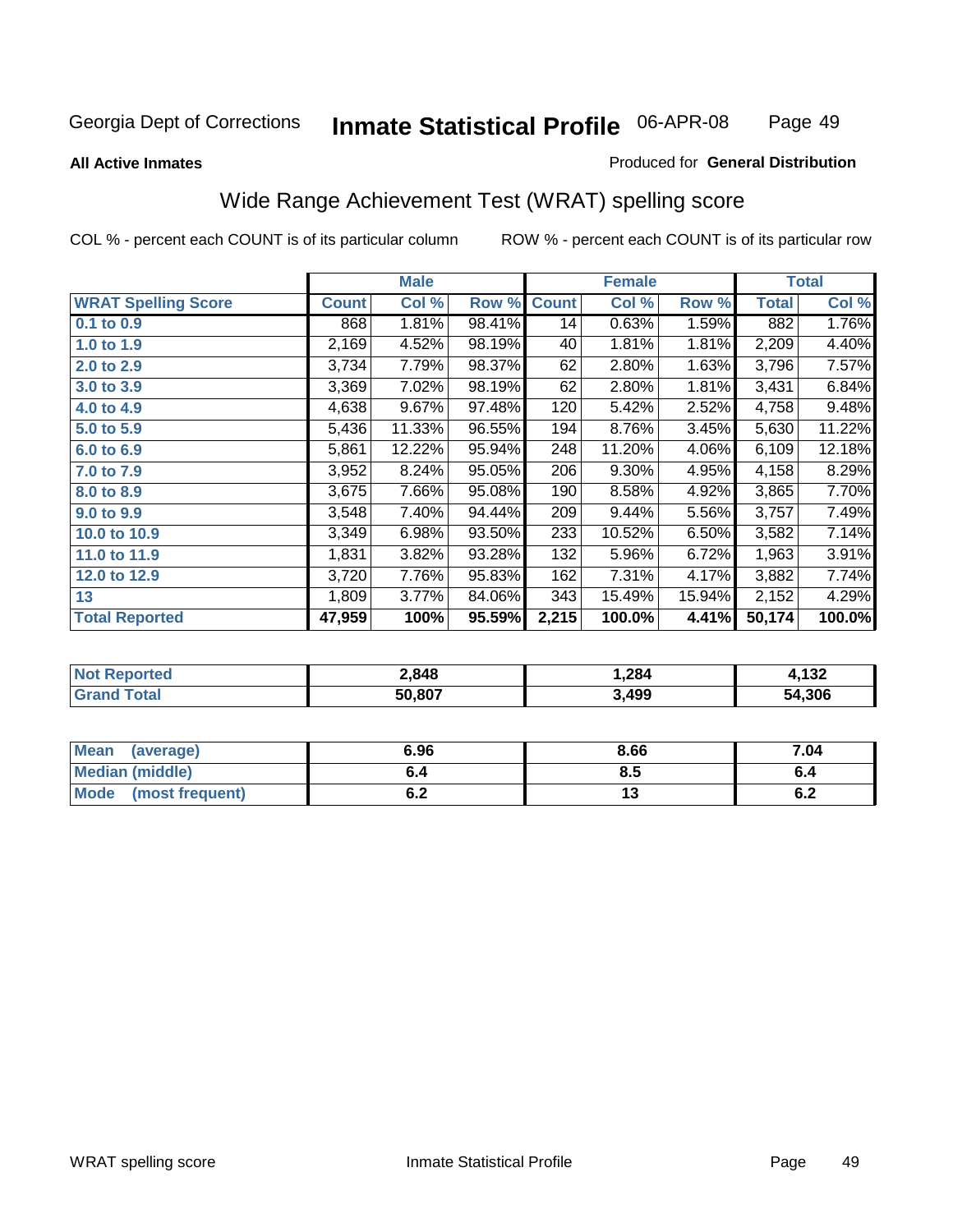Georgia Dept of Corrections **Inmate Statistical Profile** 06-APR-08

**All Active Inmates**

Produced for **General Distribution**

## Wide Range Achievement Test (WRAT) spelling score

COL % - percent each COUNT is of its particular column

ROW % - percent each COUNT is of its particular row

| | Male | | | Female | | | Total | |
|---|---|---|---|---|---|---|---|---|
| **WRAT Spelling Score** | **Count** | **Col %** | **Row %** | **Count** | **Col %** | **Row %** | **Total** | **Col %** |
| **0.1 to 0.9** | 868 | 1.81% | 98.41% | 14 | 0.63% | 1.59% | 882 | 1.76% |
| **1.0 to 1.9** | 2,169 | 4.52% | 98.19% | 40 | 1.81% | 1.81% | 2,209 | 4.40% |
| **2.0 to 2.9** | 3,734 | 7.79% | 98.37% | 62 | 2.80% | 1.63% | 3,796 | 7.57% |
| **3.0 to 3.9** | 3,369 | 7.02% | 98.19% | 62 | 2.80% | 1.81% | 3,431 | 6.84% |
| **4.0 to 4.9** | 4,638 | 9.67% | 97.48% | 120 | 5.42% | 2.52% | 4,758 | 9.48% |
| **5.0 to 5.9** | 5,436 | 11.33% | 96.55% | 194 | 8.76% | 3.45% | 5,630 | 11.22% |
| **6.0 to 6.9** | 5,861 | 12.22% | 95.94% | 248 | 11.20% | 4.06% | 6,109 | 12.18% |
| **7.0 to 7.9** | 3,952 | 8.24% | 95.05% | 206 | 9.30% | 4.95% | 4,158 | 8.29% |
| **8.0 to 8.9** | 3,675 | 7.66% | 95.08% | 190 | 8.58% | 4.92% | 3,865 | 7.70% |
| **9.0 to 9.9** | 3,548 | 7.40% | 94.44% | 209 | 9.44% | 5.56% | 3,757 | 7.49% |
| **10.0 to 10.9** | 3,349 | 6.98% | 93.50% | 233 | 10.52% | 6.50% | 3,582 | 7.14% |
| **11.0 to 11.9** | 1,831 | 3.82% | 93.28% | 132 | 5.96% | 6.72% | 1,963 | 3.91% |
| **12.0 to 12.9** | 3,720 | 7.76% | 95.83% | 162 | 7.31% | 4.17% | 3,882 | 7.74% |
| **13** | 1,809 | 3.77% | 84.06% | 343 | 15.49% | 15.94% | 2,152 | 4.29% |
| **Total Reported** | **47,959** | **100%** | **95.59%** | **2,215** | **100.0%** | **4.41%** | **50,174** | **100.0%** |

| | Male | Female | Total |
|---|---|---|---|
| **Not Reported** | **2,848** | **1,284** | **4,132** |
| **Grand Total** | **50,807** | **3,499** | **54,306** |

| | Male | Female | Total |
|---|---|---|---|
| **Mean (average)** | **6.96** | **8.66** | **7.04** |
| **Median (middle)** | **6.4** | **8.5** | **6.4** |
| **Mode (most frequent)** | **6.2** | **13** | **6.2** |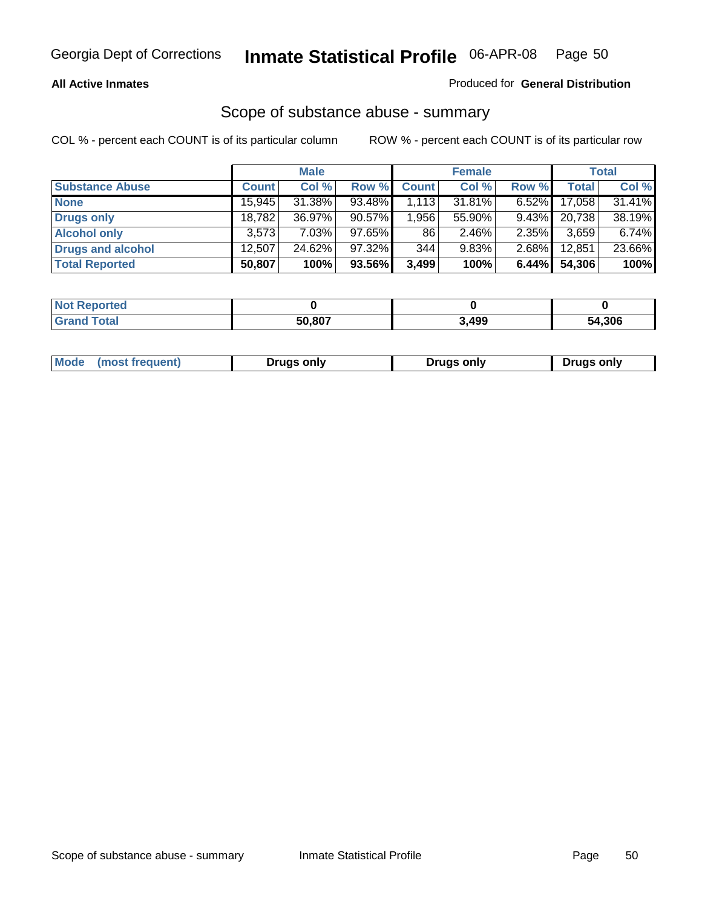**All Active Inmates**

Produced for **General Distribution**

## Scope of substance abuse - summary

COL % - percent each COUNT is of its particular column

ROW % - percent each COUNT is of its particular row

| | Male | | | Female | | | Total | |
|---|---|---|---|---|---|---|---|---|
| **Substance Abuse** | **Count** | **Col %** | **Row %** | **Count** | **Col %** | **Row %** | **Total** | **Col %** |
| **None** | 15,945 | 31.38% | 93.48% | 1,113 | 31.81% | 6.52% | 17,058 | 31.41% |
| **Drugs only** | 18,782 | 36.97% | 90.57% | 1,956 | 55.90% | 9.43% | 20,738 | 38.19% |
| **Alcohol only** | 3,573 | 7.03% | 97.65% | 86 | 2.46% | 2.35% | 3,659 | 6.74% |
| **Drugs and alcohol** | 12,507 | 24.62% | 97.32% | 344 | 9.83% | 2.68% | 12,851 | 23.66% |
| **Total Reported** | **50,807** | **100%** | **93.56%** | **3,499** | **100%** | **6.44%** | **54,306** | **100%** |

| | Male | Female | Total |
|---|---|---|---|
| **Not Reported** | **0** | **0** | **0** |
| **Grand Total** | **50,807** | **3,499** | **54,306** |

| | Male | Female | Total |
|---|---|---|---|
| **Mode (most frequent)** | **Drugs only** | **Drugs only** | **Drugs only** |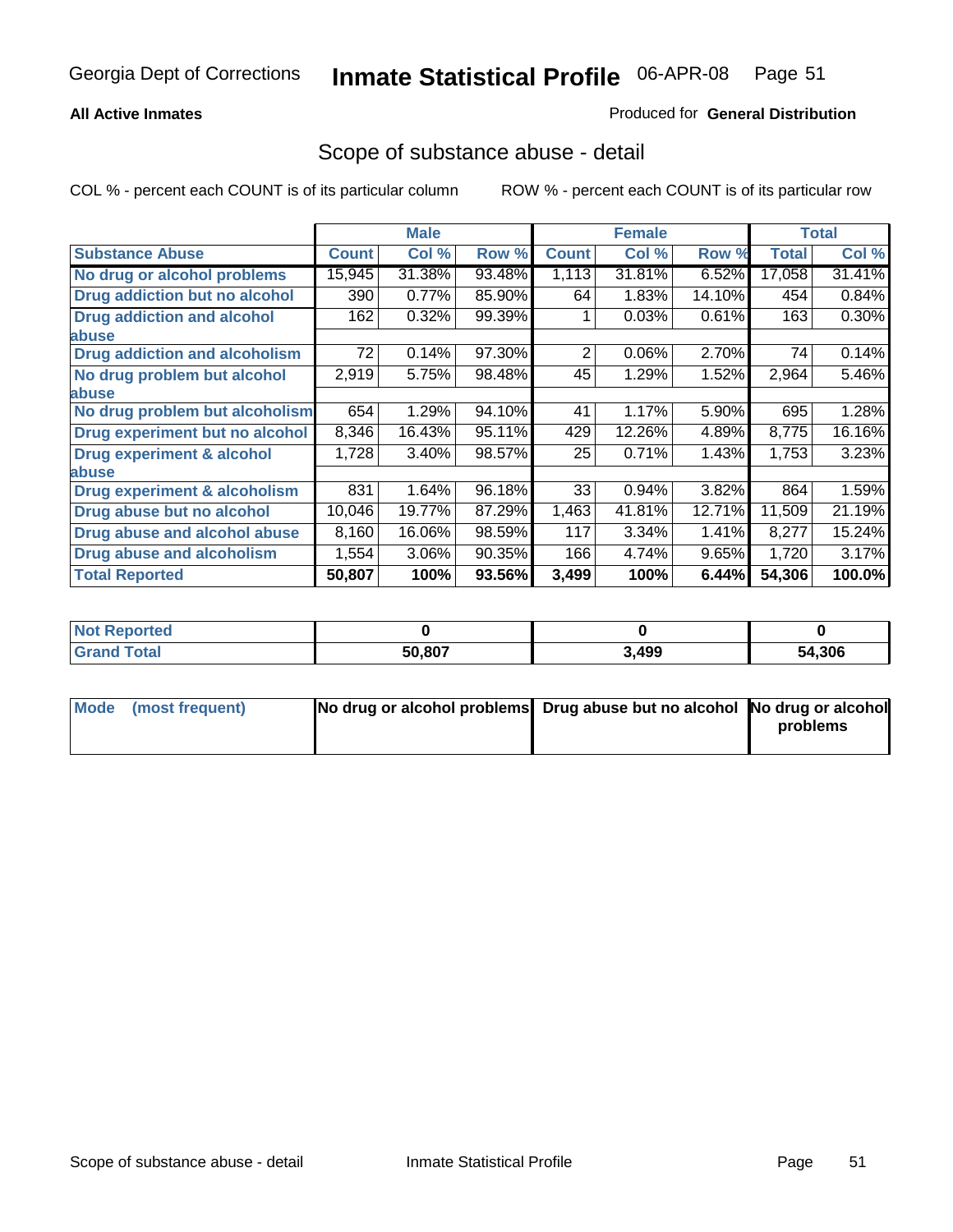Georgia Dept of Corrections **Inmate Statistical Profile** 06-APR-08

**All Active Inmates**

Produced for **General Distribution**

## Scope of substance abuse - detail

COL % - percent each COUNT is of its particular column     ROW % - percent each COUNT is of its particular row

| | Male | | | Female | | | Total | |
|---|---|---|---|---|---|---|---|---|
| **Substance Abuse** | **Count** | **Col %** | **Row %** | **Count** | **Col %** | **Row %** | **Total** | **Col %** |
| **No drug or alcohol problems** | 15,945 | 31.38% | 93.48% | 1,113 | 31.81% | 6.52% | 17,058 | 31.41% |
| **Drug addiction but no alcohol** | 390 | 0.77% | 85.90% | 64 | 1.83% | 14.10% | 454 | 0.84% |
| **Drug addiction and alcohol abuse** | 162 | 0.32% | 99.39% | 1 | 0.03% | 0.61% | 163 | 0.30% |
| **Drug addiction and alcoholism** | 72 | 0.14% | 97.30% | 2 | 0.06% | 2.70% | 74 | 0.14% |
| **No drug problem but alcohol abuse** | 2,919 | 5.75% | 98.48% | 45 | 1.29% | 1.52% | 2,964 | 5.46% |
| **No drug problem but alcoholism** | 654 | 1.29% | 94.10% | 41 | 1.17% | 5.90% | 695 | 1.28% |
| **Drug experiment but no alcohol** | 8,346 | 16.43% | 95.11% | 429 | 12.26% | 4.89% | 8,775 | 16.16% |
| **Drug experiment & alcohol abuse** | 1,728 | 3.40% | 98.57% | 25 | 0.71% | 1.43% | 1,753 | 3.23% |
| **Drug experiment & alcoholism** | 831 | 1.64% | 96.18% | 33 | 0.94% | 3.82% | 864 | 1.59% |
| **Drug abuse but no alcohol** | 10,046 | 19.77% | 87.29% | 1,463 | 41.81% | 12.71% | 11,509 | 21.19% |
| **Drug abuse and alcohol abuse** | 8,160 | 16.06% | 98.59% | 117 | 3.34% | 1.41% | 8,277 | 15.24% |
| **Drug abuse and alcoholism** | 1,554 | 3.06% | 90.35% | 166 | 4.74% | 9.65% | 1,720 | 3.17% |
| **Total Reported** | **50,807** | **100%** | **93.56%** | **3,499** | **100%** | **6.44%** | **54,306** | **100.0%** |

| | Male | Female | Total |
|---|---|---|---|
| **Not Reported** | **0** | **0** | **0** |
| **Grand Total** | **50,807** | **3,499** | **54,306** |

| | Male | Female | Total |
|---|---|---|---|
| **Mode (most frequent)** | **No drug or alcohol problems** | **Drug abuse but no alcohol** | **No drug or alcohol problems** |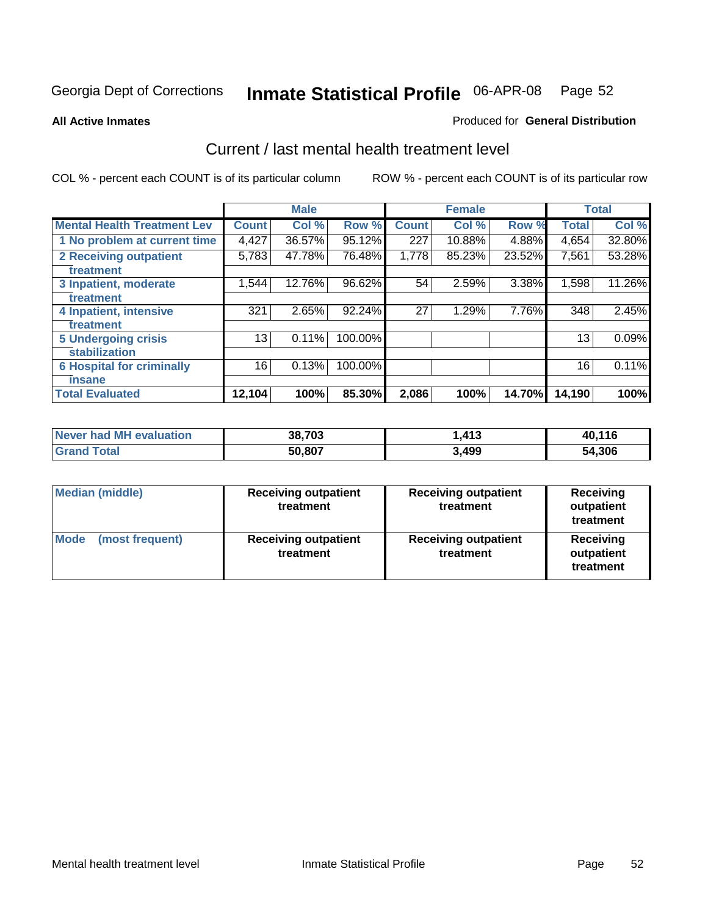Georgia Dept of Corrections **Inmate Statistical Profile** 06-APR-08

**All Active Inmates**

Produced for **General Distribution**

## Current / last mental health treatment level

COL % - percent each COUNT is of its particular column

ROW % - percent each COUNT is of its particular row

| | Male | | | Female | | | Total | |
|---|---|---|---|---|---|---|---|---|
| **Mental Health Treatment Lev** | **Count** | **Col %** | **Row %** | **Count** | **Col %** | **Row %** | **Total** | **Col %** |
| 1 No problem at current time | 4,427 | 36.57% | 95.12% | 227 | 10.88% | 4.88% | 4,654 | 32.80% |
| 2 Receiving outpatient treatment | 5,783 | 47.78% | 76.48% | 1,778 | 85.23% | 23.52% | 7,561 | 53.28% |
| 3 Inpatient, moderate treatment | 1,544 | 12.76% | 96.62% | 54 | 2.59% | 3.38% | 1,598 | 11.26% |
| 4 Inpatient, intensive treatment | 321 | 2.65% | 92.24% | 27 | 1.29% | 7.76% | 348 | 2.45% |
| 5 Undergoing crisis stabilization | 13 | 0.11% | 100.00% | | | | 13 | 0.09% |
| 6 Hospital for criminally insane | 16 | 0.13% | 100.00% | | | | 16 | 0.11% |
| **Total Evaluated** | **12,104** | **100%** | **85.30%** | **2,086** | **100%** | **14.70%** | **14,190** | **100%** |

| | Male | Female | Total |
|---|---|---|---|
| **Never had MH evaluation** | **38,703** | **1,413** | **40,116** |
| **Grand Total** | **50,807** | **3,499** | **54,306** |

| | Male | Female | Total |
|---|---|---|---|
| **Median (middle)** | **Receiving outpatient treatment** | **Receiving outpatient treatment** | **Receiving outpatient treatment** |
| **Mode (most frequent)** | **Receiving outpatient treatment** | **Receiving outpatient treatment** | **Receiving outpatient treatment** |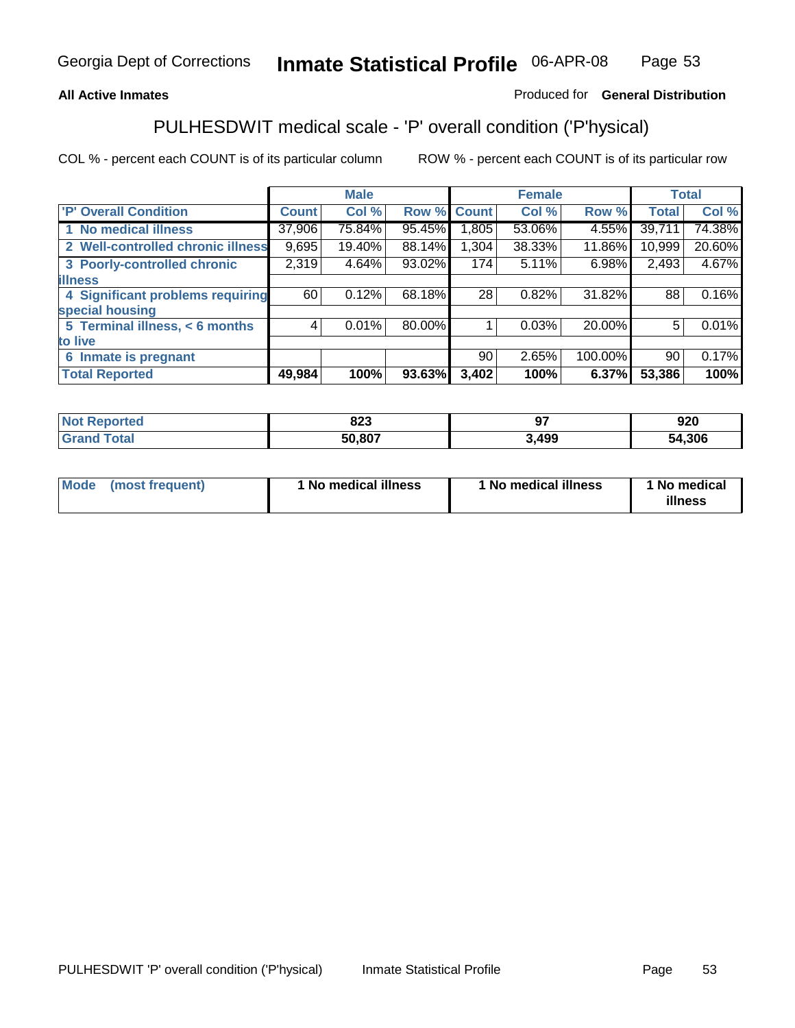**All Active Inmates**

Produced for **General Distribution**

## PULHESDWIT medical scale - 'P' overall condition ('P'hysical)

COL % - percent each COUNT is of its particular column

ROW % - percent each COUNT is of its particular row

| | Male | | | Female | | | Total | |
|---|---|---|---|---|---|---|---|---|
| 'P' Overall Condition | Count | Col % | Row % | Count | Col % | Row % | Total | Col % |
| 1 No medical illness | 37,906 | 75.84% | 95.45% | 1,805 | 53.06% | 4.55% | 39,711 | 74.38% |
| 2 Well-controlled chronic illness | 9,695 | 19.40% | 88.14% | 1,304 | 38.33% | 11.86% | 10,999 | 20.60% |
| 3 Poorly-controlled chronic illness | 2,319 | 4.64% | 93.02% | 174 | 5.11% | 6.98% | 2,493 | 4.67% |
| 4 Significant problems requiring special housing | 60 | 0.12% | 68.18% | 28 | 0.82% | 31.82% | 88 | 0.16% |
| 5 Terminal illness, < 6 months to live | 4 | 0.01% | 80.00% | 1 | 0.03% | 20.00% | 5 | 0.01% |
| 6 Inmate is pregnant | | | | 90 | 2.65% | 100.00% | 90 | 0.17% |
| **Total Reported** | **49,984** | **100%** | **93.63%** | **3,402** | **100%** | **6.37%** | **53,386** | **100%** |

| | Male | Female | Total |
|---|---|---|---|
| Not Reported | 823 | 97 | 920 |
| Grand Total | 50,807 | 3,499 | 54,306 |

| | Male | Female | Total |
|---|---|---|---|
| Mode (most frequent) | 1 No medical illness | 1 No medical illness | 1 No medical illness |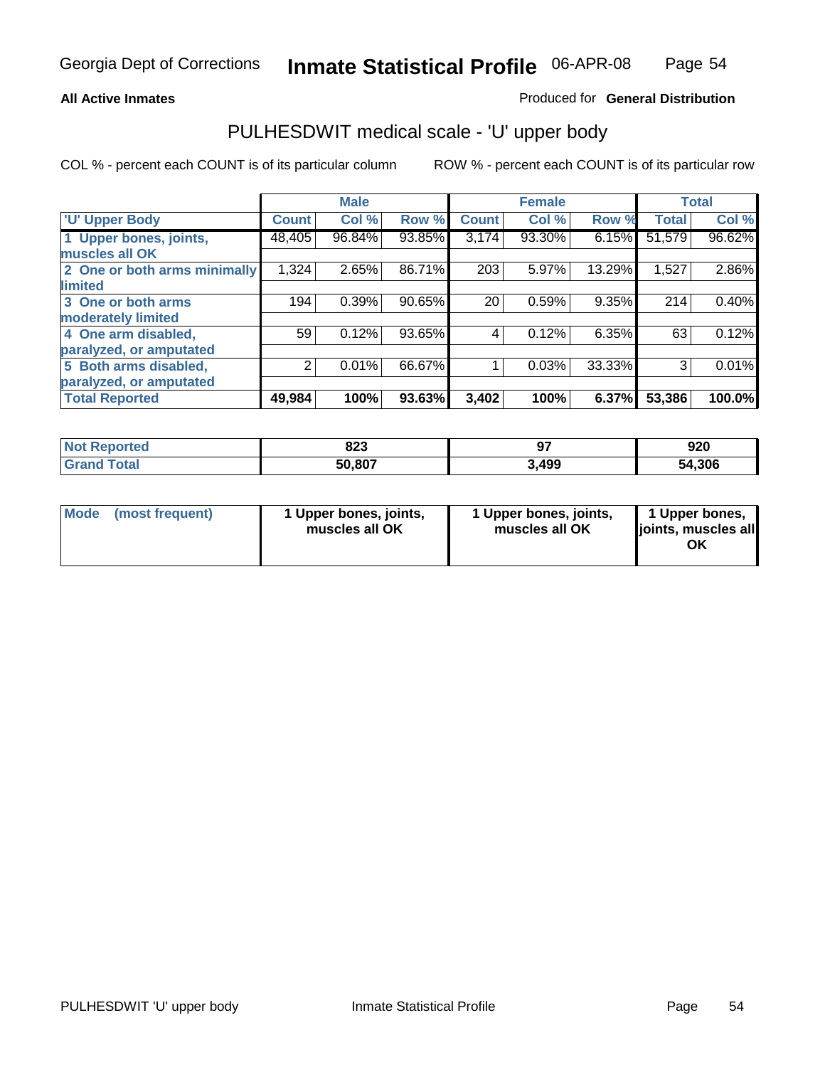Georgia Dept of Corrections **Inmate Statistical Profile** 06-APR-08

**All Active Inmates**

Produced for **General Distribution**

## PULHESDWIT medical scale - 'U' upper body

COL % - percent each COUNT is of its particular column

ROW % - percent each COUNT is of its particular row

| | Male | | | Female | | | Total | |
|---|---|---|---|---|---|---|---|---|
| 'U' Upper Body | Count | Col % | Row % | Count | Col % | Row % | Total | Col % |
| 1 Upper bones, joints, muscles all OK | 48,405 | 96.84% | 93.85% | 3,174 | 93.30% | 6.15% | 51,579 | 96.62% |
| 2 One or both arms minimally limited | 1,324 | 2.65% | 86.71% | 203 | 5.97% | 13.29% | 1,527 | 2.86% |
| 3 One or both arms moderately limited | 194 | 0.39% | 90.65% | 20 | 0.59% | 9.35% | 214 | 0.40% |
| 4 One arm disabled, paralyzed, or amputated | 59 | 0.12% | 93.65% | 4 | 0.12% | 6.35% | 63 | 0.12% |
| 5 Both arms disabled, paralyzed, or amputated | 2 | 0.01% | 66.67% | 1 | 0.03% | 33.33% | 3 | 0.01% |
| **Total Reported** | **49,984** | **100%** | **93.63%** | **3,402** | **100%** | **6.37%** | **53,386** | **100.0%** |

| | Male | Female | Total |
|---|---|---|---|
| Not Reported | 823 | 97 | 920 |
| Grand Total | 50,807 | 3,499 | 54,306 |

| | Male | Female | Total |
|---|---|---|---|
| Mode (most frequent) | 1 Upper bones, joints, muscles all OK | 1 Upper bones, joints, muscles all OK | 1 Upper bones, joints, muscles all OK |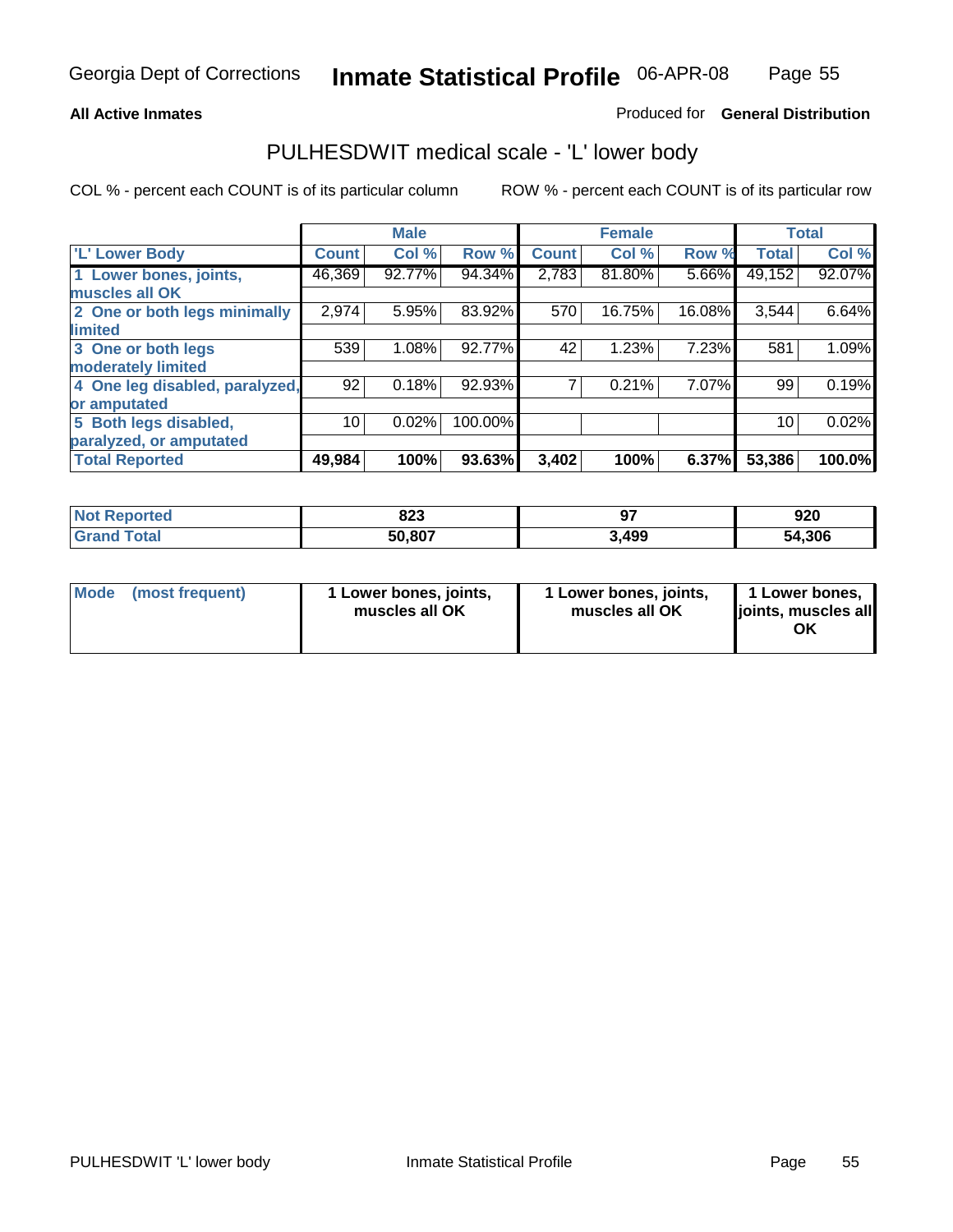**All Active Inmates**

Produced for **General Distribution**

## PULHESDWIT medical scale - 'L' lower body

COL % - percent each COUNT is of its particular column

ROW % - percent each COUNT is of its particular row

| | Male | | | Female | | | Total | |
|---|---|---|---|---|---|---|---|---|
| 'L' Lower Body | Count | Col % | Row % | Count | Col % | Row % | Total | Col % |
| 1 Lower bones, joints, muscles all OK | 46,369 | 92.77% | 94.34% | 2,783 | 81.80% | 5.66% | 49,152 | 92.07% |
| 2 One or both legs minimally limited | 2,974 | 5.95% | 83.92% | 570 | 16.75% | 16.08% | 3,544 | 6.64% |
| 3 One or both legs moderately limited | 539 | 1.08% | 92.77% | 42 | 1.23% | 7.23% | 581 | 1.09% |
| 4 One leg disabled, paralyzed, or amputated | 92 | 0.18% | 92.93% | 7 | 0.21% | 7.07% | 99 | 0.19% |
| 5 Both legs disabled, paralyzed, or amputated | 10 | 0.02% | 100.00% | | | | 10 | 0.02% |
| **Total Reported** | **49,984** | **100%** | **93.63%** | **3,402** | **100%** | **6.37%** | **53,386** | **100.0%** |

| | Male | Female | Total |
|---|---|---|---|
| Not Reported | 823 | 97 | 920 |
| Grand Total | 50,807 | 3,499 | 54,306 |

| Mode (most frequent) | Male | Female | Total |
|---|---|---|---|
| | 1 Lower bones, joints, muscles all OK | 1 Lower bones, joints, muscles all OK | 1 Lower bones, joints, muscles all OK |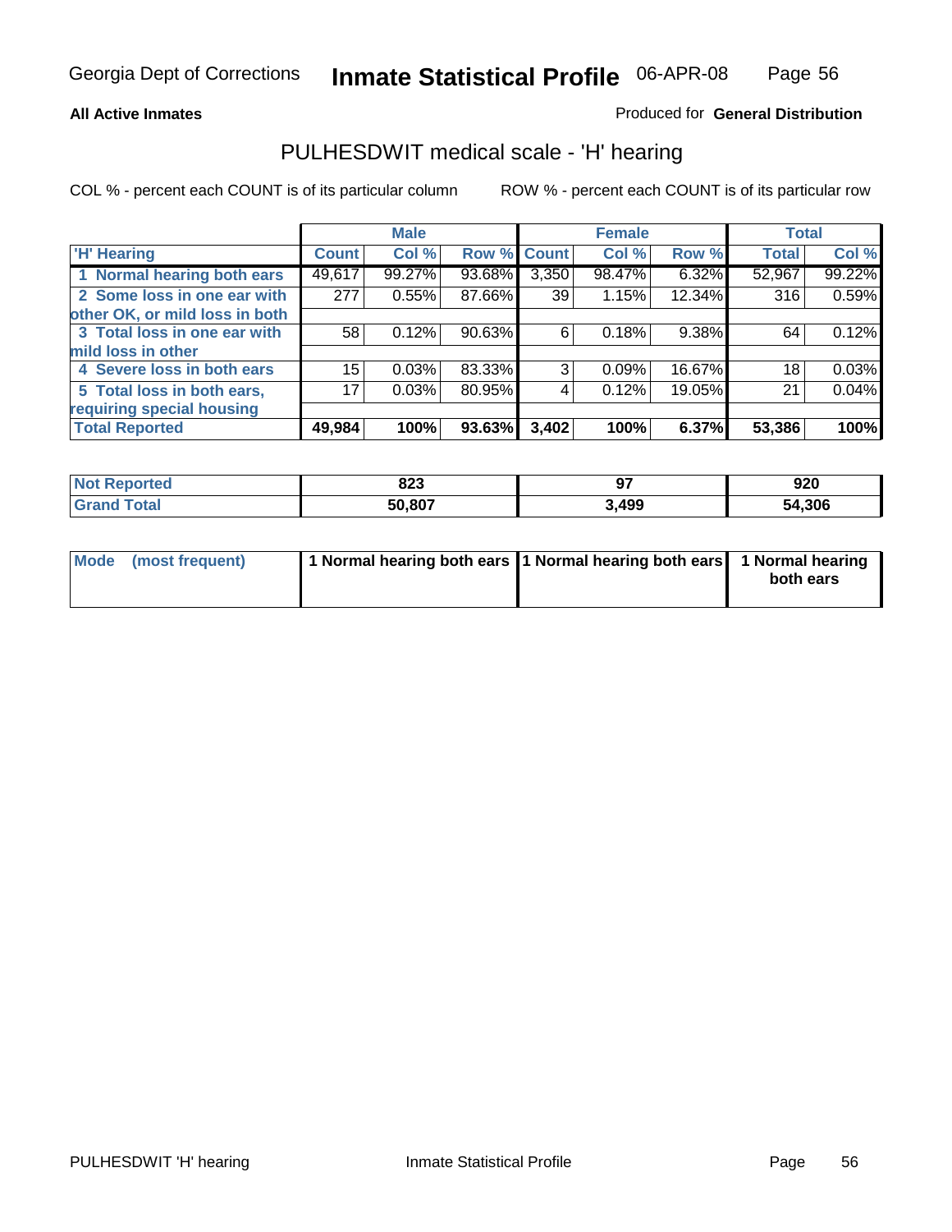Georgia Dept of Corrections **Inmate Statistical Profile** 06-APR-08

**All Active Inmates**

Produced for **General Distribution**

## PULHESDWIT medical scale - 'H' hearing

COL % - percent each COUNT is of its particular column

ROW % - percent each COUNT is of its particular row

| | Male | | | Female | | | Total | |
|---|---|---|---|---|---|---|---|---|
| 'H' Hearing | Count | Col % | Row % | Count | Col % | Row % | Total | Col % |
| 1 Normal hearing both ears | 49,617 | 99.27% | 93.68% | 3,350 | 98.47% | 6.32% | 52,967 | 99.22% |
| 2 Some loss in one ear with other OK, or mild loss in both | 277 | 0.55% | 87.66% | 39 | 1.15% | 12.34% | 316 | 0.59% |
| 3 Total loss in one ear with mild loss in other | 58 | 0.12% | 90.63% | 6 | 0.18% | 9.38% | 64 | 0.12% |
| 4 Severe loss in both ears | 15 | 0.03% | 83.33% | 3 | 0.09% | 16.67% | 18 | 0.03% |
| 5 Total loss in both ears, requiring special housing | 17 | 0.03% | 80.95% | 4 | 0.12% | 19.05% | 21 | 0.04% |
| **Total Reported** | **49,984** | **100%** | **93.63%** | **3,402** | **100%** | **6.37%** | **53,386** | **100%** |

| | Male | Female | Total |
|---|---|---|---|
| Not Reported | 823 | 97 | 920 |
| Grand Total | 50,807 | 3,499 | 54,306 |

| | Male | Female | Total |
|---|---|---|---|
| Mode (most frequent) | 1 Normal hearing both ears | 1 Normal hearing both ears | 1 Normal hearing both ears |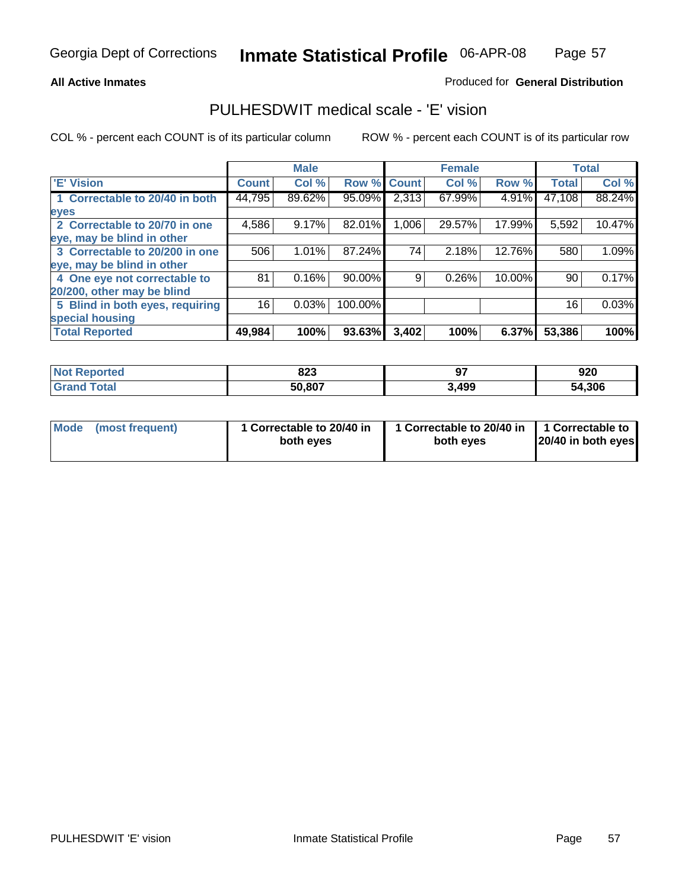Georgia Dept of Corrections **Inmate Statistical Profile** 06-APR-08

**All Active Inmates** Produced for **General Distribution**

## PULHESDWIT medical scale - 'E' vision

COL % - percent each COUNT is of its particular column ROW % - percent each COUNT is of its particular row

| | Male | | | Female | | | Total | |
|---|---|---|---|---|---|---|---|---|
| 'E' Vision | Count | Col % | Row % | Count | Col % | Row % | Total | Col % |
| 1 Correctable to 20/40 in both eyes | 44,795 | 89.62% | 95.09% | 2,313 | 67.99% | 4.91% | 47,108 | 88.24% |
| 2 Correctable to 20/70 in one eye, may be blind in other | 4,586 | 9.17% | 82.01% | 1,006 | 29.57% | 17.99% | 5,592 | 10.47% |
| 3 Correctable to 20/200 in one eye, may be blind in other | 506 | 1.01% | 87.24% | 74 | 2.18% | 12.76% | 580 | 1.09% |
| 4 One eye not correctable to 20/200, other may be blind | 81 | 0.16% | 90.00% | 9 | 0.26% | 10.00% | 90 | 0.17% |
| 5 Blind in both eyes, requiring special housing | 16 | 0.03% | 100.00% | | | | 16 | 0.03% |
| **Total Reported** | **49,984** | **100%** | **93.63%** | **3,402** | **100%** | **6.37%** | **53,386** | **100%** |

| | Male | Female | Total |
|---|---|---|---|
| **Not Reported** | **823** | **97** | **920** |
| **Grand Total** | **50,807** | **3,499** | **54,306** |

| | Male | Female | Total |
|---|---|---|---|
| **Mode (most frequent)** | **1 Correctable to 20/40 in both eyes** | **1 Correctable to 20/40 in both eyes** | **1 Correctable to 20/40 in both eyes** |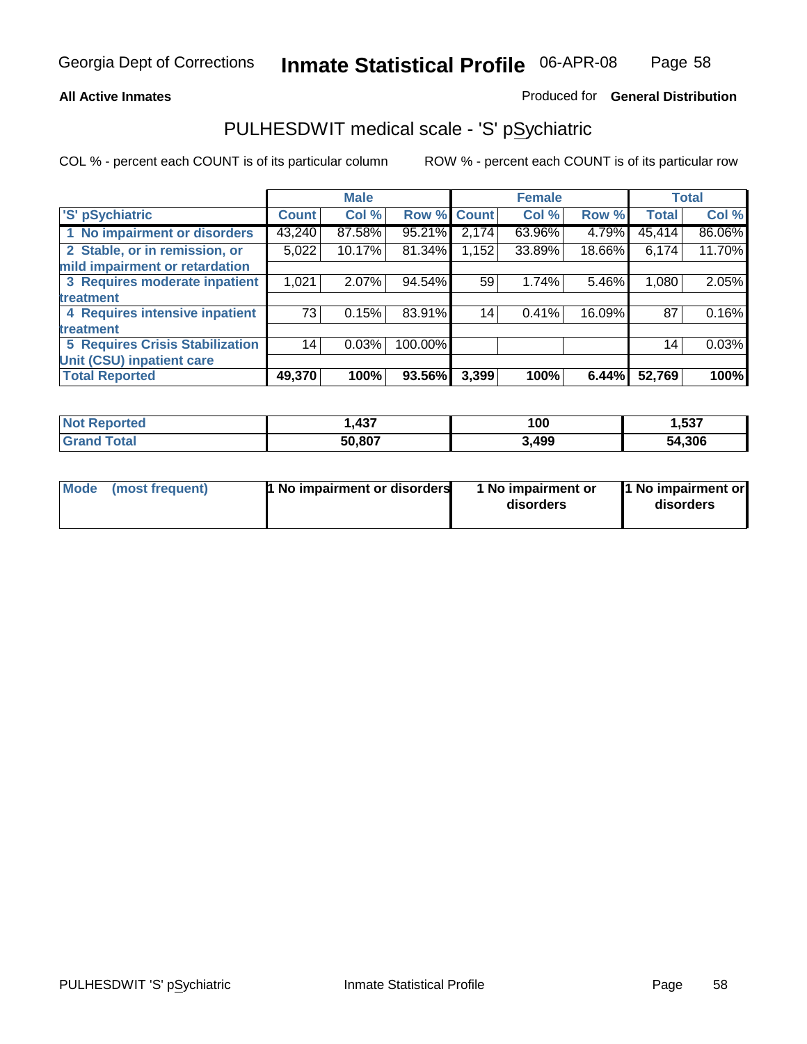Georgia Dept of Corrections **Inmate Statistical Profile** 06-APR-08

**All Active Inmates**

Produced for **General Distribution**

## PULHESDWIT medical scale - 'S' pSychiatric

COL % - percent each COUNT is of its particular column

ROW % - percent each COUNT is of its particular row

| | Male | | | Female | | | Total | |
|---|---|---|---|---|---|---|---|---|
| 'S' pSychiatric | Count | Col % | Row % | Count | Col % | Row % | Total | Col % |
| 1 No impairment or disorders | 43,240 | 87.58% | 95.21% | 2,174 | 63.96% | 4.79% | 45,414 | 86.06% |
| 2 Stable, or in remission, or mild impairment or retardation | 5,022 | 10.17% | 81.34% | 1,152 | 33.89% | 18.66% | 6,174 | 11.70% |
| 3 Requires moderate inpatient treatment | 1,021 | 2.07% | 94.54% | 59 | 1.74% | 5.46% | 1,080 | 2.05% |
| 4 Requires intensive inpatient treatment | 73 | 0.15% | 83.91% | 14 | 0.41% | 16.09% | 87 | 0.16% |
| 5 Requires Crisis Stabilization Unit (CSU) inpatient care | 14 | 0.03% | 100.00% | | | | 14 | 0.03% |
| **Total Reported** | **49,370** | **100%** | **93.56%** | **3,399** | **100%** | **6.44%** | **52,769** | **100%** |

| | Male | Female | Total |
|---|---|---|---|
| Not Reported | 1,437 | 100 | 1,537 |
| Grand Total | 50,807 | 3,499 | 54,306 |

| | Male | Female | Total |
|---|---|---|---|
| Mode (most frequent) | 1 No impairment or disorders | 1 No impairment or disorders | 1 No impairment or disorders |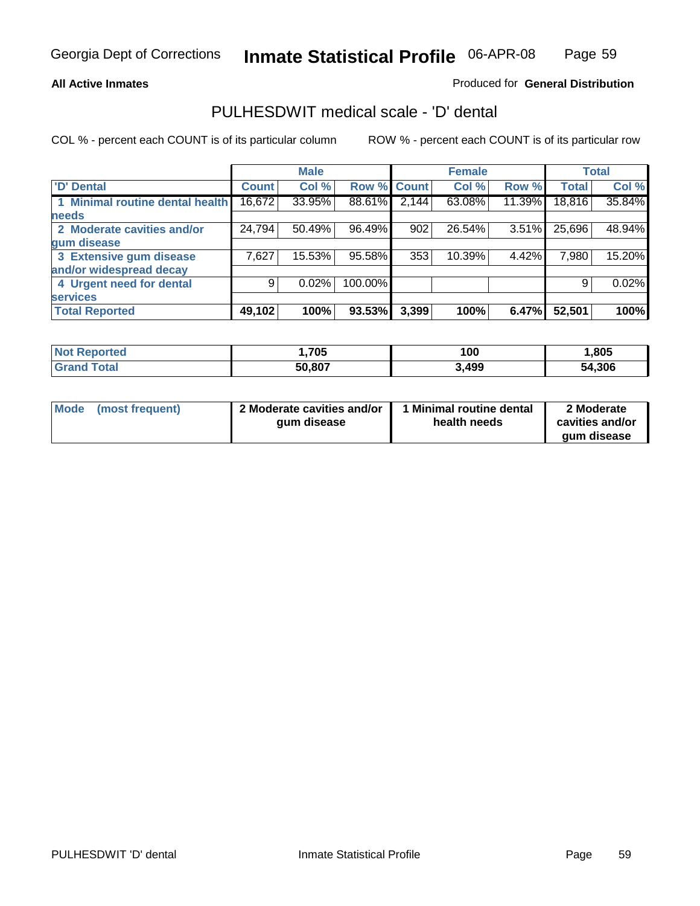Georgia Dept of Corrections **Inmate Statistical Profile** 06-APR-08

**All Active Inmates**

Produced for **General Distribution**

## PULHESDWIT medical scale - 'D' dental

COL % - percent each COUNT is of its particular column

ROW % - percent each COUNT is of its particular row

| | Male | | | Female | | | Total | |
|---|---|---|---|---|---|---|---|---|
| 'D' Dental | Count | Col % | Row % | Count | Col % | Row % | Total | Col % |
| 1 Minimal routine dental health needs | 16,672 | 33.95% | 88.61% | 2,144 | 63.08% | 11.39% | 18,816 | 35.84% |
| 2 Moderate cavities and/or gum disease | 24,794 | 50.49% | 96.49% | 902 | 26.54% | 3.51% | 25,696 | 48.94% |
| 3 Extensive gum disease and/or widespread decay | 7,627 | 15.53% | 95.58% | 353 | 10.39% | 4.42% | 7,980 | 15.20% |
| 4 Urgent need for dental services | 9 | 0.02% | 100.00% | | | | 9 | 0.02% |
| **Total Reported** | **49,102** | **100%** | **93.53%** | **3,399** | **100%** | **6.47%** | **52,501** | **100%** |

| | Male | Female | Total |
|---|---|---|---|
| Not Reported | 1,705 | 100 | 1,805 |
| Grand Total | 50,807 | 3,499 | 54,306 |

| | Male | Female | Total |
|---|---|---|---|
| Mode (most frequent) | 2 Moderate cavities and/or gum disease | 1 Minimal routine dental health needs | 2 Moderate cavities and/or gum disease |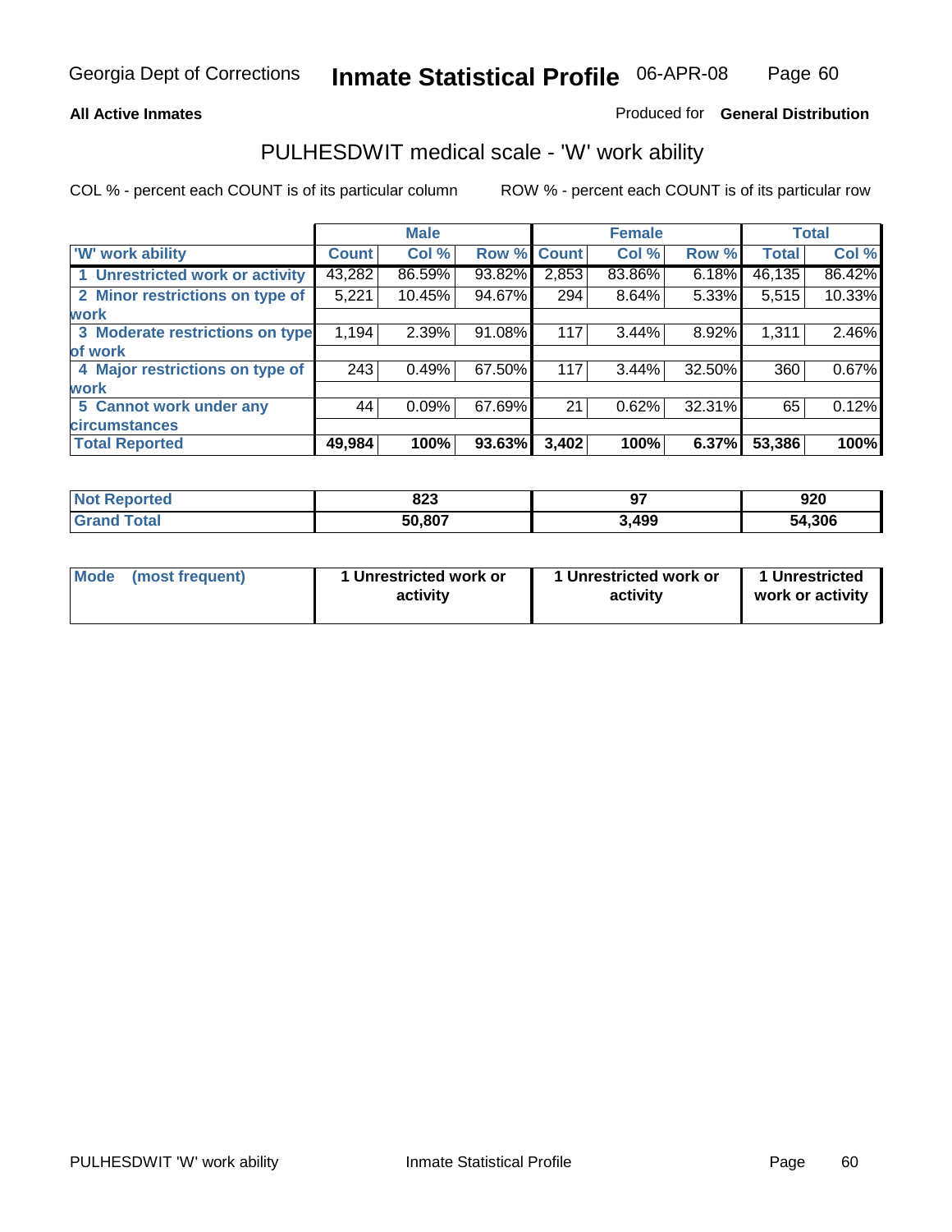Georgia Dept of Corrections **Inmate Statistical Profile** 06-APR-08

**All Active Inmates** Produced for **General Distribution**

## PULHESDWIT medical scale - 'W' work ability

COL % - percent each COUNT is of its particular column ROW % - percent each COUNT is of its particular row

| | Male | | | Female | | | Total | |
|---|---|---|---|---|---|---|---|---|
| 'W' work ability | Count | Col % | Row % | Count | Col % | Row % | Total | Col % |
| 1 Unrestricted work or activity | 43,282 | 86.59% | 93.82% | 2,853 | 83.86% | 6.18% | 46,135 | 86.42% |
| 2 Minor restrictions on type of work | 5,221 | 10.45% | 94.67% | 294 | 8.64% | 5.33% | 5,515 | 10.33% |
| 3 Moderate restrictions on type of work | 1,194 | 2.39% | 91.08% | 117 | 3.44% | 8.92% | 1,311 | 2.46% |
| 4 Major restrictions on type of work | 243 | 0.49% | 67.50% | 117 | 3.44% | 32.50% | 360 | 0.67% |
| 5 Cannot work under any circumstances | 44 | 0.09% | 67.69% | 21 | 0.62% | 32.31% | 65 | 0.12% |
| **Total Reported** | **49,984** | **100%** | **93.63%** | **3,402** | **100%** | **6.37%** | **53,386** | **100%** |

| | Male | Female | Total |
|---|---|---|---|
| Not Reported | 823 | 97 | 920 |
| Grand Total | 50,807 | 3,499 | 54,306 |

| | Male | Female | Total |
|---|---|---|---|
| Mode (most frequent) | 1 Unrestricted work or activity | 1 Unrestricted work or activity | 1 Unrestricted work or activity |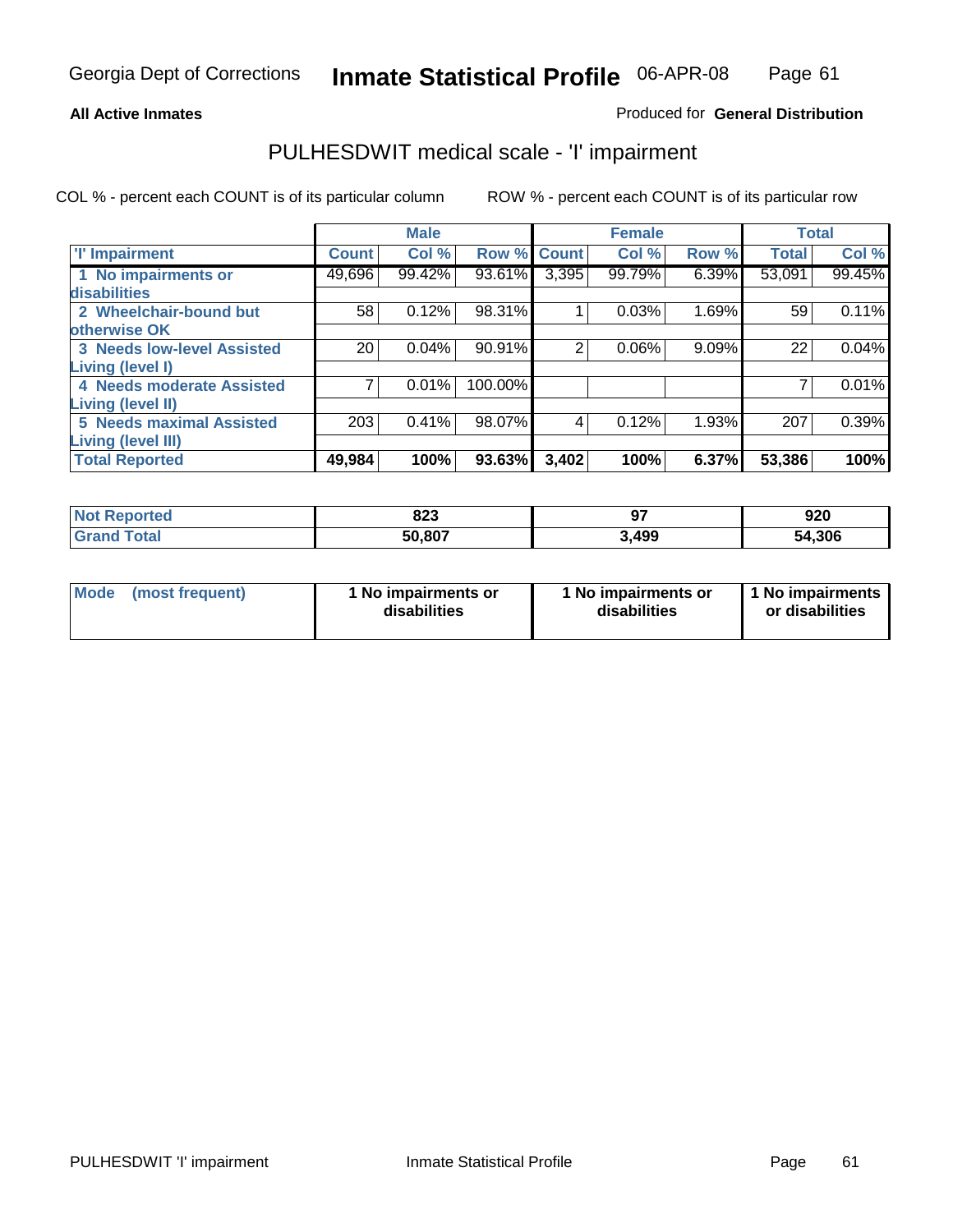Georgia Dept of Corrections **Inmate Statistical Profile** 06-APR-08

**All Active Inmates**

Produced for **General Distribution**

## PULHESDWIT medical scale - 'I' impairment

COL % - percent each COUNT is of its particular column

ROW % - percent each COUNT is of its particular row

| | Male | | | Female | | | Total | |
|---|---|---|---|---|---|---|---|---|
| 'I' Impairment | Count | Col % | Row % | Count | Col % | Row % | Total | Col % |
| 1 No impairments or disabilities | 49,696 | 99.42% | 93.61% | 3,395 | 99.79% | 6.39% | 53,091 | 99.45% |
| 2 Wheelchair-bound but otherwise OK | 58 | 0.12% | 98.31% | 1 | 0.03% | 1.69% | 59 | 0.11% |
| 3 Needs low-level Assisted Living (level I) | 20 | 0.04% | 90.91% | 2 | 0.06% | 9.09% | 22 | 0.04% |
| 4 Needs moderate Assisted Living (level II) | 7 | 0.01% | 100.00% | | | | 7 | 0.01% |
| 5 Needs maximal Assisted Living (level III) | 203 | 0.41% | 98.07% | 4 | 0.12% | 1.93% | 207 | 0.39% |
| **Total Reported** | **49,984** | **100%** | **93.63%** | **3,402** | **100%** | **6.37%** | **53,386** | **100%** |

| | Male | Female | Total |
|---|---|---|---|
| Not Reported | 823 | 97 | 920 |
| Grand Total | 50,807 | 3,499 | 54,306 |

| | Male | Female | Total |
|---|---|---|---|
| Mode (most frequent) | 1 No impairments or disabilities | 1 No impairments or disabilities | 1 No impairments or disabilities |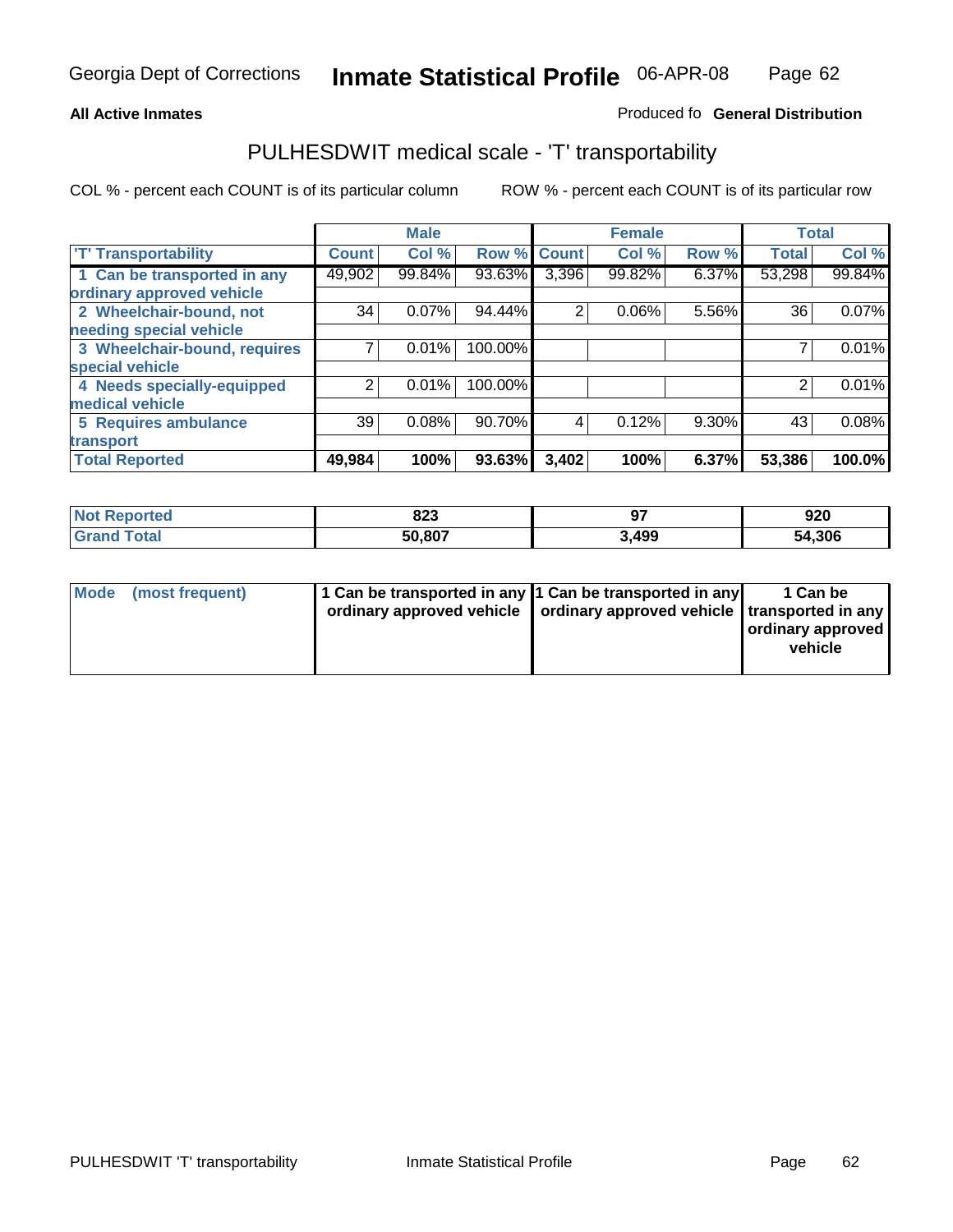Georgia Dept of Corrections **Inmate Statistical Profile** 06-APR-08

**All Active Inmates**

Produced fo **General Distribution**

## PULHESDWIT medical scale - 'T' transportability

COL % - percent each COUNT is of its particular column    ROW % - percent each COUNT is of its particular row

| | Male | | | Female | | | Total | |
|---|---|---|---|---|---|---|---|---|
| 'T' Transportability | Count | Col % | Row % | Count | Col % | Row % | Total | Col % |
| 1 Can be transported in any ordinary approved vehicle | 49,902 | 99.84% | 93.63% | 3,396 | 99.82% | 6.37% | 53,298 | 99.84% |
| 2 Wheelchair-bound, not needing special vehicle | 34 | 0.07% | 94.44% | 2 | 0.06% | 5.56% | 36 | 0.07% |
| 3 Wheelchair-bound, requires special vehicle | 7 | 0.01% | 100.00% | | | | 7 | 0.01% |
| 4 Needs specially-equipped medical vehicle | 2 | 0.01% | 100.00% | | | | 2 | 0.01% |
| 5 Requires ambulance transport | 39 | 0.08% | 90.70% | 4 | 0.12% | 9.30% | 43 | 0.08% |
| **Total Reported** | **49,984** | **100%** | **93.63%** | **3,402** | **100%** | **6.37%** | **53,386** | **100.0%** |

| | Male | Female | Total |
|---|---|---|---|
| **Not Reported** | **823** | **97** | **920** |
| **Grand Total** | **50,807** | **3,499** | **54,306** |

| | Male | Female | Total |
|---|---|---|---|
| **Mode (most frequent)** | **1 Can be transported in any ordinary approved vehicle** | **1 Can be transported in any ordinary approved vehicle** | **1 Can be transported in any ordinary approved vehicle** |

PULHESDWIT 'T' transportability    Inmate Statistical Profile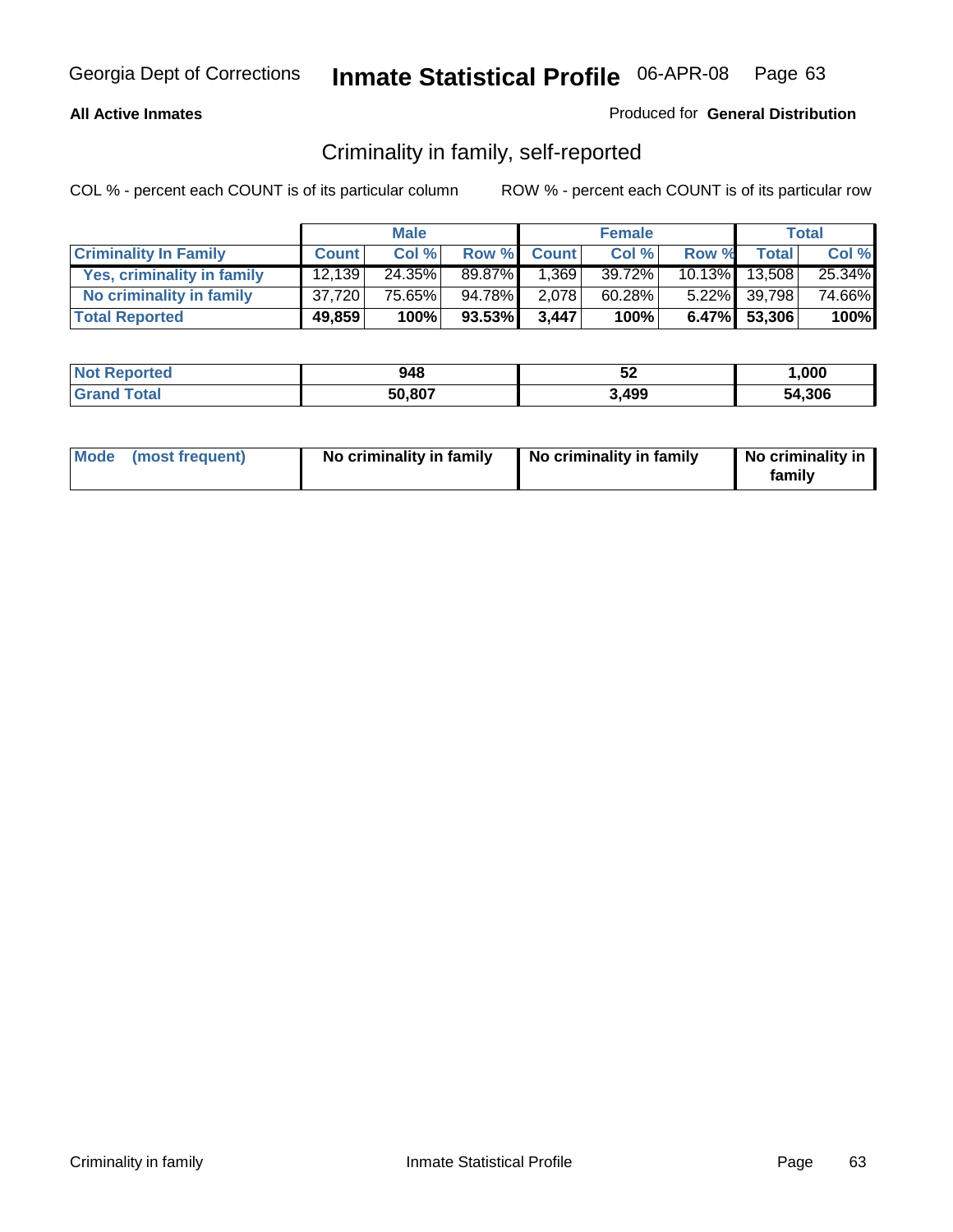Georgia Dept of Corrections **Inmate Statistical Profile** 06-APR-08

**All Active Inmates**

Produced for **General Distribution**

## Criminality in family, self-reported

COL % - percent each COUNT is of its particular column

ROW % - percent each COUNT is of its particular row

| | Male | | | Female | | | Total | |
|---|---|---|---|---|---|---|---|---|
| **Criminality In Family** | **Count** | **Col %** | **Row %** | **Count** | **Col %** | **Row %** | **Total** | **Col %** |
| **Yes, criminality in family** | 12,139 | 24.35% | 89.87% | 1,369 | 39.72% | 10.13% | 13,508 | 25.34% |
| **No criminality in family** | 37,720 | 75.65% | 94.78% | 2,078 | 60.28% | 5.22% | 39,798 | 74.66% |
| **Total Reported** | **49,859** | **100%** | **93.53%** | **3,447** | **100%** | **6.47%** | **53,306** | **100%** |

| | Male | Female | Total |
|---|---|---|---|
| **Not Reported** | **948** | **52** | **1,000** |
| **Grand Total** | **50,807** | **3,499** | **54,306** |

| | Male | Female | Total |
|---|---|---|---|
| **Mode (most frequent)** | **No criminality in family** | **No criminality in family** | **No criminality in family** |

Criminality in family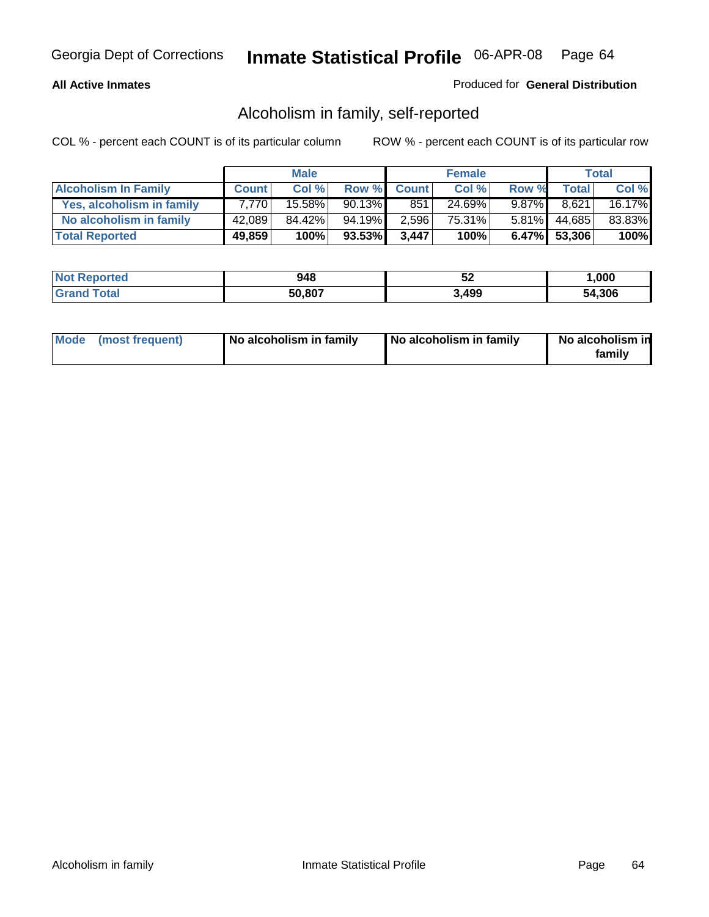Georgia Dept of Corrections **Inmate Statistical Profile** 06-APR-08

**All Active Inmates** Produced for **General Distribution**

## Alcoholism in family, self-reported

COL % - percent each COUNT is of its particular column ROW % - percent each COUNT is of its particular row

| | Male | | | Female | | | Total | |
|---|---|---|---|---|---|---|---|---|
| **Alcoholism In Family** | **Count** | **Col %** | **Row %** | **Count** | **Col %** | **Row %** | **Total** | **Col %** |
| **Yes, alcoholism in family** | 7,770 | 15.58% | 90.13% | 851 | 24.69% | 9.87% | 8,621 | 16.17% |
| **No alcoholism in family** | 42,089 | 84.42% | 94.19% | 2,596 | 75.31% | 5.81% | 44,685 | 83.83% |
| **Total Reported** | **49,859** | **100%** | **93.53%** | **3,447** | **100%** | **6.47%** | **53,306** | **100%** |

| | Male | Female | Total |
|---|---|---|---|
| **Not Reported** | **948** | **52** | **1,000** |
| **Grand Total** | **50,807** | **3,499** | **54,306** |

| | Male | Female | Total |
|---|---|---|---|
| **Mode (most frequent)** | **No alcoholism in family** | **No alcoholism in family** | **No alcoholism in family** |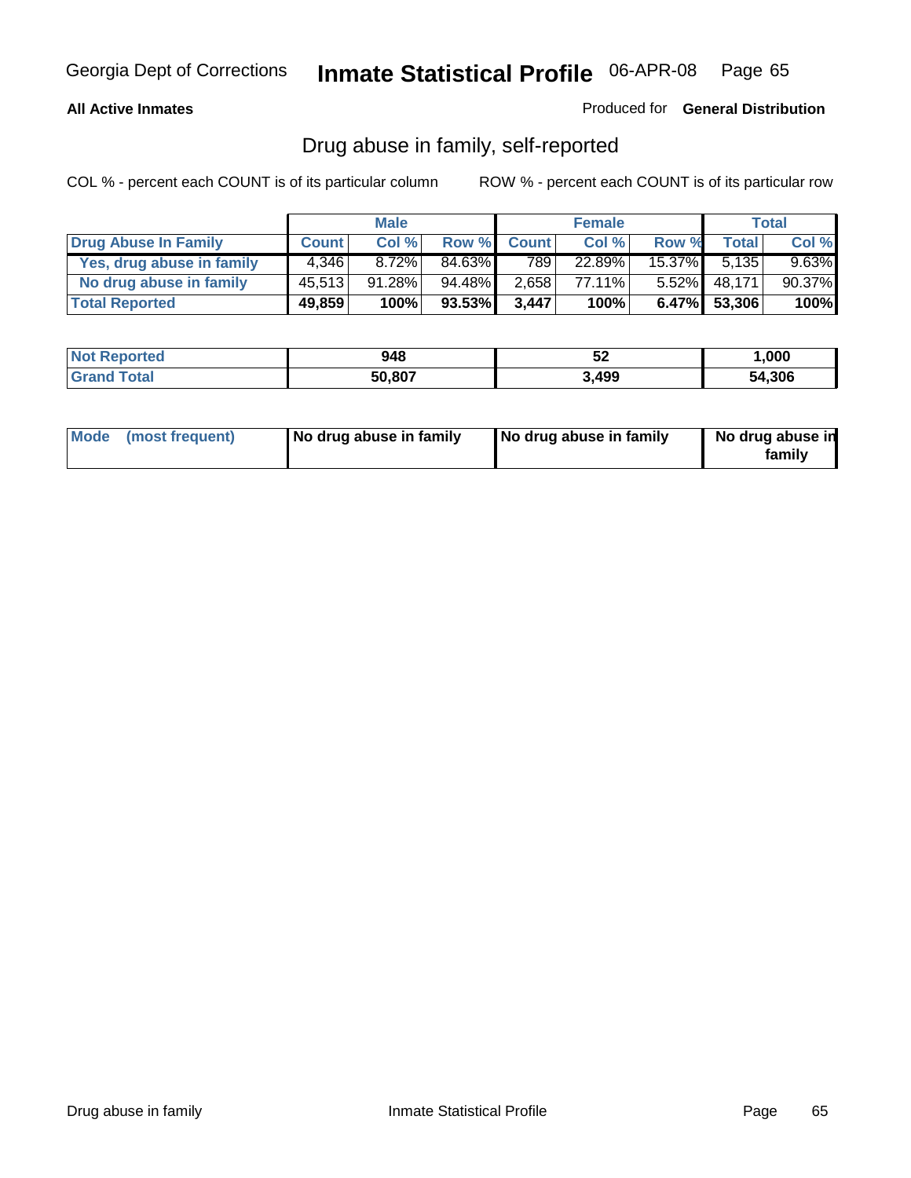Georgia Dept of Corrections **Inmate Statistical Profile** 06-APR-08

**All Active Inmates**

Produced for **General Distribution**

## Drug abuse in family, self-reported

COL % - percent each COUNT is of its particular column    ROW % - percent each COUNT is of its particular row

| | Male | | | Female | | | Total | |
|---|---|---|---|---|---|---|---|---|
| **Drug Abuse In Family** | **Count** | **Col %** | **Row %** | **Count** | **Col %** | **Row %** | **Total** | **Col %** |
| **Yes, drug abuse in family** | 4,346 | 8.72% | 84.63% | 789 | 22.89% | 15.37% | 5,135 | 9.63% |
| **No drug abuse in family** | 45,513 | 91.28% | 94.48% | 2,658 | 77.11% | 5.52% | 48,171 | 90.37% |
| **Total Reported** | **49,859** | **100%** | **93.53%** | **3,447** | **100%** | **6.47%** | **53,306** | **100%** |

| | Male | Female | Total |
|---|---|---|---|
| **Not Reported** | **948** | **52** | **1,000** |
| **Grand Total** | **50,807** | **3,499** | **54,306** |

| | Male | Female | Total |
|---|---|---|---|
| **Mode (most frequent)** | **No drug abuse in family** | **No drug abuse in family** | **No drug abuse in family** |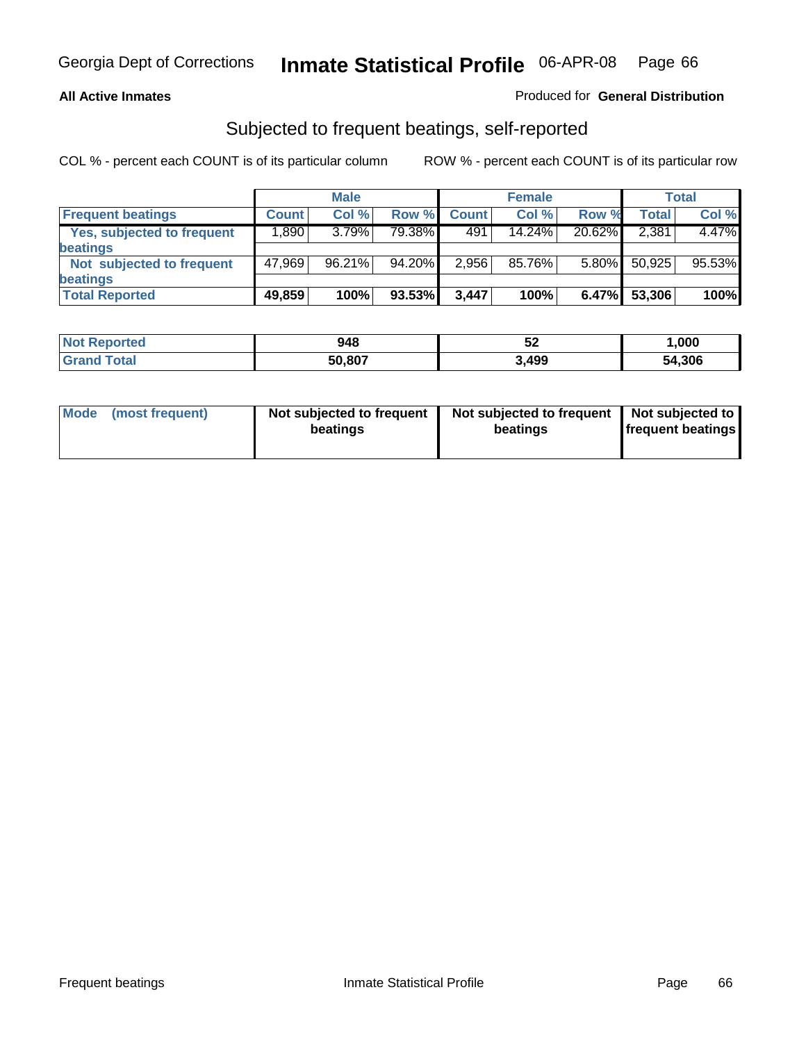Georgia Dept of Corrections **Inmate Statistical Profile** 06-APR-08

**All Active Inmates**

Produced for **General Distribution**

## Subjected to frequent beatings, self-reported

COL % - percent each COUNT is of its particular column

ROW % - percent each COUNT is of its particular row

| | Male | | | Female | | | Total | |
|---|---|---|---|---|---|---|---|---|
| **Frequent beatings** | **Count** | **Col %** | **Row %** | **Count** | **Col %** | **Row %** | **Total** | **Col %** |
| **Yes, subjected to frequent beatings** | 1,890 | 3.79% | 79.38% | 491 | 14.24% | 20.62% | 2,381 | 4.47% |
| **Not subjected to frequent beatings** | 47,969 | 96.21% | 94.20% | 2,956 | 85.76% | 5.80% | 50,925 | 95.53% |
| **Total Reported** | **49,859** | **100%** | **93.53%** | **3,447** | **100%** | **6.47%** | **53,306** | **100%** |

| | Male | Female | Total |
|---|---|---|---|
| **Not Reported** | **948** | **52** | **1,000** |
| **Grand Total** | **50,807** | **3,499** | **54,306** |

| | Male | Female | Total |
|---|---|---|---|
| **Mode (most frequent)** | **Not subjected to frequent beatings** | **Not subjected to frequent beatings** | **Not subjected to frequent beatings** |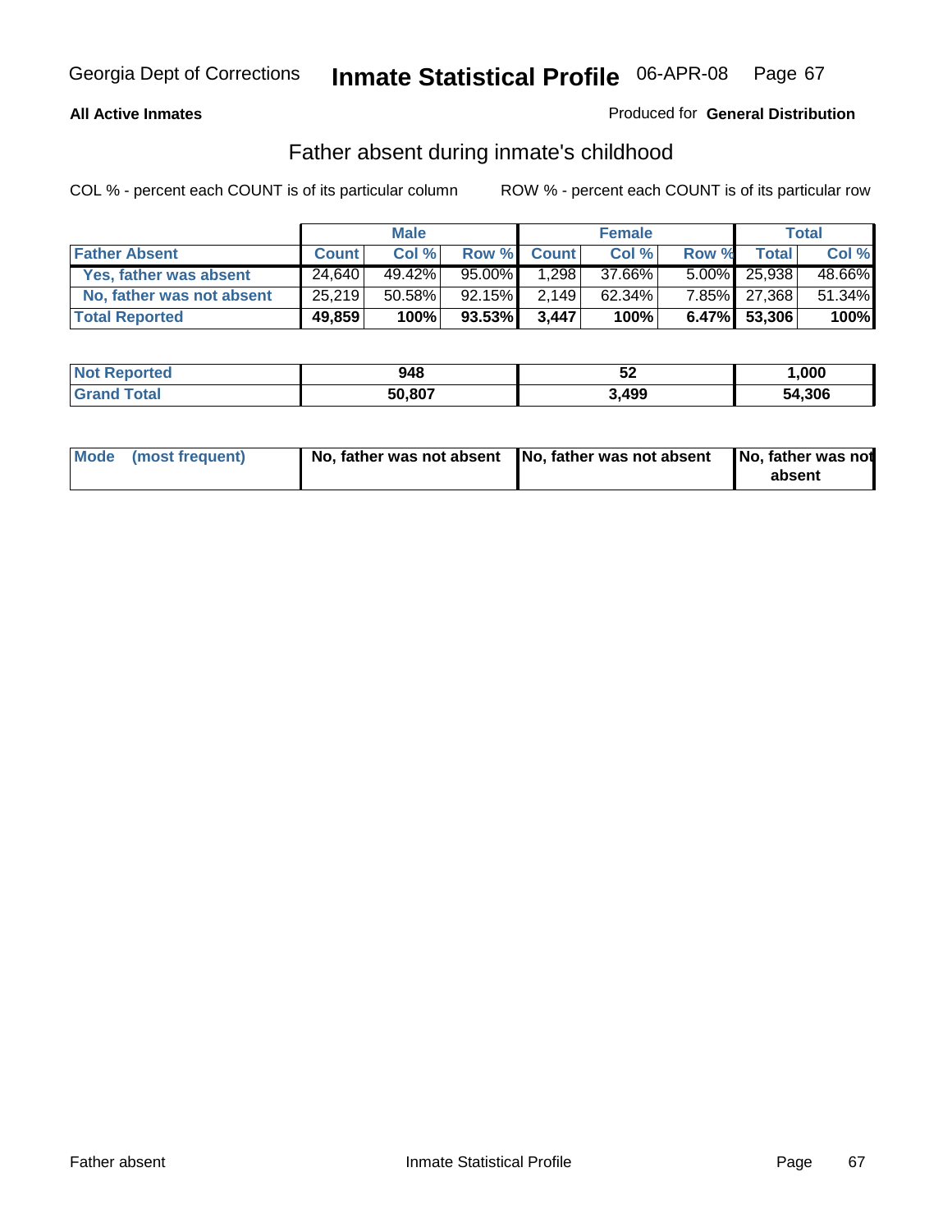Georgia Dept of Corrections **Inmate Statistical Profile** 06-APR-08

**All Active Inmates**

Produced for **General Distribution**

## Father absent during inmate's childhood

COL % - percent each COUNT is of its particular column

ROW % - percent each COUNT is of its particular row

| | Male | | | Female | | | Total | |
|---|---|---|---|---|---|---|---|---|
| **Father Absent** | **Count** | **Col %** | **Row %** | **Count** | **Col %** | **Row %** | **Total** | **Col %** |
| **Yes, father was absent** | 24,640 | 49.42% | 95.00% | 1,298 | 37.66% | 5.00% | 25,938 | 48.66% |
| **No, father was not absent** | 25,219 | 50.58% | 92.15% | 2,149 | 62.34% | 7.85% | 27,368 | 51.34% |
| **Total Reported** | **49,859** | **100%** | **93.53%** | **3,447** | **100%** | **6.47%** | **53,306** | **100%** |

| | Male | Female | Total |
|---|---|---|---|
| **Not Reported** | **948** | **52** | **1,000** |
| **Grand Total** | **50,807** | **3,499** | **54,306** |

| | Male | Female | Total |
|---|---|---|---|
| **Mode (most frequent)** | **No, father was not absent** | **No, father was not absent** | **No, father was not absent** |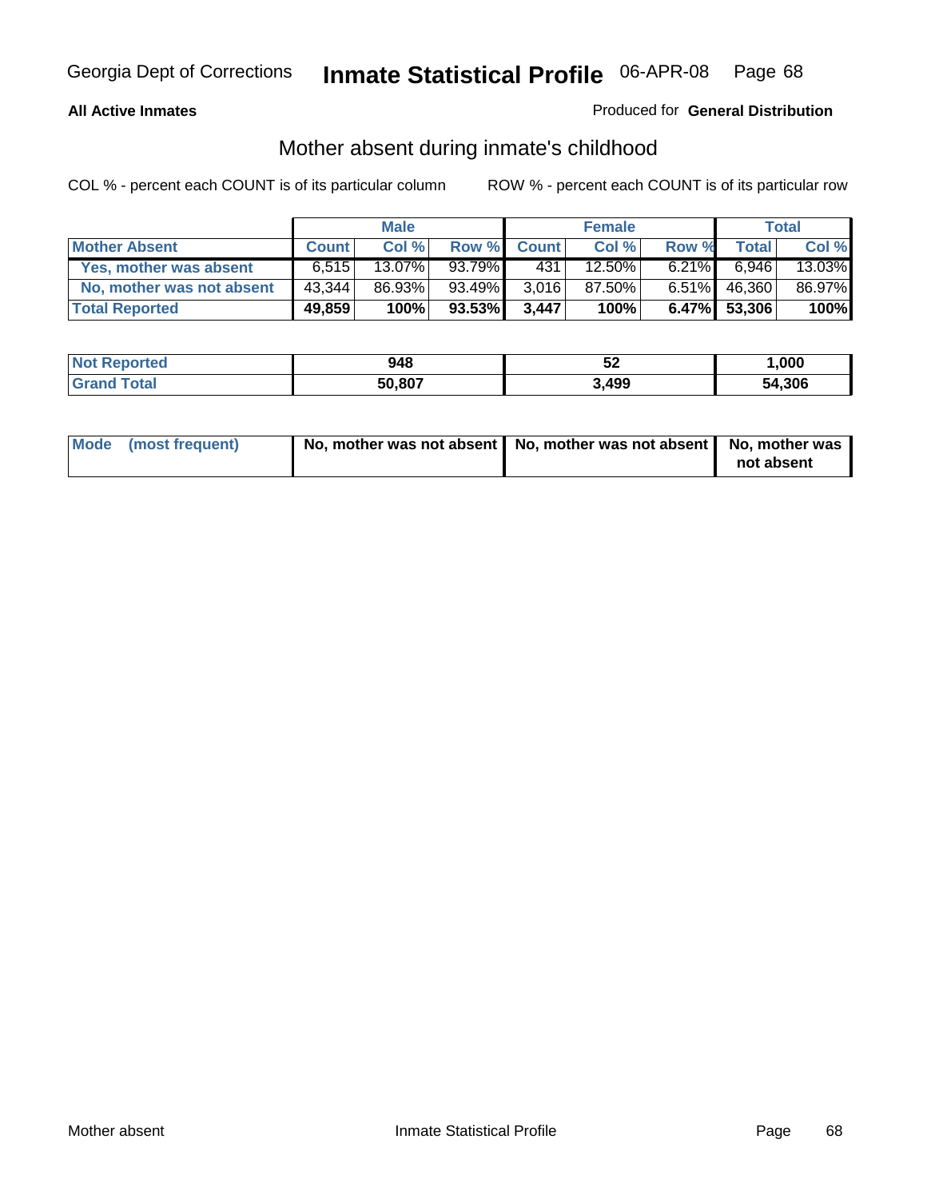Georgia Dept of Corrections **Inmate Statistical Profile** 06-APR-08

**All Active Inmates**

Produced for **General Distribution**

## Mother absent during inmate's childhood

COL % - percent each COUNT is of its particular column

ROW % - percent each COUNT is of its particular row

| | Male | | | Female | | | Total | |
|---|---|---|---|---|---|---|---|---|
| **Mother Absent** | **Count** | **Col %** | **Row %** | **Count** | **Col %** | **Row %** | **Total** | **Col %** |
| **Yes, mother was absent** | 6,515 | 13.07% | 93.79% | 431 | 12.50% | 6.21% | 6,946 | 13.03% |
| **No, mother was not absent** | 43,344 | 86.93% | 93.49% | 3,016 | 87.50% | 6.51% | 46,360 | 86.97% |
| **Total Reported** | **49,859** | **100%** | **93.53%** | **3,447** | **100%** | **6.47%** | **53,306** | **100%** |

| | Male | Female | Total |
|---|---|---|---|
| **Not Reported** | **948** | **52** | **1,000** |
| **Grand Total** | **50,807** | **3,499** | **54,306** |

| | Male | Female | Total |
|---|---|---|---|
| **Mode (most frequent)** | **No, mother was not absent** | **No, mother was not absent** | **No, mother was not absent** |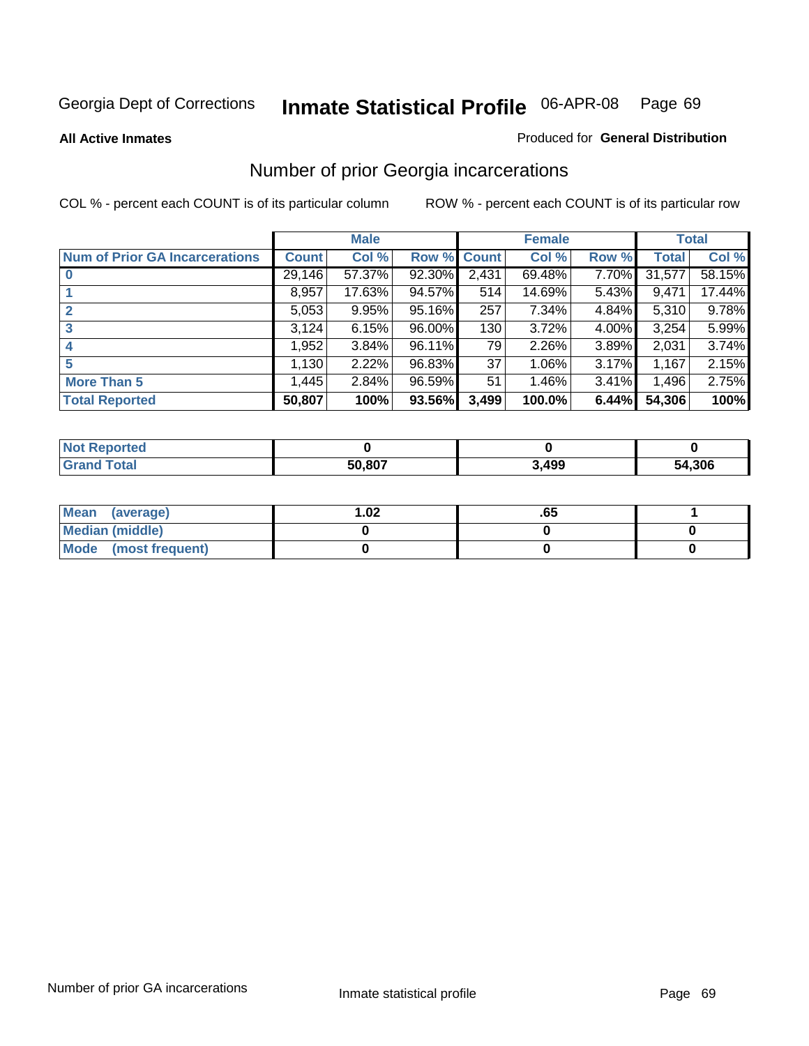Georgia Dept of Corrections **Inmate Statistical Profile** 06-APR-08

**All Active Inmates**

Produced for **General Distribution**

## Number of prior Georgia incarcerations

COL % - percent each COUNT is of its particular column

ROW % - percent each COUNT is of its particular row

| | Male | | | Female | | | Total | |
|---|---|---|---|---|---|---|---|---|
| **Num of Prior GA Incarcerations** | **Count** | **Col %** | **Row %** | **Count** | **Col %** | **Row %** | **Total** | **Col %** |
| **0** | 29,146 | 57.37% | 92.30% | 2,431 | 69.48% | 7.70% | 31,577 | 58.15% |
| **1** | 8,957 | 17.63% | 94.57% | 514 | 14.69% | 5.43% | 9,471 | 17.44% |
| **2** | 5,053 | 9.95% | 95.16% | 257 | 7.34% | 4.84% | 5,310 | 9.78% |
| **3** | 3,124 | 6.15% | 96.00% | 130 | 3.72% | 4.00% | 3,254 | 5.99% |
| **4** | 1,952 | 3.84% | 96.11% | 79 | 2.26% | 3.89% | 2,031 | 3.74% |
| **5** | 1,130 | 2.22% | 96.83% | 37 | 1.06% | 3.17% | 1,167 | 2.15% |
| **More Than 5** | 1,445 | 2.84% | 96.59% | 51 | 1.46% | 3.41% | 1,496 | 2.75% |
| **Total Reported** | **50,807** | **100%** | **93.56%** | **3,499** | **100.0%** | **6.44%** | **54,306** | **100%** |

| | Male | Female | Total |
|---|---|---|---|
| **Not Reported** | **0** | **0** | **0** |
| **Grand Total** | **50,807** | **3,499** | **54,306** |

| | Male | Female | Total |
|---|---|---|---|
| **Mean (average)** | **1.02** | **.65** | **1** |
| **Median (middle)** | **0** | **0** | **0** |
| **Mode (most frequent)** | **0** | **0** | **0** |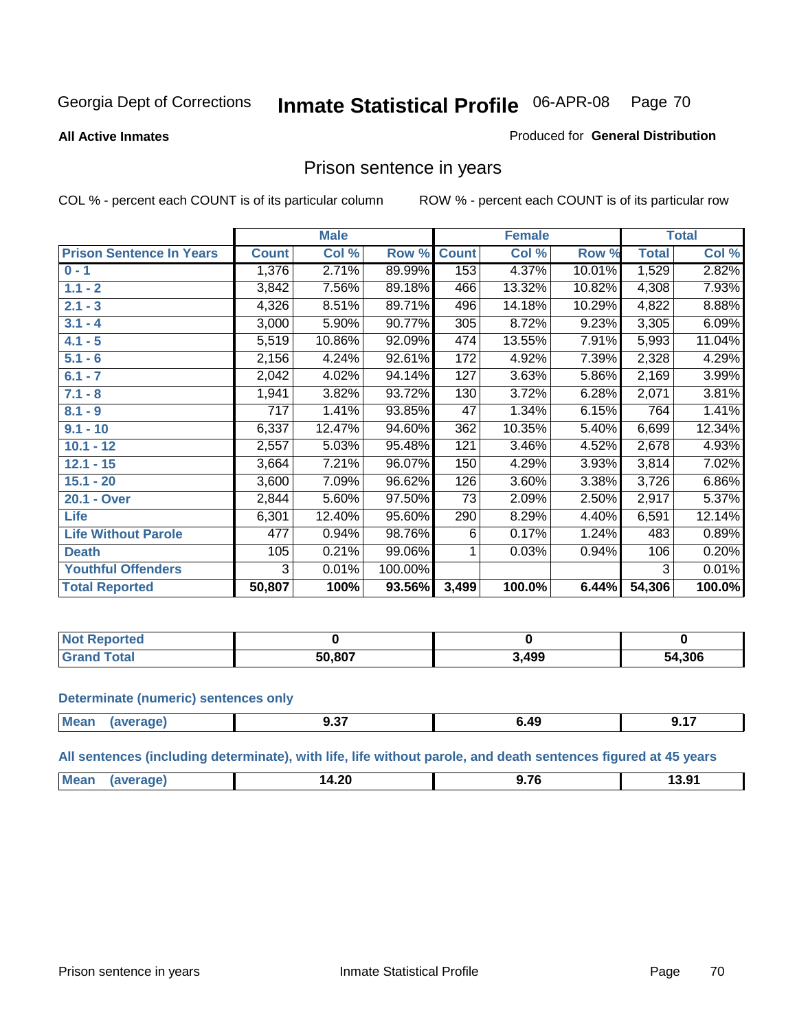Georgia Dept of Corrections **Inmate Statistical Profile** 06-APR-08

**All Active Inmates**

Produced for **General Distribution**

## Prison sentence in years

COL % - percent each COUNT is of its particular column

ROW % - percent each COUNT is of its particular row

| | Male | | | Female | | | Total | |
|---|---|---|---|---|---|---|---|---|
| **Prison Sentence In Years** | **Count** | **Col %** | **Row %** | **Count** | **Col %** | **Row %** | **Total** | **Col %** |
| **0 - 1** | 1,376 | 2.71% | 89.99% | 153 | 4.37% | 10.01% | 1,529 | 2.82% |
| **1.1 - 2** | 3,842 | 7.56% | 89.18% | 466 | 13.32% | 10.82% | 4,308 | 7.93% |
| **2.1 - 3** | 4,326 | 8.51% | 89.71% | 496 | 14.18% | 10.29% | 4,822 | 8.88% |
| **3.1 - 4** | 3,000 | 5.90% | 90.77% | 305 | 8.72% | 9.23% | 3,305 | 6.09% |
| **4.1 - 5** | 5,519 | 10.86% | 92.09% | 474 | 13.55% | 7.91% | 5,993 | 11.04% |
| **5.1 - 6** | 2,156 | 4.24% | 92.61% | 172 | 4.92% | 7.39% | 2,328 | 4.29% |
| **6.1 - 7** | 2,042 | 4.02% | 94.14% | 127 | 3.63% | 5.86% | 2,169 | 3.99% |
| **7.1 - 8** | 1,941 | 3.82% | 93.72% | 130 | 3.72% | 6.28% | 2,071 | 3.81% |
| **8.1 - 9** | 717 | 1.41% | 93.85% | 47 | 1.34% | 6.15% | 764 | 1.41% |
| **9.1 - 10** | 6,337 | 12.47% | 94.60% | 362 | 10.35% | 5.40% | 6,699 | 12.34% |
| **10.1 - 12** | 2,557 | 5.03% | 95.48% | 121 | 3.46% | 4.52% | 2,678 | 4.93% |
| **12.1 - 15** | 3,664 | 7.21% | 96.07% | 150 | 4.29% | 3.93% | 3,814 | 7.02% |
| **15.1 - 20** | 3,600 | 7.09% | 96.62% | 126 | 3.60% | 3.38% | 3,726 | 6.86% |
| **20.1 - Over** | 2,844 | 5.60% | 97.50% | 73 | 2.09% | 2.50% | 2,917 | 5.37% |
| **Life** | 6,301 | 12.40% | 95.60% | 290 | 8.29% | 4.40% | 6,591 | 12.14% |
| **Life Without Parole** | 477 | 0.94% | 98.76% | 6 | 0.17% | 1.24% | 483 | 0.89% |
| **Death** | 105 | 0.21% | 99.06% | 1 | 0.03% | 0.94% | 106 | 0.20% |
| **Youthful Offenders** | 3 | 0.01% | 100.00% | | | | 3 | 0.01% |
| **Total Reported** | **50,807** | **100%** | **93.56%** | **3,499** | **100.0%** | **6.44%** | **54,306** | **100.0%** |

| | Male | Female | Total |
|---|---|---|---|
| **Not Reported** | **0** | **0** | **0** |
| **Grand Total** | **50,807** | **3,499** | **54,306** |

**Determinate (numeric) sentences only**

| | Male | Female | Total |
|---|---|---|---|
| **Mean (average)** | **9.37** | **6.49** | **9.17** |

**All sentences (including determinate), with life, life without parole, and death sentences figured at 45 years**

| | Male | Female | Total |
|---|---|---|---|
| **Mean (average)** | **14.20** | **9.76** | **13.91** |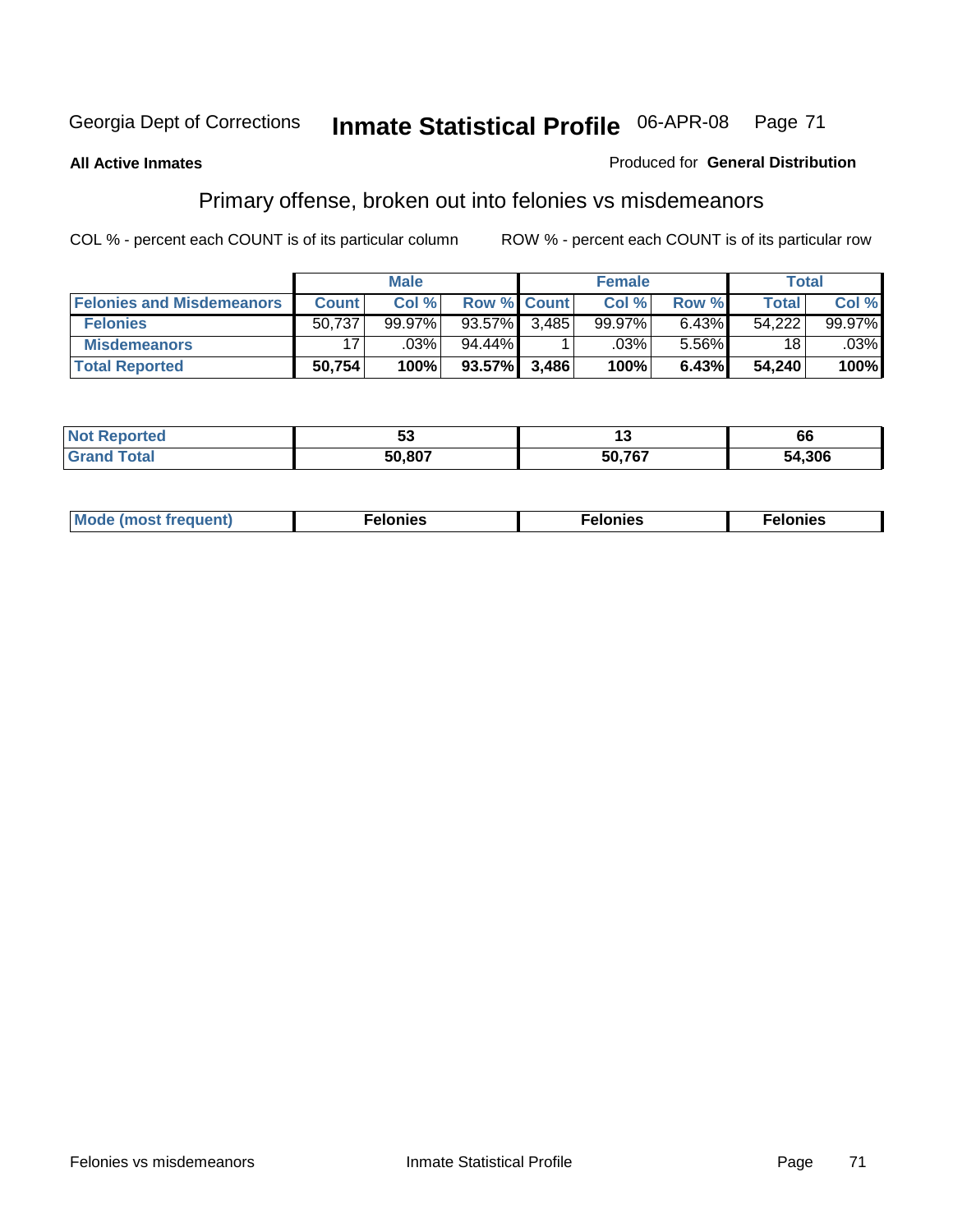Georgia Dept of Corrections **Inmate Statistical Profile** 06-APR-08

**All Active Inmates**

Produced for **General Distribution**

## Primary offense, broken out into felonies vs misdemeanors

COL % - percent each COUNT is of its particular column

ROW % - percent each COUNT is of its particular row

| | Male | | | Female | | | Total | |
|---|---|---|---|---|---|---|---|---|
| **Felonies and Misdemeanors** | **Count** | **Col %** | **Row %** | **Count** | **Col %** | **Row %** | **Total** | **Col %** |
| **Felonies** | 50,737 | 99.97% | 93.57% | 3,485 | 99.97% | 6.43% | 54,222 | 99.97% |
| **Misdemeanors** | 17 | .03% | 94.44% | 1 | .03% | 5.56% | 18 | .03% |
| **Total Reported** | **50,754** | **100%** | **93.57%** | **3,486** | **100%** | **6.43%** | **54,240** | **100%** |

| | Male | Female | Total |
|---|---|---|---|
| **Not Reported** | **53** | **13** | **66** |
| **Grand Total** | **50,807** | **50,767** | **54,306** |

| | Male | Female | Total |
|---|---|---|---|
| **Mode (most frequent)** | **Felonies** | **Felonies** | **Felonies** |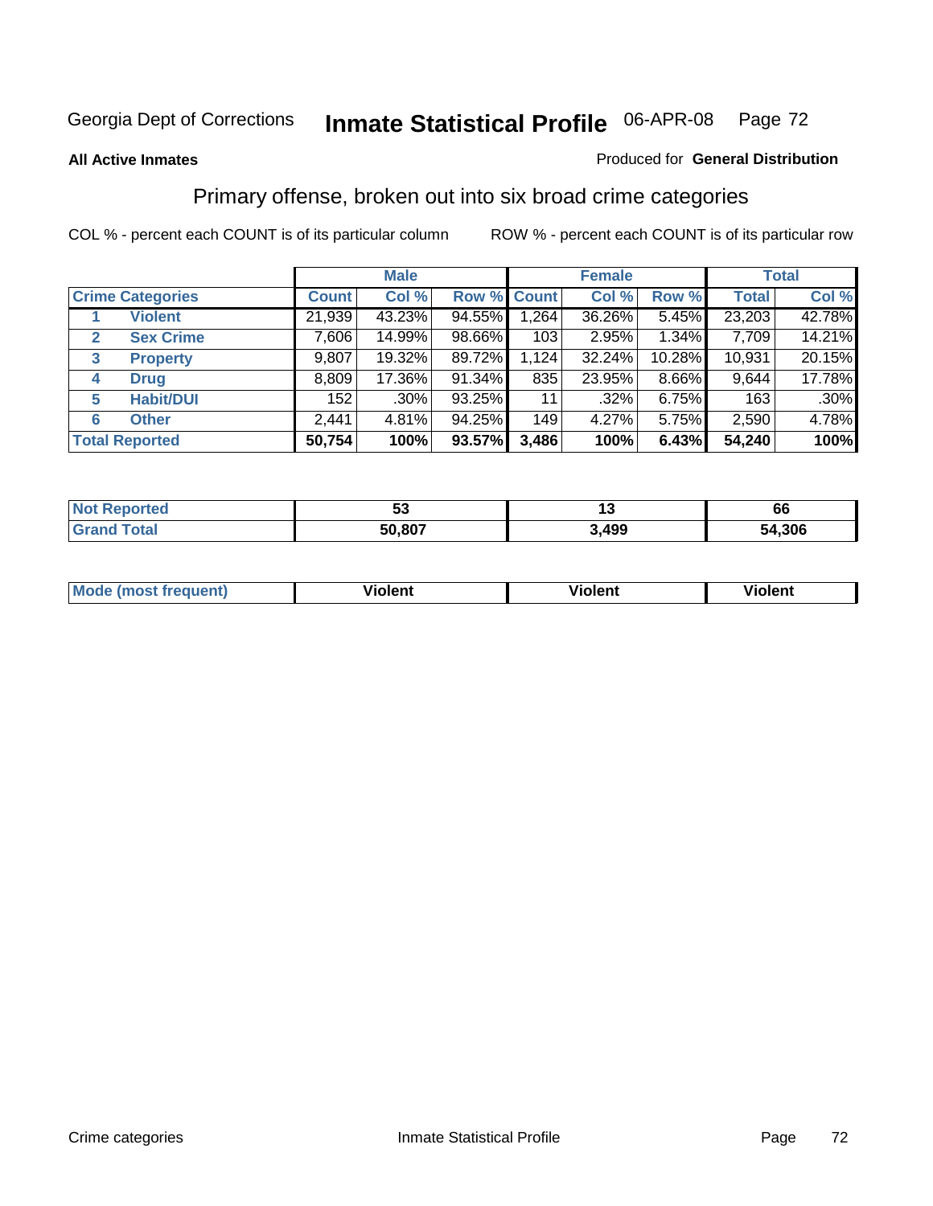Georgia Dept of Corrections **Inmate Statistical Profile** 06-APR-08

**All Active Inmates**

Produced for **General Distribution**

## Primary offense, broken out into six broad crime categories

COL % - percent each COUNT is of its particular column

ROW % - percent each COUNT is of its particular row

| Crime Categories | | Male | | | Female | | | Total | |
|---|---|---|---|---|---|---|---|---|---|
| | | Count | Col % | Row % | Count | Col % | Row % | Total | Col % |
| 1 | Violent | 21,939 | 43.23% | 94.55% | 1,264 | 36.26% | 5.45% | 23,203 | 42.78% |
| 2 | Sex Crime | 7,606 | 14.99% | 98.66% | 103 | 2.95% | 1.34% | 7,709 | 14.21% |
| 3 | Property | 9,807 | 19.32% | 89.72% | 1,124 | 32.24% | 10.28% | 10,931 | 20.15% |
| 4 | Drug | 8,809 | 17.36% | 91.34% | 835 | 23.95% | 8.66% | 9,644 | 17.78% |
| 5 | Habit/DUI | 152 | .30% | 93.25% | 11 | .32% | 6.75% | 163 | .30% |
| 6 | Other | 2,441 | 4.81% | 94.25% | 149 | 4.27% | 5.75% | 2,590 | 4.78% |
| **Total Reported** | | **50,754** | **100%** | **93.57%** | **3,486** | **100%** | **6.43%** | **54,240** | **100%** |

| | Male | Female | Total |
|---|---|---|---|
| Not Reported | 53 | 13 | 66 |
| Grand Total | 50,807 | 3,499 | 54,306 |

| | Male | Female | Total |
|---|---|---|---|
| Mode (most frequent) | Violent | Violent | Violent |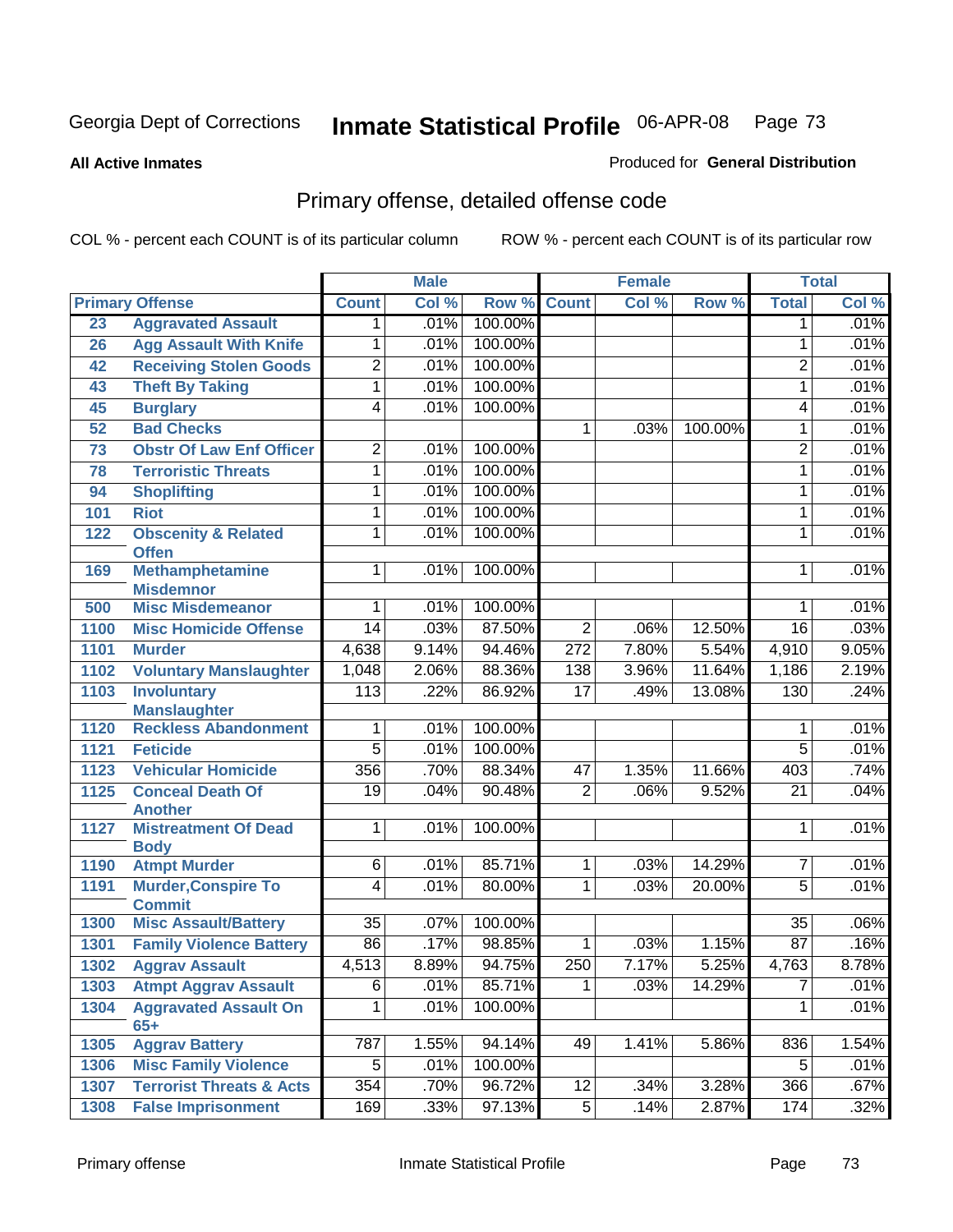Georgia Dept of Corrections

# Inmate Statistical Profile 06-APR-08

**All Active Inmates**

Produced for **General Distribution**

## Primary offense, detailed offense code

COL % - percent each COUNT is of its particular column

ROW % - percent each COUNT is of its particular row

| Primary Offense | | Male | | | Female | | | Total | |
|---|---|---|---|---|---|---|---|---|---|
| | | Count | Col % | Row % | Count | Col % | Row % | Total | Col % |
| 23 | Aggravated Assault | 1 | .01% | 100.00% | | | | 1 | .01% |
| 26 | Agg Assault With Knife | 1 | .01% | 100.00% | | | | 1 | .01% |
| 42 | Receiving Stolen Goods | 2 | .01% | 100.00% | | | | 2 | .01% |
| 43 | Theft By Taking | 1 | .01% | 100.00% | | | | 1 | .01% |
| 45 | Burglary | 4 | .01% | 100.00% | | | | 4 | .01% |
| 52 | Bad Checks | | | | 1 | .03% | 100.00% | 1 | .01% |
| 73 | Obstr Of Law Enf Officer | 2 | .01% | 100.00% | | | | 2 | .01% |
| 78 | Terroristic Threats | 1 | .01% | 100.00% | | | | 1 | .01% |
| 94 | Shoplifting | 1 | .01% | 100.00% | | | | 1 | .01% |
| 101 | Riot | 1 | .01% | 100.00% | | | | 1 | .01% |
| 122 | Obscenity & Related Offen | 1 | .01% | 100.00% | | | | 1 | .01% |
| 169 | Methamphetamine Misdemnor | 1 | .01% | 100.00% | | | | 1 | .01% |
| 500 | Misc Misdemeanor | 1 | .01% | 100.00% | | | | 1 | .01% |
| 1100 | Misc Homicide Offense | 14 | .03% | 87.50% | 2 | .06% | 12.50% | 16 | .03% |
| 1101 | Murder | 4,638 | 9.14% | 94.46% | 272 | 7.80% | 5.54% | 4,910 | 9.05% |
| 1102 | Voluntary Manslaughter | 1,048 | 2.06% | 88.36% | 138 | 3.96% | 11.64% | 1,186 | 2.19% |
| 1103 | Involuntary Manslaughter | 113 | .22% | 86.92% | 17 | .49% | 13.08% | 130 | .24% |
| 1120 | Reckless Abandonment | 1 | .01% | 100.00% | | | | 1 | .01% |
| 1121 | Feticide | 5 | .01% | 100.00% | | | | 5 | .01% |
| 1123 | Vehicular Homicide | 356 | .70% | 88.34% | 47 | 1.35% | 11.66% | 403 | .74% |
| 1125 | Conceal Death Of Another | 19 | .04% | 90.48% | 2 | .06% | 9.52% | 21 | .04% |
| 1127 | Mistreatment Of Dead Body | 1 | .01% | 100.00% | | | | 1 | .01% |
| 1190 | Atmpt Murder | 6 | .01% | 85.71% | 1 | .03% | 14.29% | 7 | .01% |
| 1191 | Murder,Conspire To Commit | 4 | .01% | 80.00% | 1 | .03% | 20.00% | 5 | .01% |
| 1300 | Misc Assault/Battery | 35 | .07% | 100.00% | | | | 35 | .06% |
| 1301 | Family Violence Battery | 86 | .17% | 98.85% | 1 | .03% | 1.15% | 87 | .16% |
| 1302 | Aggrav Assault | 4,513 | 8.89% | 94.75% | 250 | 7.17% | 5.25% | 4,763 | 8.78% |
| 1303 | Atmpt Aggrav Assault | 6 | .01% | 85.71% | 1 | .03% | 14.29% | 7 | .01% |
| 1304 | Aggravated Assault On 65+ | 1 | .01% | 100.00% | | | | 1 | .01% |
| 1305 | Aggrav Battery | 787 | 1.55% | 94.14% | 49 | 1.41% | 5.86% | 836 | 1.54% |
| 1306 | Misc Family Violence | 5 | .01% | 100.00% | | | | 5 | .01% |
| 1307 | Terrorist Threats & Acts | 354 | .70% | 96.72% | 12 | .34% | 3.28% | 366 | .67% |
| 1308 | False Imprisonment | 169 | .33% | 97.13% | 5 | .14% | 2.87% | 174 | .32% |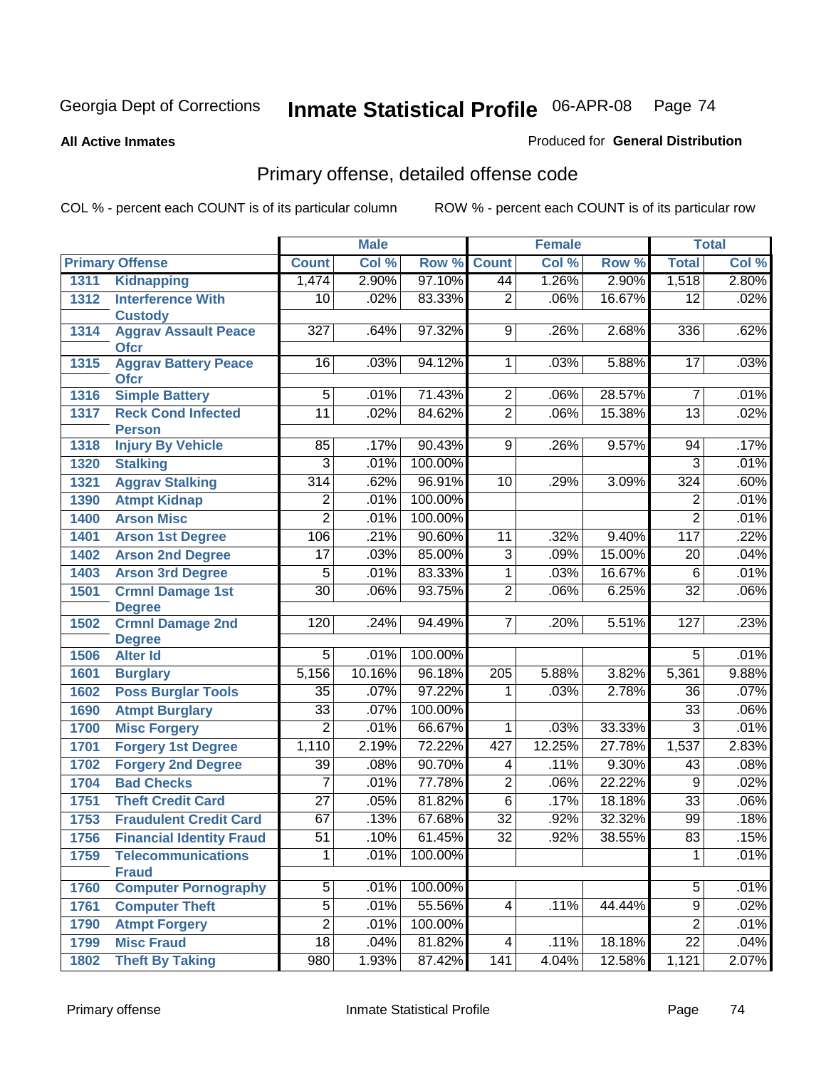Georgia Dept of Corrections **Inmate Statistical Profile** 06-APR-08

**All Active Inmates**

Produced for **General Distribution**

## Primary offense, detailed offense code

COL % - percent each COUNT is of its particular column ROW % - percent each COUNT is of its particular row

| Primary Offense | | Male | | | Female | | | Total | |
|---|---|---|---|---|---|---|---|---|---|
| | | Count | Col % | Row % | Count | Col % | Row % | Total | Col % |
| 1311 | Kidnapping | 1,474 | 2.90% | 97.10% | 44 | 1.26% | 2.90% | 1,518 | 2.80% |
| 1312 | Interference With Custody | 10 | .02% | 83.33% | 2 | .06% | 16.67% | 12 | .02% |
| 1314 | Aggrav Assault Peace Ofcr | 327 | .64% | 97.32% | 9 | .26% | 2.68% | 336 | .62% |
| 1315 | Aggrav Battery Peace Ofcr | 16 | .03% | 94.12% | 1 | .03% | 5.88% | 17 | .03% |
| 1316 | Simple Battery | 5 | .01% | 71.43% | 2 | .06% | 28.57% | 7 | .01% |
| 1317 | Reck Cond Infected Person | 11 | .02% | 84.62% | 2 | .06% | 15.38% | 13 | .02% |
| 1318 | Injury By Vehicle | 85 | .17% | 90.43% | 9 | .26% | 9.57% | 94 | .17% |
| 1320 | Stalking | 3 | .01% | 100.00% | | | | 3 | .01% |
| 1321 | Aggrav Stalking | 314 | .62% | 96.91% | 10 | .29% | 3.09% | 324 | .60% |
| 1390 | Atmpt Kidnap | 2 | .01% | 100.00% | | | | 2 | .01% |
| 1400 | Arson Misc | 2 | .01% | 100.00% | | | | 2 | .01% |
| 1401 | Arson 1st Degree | 106 | .21% | 90.60% | 11 | .32% | 9.40% | 117 | .22% |
| 1402 | Arson 2nd Degree | 17 | .03% | 85.00% | 3 | .09% | 15.00% | 20 | .04% |
| 1403 | Arson 3rd Degree | 5 | .01% | 83.33% | 1 | .03% | 16.67% | 6 | .01% |
| 1501 | Crmnl Damage 1st Degree | 30 | .06% | 93.75% | 2 | .06% | 6.25% | 32 | .06% |
| 1502 | Crmnl Damage 2nd Degree | 120 | .24% | 94.49% | 7 | .20% | 5.51% | 127 | .23% |
| 1506 | Alter Id | 5 | .01% | 100.00% | | | | 5 | .01% |
| 1601 | Burglary | 5,156 | 10.16% | 96.18% | 205 | 5.88% | 3.82% | 5,361 | 9.88% |
| 1602 | Poss Burglar Tools | 35 | .07% | 97.22% | 1 | .03% | 2.78% | 36 | .07% |
| 1690 | Atmpt Burglary | 33 | .07% | 100.00% | | | | 33 | .06% |
| 1700 | Misc Forgery | 2 | .01% | 66.67% | 1 | .03% | 33.33% | 3 | .01% |
| 1701 | Forgery 1st Degree | 1,110 | 2.19% | 72.22% | 427 | 12.25% | 27.78% | 1,537 | 2.83% |
| 1702 | Forgery 2nd Degree | 39 | .08% | 90.70% | 4 | .11% | 9.30% | 43 | .08% |
| 1704 | Bad Checks | 7 | .01% | 77.78% | 2 | .06% | 22.22% | 9 | .02% |
| 1751 | Theft Credit Card | 27 | .05% | 81.82% | 6 | .17% | 18.18% | 33 | .06% |
| 1753 | Fraudulent Credit Card | 67 | .13% | 67.68% | 32 | .92% | 32.32% | 99 | .18% |
| 1756 | Financial Identity Fraud | 51 | .10% | 61.45% | 32 | .92% | 38.55% | 83 | .15% |
| 1759 | Telecommunications Fraud | 1 | .01% | 100.00% | | | | 1 | .01% |
| 1760 | Computer Pornography | 5 | .01% | 100.00% | | | | 5 | .01% |
| 1761 | Computer Theft | 5 | .01% | 55.56% | 4 | .11% | 44.44% | 9 | .02% |
| 1790 | Atmpt Forgery | 2 | .01% | 100.00% | | | | 2 | .01% |
| 1799 | Misc Fraud | 18 | .04% | 81.82% | 4 | .11% | 18.18% | 22 | .04% |
| 1802 | Theft By Taking | 980 | 1.93% | 87.42% | 141 | 4.04% | 12.58% | 1,121 | 2.07% |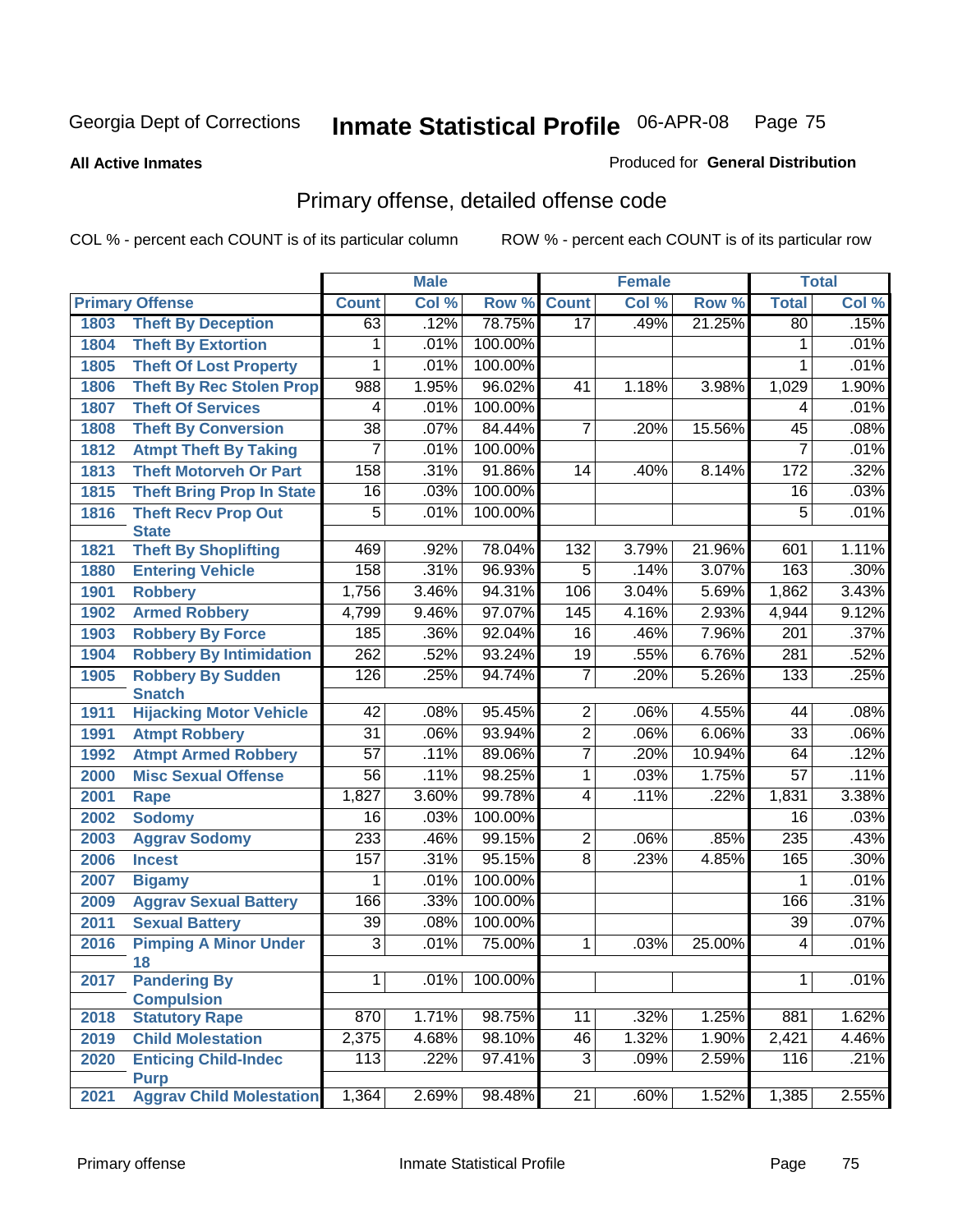Georgia Dept of Corrections **Inmate Statistical Profile** 06-APR-08

**All Active Inmates**

Produced for **General Distribution**

## Primary offense, detailed offense code

COL % - percent each COUNT is of its particular column

ROW % - percent each COUNT is of its particular row

| Primary Offense | | Male | | | Female | | | Total | |
|---|---|---|---|---|---|---|---|---|---|
| | | Count | Col % | Row % | Count | Col % | Row % | Total | Col % |
| 1803 | Theft By Deception | 63 | .12% | 78.75% | 17 | .49% | 21.25% | 80 | .15% |
| 1804 | Theft By Extortion | 1 | .01% | 100.00% | | | | 1 | .01% |
| 1805 | Theft Of Lost Property | 1 | .01% | 100.00% | | | | 1 | .01% |
| 1806 | Theft By Rec Stolen Prop | 988 | 1.95% | 96.02% | 41 | 1.18% | 3.98% | 1,029 | 1.90% |
| 1807 | Theft Of Services | 4 | .01% | 100.00% | | | | 4 | .01% |
| 1808 | Theft By Conversion | 38 | .07% | 84.44% | 7 | .20% | 15.56% | 45 | .08% |
| 1812 | Atmpt Theft By Taking | 7 | .01% | 100.00% | | | | 7 | .01% |
| 1813 | Theft Motorveh Or Part | 158 | .31% | 91.86% | 14 | .40% | 8.14% | 172 | .32% |
| 1815 | Theft Bring Prop In State | 16 | .03% | 100.00% | | | | 16 | .03% |
| 1816 | Theft Recv Prop Out State | 5 | .01% | 100.00% | | | | 5 | .01% |
| 1821 | Theft By Shoplifting | 469 | .92% | 78.04% | 132 | 3.79% | 21.96% | 601 | 1.11% |
| 1880 | Entering Vehicle | 158 | .31% | 96.93% | 5 | .14% | 3.07% | 163 | .30% |
| 1901 | Robbery | 1,756 | 3.46% | 94.31% | 106 | 3.04% | 5.69% | 1,862 | 3.43% |
| 1902 | Armed Robbery | 4,799 | 9.46% | 97.07% | 145 | 4.16% | 2.93% | 4,944 | 9.12% |
| 1903 | Robbery By Force | 185 | .36% | 92.04% | 16 | .46% | 7.96% | 201 | .37% |
| 1904 | Robbery By Intimidation | 262 | .52% | 93.24% | 19 | .55% | 6.76% | 281 | .52% |
| 1905 | Robbery By Sudden Snatch | 126 | .25% | 94.74% | 7 | .20% | 5.26% | 133 | .25% |
| 1911 | Hijacking Motor Vehicle | 42 | .08% | 95.45% | 2 | .06% | 4.55% | 44 | .08% |
| 1991 | Atmpt Robbery | 31 | .06% | 93.94% | 2 | .06% | 6.06% | 33 | .06% |
| 1992 | Atmpt Armed Robbery | 57 | .11% | 89.06% | 7 | .20% | 10.94% | 64 | .12% |
| 2000 | Misc Sexual Offense | 56 | .11% | 98.25% | 1 | .03% | 1.75% | 57 | .11% |
| 2001 | Rape | 1,827 | 3.60% | 99.78% | 4 | .11% | .22% | 1,831 | 3.38% |
| 2002 | Sodomy | 16 | .03% | 100.00% | | | | 16 | .03% |
| 2003 | Aggrav Sodomy | 233 | .46% | 99.15% | 2 | .06% | .85% | 235 | .43% |
| 2006 | Incest | 157 | .31% | 95.15% | 8 | .23% | 4.85% | 165 | .30% |
| 2007 | Bigamy | 1 | .01% | 100.00% | | | | 1 | .01% |
| 2009 | Aggrav Sexual Battery | 166 | .33% | 100.00% | | | | 166 | .31% |
| 2011 | Sexual Battery | 39 | .08% | 100.00% | | | | 39 | .07% |
| 2016 | Pimping A Minor Under 18 | 3 | .01% | 75.00% | 1 | .03% | 25.00% | 4 | .01% |
| 2017 | Pandering By Compulsion | 1 | .01% | 100.00% | | | | 1 | .01% |
| 2018 | Statutory Rape | 870 | 1.71% | 98.75% | 11 | .32% | 1.25% | 881 | 1.62% |
| 2019 | Child Molestation | 2,375 | 4.68% | 98.10% | 46 | 1.32% | 1.90% | 2,421 | 4.46% |
| 2020 | Enticing Child-Indec Purp | 113 | .22% | 97.41% | 3 | .09% | 2.59% | 116 | .21% |
| 2021 | Aggrav Child Molestation | 1,364 | 2.69% | 98.48% | 21 | .60% | 1.52% | 1,385 | 2.55% |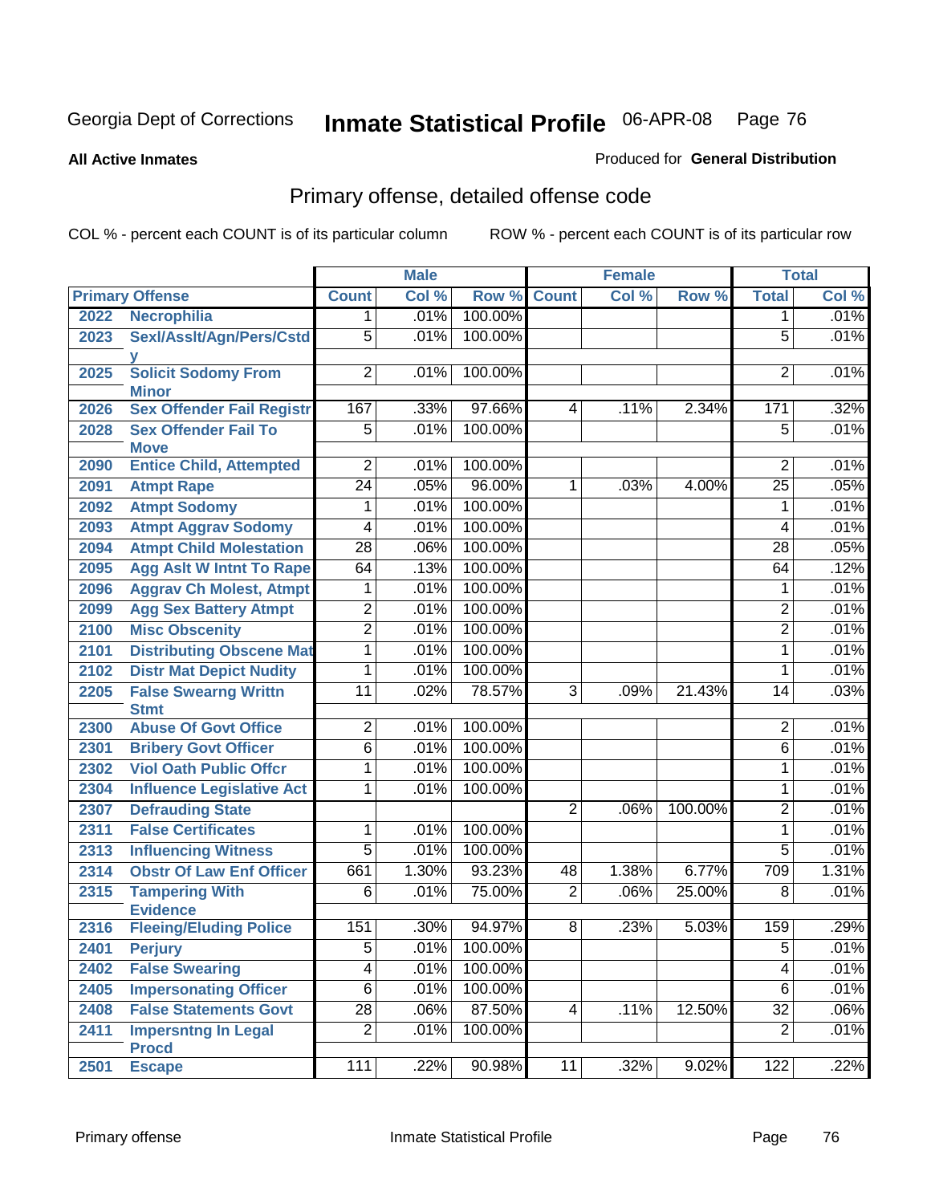Georgia Dept of Corrections **Inmate Statistical Profile** 06-APR-08

**All Active Inmates** Produced for **General Distribution**

## Primary offense, detailed offense code

COL % - percent each COUNT is of its particular column ROW % - percent each COUNT is of its particular row

| Primary Offense | | Male | | | Female | | | Total | |
|---|---|---|---|---|---|---|---|---|---|
| | | Count | Col % | Row % | Count | Col % | Row % | Total | Col % |
| 2022 | Necrophilia | 1 | .01% | 100.00% | | | | 1 | .01% |
| 2023 | Sexl/Asslt/Agn/Pers/Cstdy | 5 | .01% | 100.00% | | | | 5 | .01% |
| 2025 | Solicit Sodomy From Minor | 2 | .01% | 100.00% | | | | 2 | .01% |
| 2026 | Sex Offender Fail Registr | 167 | .33% | 97.66% | 4 | .11% | 2.34% | 171 | .32% |
| 2028 | Sex Offender Fail To Move | 5 | .01% | 100.00% | | | | 5 | .01% |
| 2090 | Entice Child, Attempted | 2 | .01% | 100.00% | | | | 2 | .01% |
| 2091 | Atmpt Rape | 24 | .05% | 96.00% | 1 | .03% | 4.00% | 25 | .05% |
| 2092 | Atmpt Sodomy | 1 | .01% | 100.00% | | | | 1 | .01% |
| 2093 | Atmpt Aggrav Sodomy | 4 | .01% | 100.00% | | | | 4 | .01% |
| 2094 | Atmpt Child Molestation | 28 | .06% | 100.00% | | | | 28 | .05% |
| 2095 | Agg Aslt W Intnt To Rape | 64 | .13% | 100.00% | | | | 64 | .12% |
| 2096 | Aggrav Ch Molest, Atmpt | 1 | .01% | 100.00% | | | | 1 | .01% |
| 2099 | Agg Sex Battery Atmpt | 2 | .01% | 100.00% | | | | 2 | .01% |
| 2100 | Misc Obscenity | 2 | .01% | 100.00% | | | | 2 | .01% |
| 2101 | Distributing Obscene Mat | 1 | .01% | 100.00% | | | | 1 | .01% |
| 2102 | Distr Mat Depict Nudity | 1 | .01% | 100.00% | | | | 1 | .01% |
| 2205 | False Swearng Writtn Stmt | 11 | .02% | 78.57% | 3 | .09% | 21.43% | 14 | .03% |
| 2300 | Abuse Of Govt Office | 2 | .01% | 100.00% | | | | 2 | .01% |
| 2301 | Bribery Govt Officer | 6 | .01% | 100.00% | | | | 6 | .01% |
| 2302 | Viol Oath Public Offcr | 1 | .01% | 100.00% | | | | 1 | .01% |
| 2304 | Influence Legislative Act | 1 | .01% | 100.00% | | | | 1 | .01% |
| 2307 | Defrauding State | | | | 2 | .06% | 100.00% | 2 | .01% |
| 2311 | False Certificates | 1 | .01% | 100.00% | | | | 1 | .01% |
| 2313 | Influencing Witness | 5 | .01% | 100.00% | | | | 5 | .01% |
| 2314 | Obstr Of Law Enf Officer | 661 | 1.30% | 93.23% | 48 | 1.38% | 6.77% | 709 | 1.31% |
| 2315 | Tampering With Evidence | 6 | .01% | 75.00% | 2 | .06% | 25.00% | 8 | .01% |
| 2316 | Fleeing/Eluding Police | 151 | .30% | 94.97% | 8 | .23% | 5.03% | 159 | .29% |
| 2401 | Perjury | 5 | .01% | 100.00% | | | | 5 | .01% |
| 2402 | False Swearing | 4 | .01% | 100.00% | | | | 4 | .01% |
| 2405 | Impersonating Officer | 6 | .01% | 100.00% | | | | 6 | .01% |
| 2408 | False Statements Govt | 28 | .06% | 87.50% | 4 | .11% | 12.50% | 32 | .06% |
| 2411 | Impersntng In Legal Procd | 2 | .01% | 100.00% | | | | 2 | .01% |
| 2501 | Escape | 111 | .22% | 90.98% | 11 | .32% | 9.02% | 122 | .22% |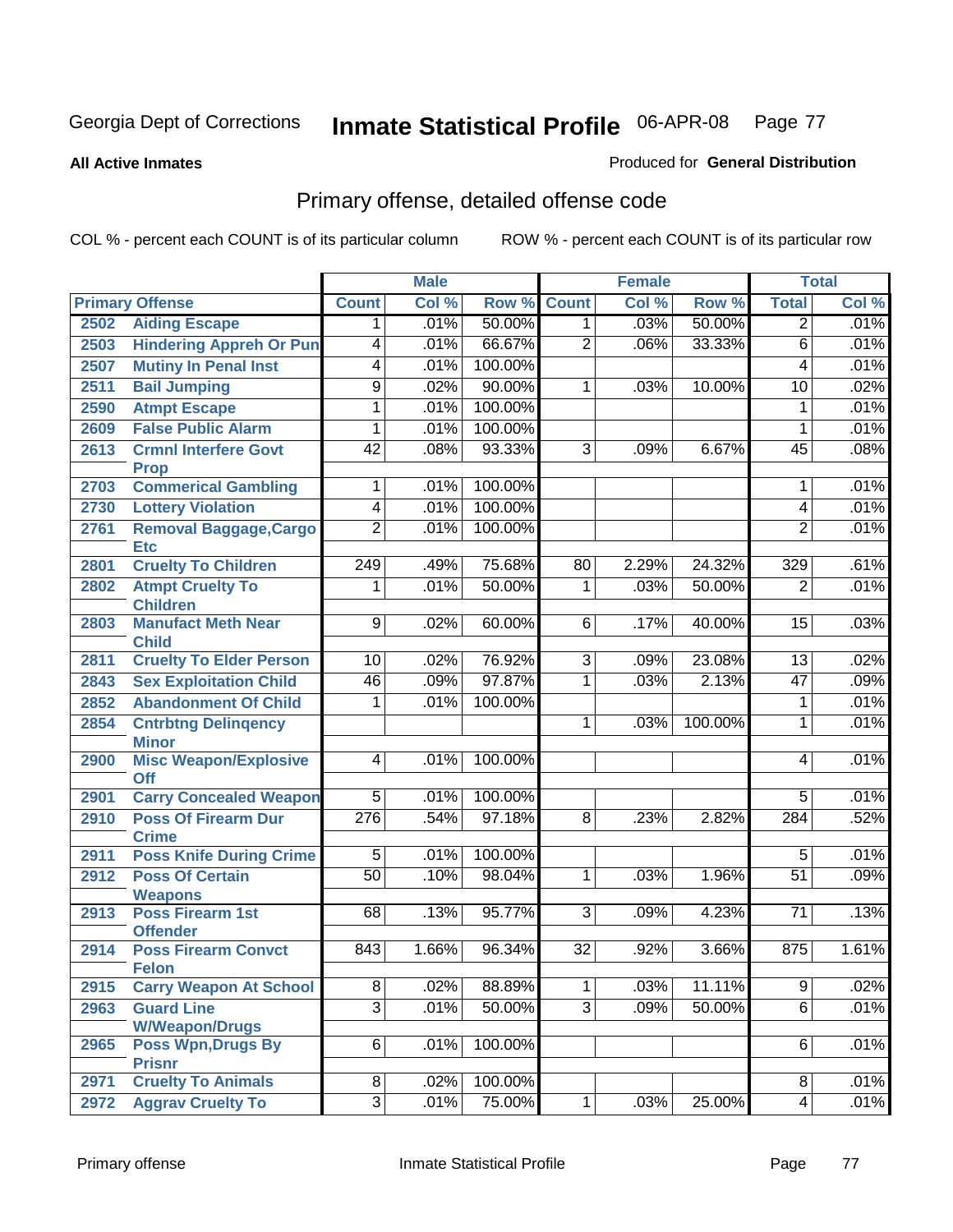Georgia Dept of Corrections **Inmate Statistical Profile** 06-APR-08

**All Active Inmates**

Produced for **General Distribution**

## Primary offense, detailed offense code

COL % - percent each COUNT is of its particular column ROW % - percent each COUNT is of its particular row

| Primary Offense | | Male | | | Female | | | Total | |
|---|---|---|---|---|---|---|---|---|---|
| | | Count | Col % | Row % | Count | Col % | Row % | Total | Col % |
| 2502 | Aiding Escape | 1 | .01% | 50.00% | 1 | .03% | 50.00% | 2 | .01% |
| 2503 | Hindering Appreh Or Pun | 4 | .01% | 66.67% | 2 | .06% | 33.33% | 6 | .01% |
| 2507 | Mutiny In Penal Inst | 4 | .01% | 100.00% | | | | 4 | .01% |
| 2511 | Bail Jumping | 9 | .02% | 90.00% | 1 | .03% | 10.00% | 10 | .02% |
| 2590 | Atmpt Escape | 1 | .01% | 100.00% | | | | 1 | .01% |
| 2609 | False Public Alarm | 1 | .01% | 100.00% | | | | 1 | .01% |
| 2613 | Crmnl Interfere Govt Prop | 42 | .08% | 93.33% | 3 | .09% | 6.67% | 45 | .08% |
| 2703 | Commerical Gambling | 1 | .01% | 100.00% | | | | 1 | .01% |
| 2730 | Lottery Violation | 4 | .01% | 100.00% | | | | 4 | .01% |
| 2761 | Removal Baggage,Cargo Etc | 2 | .01% | 100.00% | | | | 2 | .01% |
| 2801 | Cruelty To Children | 249 | .49% | 75.68% | 80 | 2.29% | 24.32% | 329 | .61% |
| 2802 | Atmpt Cruelty To Children | 1 | .01% | 50.00% | 1 | .03% | 50.00% | 2 | .01% |
| 2803 | Manufact Meth Near Child | 9 | .02% | 60.00% | 6 | .17% | 40.00% | 15 | .03% |
| 2811 | Cruelty To Elder Person | 10 | .02% | 76.92% | 3 | .09% | 23.08% | 13 | .02% |
| 2843 | Sex Exploitation Child | 46 | .09% | 97.87% | 1 | .03% | 2.13% | 47 | .09% |
| 2852 | Abandonment Of Child | 1 | .01% | 100.00% | | | | 1 | .01% |
| 2854 | Cntrbtng Delinqency Minor | | | | 1 | .03% | 100.00% | 1 | .01% |
| 2900 | Misc Weapon/Explosive Off | 4 | .01% | 100.00% | | | | 4 | .01% |
| 2901 | Carry Concealed Weapon | 5 | .01% | 100.00% | | | | 5 | .01% |
| 2910 | Poss Of Firearm Dur Crime | 276 | .54% | 97.18% | 8 | .23% | 2.82% | 284 | .52% |
| 2911 | Poss Knife During Crime | 5 | .01% | 100.00% | | | | 5 | .01% |
| 2912 | Poss Of Certain Weapons | 50 | .10% | 98.04% | 1 | .03% | 1.96% | 51 | .09% |
| 2913 | Poss Firearm 1st Offender | 68 | .13% | 95.77% | 3 | .09% | 4.23% | 71 | .13% |
| 2914 | Poss Firearm Convct Felon | 843 | 1.66% | 96.34% | 32 | .92% | 3.66% | 875 | 1.61% |
| 2915 | Carry Weapon At School | 8 | .02% | 88.89% | 1 | .03% | 11.11% | 9 | .02% |
| 2963 | Guard Line W/Weapon/Drugs | 3 | .01% | 50.00% | 3 | .09% | 50.00% | 6 | .01% |
| 2965 | Poss Wpn,Drugs By Prisnr | 6 | .01% | 100.00% | | | | 6 | .01% |
| 2971 | Cruelty To Animals | 8 | .02% | 100.00% | | | | 8 | .01% |
| 2972 | Aggrav Cruelty To | 3 | .01% | 75.00% | 1 | .03% | 25.00% | 4 | .01% |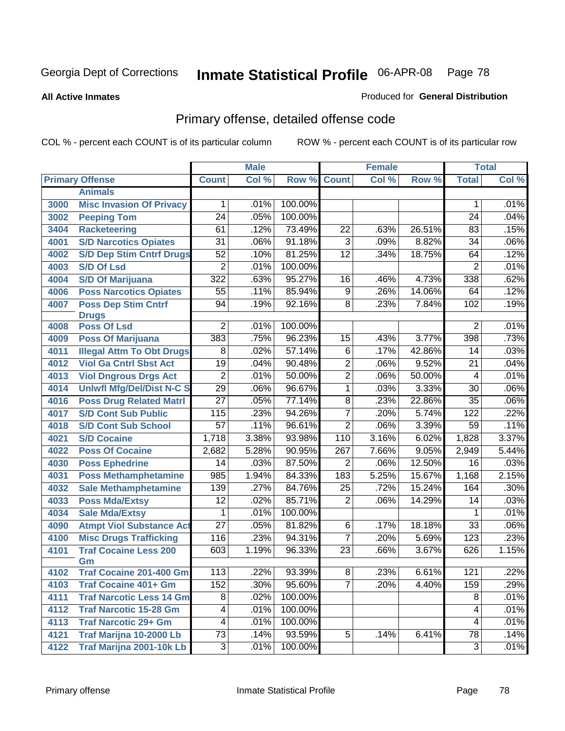Georgia Dept of Corrections **Inmate Statistical Profile** 06-APR-08

**All Active Inmates**

Produced for **General Distribution**

## Primary offense, detailed offense code

COL % - percent each COUNT is of its particular column ROW % - percent each COUNT is of its particular row

| Primary Offense | | Male | | | Female | | | Total | |
|---|---|---|---|---|---|---|---|---|---|
| | | Count | Col % | Row % | Count | Col % | Row % | Total | Col % |
| | Animals | | | | | | | | |
| 3000 | Misc Invasion Of Privacy | 1 | .01% | 100.00% | | | | 1 | .01% |
| 3002 | Peeping Tom | 24 | .05% | 100.00% | | | | 24 | .04% |
| 3404 | Racketeering | 61 | .12% | 73.49% | 22 | .63% | 26.51% | 83 | .15% |
| 4001 | S/D Narcotics Opiates | 31 | .06% | 91.18% | 3 | .09% | 8.82% | 34 | .06% |
| 4002 | S/D Dep Stim Cntrf Drugs | 52 | .10% | 81.25% | 12 | .34% | 18.75% | 64 | .12% |
| 4003 | S/D Of Lsd | 2 | .01% | 100.00% | | | | 2 | .01% |
| 4004 | S/D Of Marijuana | 322 | .63% | 95.27% | 16 | .46% | 4.73% | 338 | .62% |
| 4006 | Poss Narcotics Opiates | 55 | .11% | 85.94% | 9 | .26% | 14.06% | 64 | .12% |
| 4007 | Poss Dep Stim Cntrf Drugs | 94 | .19% | 92.16% | 8 | .23% | 7.84% | 102 | .19% |
| 4008 | Poss Of Lsd | 2 | .01% | 100.00% | | | | 2 | .01% |
| 4009 | Poss Of Marijuana | 383 | .75% | 96.23% | 15 | .43% | 3.77% | 398 | .73% |
| 4011 | Illegal Attm To Obt Drugs | 8 | .02% | 57.14% | 6 | .17% | 42.86% | 14 | .03% |
| 4012 | Viol Ga Cntrl Sbst Act | 19 | .04% | 90.48% | 2 | .06% | 9.52% | 21 | .04% |
| 4013 | Viol Dngrous Drgs Act | 2 | .01% | 50.00% | 2 | .06% | 50.00% | 4 | .01% |
| 4014 | Unlwfl Mfg/Del/Dist N-C S | 29 | .06% | 96.67% | 1 | .03% | 3.33% | 30 | .06% |
| 4016 | Poss Drug Related Matrl | 27 | .05% | 77.14% | 8 | .23% | 22.86% | 35 | .06% |
| 4017 | S/D Cont Sub Public | 115 | .23% | 94.26% | 7 | .20% | 5.74% | 122 | .22% |
| 4018 | S/D Cont Sub School | 57 | .11% | 96.61% | 2 | .06% | 3.39% | 59 | .11% |
| 4021 | S/D Cocaine | 1,718 | 3.38% | 93.98% | 110 | 3.16% | 6.02% | 1,828 | 3.37% |
| 4022 | Poss Of Cocaine | 2,682 | 5.28% | 90.95% | 267 | 7.66% | 9.05% | 2,949 | 5.44% |
| 4030 | Poss Ephedrine | 14 | .03% | 87.50% | 2 | .06% | 12.50% | 16 | .03% |
| 4031 | Poss Methamphetamine | 985 | 1.94% | 84.33% | 183 | 5.25% | 15.67% | 1,168 | 2.15% |
| 4032 | Sale Methamphetamine | 139 | .27% | 84.76% | 25 | .72% | 15.24% | 164 | .30% |
| 4033 | Poss Mda/Extsy | 12 | .02% | 85.71% | 2 | .06% | 14.29% | 14 | .03% |
| 4034 | Sale Mda/Extsy | 1 | .01% | 100.00% | | | | 1 | .01% |
| 4090 | Atmpt Viol Substance Act | 27 | .05% | 81.82% | 6 | .17% | 18.18% | 33 | .06% |
| 4100 | Misc Drugs Trafficking | 116 | .23% | 94.31% | 7 | .20% | 5.69% | 123 | .23% |
| 4101 | Traf Cocaine Less 200 Gm | 603 | 1.19% | 96.33% | 23 | .66% | 3.67% | 626 | 1.15% |
| 4102 | Traf Cocaine 201-400 Gm | 113 | .22% | 93.39% | 8 | .23% | 6.61% | 121 | .22% |
| 4103 | Traf Cocaine 401+ Gm | 152 | .30% | 95.60% | 7 | .20% | 4.40% | 159 | .29% |
| 4111 | Traf Narcotic Less 14 Gm | 8 | .02% | 100.00% | | | | 8 | .01% |
| 4112 | Traf Narcotic 15-28 Gm | 4 | .01% | 100.00% | | | | 4 | .01% |
| 4113 | Traf Narcotic 29+ Gm | 4 | .01% | 100.00% | | | | 4 | .01% |
| 4121 | Traf Marijna 10-2000 Lb | 73 | .14% | 93.59% | 5 | .14% | 6.41% | 78 | .14% |
| 4122 | Traf Marijna 2001-10k Lb | 3 | .01% | 100.00% | | | | 3 | .01% |

Primary offense Inmate Statistical Profile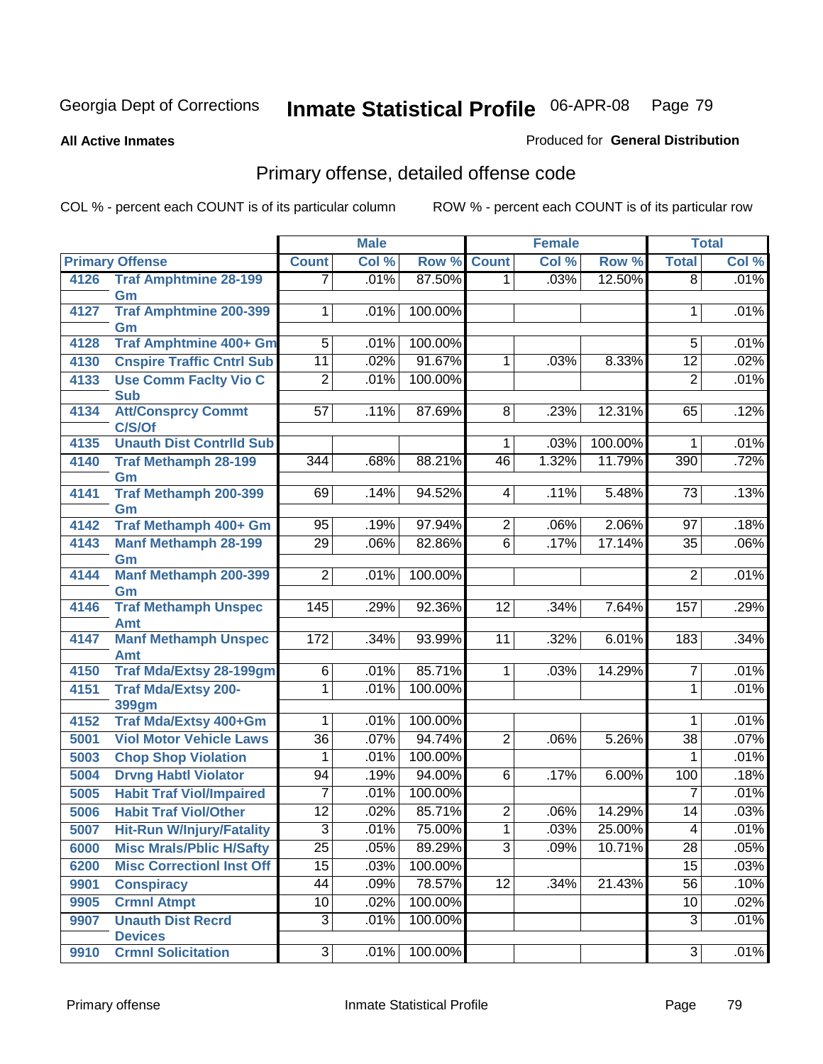Georgia Dept of Corrections **Inmate Statistical Profile** 06-APR-08

**All Active Inmates**

Produced for **General Distribution**

## Primary offense, detailed offense code

COL % - percent each COUNT is of its particular column

ROW % - percent each COUNT is of its particular row

| Primary Offense | | Male | | | Female | | | Total | |
|---|---|---|---|---|---|---|---|---|---|
| | | Count | Col % | Row % | Count | Col % | Row % | Total | Col % |
| 4126 | Traf Amphtmine 28-199 Gm | 7 | .01% | 87.50% | 1 | .03% | 12.50% | 8 | .01% |
| 4127 | Traf Amphtmine 200-399 Gm | 1 | .01% | 100.00% | | | | 1 | .01% |
| 4128 | Traf Amphtmine 400+ Gm | 5 | .01% | 100.00% | | | | 5 | .01% |
| 4130 | Cnspire Traffic Cntrl Sub | 11 | .02% | 91.67% | 1 | .03% | 8.33% | 12 | .02% |
| 4133 | Use Comm Faclty Vio C Sub | 2 | .01% | 100.00% | | | | 2 | .01% |
| 4134 | Att/Consprcy Commt C/S/Of | 57 | .11% | 87.69% | 8 | .23% | 12.31% | 65 | .12% |
| 4135 | Unauth Dist Contrlld Sub | | | | 1 | .03% | 100.00% | 1 | .01% |
| 4140 | Traf Methamph 28-199 Gm | 344 | .68% | 88.21% | 46 | 1.32% | 11.79% | 390 | .72% |
| 4141 | Traf Methamph 200-399 Gm | 69 | .14% | 94.52% | 4 | .11% | 5.48% | 73 | .13% |
| 4142 | Traf Methamph 400+ Gm | 95 | .19% | 97.94% | 2 | .06% | 2.06% | 97 | .18% |
| 4143 | Manf Methamph 28-199 Gm | 29 | .06% | 82.86% | 6 | .17% | 17.14% | 35 | .06% |
| 4144 | Manf Methamph 200-399 Gm | 2 | .01% | 100.00% | | | | 2 | .01% |
| 4146 | Traf Methamph Unspec Amt | 145 | .29% | 92.36% | 12 | .34% | 7.64% | 157 | .29% |
| 4147 | Manf Methamph Unspec Amt | 172 | .34% | 93.99% | 11 | .32% | 6.01% | 183 | .34% |
| 4150 | Traf Mda/Extsy 28-199gm | 6 | .01% | 85.71% | 1 | .03% | 14.29% | 7 | .01% |
| 4151 | Traf Mda/Extsy 200-399gm | 1 | .01% | 100.00% | | | | 1 | .01% |
| 4152 | Traf Mda/Extsy 400+Gm | 1 | .01% | 100.00% | | | | 1 | .01% |
| 5001 | Viol Motor Vehicle Laws | 36 | .07% | 94.74% | 2 | .06% | 5.26% | 38 | .07% |
| 5003 | Chop Shop Violation | 1 | .01% | 100.00% | | | | 1 | .01% |
| 5004 | Drvng Habtl Violator | 94 | .19% | 94.00% | 6 | .17% | 6.00% | 100 | .18% |
| 5005 | Habit Traf Viol/Impaired | 7 | .01% | 100.00% | | | | 7 | .01% |
| 5006 | Habit Traf Viol/Other | 12 | .02% | 85.71% | 2 | .06% | 14.29% | 14 | .03% |
| 5007 | Hit-Run W/Injury/Fatality | 3 | .01% | 75.00% | 1 | .03% | 25.00% | 4 | .01% |
| 6000 | Misc Mrals/Pblic H/Safty | 25 | .05% | 89.29% | 3 | .09% | 10.71% | 28 | .05% |
| 6200 | Misc Correctionl Inst Off | 15 | .03% | 100.00% | | | | 15 | .03% |
| 9901 | Conspiracy | 44 | .09% | 78.57% | 12 | .34% | 21.43% | 56 | .10% |
| 9905 | Crmnl Atmpt | 10 | .02% | 100.00% | | | | 10 | .02% |
| 9907 | Unauth Dist Recrd Devices | 3 | .01% | 100.00% | | | | 3 | .01% |
| 9910 | Crmnl Solicitation | 3 | .01% | 100.00% | | | | 3 | .01% |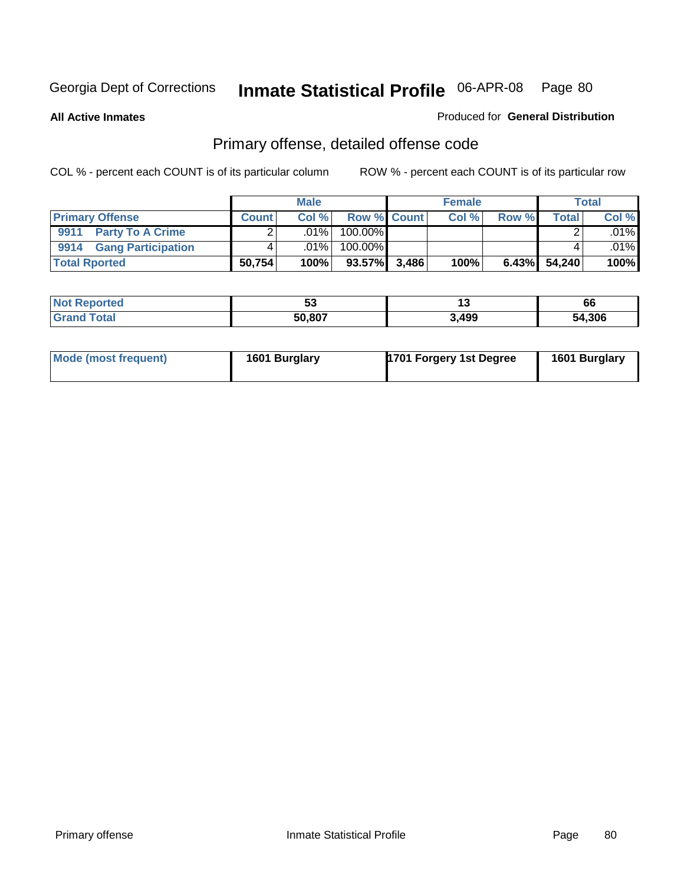Georgia Dept of Corrections **Inmate Statistical Profile** 06-APR-08

**All Active Inmates**

Produced for **General Distribution**

## Primary offense, detailed offense code

COL % - percent each COUNT is of its particular column

ROW % - percent each COUNT is of its particular row

| | Male | | | Female | | | Total | |
|---|---|---|---|---|---|---|---|---|
| **Primary Offense** | **Count** | **Col %** | **Row %** | **Count** | **Col %** | **Row %** | **Total** | **Col %** |
| 9911 Party To A Crime | 2 | .01% | 100.00% | | | | 2 | .01% |
| 9914 Gang Participation | 4 | .01% | 100.00% | | | | 4 | .01% |
| **Total Rported** | **50,754** | **100%** | **93.57%** | **3,486** | **100%** | **6.43%** | **54,240** | **100%** |

| | Male | Female | Total |
|---|---|---|---|
| **Not Reported** | **53** | **13** | **66** |
| **Grand Total** | **50,807** | **3,499** | **54,306** |

| | Male | Female | Total |
|---|---|---|---|
| **Mode (most frequent)** | **1601 Burglary** | **1701 Forgery 1st Degree** | **1601 Burglary** |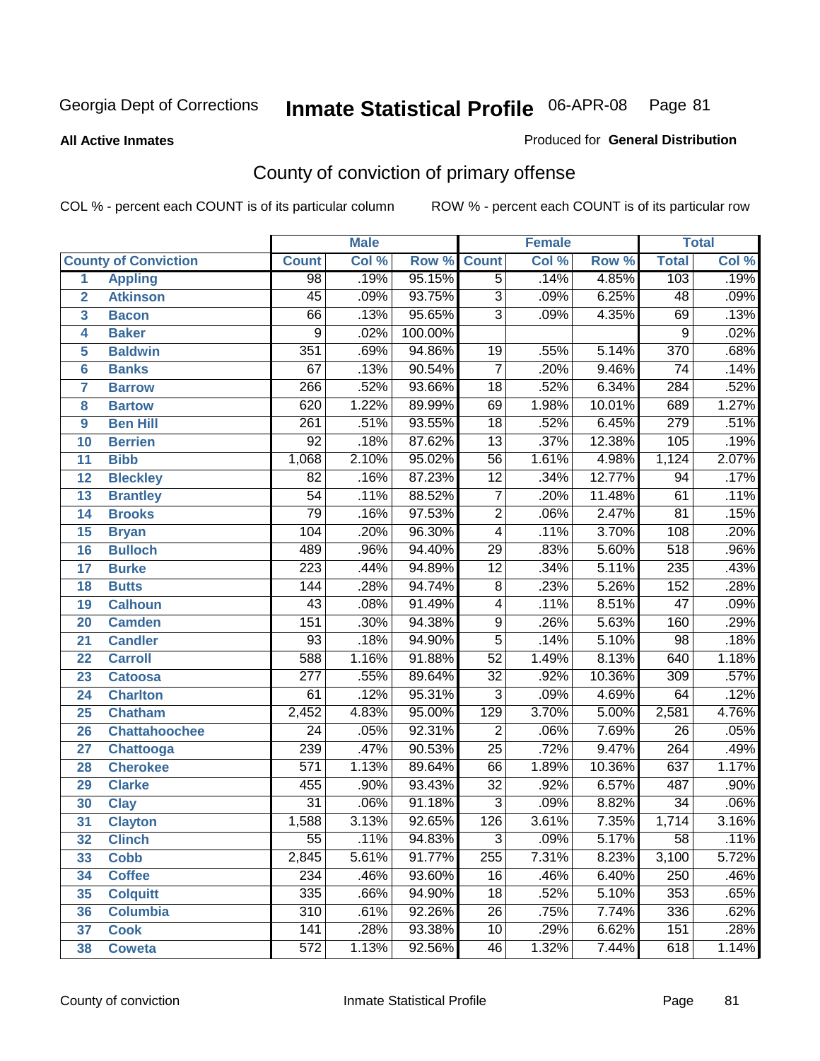Georgia Dept of Corrections

# Inmate Statistical Profile 06-APR-08

**All Active Inmates**

Produced for **General Distribution**

## County of conviction of primary offense

COL % - percent each COUNT is of its particular column

ROW % - percent each COUNT is of its particular row

| | | Male | | | Female | | | Total | |
|---|---|---|---|---|---|---|---|---|---|
| **County of Conviction** | | **Count** | **Col %** | **Row %** | **Count** | **Col %** | **Row %** | **Total** | **Col %** |
| 1 | Appling | 98 | .19% | 95.15% | 5 | .14% | 4.85% | 103 | .19% |
| 2 | Atkinson | 45 | .09% | 93.75% | 3 | .09% | 6.25% | 48 | .09% |
| 3 | Bacon | 66 | .13% | 95.65% | 3 | .09% | 4.35% | 69 | .13% |
| 4 | Baker | 9 | .02% | 100.00% | | | | 9 | .02% |
| 5 | Baldwin | 351 | .69% | 94.86% | 19 | .55% | 5.14% | 370 | .68% |
| 6 | Banks | 67 | .13% | 90.54% | 7 | .20% | 9.46% | 74 | .14% |
| 7 | Barrow | 266 | .52% | 93.66% | 18 | .52% | 6.34% | 284 | .52% |
| 8 | Bartow | 620 | 1.22% | 89.99% | 69 | 1.98% | 10.01% | 689 | 1.27% |
| 9 | Ben Hill | 261 | .51% | 93.55% | 18 | .52% | 6.45% | 279 | .51% |
| 10 | Berrien | 92 | .18% | 87.62% | 13 | .37% | 12.38% | 105 | .19% |
| 11 | Bibb | 1,068 | 2.10% | 95.02% | 56 | 1.61% | 4.98% | 1,124 | 2.07% |
| 12 | Bleckley | 82 | .16% | 87.23% | 12 | .34% | 12.77% | 94 | .17% |
| 13 | Brantley | 54 | .11% | 88.52% | 7 | .20% | 11.48% | 61 | .11% |
| 14 | Brooks | 79 | .16% | 97.53% | 2 | .06% | 2.47% | 81 | .15% |
| 15 | Bryan | 104 | .20% | 96.30% | 4 | .11% | 3.70% | 108 | .20% |
| 16 | Bulloch | 489 | .96% | 94.40% | 29 | .83% | 5.60% | 518 | .96% |
| 17 | Burke | 223 | .44% | 94.89% | 12 | .34% | 5.11% | 235 | .43% |
| 18 | Butts | 144 | .28% | 94.74% | 8 | .23% | 5.26% | 152 | .28% |
| 19 | Calhoun | 43 | .08% | 91.49% | 4 | .11% | 8.51% | 47 | .09% |
| 20 | Camden | 151 | .30% | 94.38% | 9 | .26% | 5.63% | 160 | .29% |
| 21 | Candler | 93 | .18% | 94.90% | 5 | .14% | 5.10% | 98 | .18% |
| 22 | Carroll | 588 | 1.16% | 91.88% | 52 | 1.49% | 8.13% | 640 | 1.18% |
| 23 | Catoosa | 277 | .55% | 89.64% | 32 | .92% | 10.36% | 309 | .57% |
| 24 | Charlton | 61 | .12% | 95.31% | 3 | .09% | 4.69% | 64 | .12% |
| 25 | Chatham | 2,452 | 4.83% | 95.00% | 129 | 3.70% | 5.00% | 2,581 | 4.76% |
| 26 | Chattahoochee | 24 | .05% | 92.31% | 2 | .06% | 7.69% | 26 | .05% |
| 27 | Chattooga | 239 | .47% | 90.53% | 25 | .72% | 9.47% | 264 | .49% |
| 28 | Cherokee | 571 | 1.13% | 89.64% | 66 | 1.89% | 10.36% | 637 | 1.17% |
| 29 | Clarke | 455 | .90% | 93.43% | 32 | .92% | 6.57% | 487 | .90% |
| 30 | Clay | 31 | .06% | 91.18% | 3 | .09% | 8.82% | 34 | .06% |
| 31 | Clayton | 1,588 | 3.13% | 92.65% | 126 | 3.61% | 7.35% | 1,714 | 3.16% |
| 32 | Clinch | 55 | .11% | 94.83% | 3 | .09% | 5.17% | 58 | .11% |
| 33 | Cobb | 2,845 | 5.61% | 91.77% | 255 | 7.31% | 8.23% | 3,100 | 5.72% |
| 34 | Coffee | 234 | .46% | 93.60% | 16 | .46% | 6.40% | 250 | .46% |
| 35 | Colquitt | 335 | .66% | 94.90% | 18 | .52% | 5.10% | 353 | .65% |
| 36 | Columbia | 310 | .61% | 92.26% | 26 | .75% | 7.74% | 336 | .62% |
| 37 | Cook | 141 | .28% | 93.38% | 10 | .29% | 6.62% | 151 | .28% |
| 38 | Coweta | 572 | 1.13% | 92.56% | 46 | 1.32% | 7.44% | 618 | 1.14% |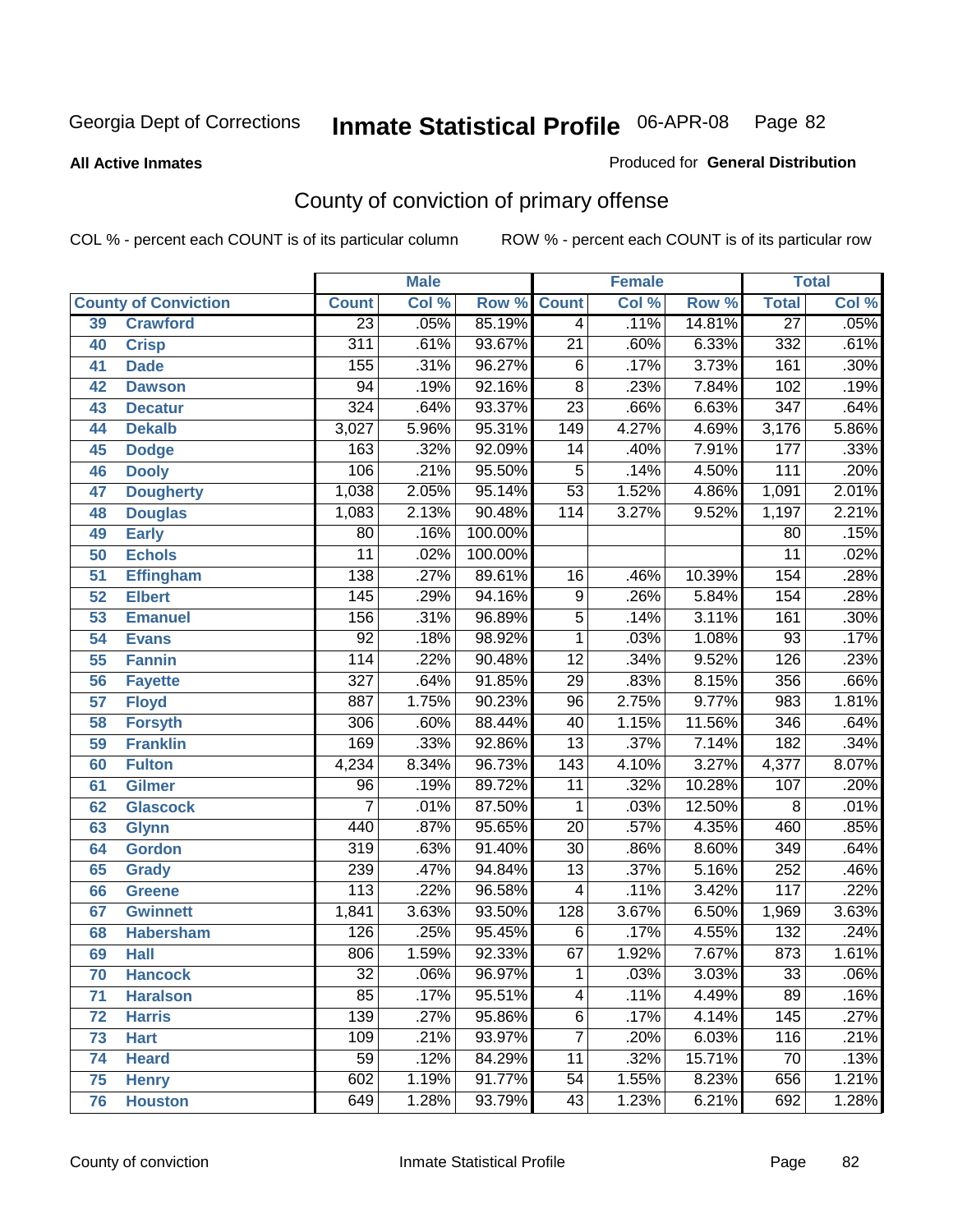Georgia Dept of Corrections **Inmate Statistical Profile** 06-APR-08

**All Active Inmates**

Produced for **General Distribution**

## County of conviction of primary offense

COL % - percent each COUNT is of its particular column    ROW % - percent each COUNT is of its particular row

| County of Conviction | | Male | | | Female | | | Total | |
|---|---|---|---|---|---|---|---|---|---|
| | | Count | Col % | Row % | Count | Col % | Row % | Total | Col % |
| 39 | Crawford | 23 | .05% | 85.19% | 4 | .11% | 14.81% | 27 | .05% |
| 40 | Crisp | 311 | .61% | 93.67% | 21 | .60% | 6.33% | 332 | .61% |
| 41 | Dade | 155 | .31% | 96.27% | 6 | .17% | 3.73% | 161 | .30% |
| 42 | Dawson | 94 | .19% | 92.16% | 8 | .23% | 7.84% | 102 | .19% |
| 43 | Decatur | 324 | .64% | 93.37% | 23 | .66% | 6.63% | 347 | .64% |
| 44 | Dekalb | 3,027 | 5.96% | 95.31% | 149 | 4.27% | 4.69% | 3,176 | 5.86% |
| 45 | Dodge | 163 | .32% | 92.09% | 14 | .40% | 7.91% | 177 | .33% |
| 46 | Dooly | 106 | .21% | 95.50% | 5 | .14% | 4.50% | 111 | .20% |
| 47 | Dougherty | 1,038 | 2.05% | 95.14% | 53 | 1.52% | 4.86% | 1,091 | 2.01% |
| 48 | Douglas | 1,083 | 2.13% | 90.48% | 114 | 3.27% | 9.52% | 1,197 | 2.21% |
| 49 | Early | 80 | .16% | 100.00% | | | | 80 | .15% |
| 50 | Echols | 11 | .02% | 100.00% | | | | 11 | .02% |
| 51 | Effingham | 138 | .27% | 89.61% | 16 | .46% | 10.39% | 154 | .28% |
| 52 | Elbert | 145 | .29% | 94.16% | 9 | .26% | 5.84% | 154 | .28% |
| 53 | Emanuel | 156 | .31% | 96.89% | 5 | .14% | 3.11% | 161 | .30% |
| 54 | Evans | 92 | .18% | 98.92% | 1 | .03% | 1.08% | 93 | .17% |
| 55 | Fannin | 114 | .22% | 90.48% | 12 | .34% | 9.52% | 126 | .23% |
| 56 | Fayette | 327 | .64% | 91.85% | 29 | .83% | 8.15% | 356 | .66% |
| 57 | Floyd | 887 | 1.75% | 90.23% | 96 | 2.75% | 9.77% | 983 | 1.81% |
| 58 | Forsyth | 306 | .60% | 88.44% | 40 | 1.15% | 11.56% | 346 | .64% |
| 59 | Franklin | 169 | .33% | 92.86% | 13 | .37% | 7.14% | 182 | .34% |
| 60 | Fulton | 4,234 | 8.34% | 96.73% | 143 | 4.10% | 3.27% | 4,377 | 8.07% |
| 61 | Gilmer | 96 | .19% | 89.72% | 11 | .32% | 10.28% | 107 | .20% |
| 62 | Glascock | 7 | .01% | 87.50% | 1 | .03% | 12.50% | 8 | .01% |
| 63 | Glynn | 440 | .87% | 95.65% | 20 | .57% | 4.35% | 460 | .85% |
| 64 | Gordon | 319 | .63% | 91.40% | 30 | .86% | 8.60% | 349 | .64% |
| 65 | Grady | 239 | .47% | 94.84% | 13 | .37% | 5.16% | 252 | .46% |
| 66 | Greene | 113 | .22% | 96.58% | 4 | .11% | 3.42% | 117 | .22% |
| 67 | Gwinnett | 1,841 | 3.63% | 93.50% | 128 | 3.67% | 6.50% | 1,969 | 3.63% |
| 68 | Habersham | 126 | .25% | 95.45% | 6 | .17% | 4.55% | 132 | .24% |
| 69 | Hall | 806 | 1.59% | 92.33% | 67 | 1.92% | 7.67% | 873 | 1.61% |
| 70 | Hancock | 32 | .06% | 96.97% | 1 | .03% | 3.03% | 33 | .06% |
| 71 | Haralson | 85 | .17% | 95.51% | 4 | .11% | 4.49% | 89 | .16% |
| 72 | Harris | 139 | .27% | 95.86% | 6 | .17% | 4.14% | 145 | .27% |
| 73 | Hart | 109 | .21% | 93.97% | 7 | .20% | 6.03% | 116 | .21% |
| 74 | Heard | 59 | .12% | 84.29% | 11 | .32% | 15.71% | 70 | .13% |
| 75 | Henry | 602 | 1.19% | 91.77% | 54 | 1.55% | 8.23% | 656 | 1.21% |
| 76 | Houston | 649 | 1.28% | 93.79% | 43 | 1.23% | 6.21% | 692 | 1.28% |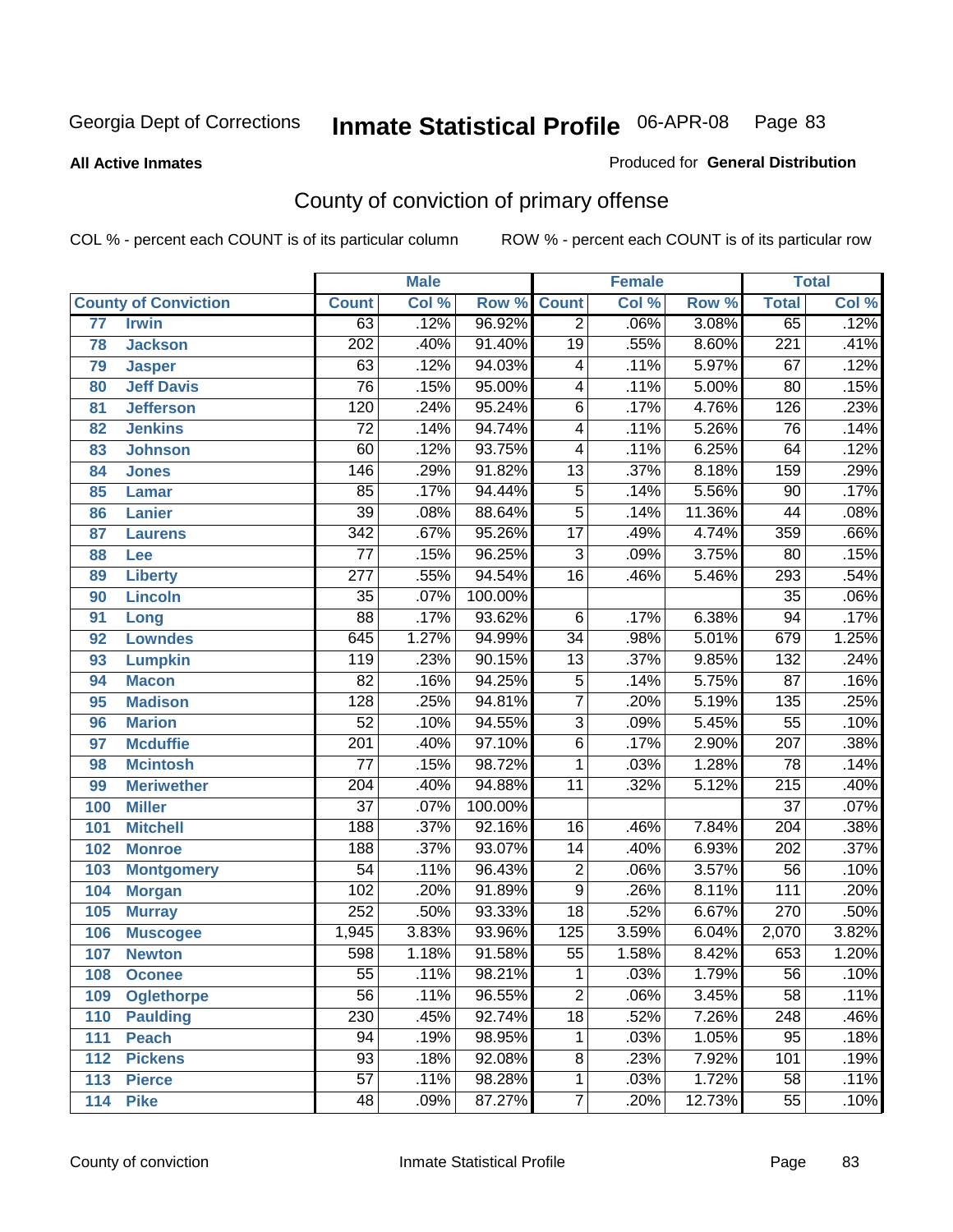Georgia Dept of Corrections **Inmate Statistical Profile** 06-APR-08

**All Active Inmates**

Produced for **General Distribution**

## County of conviction of primary offense

COL % - percent each COUNT is of its particular column ROW % - percent each COUNT is of its particular row

| County of Conviction | | Male | | | Female | | | Total | |
|---|---|---|---|---|---|---|---|---|---|
| | | Count | Col % | Row % | Count | Col % | Row % | Total | Col % |
| 77 | Irwin | 63 | .12% | 96.92% | 2 | .06% | 3.08% | 65 | .12% |
| 78 | Jackson | 202 | .40% | 91.40% | 19 | .55% | 8.60% | 221 | .41% |
| 79 | Jasper | 63 | .12% | 94.03% | 4 | .11% | 5.97% | 67 | .12% |
| 80 | Jeff Davis | 76 | .15% | 95.00% | 4 | .11% | 5.00% | 80 | .15% |
| 81 | Jefferson | 120 | .24% | 95.24% | 6 | .17% | 4.76% | 126 | .23% |
| 82 | Jenkins | 72 | .14% | 94.74% | 4 | .11% | 5.26% | 76 | .14% |
| 83 | Johnson | 60 | .12% | 93.75% | 4 | .11% | 6.25% | 64 | .12% |
| 84 | Jones | 146 | .29% | 91.82% | 13 | .37% | 8.18% | 159 | .29% |
| 85 | Lamar | 85 | .17% | 94.44% | 5 | .14% | 5.56% | 90 | .17% |
| 86 | Lanier | 39 | .08% | 88.64% | 5 | .14% | 11.36% | 44 | .08% |
| 87 | Laurens | 342 | .67% | 95.26% | 17 | .49% | 4.74% | 359 | .66% |
| 88 | Lee | 77 | .15% | 96.25% | 3 | .09% | 3.75% | 80 | .15% |
| 89 | Liberty | 277 | .55% | 94.54% | 16 | .46% | 5.46% | 293 | .54% |
| 90 | Lincoln | 35 | .07% | 100.00% | | | | 35 | .06% |
| 91 | Long | 88 | .17% | 93.62% | 6 | .17% | 6.38% | 94 | .17% |
| 92 | Lowndes | 645 | 1.27% | 94.99% | 34 | .98% | 5.01% | 679 | 1.25% |
| 93 | Lumpkin | 119 | .23% | 90.15% | 13 | .37% | 9.85% | 132 | .24% |
| 94 | Macon | 82 | .16% | 94.25% | 5 | .14% | 5.75% | 87 | .16% |
| 95 | Madison | 128 | .25% | 94.81% | 7 | .20% | 5.19% | 135 | .25% |
| 96 | Marion | 52 | .10% | 94.55% | 3 | .09% | 5.45% | 55 | .10% |
| 97 | Mcduffie | 201 | .40% | 97.10% | 6 | .17% | 2.90% | 207 | .38% |
| 98 | Mcintosh | 77 | .15% | 98.72% | 1 | .03% | 1.28% | 78 | .14% |
| 99 | Meriwether | 204 | .40% | 94.88% | 11 | .32% | 5.12% | 215 | .40% |
| 100 | Miller | 37 | .07% | 100.00% | | | | 37 | .07% |
| 101 | Mitchell | 188 | .37% | 92.16% | 16 | .46% | 7.84% | 204 | .38% |
| 102 | Monroe | 188 | .37% | 93.07% | 14 | .40% | 6.93% | 202 | .37% |
| 103 | Montgomery | 54 | .11% | 96.43% | 2 | .06% | 3.57% | 56 | .10% |
| 104 | Morgan | 102 | .20% | 91.89% | 9 | .26% | 8.11% | 111 | .20% |
| 105 | Murray | 252 | .50% | 93.33% | 18 | .52% | 6.67% | 270 | .50% |
| 106 | Muscogee | 1,945 | 3.83% | 93.96% | 125 | 3.59% | 6.04% | 2,070 | 3.82% |
| 107 | Newton | 598 | 1.18% | 91.58% | 55 | 1.58% | 8.42% | 653 | 1.20% |
| 108 | Oconee | 55 | .11% | 98.21% | 1 | .03% | 1.79% | 56 | .10% |
| 109 | Oglethorpe | 56 | .11% | 96.55% | 2 | .06% | 3.45% | 58 | .11% |
| 110 | Paulding | 230 | .45% | 92.74% | 18 | .52% | 7.26% | 248 | .46% |
| 111 | Peach | 94 | .19% | 98.95% | 1 | .03% | 1.05% | 95 | .18% |
| 112 | Pickens | 93 | .18% | 92.08% | 8 | .23% | 7.92% | 101 | .19% |
| 113 | Pierce | 57 | .11% | 98.28% | 1 | .03% | 1.72% | 58 | .11% |
| 114 | Pike | 48 | .09% | 87.27% | 7 | .20% | 12.73% | 55 | .10% |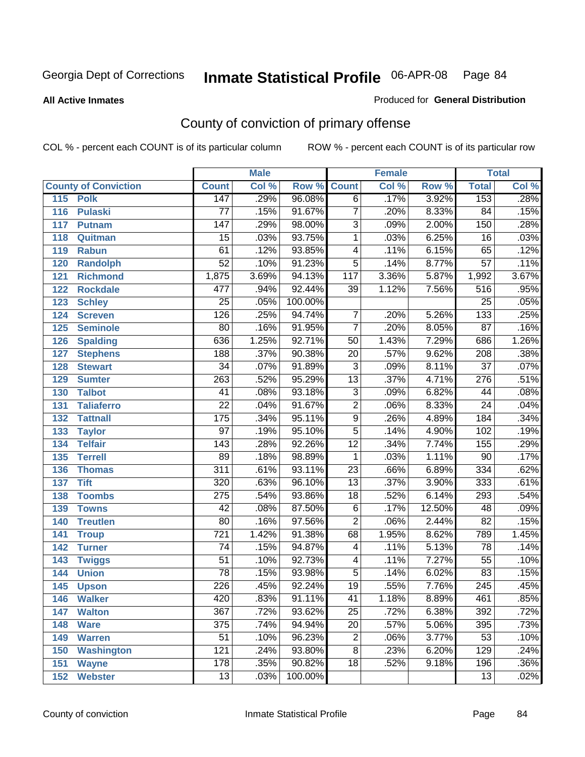Georgia Dept of Corrections **Inmate Statistical Profile** 06-APR-08 Page 84

**All Active Inmates**

Produced for **General Distribution**

## County of conviction of primary offense

COL % - percent each COUNT is of its particular column ROW % - percent each COUNT is of its particular row

| County of Conviction | | Male | | | Female | | | Total | |
|---|---|---|---|---|---|---|---|---|---|
| | | Count | Col % | Row % | Count | Col % | Row % | Total | Col % |
| 115 | Polk | 147 | .29% | 96.08% | 6 | .17% | 3.92% | 153 | .28% |
| 116 | Pulaski | 77 | .15% | 91.67% | 7 | .20% | 8.33% | 84 | .15% |
| 117 | Putnam | 147 | .29% | 98.00% | 3 | .09% | 2.00% | 150 | .28% |
| 118 | Quitman | 15 | .03% | 93.75% | 1 | .03% | 6.25% | 16 | .03% |
| 119 | Rabun | 61 | .12% | 93.85% | 4 | .11% | 6.15% | 65 | .12% |
| 120 | Randolph | 52 | .10% | 91.23% | 5 | .14% | 8.77% | 57 | .11% |
| 121 | Richmond | 1,875 | 3.69% | 94.13% | 117 | 3.36% | 5.87% | 1,992 | 3.67% |
| 122 | Rockdale | 477 | .94% | 92.44% | 39 | 1.12% | 7.56% | 516 | .95% |
| 123 | Schley | 25 | .05% | 100.00% | | | | 25 | .05% |
| 124 | Screven | 126 | .25% | 94.74% | 7 | .20% | 5.26% | 133 | .25% |
| 125 | Seminole | 80 | .16% | 91.95% | 7 | .20% | 8.05% | 87 | .16% |
| 126 | Spalding | 636 | 1.25% | 92.71% | 50 | 1.43% | 7.29% | 686 | 1.26% |
| 127 | Stephens | 188 | .37% | 90.38% | 20 | .57% | 9.62% | 208 | .38% |
| 128 | Stewart | 34 | .07% | 91.89% | 3 | .09% | 8.11% | 37 | .07% |
| 129 | Sumter | 263 | .52% | 95.29% | 13 | .37% | 4.71% | 276 | .51% |
| 130 | Talbot | 41 | .08% | 93.18% | 3 | .09% | 6.82% | 44 | .08% |
| 131 | Taliaferro | 22 | .04% | 91.67% | 2 | .06% | 8.33% | 24 | .04% |
| 132 | Tattnall | 175 | .34% | 95.11% | 9 | .26% | 4.89% | 184 | .34% |
| 133 | Taylor | 97 | .19% | 95.10% | 5 | .14% | 4.90% | 102 | .19% |
| 134 | Telfair | 143 | .28% | 92.26% | 12 | .34% | 7.74% | 155 | .29% |
| 135 | Terrell | 89 | .18% | 98.89% | 1 | .03% | 1.11% | 90 | .17% |
| 136 | Thomas | 311 | .61% | 93.11% | 23 | .66% | 6.89% | 334 | .62% |
| 137 | Tift | 320 | .63% | 96.10% | 13 | .37% | 3.90% | 333 | .61% |
| 138 | Toombs | 275 | .54% | 93.86% | 18 | .52% | 6.14% | 293 | .54% |
| 139 | Towns | 42 | .08% | 87.50% | 6 | .17% | 12.50% | 48 | .09% |
| 140 | Treutlen | 80 | .16% | 97.56% | 2 | .06% | 2.44% | 82 | .15% |
| 141 | Troup | 721 | 1.42% | 91.38% | 68 | 1.95% | 8.62% | 789 | 1.45% |
| 142 | Turner | 74 | .15% | 94.87% | 4 | .11% | 5.13% | 78 | .14% |
| 143 | Twiggs | 51 | .10% | 92.73% | 4 | .11% | 7.27% | 55 | .10% |
| 144 | Union | 78 | .15% | 93.98% | 5 | .14% | 6.02% | 83 | .15% |
| 145 | Upson | 226 | .45% | 92.24% | 19 | .55% | 7.76% | 245 | .45% |
| 146 | Walker | 420 | .83% | 91.11% | 41 | 1.18% | 8.89% | 461 | .85% |
| 147 | Walton | 367 | .72% | 93.62% | 25 | .72% | 6.38% | 392 | .72% |
| 148 | Ware | 375 | .74% | 94.94% | 20 | .57% | 5.06% | 395 | .73% |
| 149 | Warren | 51 | .10% | 96.23% | 2 | .06% | 3.77% | 53 | .10% |
| 150 | Washington | 121 | .24% | 93.80% | 8 | .23% | 6.20% | 129 | .24% |
| 151 | Wayne | 178 | .35% | 90.82% | 18 | .52% | 9.18% | 196 | .36% |
| 152 | Webster | 13 | .03% | 100.00% | | | | 13 | .02% |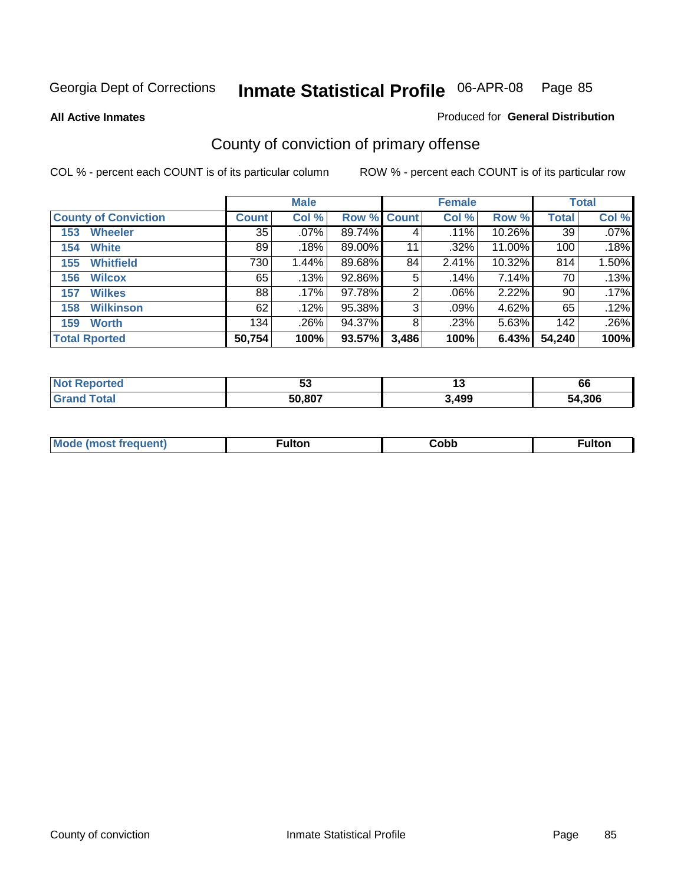Georgia Dept of Corrections **Inmate Statistical Profile** 06-APR-08

**All Active Inmates**

Produced for **General Distribution**

## County of conviction of primary offense

COL % - percent each COUNT is of its particular column ROW % - percent each COUNT is of its particular row

| | Male | | | Female | | | Total | |
|---|---|---|---|---|---|---|---|---|
| **County of Conviction** | **Count** | **Col %** | **Row %** | **Count** | **Col %** | **Row %** | **Total** | **Col %** |
| 153 Wheeler | 35 | .07% | 89.74% | 4 | .11% | 10.26% | 39 | .07% |
| 154 White | 89 | .18% | 89.00% | 11 | .32% | 11.00% | 100 | .18% |
| 155 Whitfield | 730 | 1.44% | 89.68% | 84 | 2.41% | 10.32% | 814 | 1.50% |
| 156 Wilcox | 65 | .13% | 92.86% | 5 | .14% | 7.14% | 70 | .13% |
| 157 Wilkes | 88 | .17% | 97.78% | 2 | .06% | 2.22% | 90 | .17% |
| 158 Wilkinson | 62 | .12% | 95.38% | 3 | .09% | 4.62% | 65 | .12% |
| 159 Worth | 134 | .26% | 94.37% | 8 | .23% | 5.63% | 142 | .26% |
| **Total Rported** | **50,754** | **100%** | **93.57%** | **3,486** | **100%** | **6.43%** | **54,240** | **100%** |

| | Male | Female | Total |
|---|---|---|---|
| **Not Reported** | **53** | **13** | **66** |
| **Grand Total** | **50,807** | **3,499** | **54,306** |

| | Male | Female | Total |
|---|---|---|---|
| **Mode (most frequent)** | **Fulton** | **Cobb** | **Fulton** |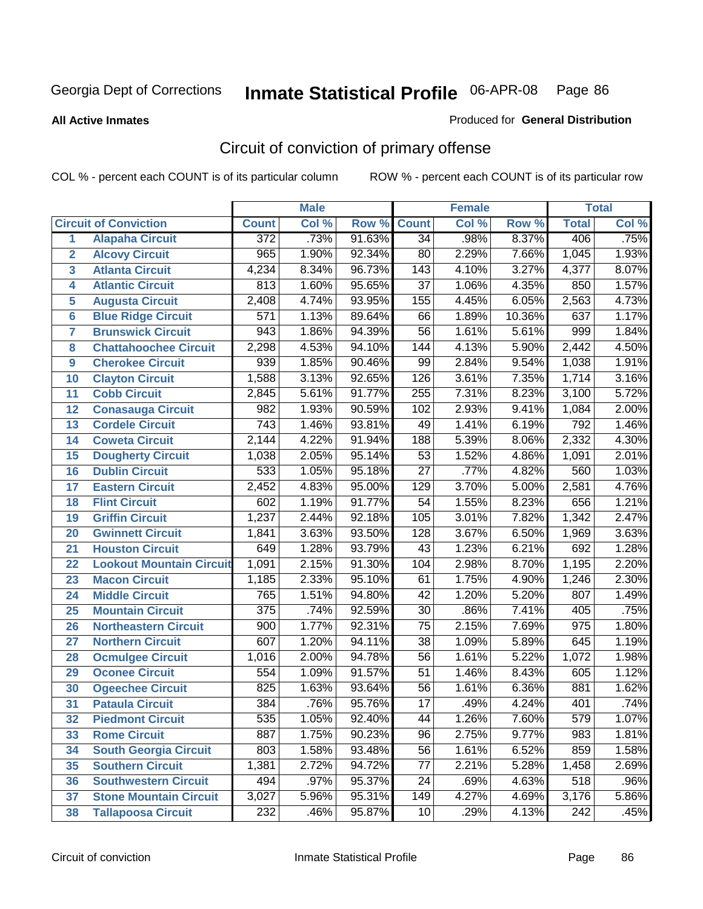Georgia Dept of Corrections **Inmate Statistical Profile** 06-APR-08 Page 86

**All Active Inmates**

Produced for **General Distribution**

## Circuit of conviction of primary offense

COL % - percent each COUNT is of its particular column ROW % - percent each COUNT is of its particular row

| Circuit of Conviction | | Male | | | Female | | | Total | |
|---|---|---|---|---|---|---|---|---|---|
| | | Count | Col % | Row % | Count | Col % | Row % | Total | Col % |
| 1 | Alapaha Circuit | 372 | .73% | 91.63% | 34 | .98% | 8.37% | 406 | .75% |
| 2 | Alcovy Circuit | 965 | 1.90% | 92.34% | 80 | 2.29% | 7.66% | 1,045 | 1.93% |
| 3 | Atlanta Circuit | 4,234 | 8.34% | 96.73% | 143 | 4.10% | 3.27% | 4,377 | 8.07% |
| 4 | Atlantic Circuit | 813 | 1.60% | 95.65% | 37 | 1.06% | 4.35% | 850 | 1.57% |
| 5 | Augusta Circuit | 2,408 | 4.74% | 93.95% | 155 | 4.45% | 6.05% | 2,563 | 4.73% |
| 6 | Blue Ridge Circuit | 571 | 1.13% | 89.64% | 66 | 1.89% | 10.36% | 637 | 1.17% |
| 7 | Brunswick Circuit | 943 | 1.86% | 94.39% | 56 | 1.61% | 5.61% | 999 | 1.84% |
| 8 | Chattahoochee Circuit | 2,298 | 4.53% | 94.10% | 144 | 4.13% | 5.90% | 2,442 | 4.50% |
| 9 | Cherokee Circuit | 939 | 1.85% | 90.46% | 99 | 2.84% | 9.54% | 1,038 | 1.91% |
| 10 | Clayton Circuit | 1,588 | 3.13% | 92.65% | 126 | 3.61% | 7.35% | 1,714 | 3.16% |
| 11 | Cobb Circuit | 2,845 | 5.61% | 91.77% | 255 | 7.31% | 8.23% | 3,100 | 5.72% |
| 12 | Conasauga Circuit | 982 | 1.93% | 90.59% | 102 | 2.93% | 9.41% | 1,084 | 2.00% |
| 13 | Cordele Circuit | 743 | 1.46% | 93.81% | 49 | 1.41% | 6.19% | 792 | 1.46% |
| 14 | Coweta Circuit | 2,144 | 4.22% | 91.94% | 188 | 5.39% | 8.06% | 2,332 | 4.30% |
| 15 | Dougherty Circuit | 1,038 | 2.05% | 95.14% | 53 | 1.52% | 4.86% | 1,091 | 2.01% |
| 16 | Dublin Circuit | 533 | 1.05% | 95.18% | 27 | .77% | 4.82% | 560 | 1.03% |
| 17 | Eastern Circuit | 2,452 | 4.83% | 95.00% | 129 | 3.70% | 5.00% | 2,581 | 4.76% |
| 18 | Flint Circuit | 602 | 1.19% | 91.77% | 54 | 1.55% | 8.23% | 656 | 1.21% |
| 19 | Griffin Circuit | 1,237 | 2.44% | 92.18% | 105 | 3.01% | 7.82% | 1,342 | 2.47% |
| 20 | Gwinnett Circuit | 1,841 | 3.63% | 93.50% | 128 | 3.67% | 6.50% | 1,969 | 3.63% |
| 21 | Houston Circuit | 649 | 1.28% | 93.79% | 43 | 1.23% | 6.21% | 692 | 1.28% |
| 22 | Lookout Mountain Circuit | 1,091 | 2.15% | 91.30% | 104 | 2.98% | 8.70% | 1,195 | 2.20% |
| 23 | Macon Circuit | 1,185 | 2.33% | 95.10% | 61 | 1.75% | 4.90% | 1,246 | 2.30% |
| 24 | Middle Circuit | 765 | 1.51% | 94.80% | 42 | 1.20% | 5.20% | 807 | 1.49% |
| 25 | Mountain Circuit | 375 | .74% | 92.59% | 30 | .86% | 7.41% | 405 | .75% |
| 26 | Northeastern Circuit | 900 | 1.77% | 92.31% | 75 | 2.15% | 7.69% | 975 | 1.80% |
| 27 | Northern Circuit | 607 | 1.20% | 94.11% | 38 | 1.09% | 5.89% | 645 | 1.19% |
| 28 | Ocmulgee Circuit | 1,016 | 2.00% | 94.78% | 56 | 1.61% | 5.22% | 1,072 | 1.98% |
| 29 | Oconee Circuit | 554 | 1.09% | 91.57% | 51 | 1.46% | 8.43% | 605 | 1.12% |
| 30 | Ogeechee Circuit | 825 | 1.63% | 93.64% | 56 | 1.61% | 6.36% | 881 | 1.62% |
| 31 | Pataula Circuit | 384 | .76% | 95.76% | 17 | .49% | 4.24% | 401 | .74% |
| 32 | Piedmont Circuit | 535 | 1.05% | 92.40% | 44 | 1.26% | 7.60% | 579 | 1.07% |
| 33 | Rome Circuit | 887 | 1.75% | 90.23% | 96 | 2.75% | 9.77% | 983 | 1.81% |
| 34 | South Georgia Circuit | 803 | 1.58% | 93.48% | 56 | 1.61% | 6.52% | 859 | 1.58% |
| 35 | Southern Circuit | 1,381 | 2.72% | 94.72% | 77 | 2.21% | 5.28% | 1,458 | 2.69% |
| 36 | Southwestern Circuit | 494 | .97% | 95.37% | 24 | .69% | 4.63% | 518 | .96% |
| 37 | Stone Mountain Circuit | 3,027 | 5.96% | 95.31% | 149 | 4.27% | 4.69% | 3,176 | 5.86% |
| 38 | Tallapoosa Circuit | 232 | .46% | 95.87% | 10 | .29% | 4.13% | 242 | .45% |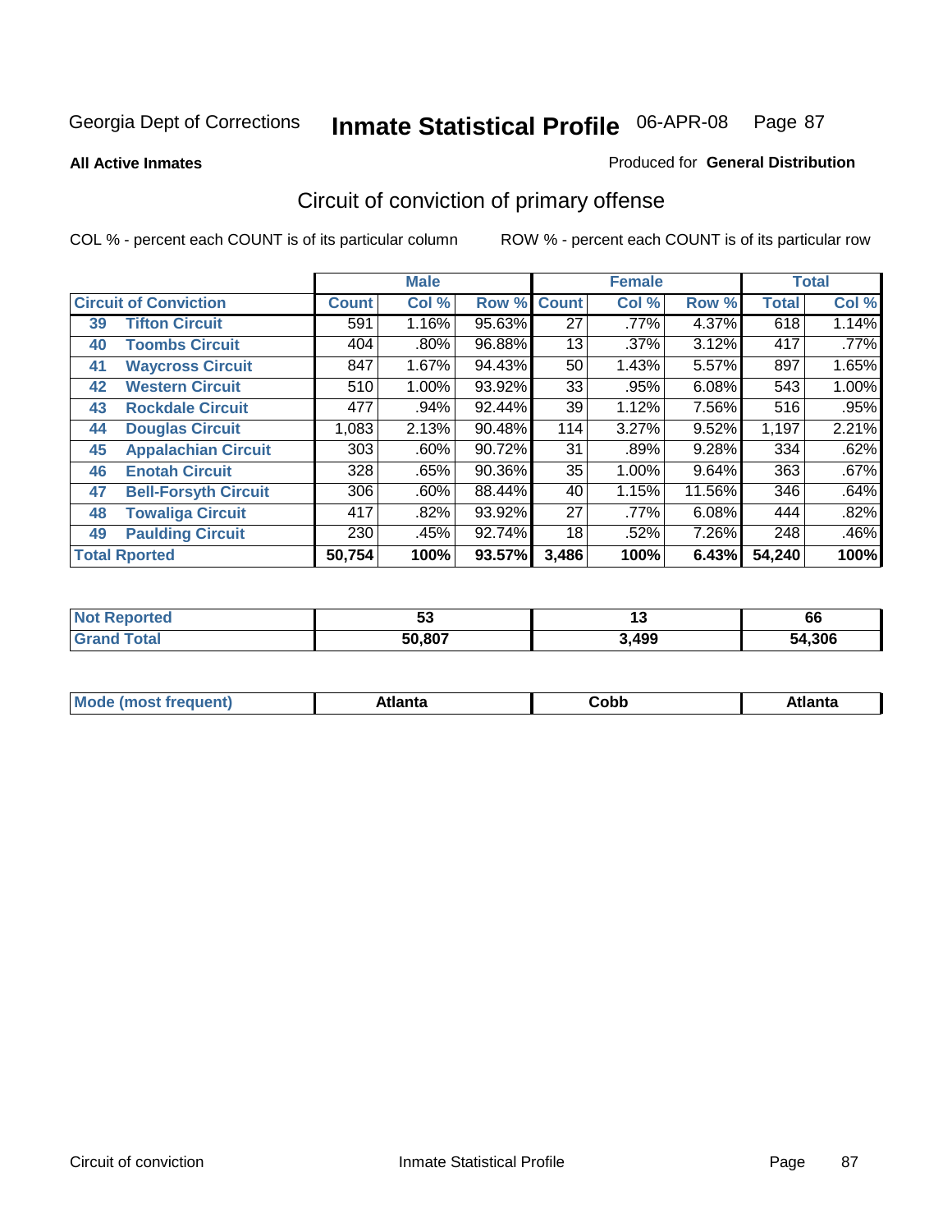Georgia Dept of Corrections

# Inmate Statistical Profile

06-APR-08 Page 87

**All Active Inmates**

Produced for **General Distribution**

## Circuit of conviction of primary offense

COL % - percent each COUNT is of its particular column

ROW % - percent each COUNT is of its particular row

| Circuit of Conviction | | Male | | | Female | | | Total | |
|---|---|---|---|---|---|---|---|---|---|
| | | Count | Col % | Row % | Count | Col % | Row % | Total | Col % |
| 39 | Tifton Circuit | 591 | 1.16% | 95.63% | 27 | .77% | 4.37% | 618 | 1.14% |
| 40 | Toombs Circuit | 404 | .80% | 96.88% | 13 | .37% | 3.12% | 417 | .77% |
| 41 | Waycross Circuit | 847 | 1.67% | 94.43% | 50 | 1.43% | 5.57% | 897 | 1.65% |
| 42 | Western Circuit | 510 | 1.00% | 93.92% | 33 | .95% | 6.08% | 543 | 1.00% |
| 43 | Rockdale Circuit | 477 | .94% | 92.44% | 39 | 1.12% | 7.56% | 516 | .95% |
| 44 | Douglas Circuit | 1,083 | 2.13% | 90.48% | 114 | 3.27% | 9.52% | 1,197 | 2.21% |
| 45 | Appalachian Circuit | 303 | .60% | 90.72% | 31 | .89% | 9.28% | 334 | .62% |
| 46 | Enotah Circuit | 328 | .65% | 90.36% | 35 | 1.00% | 9.64% | 363 | .67% |
| 47 | Bell-Forsyth Circuit | 306 | .60% | 88.44% | 40 | 1.15% | 11.56% | 346 | .64% |
| 48 | Towaliga Circuit | 417 | .82% | 93.92% | 27 | .77% | 6.08% | 444 | .82% |
| 49 | Paulding Circuit | 230 | .45% | 92.74% | 18 | .52% | 7.26% | 248 | .46% |
| Total Rported | | 50,754 | 100% | 93.57% | 3,486 | 100% | 6.43% | 54,240 | 100% |

| | Male | Female | Total |
|---|---|---|---|
| Not Reported | 53 | 13 | 66 |
| Grand Total | 50,807 | 3,499 | 54,306 |

| | Male | Female | Total |
|---|---|---|---|
| Mode (most frequent) | Atlanta | Cobb | Atlanta |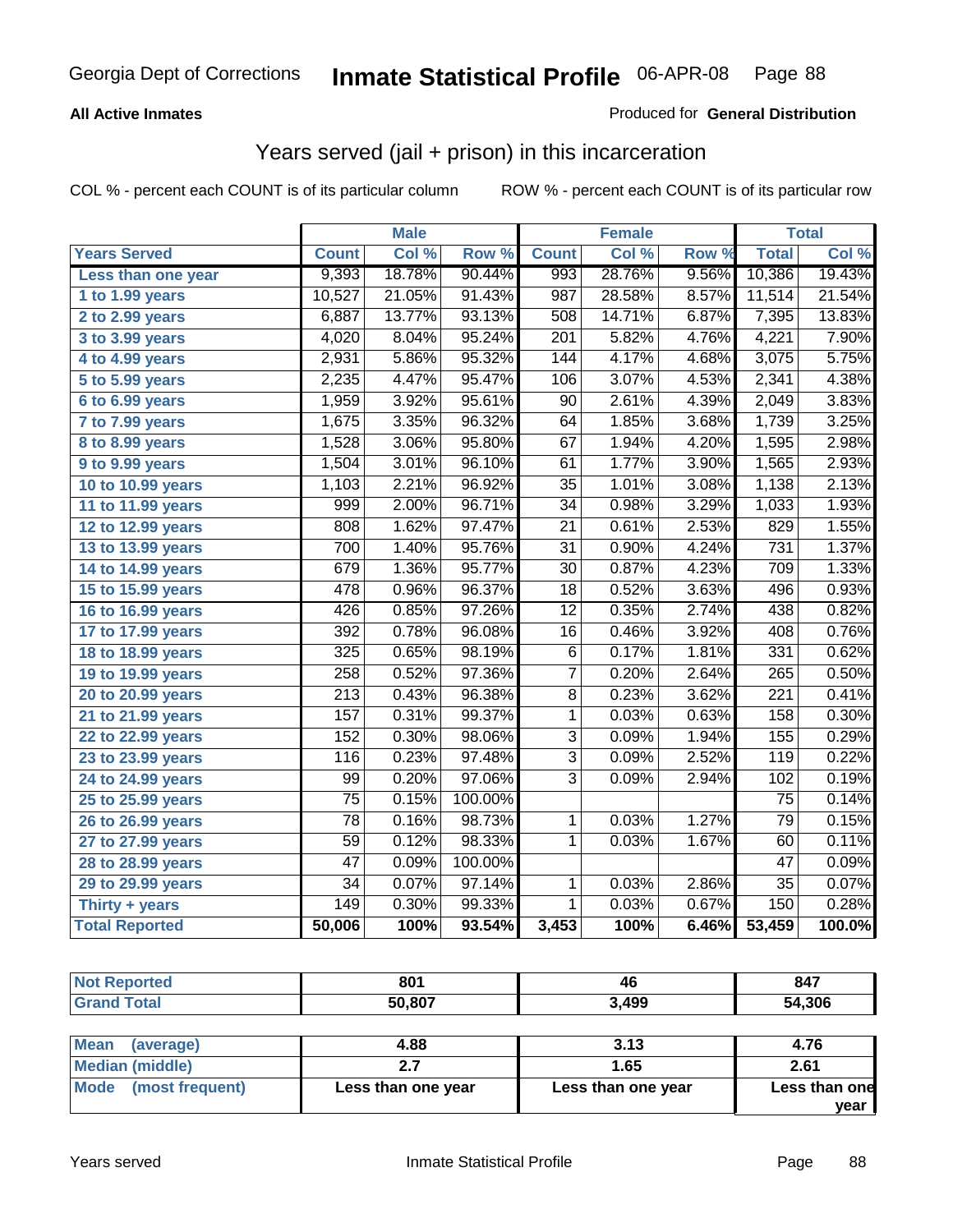Georgia Dept of Corrections **Inmate Statistical Profile** 06-APR-08

**All Active Inmates**

Produced for **General Distribution**

## Years served (jail + prison) in this incarceration

COL % - percent each COUNT is of its particular column

ROW % - percent each COUNT is of its particular row

| | Male | | | Female | | | Total | |
|---|---|---|---|---|---|---|---|---|
| **Years Served** | **Count** | **Col %** | **Row %** | **Count** | **Col %** | **Row %** | **Total** | **Col %** |
| Less than one year | 9,393 | 18.78% | 90.44% | 993 | 28.76% | 9.56% | 10,386 | 19.43% |
| 1 to 1.99 years | 10,527 | 21.05% | 91.43% | 987 | 28.58% | 8.57% | 11,514 | 21.54% |
| 2 to 2.99 years | 6,887 | 13.77% | 93.13% | 508 | 14.71% | 6.87% | 7,395 | 13.83% |
| 3 to 3.99 years | 4,020 | 8.04% | 95.24% | 201 | 5.82% | 4.76% | 4,221 | 7.90% |
| 4 to 4.99 years | 2,931 | 5.86% | 95.32% | 144 | 4.17% | 4.68% | 3,075 | 5.75% |
| 5 to 5.99 years | 2,235 | 4.47% | 95.47% | 106 | 3.07% | 4.53% | 2,341 | 4.38% |
| 6 to 6.99 years | 1,959 | 3.92% | 95.61% | 90 | 2.61% | 4.39% | 2,049 | 3.83% |
| 7 to 7.99 years | 1,675 | 3.35% | 96.32% | 64 | 1.85% | 3.68% | 1,739 | 3.25% |
| 8 to 8.99 years | 1,528 | 3.06% | 95.80% | 67 | 1.94% | 4.20% | 1,595 | 2.98% |
| 9 to 9.99 years | 1,504 | 3.01% | 96.10% | 61 | 1.77% | 3.90% | 1,565 | 2.93% |
| 10 to 10.99 years | 1,103 | 2.21% | 96.92% | 35 | 1.01% | 3.08% | 1,138 | 2.13% |
| 11 to 11.99 years | 999 | 2.00% | 96.71% | 34 | 0.98% | 3.29% | 1,033 | 1.93% |
| 12 to 12.99 years | 808 | 1.62% | 97.47% | 21 | 0.61% | 2.53% | 829 | 1.55% |
| 13 to 13.99 years | 700 | 1.40% | 95.76% | 31 | 0.90% | 4.24% | 731 | 1.37% |
| 14 to 14.99 years | 679 | 1.36% | 95.77% | 30 | 0.87% | 4.23% | 709 | 1.33% |
| 15 to 15.99 years | 478 | 0.96% | 96.37% | 18 | 0.52% | 3.63% | 496 | 0.93% |
| 16 to 16.99 years | 426 | 0.85% | 97.26% | 12 | 0.35% | 2.74% | 438 | 0.82% |
| 17 to 17.99 years | 392 | 0.78% | 96.08% | 16 | 0.46% | 3.92% | 408 | 0.76% |
| 18 to 18.99 years | 325 | 0.65% | 98.19% | 6 | 0.17% | 1.81% | 331 | 0.62% |
| 19 to 19.99 years | 258 | 0.52% | 97.36% | 7 | 0.20% | 2.64% | 265 | 0.50% |
| 20 to 20.99 years | 213 | 0.43% | 96.38% | 8 | 0.23% | 3.62% | 221 | 0.41% |
| 21 to 21.99 years | 157 | 0.31% | 99.37% | 1 | 0.03% | 0.63% | 158 | 0.30% |
| 22 to 22.99 years | 152 | 0.30% | 98.06% | 3 | 0.09% | 1.94% | 155 | 0.29% |
| 23 to 23.99 years | 116 | 0.23% | 97.48% | 3 | 0.09% | 2.52% | 119 | 0.22% |
| 24 to 24.99 years | 99 | 0.20% | 97.06% | 3 | 0.09% | 2.94% | 102 | 0.19% |
| 25 to 25.99 years | 75 | 0.15% | 100.00% | | | | 75 | 0.14% |
| 26 to 26.99 years | 78 | 0.16% | 98.73% | 1 | 0.03% | 1.27% | 79 | 0.15% |
| 27 to 27.99 years | 59 | 0.12% | 98.33% | 1 | 0.03% | 1.67% | 60 | 0.11% |
| 28 to 28.99 years | 47 | 0.09% | 100.00% | | | | 47 | 0.09% |
| 29 to 29.99 years | 34 | 0.07% | 97.14% | 1 | 0.03% | 2.86% | 35 | 0.07% |
| Thirty + years | 149 | 0.30% | 99.33% | 1 | 0.03% | 0.67% | 150 | 0.28% |
| **Total Reported** | **50,006** | **100%** | **93.54%** | **3,453** | **100%** | **6.46%** | **53,459** | **100.0%** |

| | Male | Female | Total |
|---|---|---|---|
| Not Reported | 801 | 46 | 847 |
| Grand Total | 50,807 | 3,499 | 54,306 |

| | Male | Female | Total |
|---|---|---|---|
| Mean (average) | 4.88 | 3.13 | 4.76 |
| Median (middle) | 2.7 | 1.65 | 2.61 |
| Mode (most frequent) | Less than one year | Less than one year | Less than one year |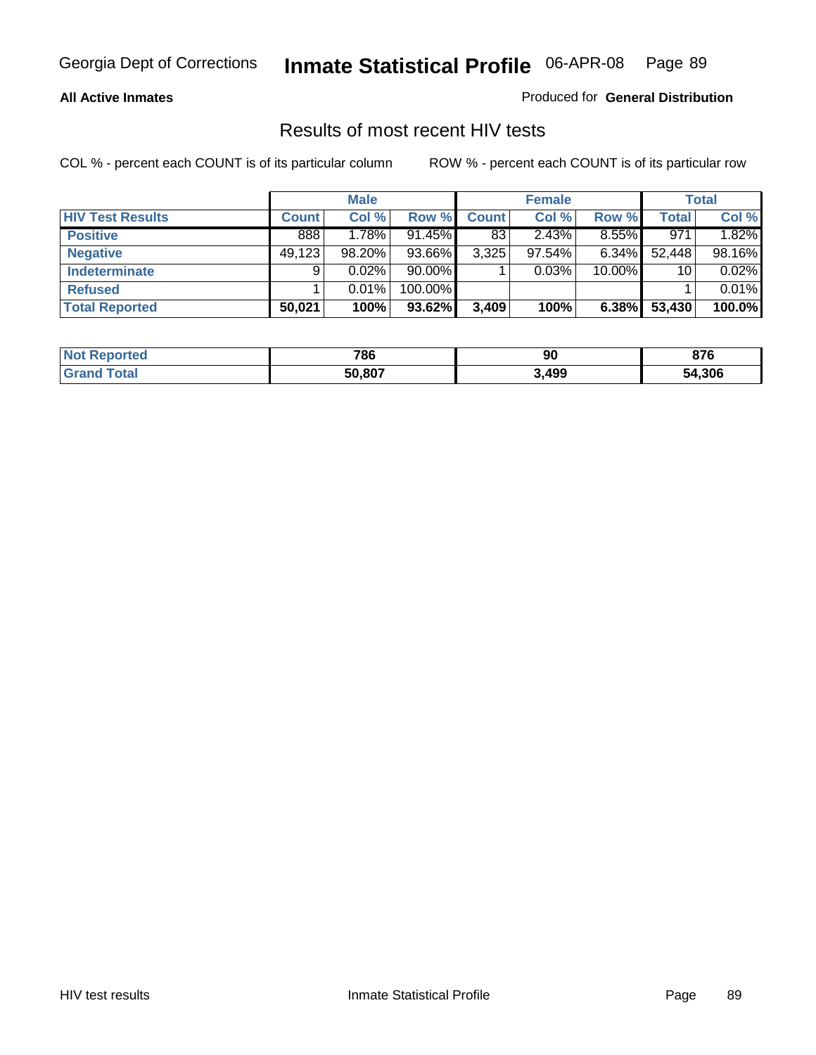## All Active Inmates

Produced for **General Distribution**

# Results of most recent HIV tests

COL % - percent each COUNT is of its particular column

ROW % - percent each COUNT is of its particular row

| | Male | | | Female | | | Total | |
|---|---|---|---|---|---|---|---|---|
| **HIV Test Results** | **Count** | **Col %** | **Row %** | **Count** | **Col %** | **Row %** | **Total** | **Col %** |
| **Positive** | 888 | 1.78% | 91.45% | 83 | 2.43% | 8.55% | 971 | 1.82% |
| **Negative** | 49,123 | 98.20% | 93.66% | 3,325 | 97.54% | 6.34% | 52,448 | 98.16% |
| **Indeterminate** | 9 | 0.02% | 90.00% | 1 | 0.03% | 10.00% | 10 | 0.02% |
| **Refused** | 1 | 0.01% | 100.00% | | | | 1 | 0.01% |
| **Total Reported** | **50,021** | **100%** | **93.62%** | **3,409** | **100%** | **6.38%** | **53,430** | **100.0%** |

| | Male | Female | Total |
|---|---|---|---|
| **Not Reported** | **786** | **90** | **876** |
| **Grand Total** | **50,807** | **3,499** | **54,306** |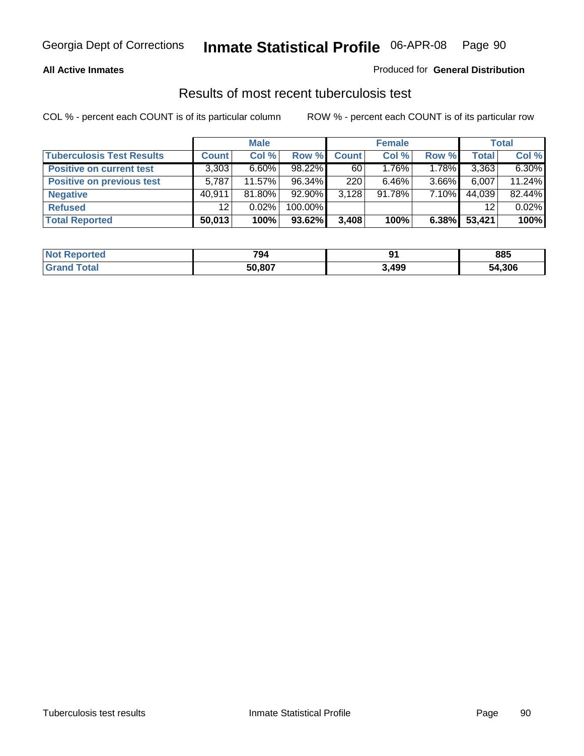Georgia Dept of Corrections **Inmate Statistical Profile** 06-APR-08

**All Active Inmates**

Produced for **General Distribution**

## Results of most recent tuberculosis test

COL % - percent each COUNT is of its particular column    ROW % - percent each COUNT is of its particular row

| | Male | | | Female | | | Total | |
|---|---|---|---|---|---|---|---|---|
| **Tuberculosis Test Results** | **Count** | **Col %** | **Row %** | **Count** | **Col %** | **Row %** | **Total** | **Col %** |
| **Positive on current test** | 3,303 | 6.60% | 98.22% | 60 | 1.76% | 1.78% | 3,363 | 6.30% |
| **Positive on previous test** | 5,787 | 11.57% | 96.34% | 220 | 6.46% | 3.66% | 6,007 | 11.24% |
| **Negative** | 40,911 | 81.80% | 92.90% | 3,128 | 91.78% | 7.10% | 44,039 | 82.44% |
| **Refused** | 12 | 0.02% | 100.00% | | | | 12 | 0.02% |
| **Total Reported** | **50,013** | **100%** | **93.62%** | **3,408** | **100%** | **6.38%** | **53,421** | **100%** |

| | Male | Female | Total |
|---|---|---|---|
| **Not Reported** | **794** | **91** | **885** |
| **Grand Total** | **50,807** | **3,499** | **54,306** |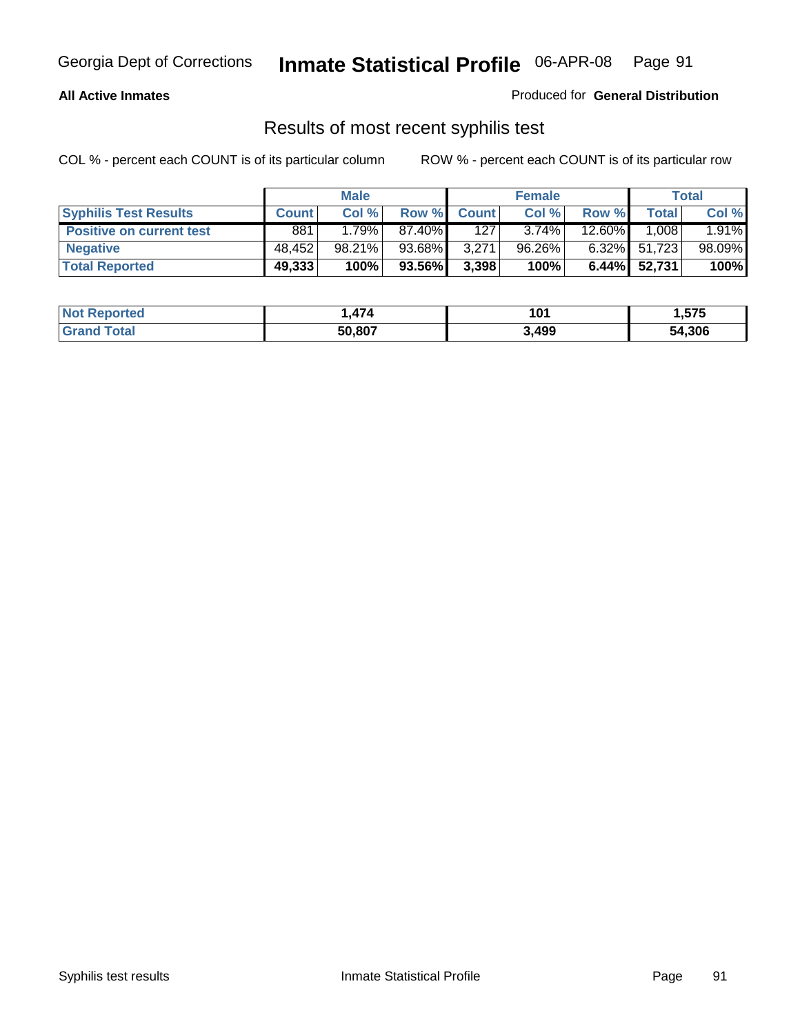**All Active Inmates**

Produced for **General Distribution**

## Results of most recent syphilis test

COL % - percent each COUNT is of its particular column

ROW % - percent each COUNT is of its particular row

| | Male | | | Female | | | Total | |
|---|---|---|---|---|---|---|---|---|
| **Syphilis Test Results** | **Count** | **Col %** | **Row %** | **Count** | **Col %** | **Row %** | **Total** | **Col %** |
| **Positive on current test** | 881 | 1.79% | 87.40% | 127 | 3.74% | 12.60% | 1,008 | 1.91% |
| **Negative** | 48,452 | 98.21% | 93.68% | 3,271 | 96.26% | 6.32% | 51,723 | 98.09% |
| **Total Reported** | **49,333** | **100%** | **93.56%** | **3,398** | **100%** | **6.44%** | **52,731** | **100%** |

| | Male | Female | Total |
|---|---|---|---|
| **Not Reported** | **1,474** | **101** | **1,575** |
| **Grand Total** | **50,807** | **3,499** | **54,306** |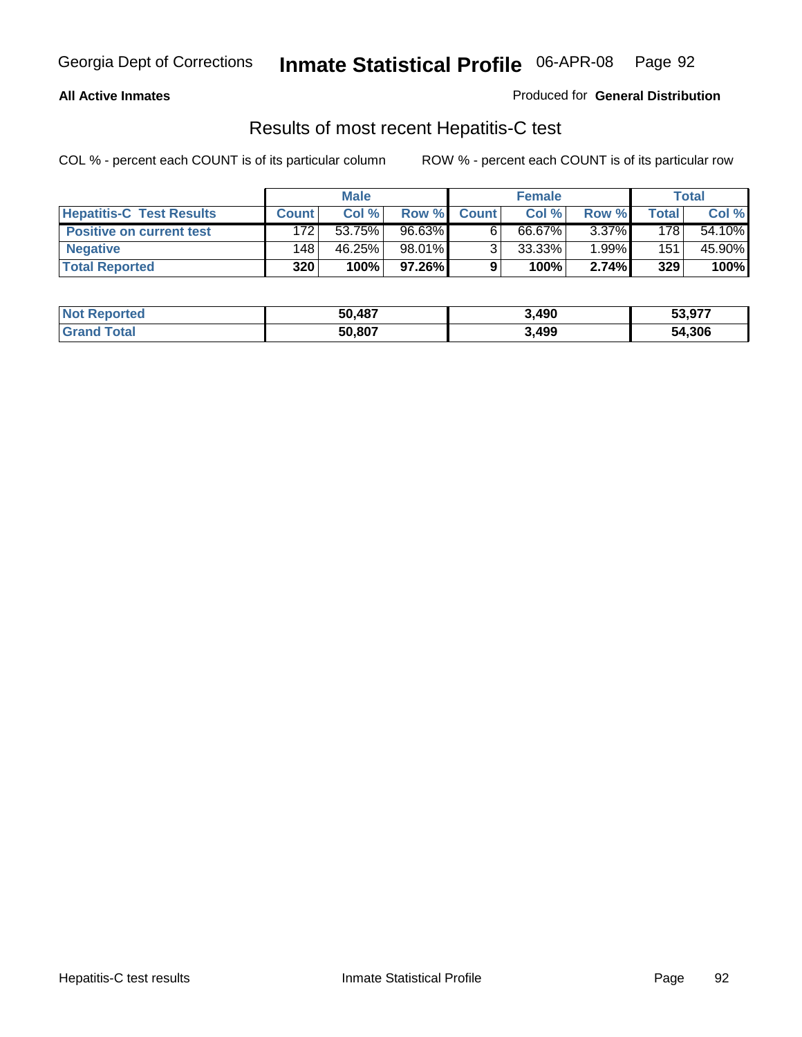**All Active Inmates**

Produced for **General Distribution**

## Results of most recent Hepatitis-C test

COL % - percent each COUNT is of its particular column

ROW % - percent each COUNT is of its particular row

| | Male | | | Female | | | Total | |
|---|---|---|---|---|---|---|---|---|
| **Hepatitis-C Test Results** | **Count** | **Col %** | **Row %** | **Count** | **Col %** | **Row %** | **Total** | **Col %** |
| **Positive on current test** | 172 | 53.75% | 96.63% | 6 | 66.67% | 3.37% | 178 | 54.10% |
| **Negative** | 148 | 46.25% | 98.01% | 3 | 33.33% | 1.99% | 151 | 45.90% |
| **Total Reported** | **320** | **100%** | **97.26%** | **9** | **100%** | **2.74%** | **329** | **100%** |

| | Male | Female | Total |
|---|---|---|---|
| **Not Reported** | **50,487** | **3,490** | **53,977** |
| **Grand Total** | **50,807** | **3,499** | **54,306** |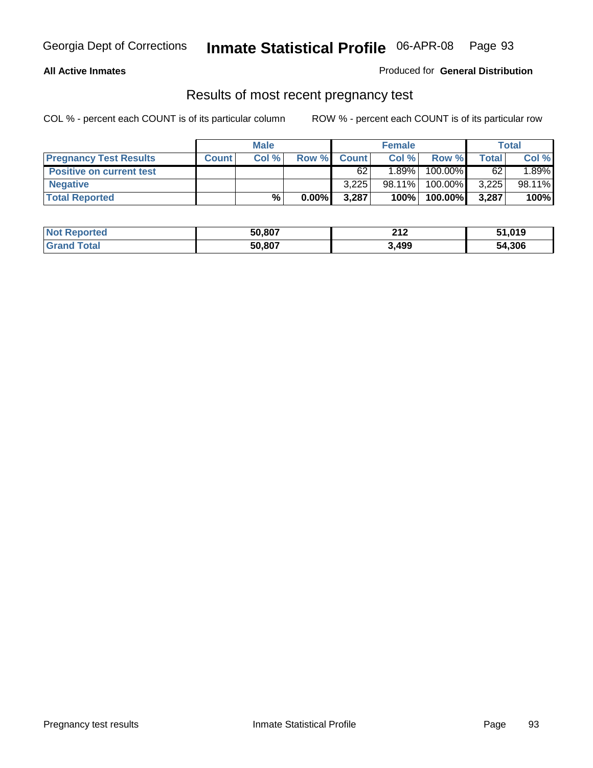**All Active Inmates** Produced for **General Distribution**

## Results of most recent pregnancy test

COL % - percent each COUNT is of its particular column ROW % - percent each COUNT is of its particular row

| | Male | | | Female | | | Total | |
|---|---|---|---|---|---|---|---|---|
| **Pregnancy Test Results** | **Count** | **Col %** | **Row %** | **Count** | **Col %** | **Row %** | **Total** | **Col %** |
| **Positive on current test** | | | | 62 | 1.89% | 100.00% | 62 | 1.89% |
| **Negative** | | | | 3,225 | 98.11% | 100.00% | 3,225 | 98.11% |
| **Total Reported** | | **%** | **0.00%** | **3,287** | **100%** | **100.00%** | **3,287** | **100%** |

| | Male | Female | Total |
|---|---|---|---|
| **Not Reported** | **50,807** | **212** | **51,019** |
| **Grand Total** | **50,807** | **3,499** | **54,306** |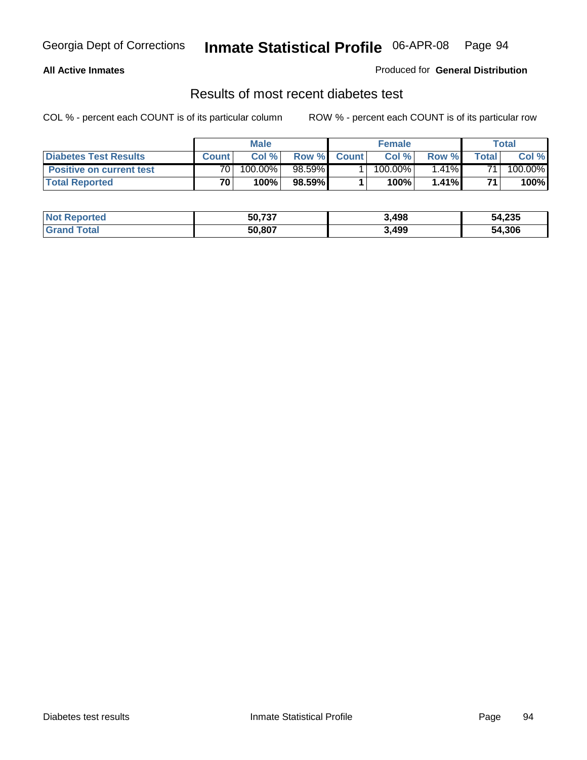**All Active Inmates**

Produced for **General Distribution**

## Results of most recent diabetes test

COL % - percent each COUNT is of its particular column

ROW % - percent each COUNT is of its particular row

| | Male | | | Female | | | Total | |
|---|---|---|---|---|---|---|---|---|
| **Diabetes Test Results** | **Count** | **Col %** | **Row %** | **Count** | **Col %** | **Row %** | **Total** | **Col %** |
| **Positive on current test** | 70 | 100.00% | 98.59% | 1 | 100.00% | 1.41% | 71 | 100.00% |
| **Total Reported** | **70** | **100%** | **98.59%** | **1** | **100%** | **1.41%** | **71** | **100%** |

| | Male | Female | Total |
|---|---|---|---|
| **Not Reported** | **50,737** | **3,498** | **54,235** |
| **Grand Total** | **50,807** | **3,499** | **54,306** |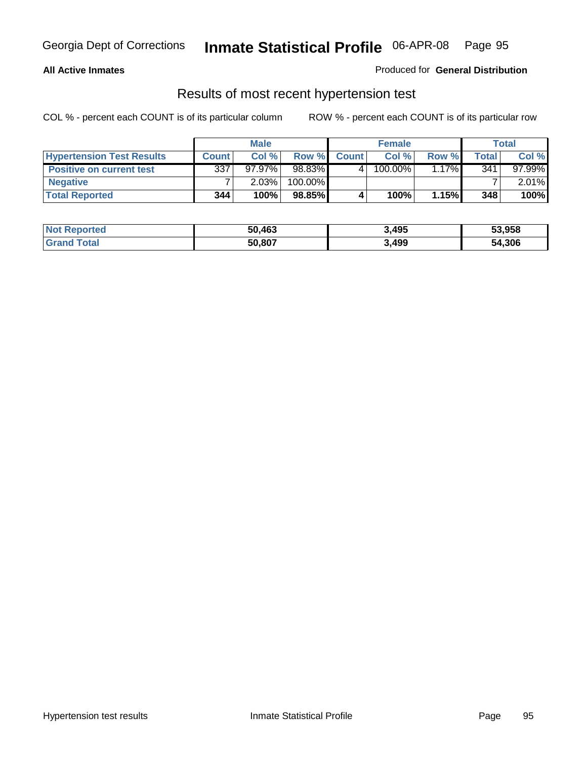**All Active Inmates** Produced for **General Distribution**

## Results of most recent hypertension test

COL % - percent each COUNT is of its particular column ROW % - percent each COUNT is of its particular row

| | Male | | | Female | | | Total | |
|---|---|---|---|---|---|---|---|---|
| **Hypertension Test Results** | **Count** | **Col %** | **Row %** | **Count** | **Col %** | **Row %** | **Total** | **Col %** |
| **Positive on current test** | 337 | 97.97% | 98.83% | 4 | 100.00% | 1.17% | 341 | 97.99% |
| **Negative** | 7 | 2.03% | 100.00% | | | | 7 | 2.01% |
| **Total Reported** | **344** | **100%** | **98.85%** | **4** | **100%** | **1.15%** | **348** | **100%** |

| | Male | Female | Total |
|---|---|---|---|
| **Not Reported** | **50,463** | **3,495** | **53,958** |
| **Grand Total** | **50,807** | **3,499** | **54,306** |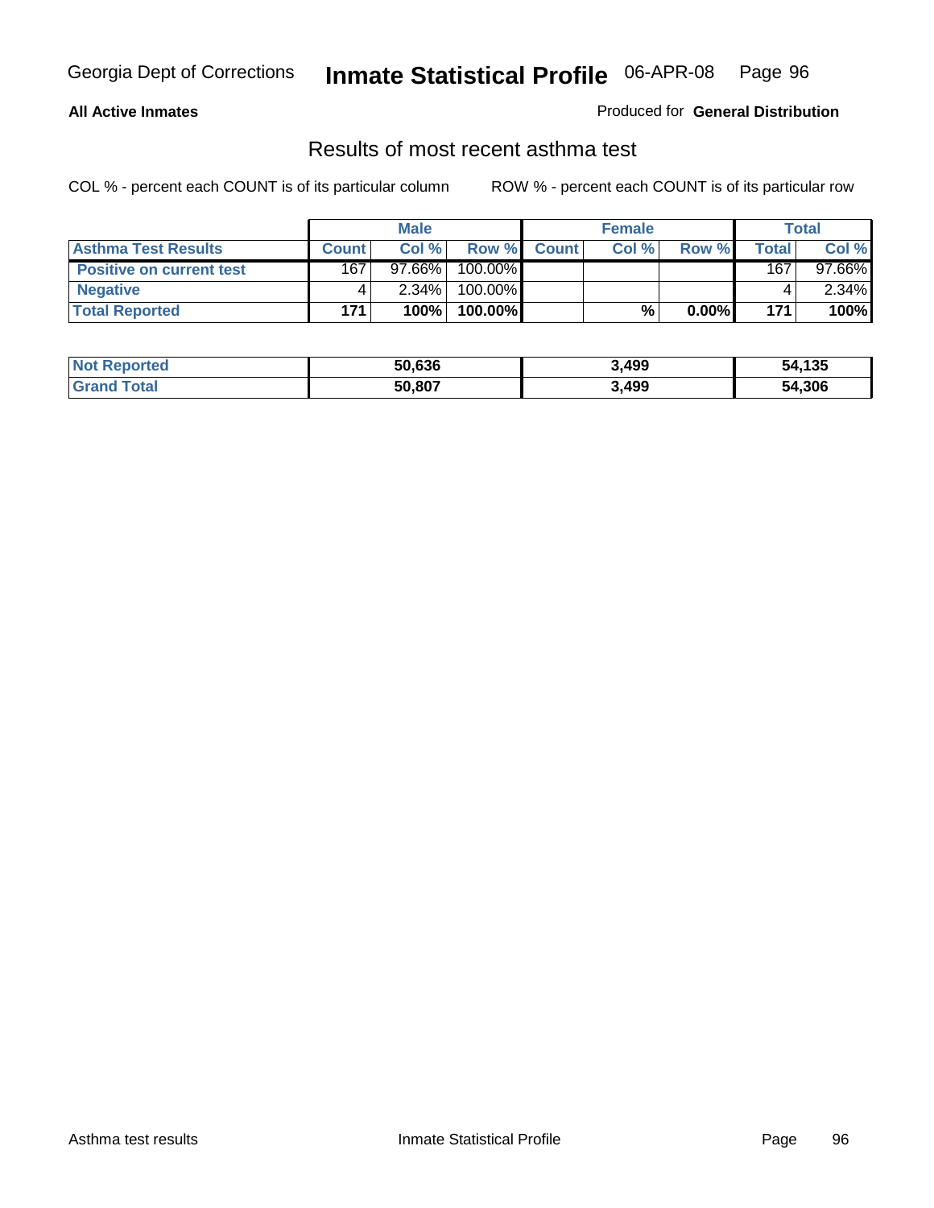Georgia Dept of Corrections **Inmate Statistical Profile** 06-APR-08

**All Active Inmates**

Produced for **General Distribution**

## Results of most recent asthma test

COL % - percent each COUNT is of its particular column ROW % - percent each COUNT is of its particular row

| | Male | | | Female | | | Total | |
|---|---|---|---|---|---|---|---|---|
| **Asthma Test Results** | **Count** | **Col %** | **Row %** | **Count** | **Col %** | **Row %** | **Total** | **Col %** |
| **Positive on current test** | 167 | 97.66% | 100.00% | | | | 167 | 97.66% |
| **Negative** | 4 | 2.34% | 100.00% | | | | 4 | 2.34% |
| **Total Reported** | **171** | **100%** | **100.00%** | | **%** | **0.00%** | **171** | **100%** |

| | Male | Female | Total |
|---|---|---|---|
| **Not Reported** | **50,636** | **3,499** | **54,135** |
| **Grand Total** | **50,807** | **3,499** | **54,306** |

Asthma test results Inmate Statistical Profile